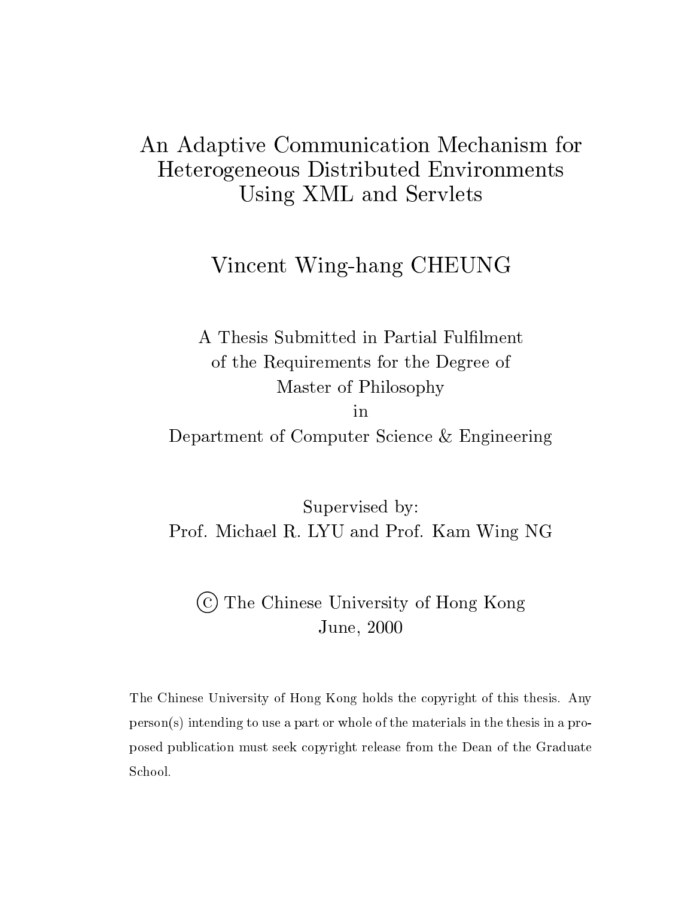# An Adaptive Communication Mechanism for Heterogeneous Distributed Environments Using XML and Servlets

Vincent Wing-hang CHEUNG

A Thesis Submitted in Partial Fulfilment
of the Requirements for the Degree of
Master of Philosophy
in
Department of Computer Science & Engineering

Supervised by:
Prof. Michael R. LYU and Prof. Kam Wing NG

© The Chinese University of Hong Kong
June, 2000

The Chinese University of Hong Kong holds the copyright of this thesis. Any person(s) intending to use a part or whole of the materials in the thesis in a proposed publication must seek copyright release from the Dean of the Graduate School.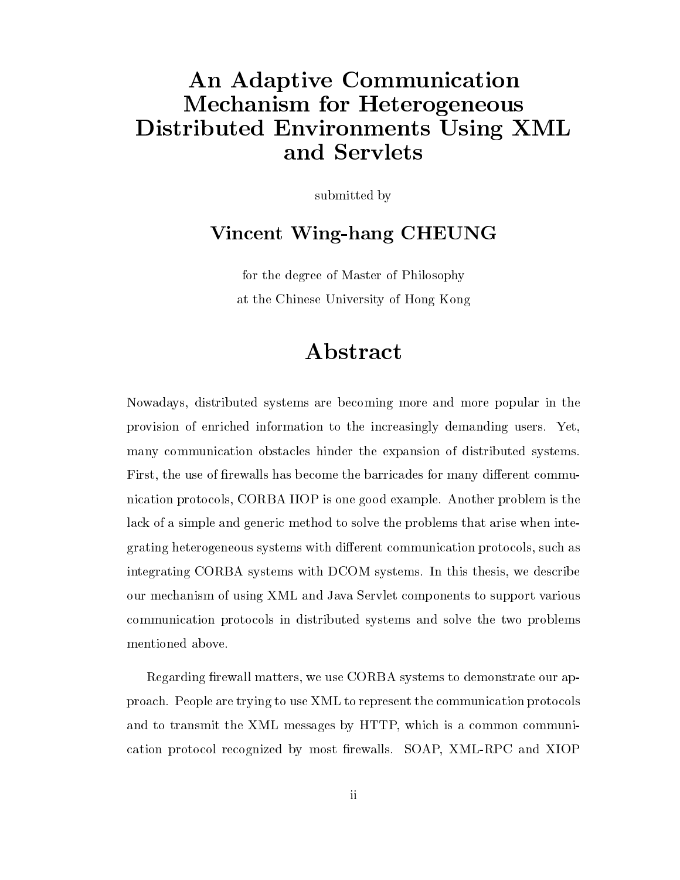# An Adaptive Communication Mechanism for Heterogeneous Distributed Environments Using XML and Servlets

submitted by

## Vincent Wing-hang CHEUNG

for the degree of Master of Philosophy

at the Chinese University of Hong Kong

# Abstract

Nowadays, distributed systems are becoming more and more popular in the provision of enriched information to the increasingly demanding users. Yet, many communication obstacles hinder the expansion of distributed systems. First, the use of firewalls has become the barricades for many different communication protocols, CORBA IIOP is one good example. Another problem is the lack of a simple and generic method to solve the problems that arise when integrating heterogeneous systems with different communication protocols, such as integrating CORBA systems with DCOM systems. In this thesis, we describe our mechanism of using XML and Java Servlet components to support various communication protocols in distributed systems and solve the two problems mentioned above.

Regarding firewall matters, we use CORBA systems to demonstrate our approach. People are trying to use XML to represent the communication protocols and to transmit the XML messages by HTTP, which is a common communication protocol recognized by most firewalls. SOAP, XML-RPC and XIOP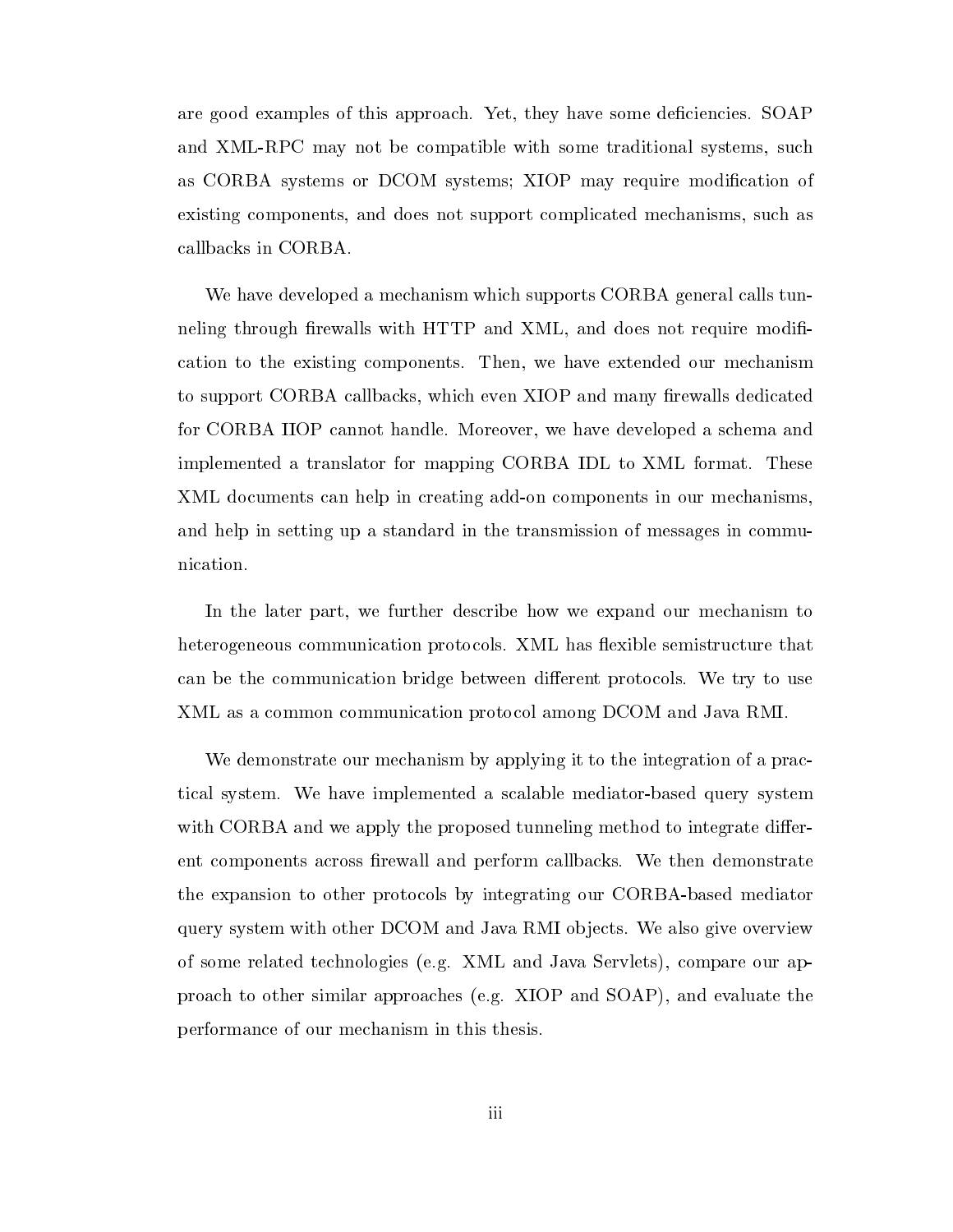are good examples of this approach. Yet, they have some deficiencies. SOAP and XML-RPC may not be compatible with some traditional systems, such as CORBA systems or DCOM systems; XIOP may require modification of existing components, and does not support complicated mechanisms, such as callbacks in CORBA.

We have developed a mechanism which supports CORBA general calls tunneling through firewalls with HTTP and XML, and does not require modification to the existing components. Then, we have extended our mechanism to support CORBA callbacks, which even XIOP and many firewalls dedicated for CORBA IIOP cannot handle. Moreover, we have developed a schema and implemented a translator for mapping CORBA IDL to XML format. These XML documents can help in creating add-on components in our mechanisms, and help in setting up a standard in the transmission of messages in communication.

In the later part, we further describe how we expand our mechanism to heterogeneous communication protocols. XML has flexible semistructure that can be the communication bridge between different protocols. We try to use XML as a common communication protocol among DCOM and Java RMI.

We demonstrate our mechanism by applying it to the integration of a practical system. We have implemented a scalable mediator-based query system with CORBA and we apply the proposed tunneling method to integrate different components across firewall and perform callbacks. We then demonstrate the expansion to other protocols by integrating our CORBA-based mediator query system with other DCOM and Java RMI objects. We also give overview of some related technologies (e.g. XML and Java Servlets), compare our approach to other similar approaches (e.g. XIOP and SOAP), and evaluate the performance of our mechanism in this thesis.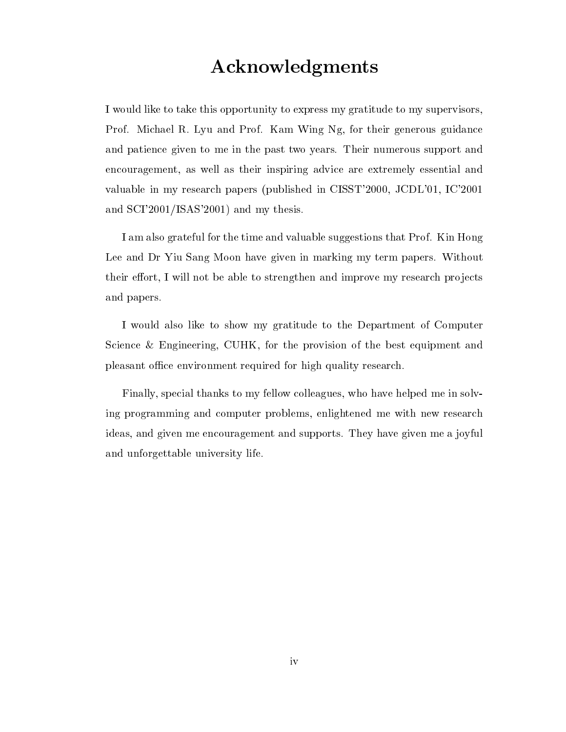# Acknowledgments

I would like to take this opportunity to express my gratitude to my supervisors, Prof. Michael R. Lyu and Prof. Kam Wing Ng, for their generous guidance and patience given to me in the past two years. Their numerous support and encouragement, as well as their inspiring advice are extremely essential and valuable in my research papers (published in CISST'2000, JCDL'01, IC'2001 and SCI'2001/ISAS'2001) and my thesis.

I am also grateful for the time and valuable suggestions that Prof. Kin Hong Lee and Dr Yiu Sang Moon have given in marking my term papers. Without their effort, I will not be able to strengthen and improve my research projects and papers.

I would also like to show my gratitude to the Department of Computer Science & Engineering, CUHK, for the provision of the best equipment and pleasant office environment required for high quality research.

Finally, special thanks to my fellow colleagues, who have helped me in solving programming and computer problems, enlightened me with new research ideas, and given me encouragement and supports. They have given me a joyful and unforgettable university life.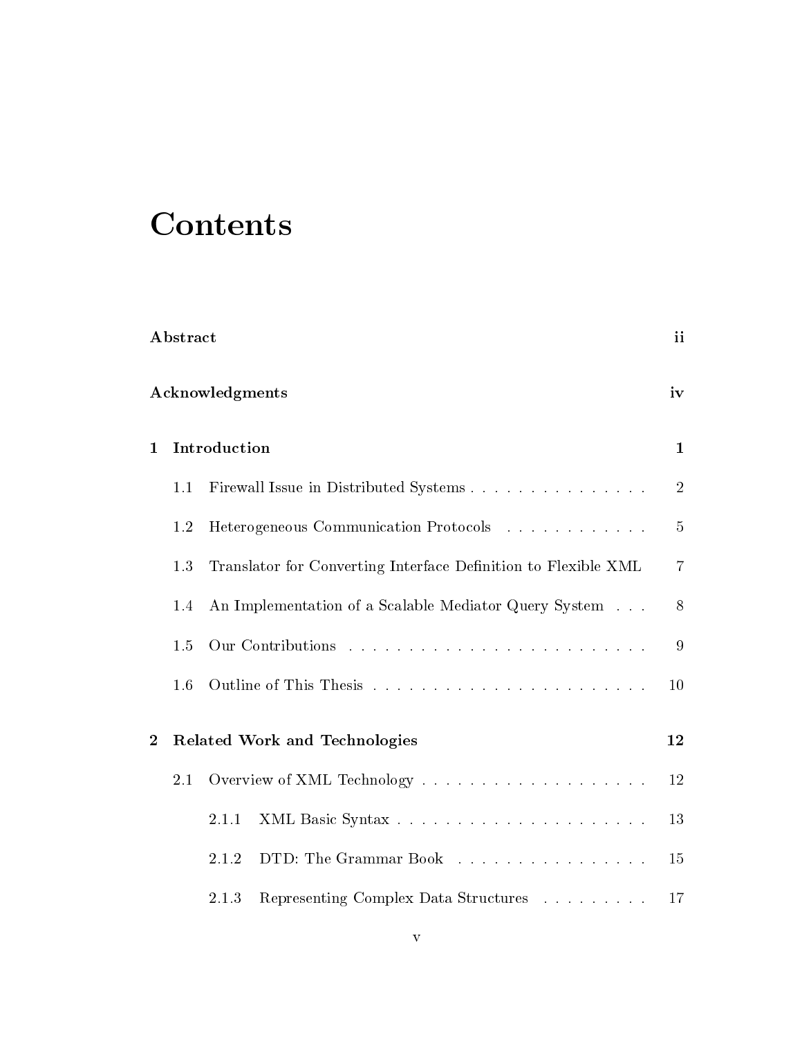# Contents

**Abstract** **ii**

**Acknowledgments** **iv**

**1 Introduction** **1**

- 1.1 Firewall Issue in Distributed Systems . . . . . . . . . . . . . . . . 2
- 1.2 Heterogeneous Communication Protocols . . . . . . . . . . . . . 5
- 1.3 Translator for Converting Interface Definition to Flexible XML 7
- 1.4 An Implementation of a Scalable Mediator Query System . . . 8
- 1.5 Our Contributions . . . . . . . . . . . . . . . . . . . . . . . . . . 9
- 1.6 Outline of This Thesis . . . . . . . . . . . . . . . . . . . . . . . . 10

**2 Related Work and Technologies** **12**

- 2.1 Overview of XML Technology . . . . . . . . . . . . . . . . . . . . 12
  - 2.1.1 XML Basic Syntax . . . . . . . . . . . . . . . . . . . . . . 13
  - 2.1.2 DTD: The Grammar Book . . . . . . . . . . . . . . . . . 15
  - 2.1.3 Representing Complex Data Structures . . . . . . . . . 17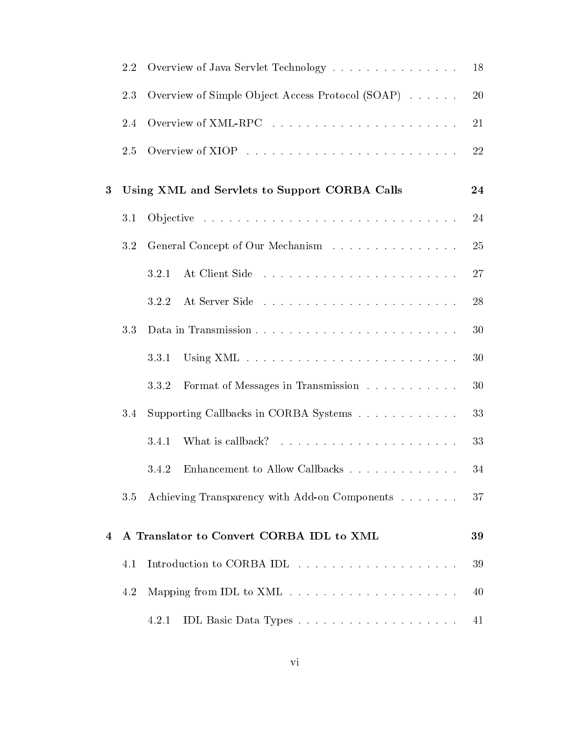2.2 Overview of Java Servlet Technology . . . . . . . . . . . . . . . . 18

2.3 Overview of Simple Object Access Protocol (SOAP) . . . . . . 20

2.4 Overview of XML-RPC . . . . . . . . . . . . . . . . . . . . . . 21

2.5 Overview of XIOP . . . . . . . . . . . . . . . . . . . . . . . . . 22

**3 Using XML and Servlets to Support CORBA Calls** **24**

3.1 Objective . . . . . . . . . . . . . . . . . . . . . . . . . . . . . . 24

3.2 General Concept of Our Mechanism . . . . . . . . . . . . . . . 25

3.2.1 At Client Side . . . . . . . . . . . . . . . . . . . . . . . . 27

3.2.2 At Server Side . . . . . . . . . . . . . . . . . . . . . . . . 28

3.3 Data in Transmission . . . . . . . . . . . . . . . . . . . . . . . . 30

3.3.1 Using XML . . . . . . . . . . . . . . . . . . . . . . . . . 30

3.3.2 Format of Messages in Transmission . . . . . . . . . . . 30

3.4 Supporting Callbacks in CORBA Systems . . . . . . . . . . . . 33

3.4.1 What is callback? . . . . . . . . . . . . . . . . . . . . . 33

3.4.2 Enhancement to Allow Callbacks . . . . . . . . . . . . . 34

3.5 Achieving Transparency with Add-on Components . . . . . . . 37

**4 A Translator to Convert CORBA IDL to XML** **39**

4.1 Introduction to CORBA IDL . . . . . . . . . . . . . . . . . . . 39

4.2 Mapping from IDL to XML . . . . . . . . . . . . . . . . . . . . 40

4.2.1 IDL Basic Data Types . . . . . . . . . . . . . . . . . . . 41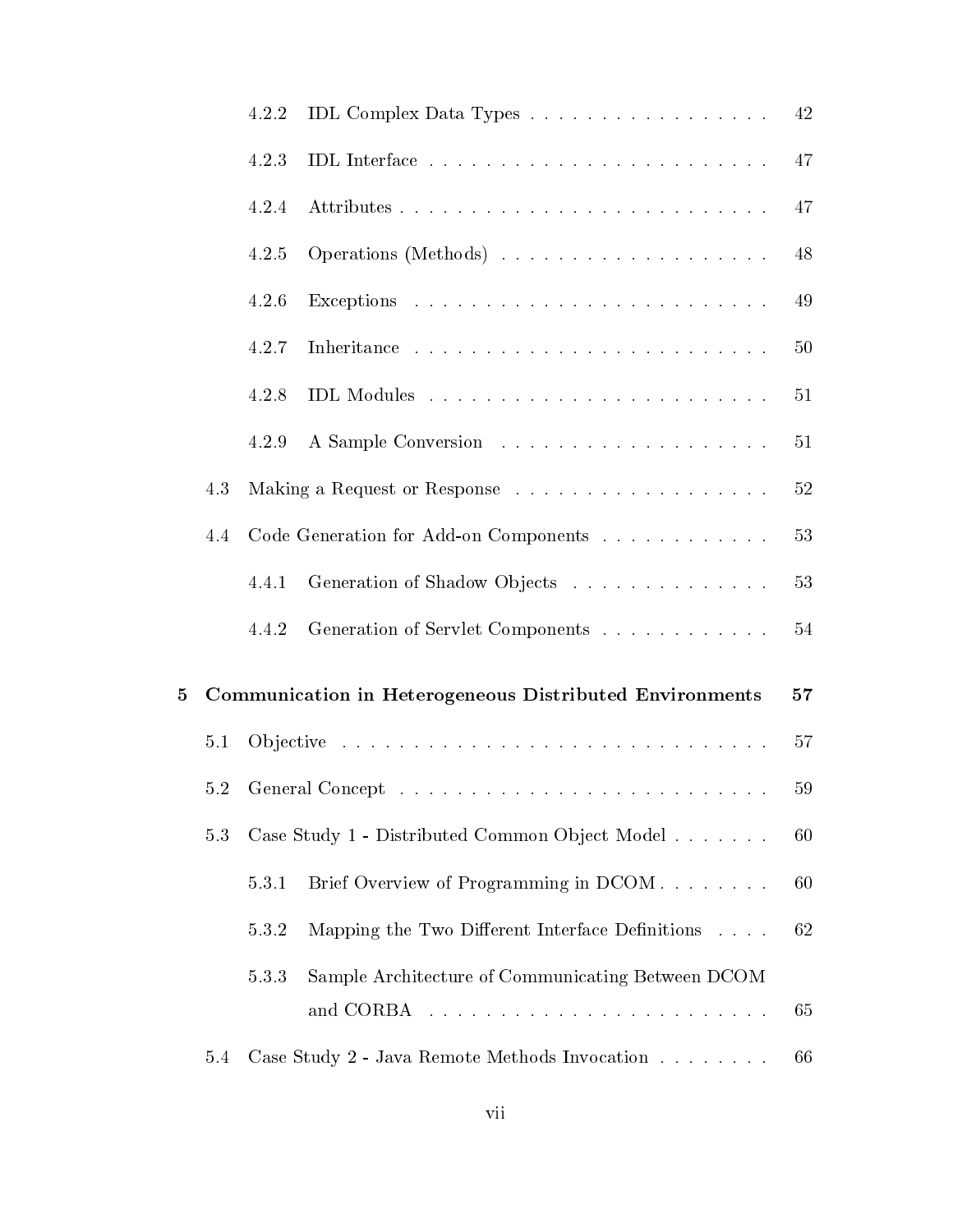4.2.2 IDL Complex Data Types . . . . . . . . . . . . . . . . . . 42

4.2.3 IDL Interface . . . . . . . . . . . . . . . . . . . . . . . . . 47

4.2.4 Attributes . . . . . . . . . . . . . . . . . . . . . . . . . . . 47

4.2.5 Operations (Methods) . . . . . . . . . . . . . . . . . . . . 48

4.2.6 Exceptions . . . . . . . . . . . . . . . . . . . . . . . . . . 49

4.2.7 Inheritance . . . . . . . . . . . . . . . . . . . . . . . . . . 50

4.2.8 IDL Modules . . . . . . . . . . . . . . . . . . . . . . . . . 51

4.2.9 A Sample Conversion . . . . . . . . . . . . . . . . . . . . 51

4.3 Making a Request or Response . . . . . . . . . . . . . . . . . . . 52

4.4 Code Generation for Add-on Components . . . . . . . . . . . . . 53

4.4.1 Generation of Shadow Objects . . . . . . . . . . . . . . . 53

4.4.2 Generation of Servlet Components . . . . . . . . . . . . . 54

**5 Communication in Heterogeneous Distributed Environments 57**

5.1 Objective . . . . . . . . . . . . . . . . . . . . . . . . . . . . . . . 57

5.2 General Concept . . . . . . . . . . . . . . . . . . . . . . . . . . . 59

5.3 Case Study 1 - Distributed Common Object Model . . . . . . . . 60

5.3.1 Brief Overview of Programming in DCOM . . . . . . . . . 60

5.3.2 Mapping the Two Different Interface Definitions . . . . . 62

5.3.3 Sample Architecture of Communicating Between DCOM and CORBA . . . . . . . . . . . . . . . . . . . . . . . . . 65

5.4 Case Study 2 - Java Remote Methods Invocation . . . . . . . . . 66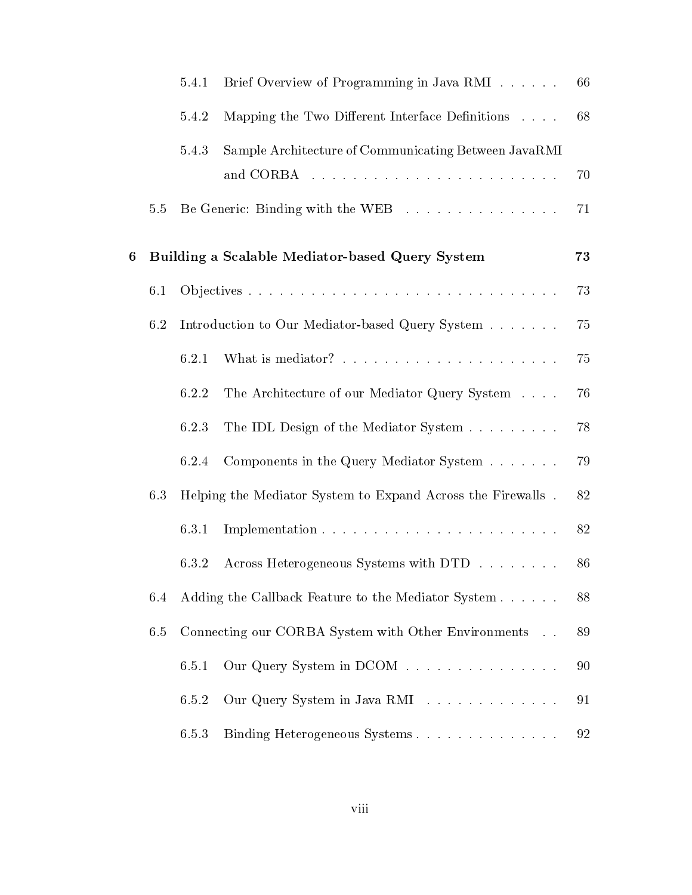5.4.1 Brief Overview of Programming in Java RMI . . . . . . 66

5.4.2 Mapping the Two Different Interface Definitions . . . . 68

5.4.3 Sample Architecture of Communicating Between JavaRMI and CORBA . . . . . . . . . . . . . . . . . . . . . . . . 70

5.5 Be Generic: Binding with the WEB . . . . . . . . . . . . . . . . 71

**6 Building a Scalable Mediator-based Query System 73**

6.1 Objectives . . . . . . . . . . . . . . . . . . . . . . . . . . . . . . 73

6.2 Introduction to Our Mediator-based Query System . . . . . . . 75

6.2.1 What is mediator? . . . . . . . . . . . . . . . . . . . . . . 75

6.2.2 The Architecture of our Mediator Query System . . . . 76

6.2.3 The IDL Design of the Mediator System . . . . . . . . . 78

6.2.4 Components in the Query Mediator System . . . . . . . 79

6.3 Helping the Mediator System to Expand Across the Firewalls . 82

6.3.1 Implementation . . . . . . . . . . . . . . . . . . . . . . . . 82

6.3.2 Across Heterogeneous Systems with DTD . . . . . . . . 86

6.4 Adding the Callback Feature to the Mediator System . . . . . . 88

6.5 Connecting our CORBA System with Other Environments . . 89

6.5.1 Our Query System in DCOM . . . . . . . . . . . . . . . . 90

6.5.2 Our Query System in Java RMI . . . . . . . . . . . . . . 91

6.5.3 Binding Heterogeneous Systems . . . . . . . . . . . . . . . 92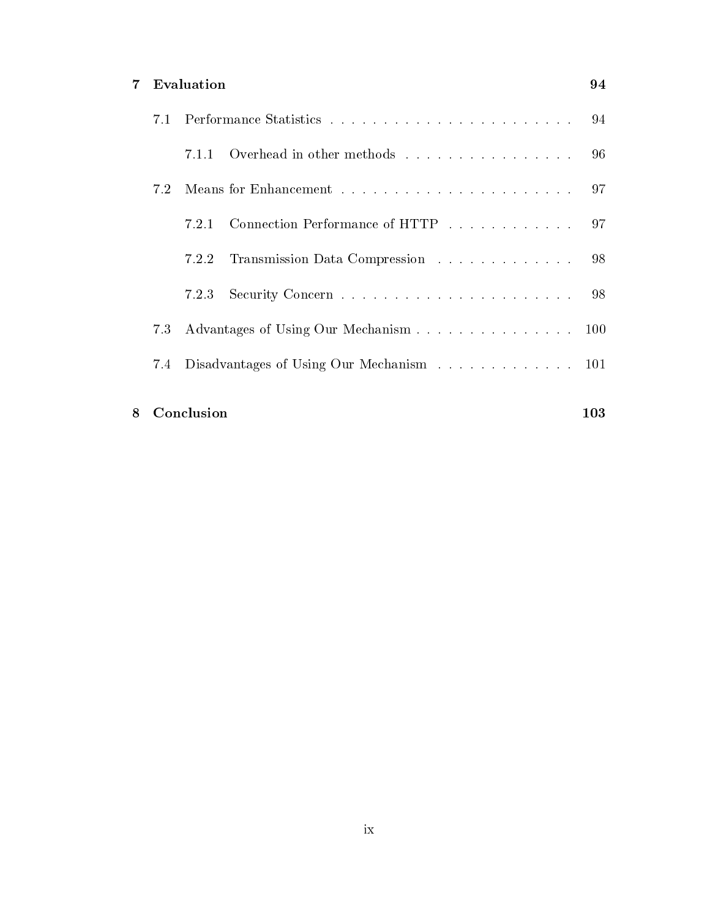**7 Evaluation** **94**

- 7.1 Performance Statistics . . . . . . . . . . . . . . . . . . . . . . . . 94
  - 7.1.1 Overhead in other methods . . . . . . . . . . . . . . . . . 96
- 7.2 Means for Enhancement . . . . . . . . . . . . . . . . . . . . . . . 97
  - 7.2.1 Connection Performance of HTTP . . . . . . . . . . . . . 97
  - 7.2.2 Transmission Data Compression . . . . . . . . . . . . . . 98
  - 7.2.3 Security Concern . . . . . . . . . . . . . . . . . . . . . . . 98
- 7.3 Advantages of Using Our Mechanism . . . . . . . . . . . . . . . . 100
- 7.4 Disadvantages of Using Our Mechanism . . . . . . . . . . . . . . 101

**8 Conclusion** **103**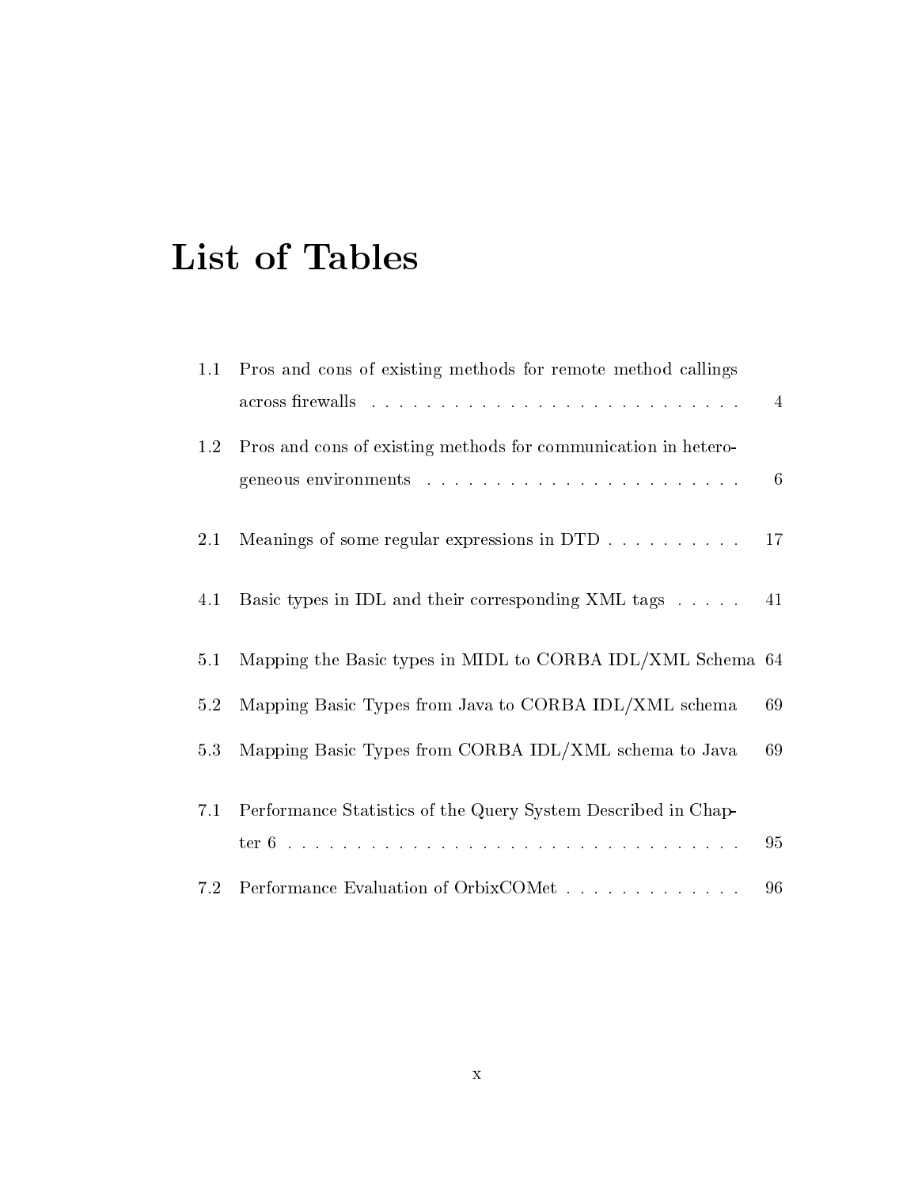# List of Tables

1.1 Pros and cons of existing methods for remote method callings across firewalls . . . . . . . . . . . . . . . . . . . . . . . . . . . 4

1.2 Pros and cons of existing methods for communication in heterogeneous environments . . . . . . . . . . . . . . . . . . . . . . . 6

2.1 Meanings of some regular expressions in DTD . . . . . . . . . . . 17

4.1 Basic types in IDL and their corresponding XML tags . . . . . 41

5.1 Mapping the Basic types in MIDL to CORBA IDL/XML Schema 64

5.2 Mapping Basic Types from Java to CORBA IDL/XML schema 69

5.3 Mapping Basic Types from CORBA IDL/XML schema to Java 69

7.1 Performance Statistics of the Query System Described in Chapter 6 . . . . . . . . . . . . . . . . . . . . . . . . . . . . . . . . . 95

7.2 Performance Evaluation of OrbixCOMet . . . . . . . . . . . . . 96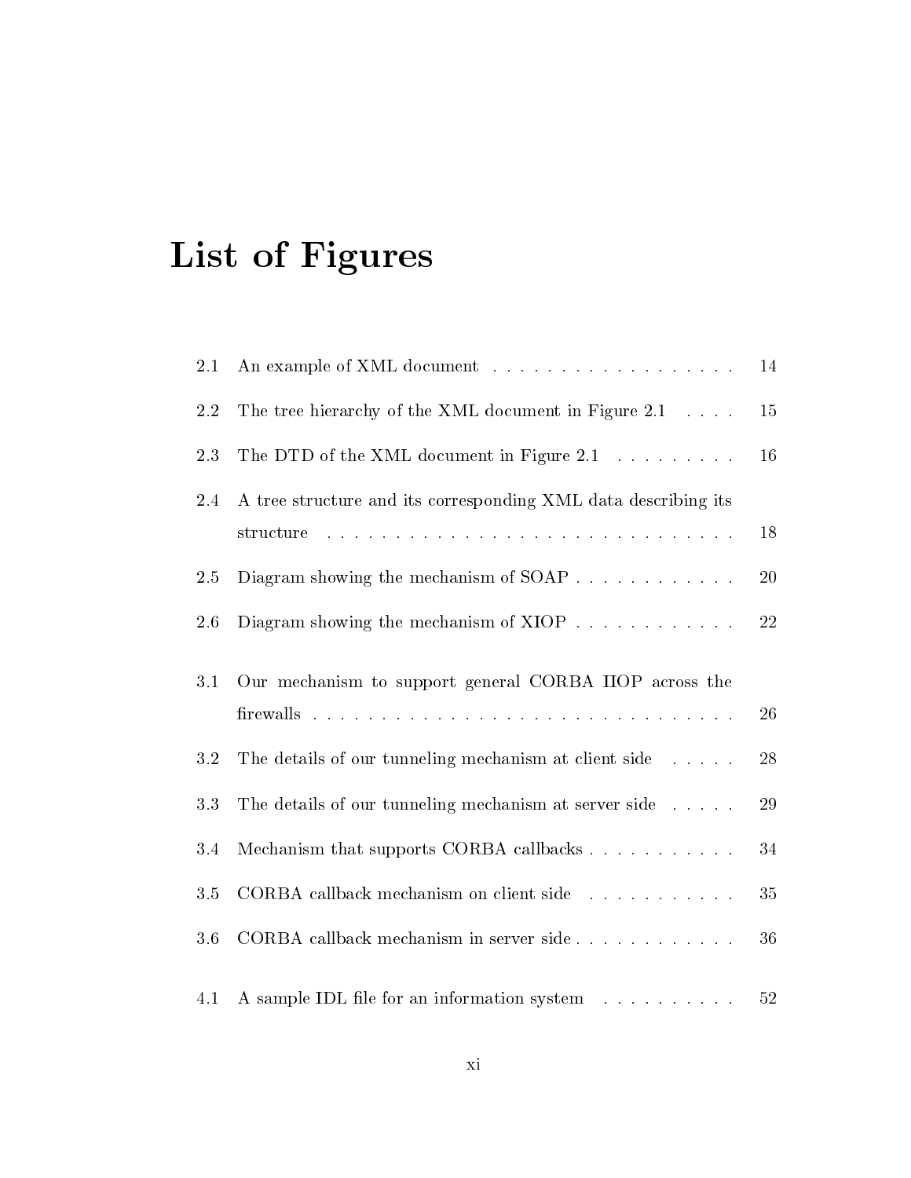# List of Figures

- 2.1 An example of XML document . . . . . . . . . . . . . . . . . . 14
- 2.2 The tree hierarchy of the XML document in Figure 2.1 . . . . 15
- 2.3 The DTD of the XML document in Figure 2.1 . . . . . . . . . 16
- 2.4 A tree structure and its corresponding XML data describing its structure . . . . . . . . . . . . . . . . . . . . . . . . . . . . . . 18
- 2.5 Diagram showing the mechanism of SOAP . . . . . . . . . . . . 20
- 2.6 Diagram showing the mechanism of XIOP . . . . . . . . . . . . 22
- 3.1 Our mechanism to support general CORBA IIOP across the firewalls . . . . . . . . . . . . . . . . . . . . . . . . . . . . . . . 26
- 3.2 The details of our tunneling mechanism at client side . . . . . 28
- 3.3 The details of our tunneling mechanism at server side . . . . . 29
- 3.4 Mechanism that supports CORBA callbacks . . . . . . . . . . . 34
- 3.5 CORBA callback mechanism on client side . . . . . . . . . . . 35
- 3.6 CORBA callback mechanism in server side . . . . . . . . . . . . 36
- 4.1 A sample IDL file for an information system . . . . . . . . . . 52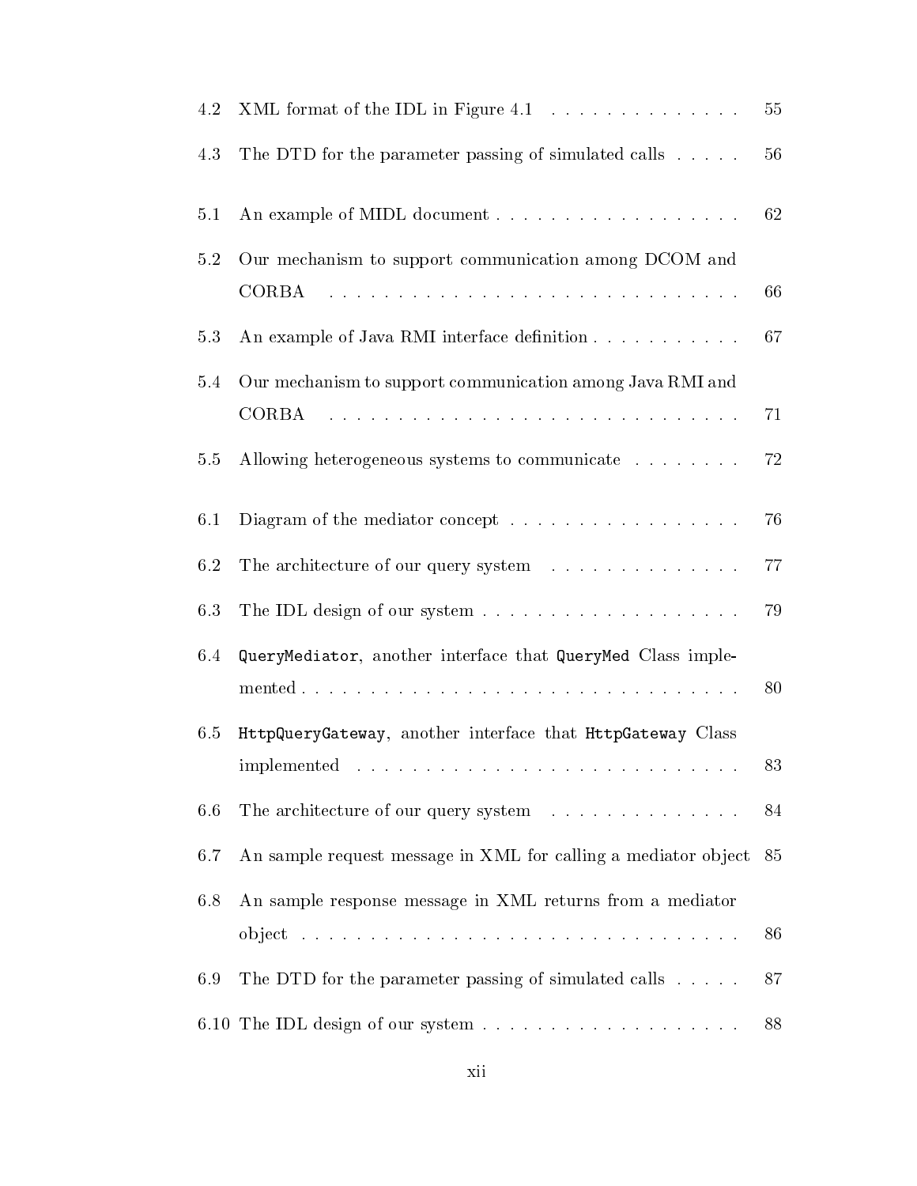| | | |
|---|---|---|
| 4.2 | XML format of the IDL in Figure 4.1 | 55 |
| 4.3 | The DTD for the parameter passing of simulated calls | 56 |
| 5.1 | An example of MIDL document | 62 |
| 5.2 | Our mechanism to support communication among DCOM and CORBA | 66 |
| 5.3 | An example of Java RMI interface definition | 67 |
| 5.4 | Our mechanism to support communication among Java RMI and CORBA | 71 |
| 5.5 | Allowing heterogeneous systems to communicate | 72 |
| 6.1 | Diagram of the mediator concept | 76 |
| 6.2 | The architecture of our query system | 77 |
| 6.3 | The IDL design of our system | 79 |
| 6.4 | `QueryMediator`, another interface that `QueryMed` Class implemented | 80 |
| 6.5 | `HttpQueryGateway`, another interface that `HttpGateway` Class implemented | 83 |
| 6.6 | The architecture of our query system | 84 |
| 6.7 | An sample request message in XML for calling a mediator object | 85 |
| 6.8 | An sample response message in XML returns from a mediator object | 86 |
| 6.9 | The DTD for the parameter passing of simulated calls | 87 |
| 6.10 | The IDL design of our system | 88 |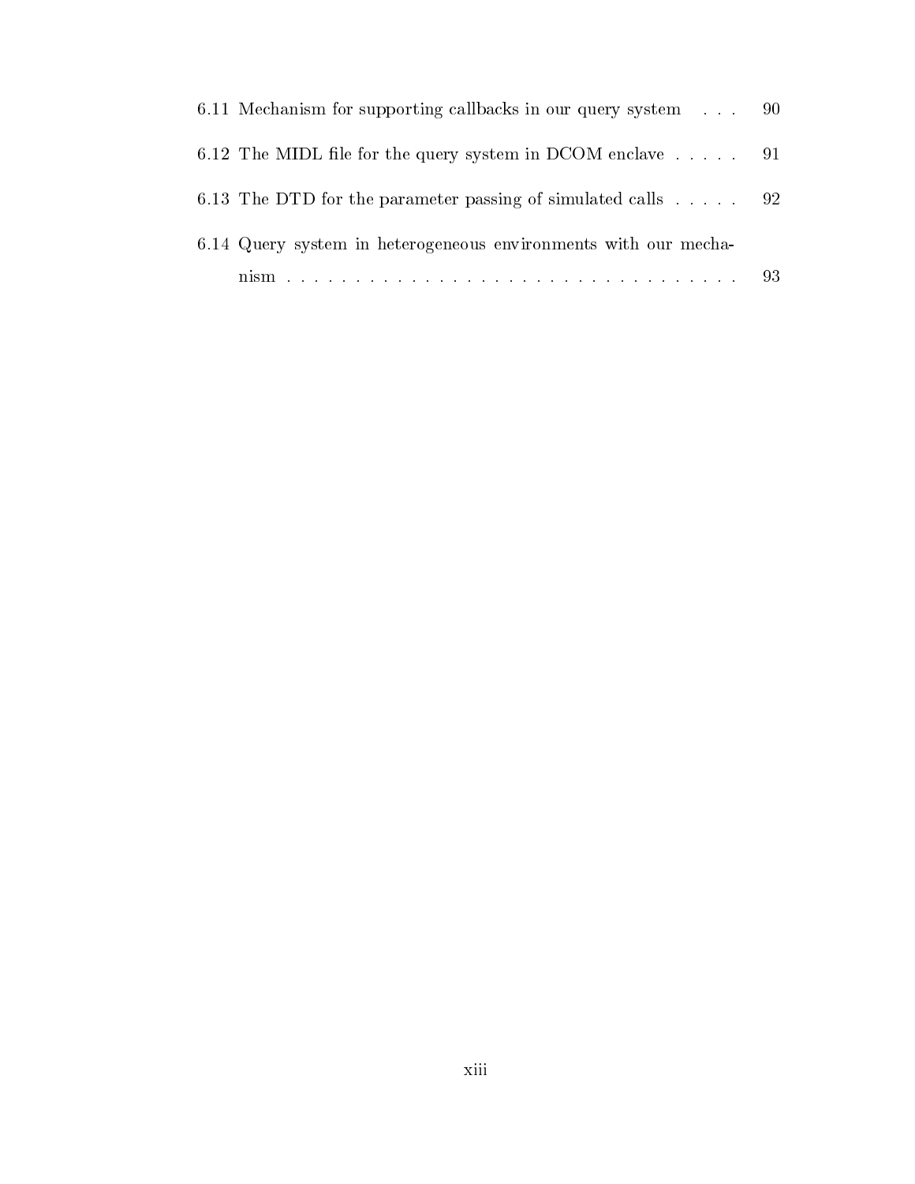6.11 Mechanism for supporting callbacks in our query system . . . 90

6.12 The MIDL file for the query system in DCOM enclave . . . . . 91

6.13 The DTD for the parameter passing of simulated calls . . . . . 92

6.14 Query system in heterogeneous environments with our mechanism . . . . . . . . . . . . . . . . . . . . . . . . . . . . . . . . . . 93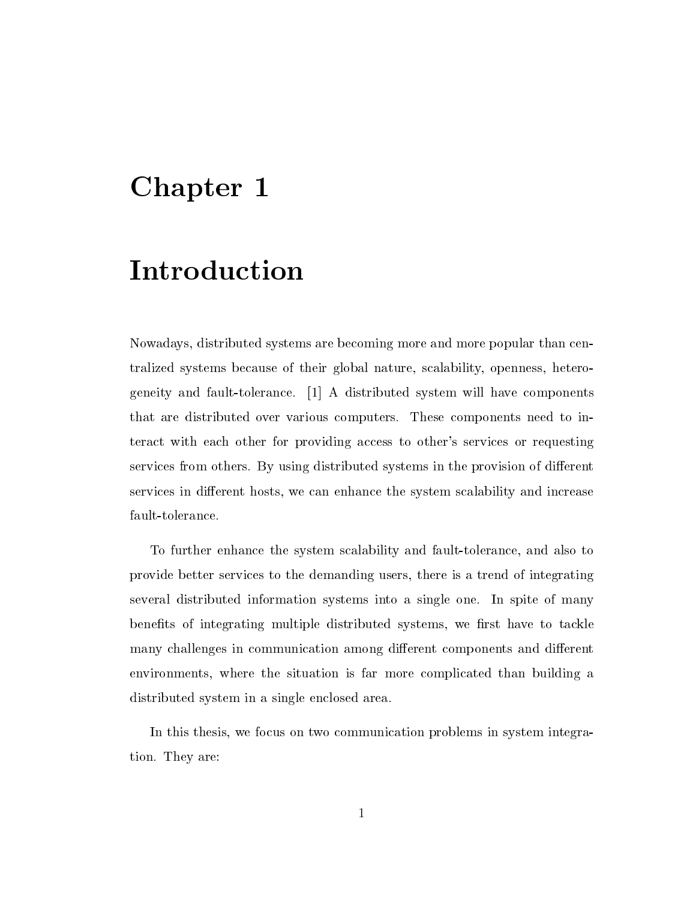# Chapter 1

# Introduction

Nowadays, distributed systems are becoming more and more popular than centralized systems because of their global nature, scalability, openness, heterogeneity and fault-tolerance. [1] A distributed system will have components that are distributed over various computers. These components need to interact with each other for providing access to other's services or requesting services from others. By using distributed systems in the provision of different services in different hosts, we can enhance the system scalability and increase fault-tolerance.

To further enhance the system scalability and fault-tolerance, and also to provide better services to the demanding users, there is a trend of integrating several distributed information systems into a single one. In spite of many benefits of integrating multiple distributed systems, we first have to tackle many challenges in communication among different components and different environments, where the situation is far more complicated than building a distributed system in a single enclosed area.

In this thesis, we focus on two communication problems in system integration. They are: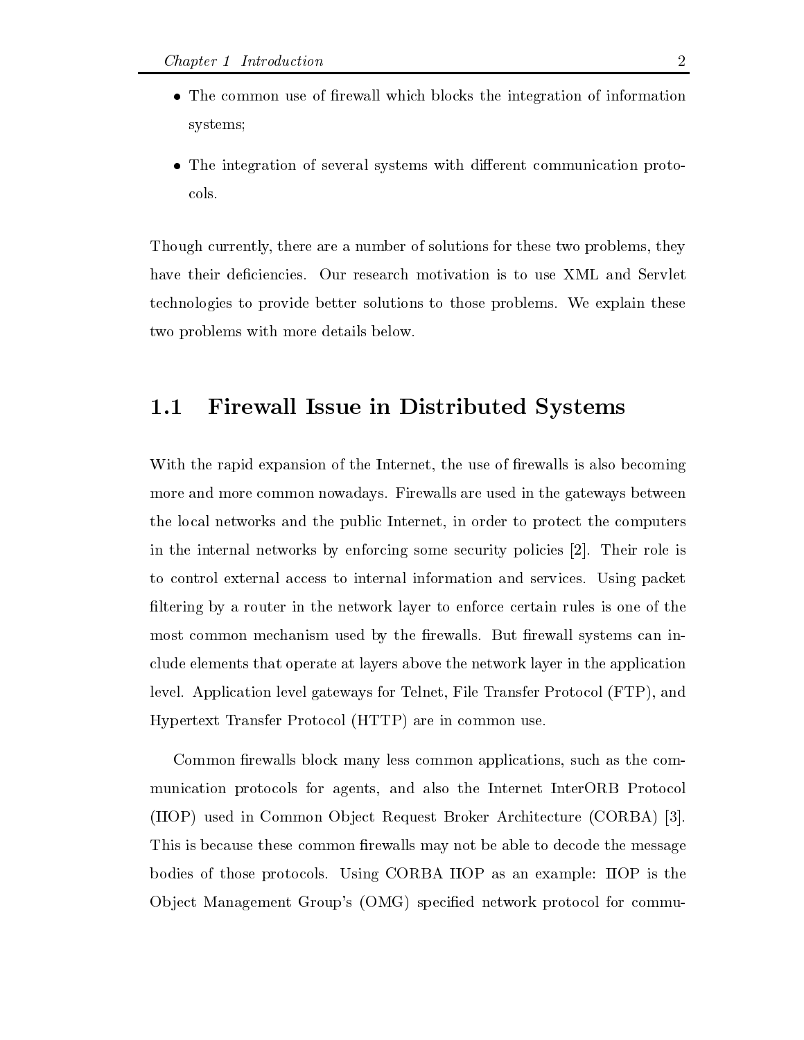- The common use of firewall which blocks the integration of information systems;
- The integration of several systems with different communication protocols.

Though currently, there are a number of solutions for these two problems, they have their deficiencies. Our research motivation is to use XML and Servlet technologies to provide better solutions to those problems. We explain these two problems with more details below.

## 1.1 Firewall Issue in Distributed Systems

With the rapid expansion of the Internet, the use of firewalls is also becoming more and more common nowadays. Firewalls are used in the gateways between the local networks and the public Internet, in order to protect the computers in the internal networks by enforcing some security policies [2]. Their role is to control external access to internal information and services. Using packet filtering by a router in the network layer to enforce certain rules is one of the most common mechanism used by the firewalls. But firewall systems can include elements that operate at layers above the network layer in the application level. Application level gateways for Telnet, File Transfer Protocol (FTP), and Hypertext Transfer Protocol (HTTP) are in common use.

Common firewalls block many less common applications, such as the communication protocols for agents, and also the Internet InterORB Protocol (IIOP) used in Common Object Request Broker Architecture (CORBA) [3]. This is because these common firewalls may not be able to decode the message bodies of those protocols. Using CORBA IIOP as an example: IIOP is the Object Management Group's (OMG) specified network protocol for commu-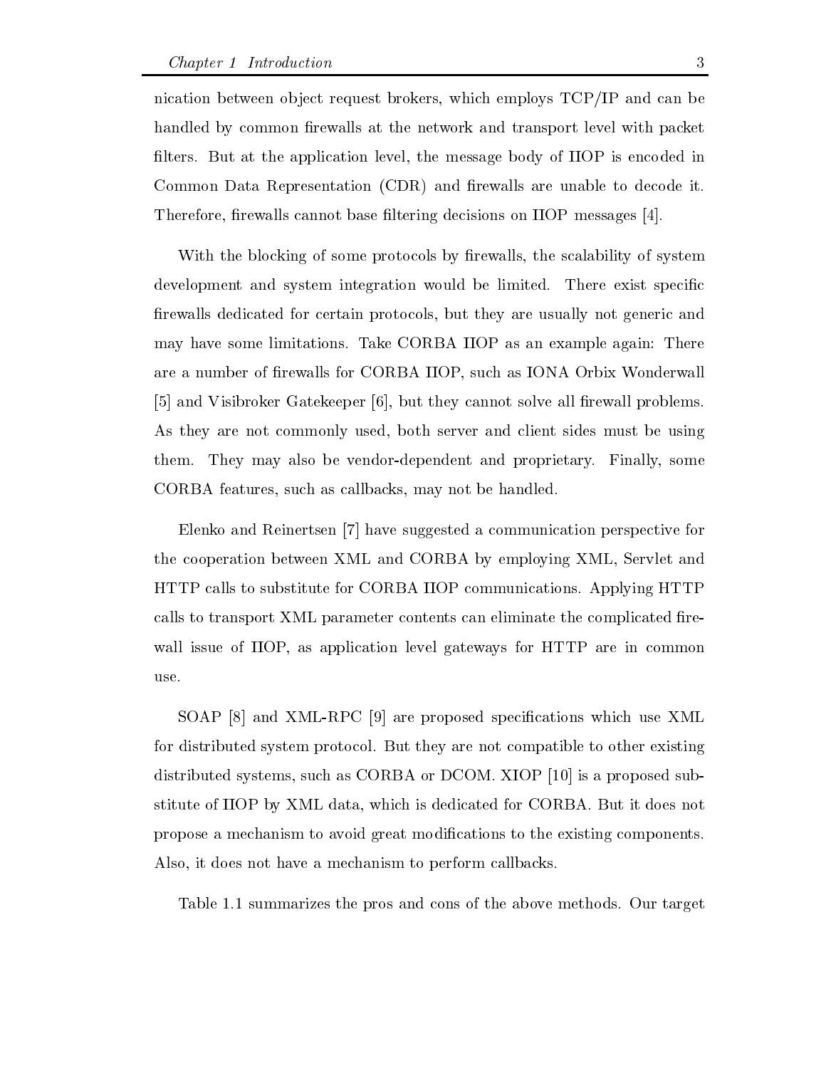nication between object request brokers, which employs TCP/IP and can be handled by common firewalls at the network and transport level with packet filters. But at the application level, the message body of IIOP is encoded in Common Data Representation (CDR) and firewalls are unable to decode it. Therefore, firewalls cannot base filtering decisions on IIOP messages [4].

With the blocking of some protocols by firewalls, the scalability of system development and system integration would be limited. There exist specific firewalls dedicated for certain protocols, but they are usually not generic and may have some limitations. Take CORBA IIOP as an example again: There are a number of firewalls for CORBA IIOP, such as IONA Orbix Wonderwall [5] and Visibroker Gatekeeper [6], but they cannot solve all firewall problems. As they are not commonly used, both server and client sides must be using them. They may also be vendor-dependent and proprietary. Finally, some CORBA features, such as callbacks, may not be handled.

Elenko and Reinertsen [7] have suggested a communication perspective for the cooperation between XML and CORBA by employing XML, Servlet and HTTP calls to substitute for CORBA IIOP communications. Applying HTTP calls to transport XML parameter contents can eliminate the complicated firewall issue of IIOP, as application level gateways for HTTP are in common use.

SOAP [8] and XML-RPC [9] are proposed specifications which use XML for distributed system protocol. But they are not compatible to other existing distributed systems, such as CORBA or DCOM. XIOP [10] is a proposed substitute of IIOP by XML data, which is dedicated for CORBA. But it does not propose a mechanism to avoid great modifications to the existing components. Also, it does not have a mechanism to perform callbacks.

Table 1.1 summarizes the pros and cons of the above methods. Our target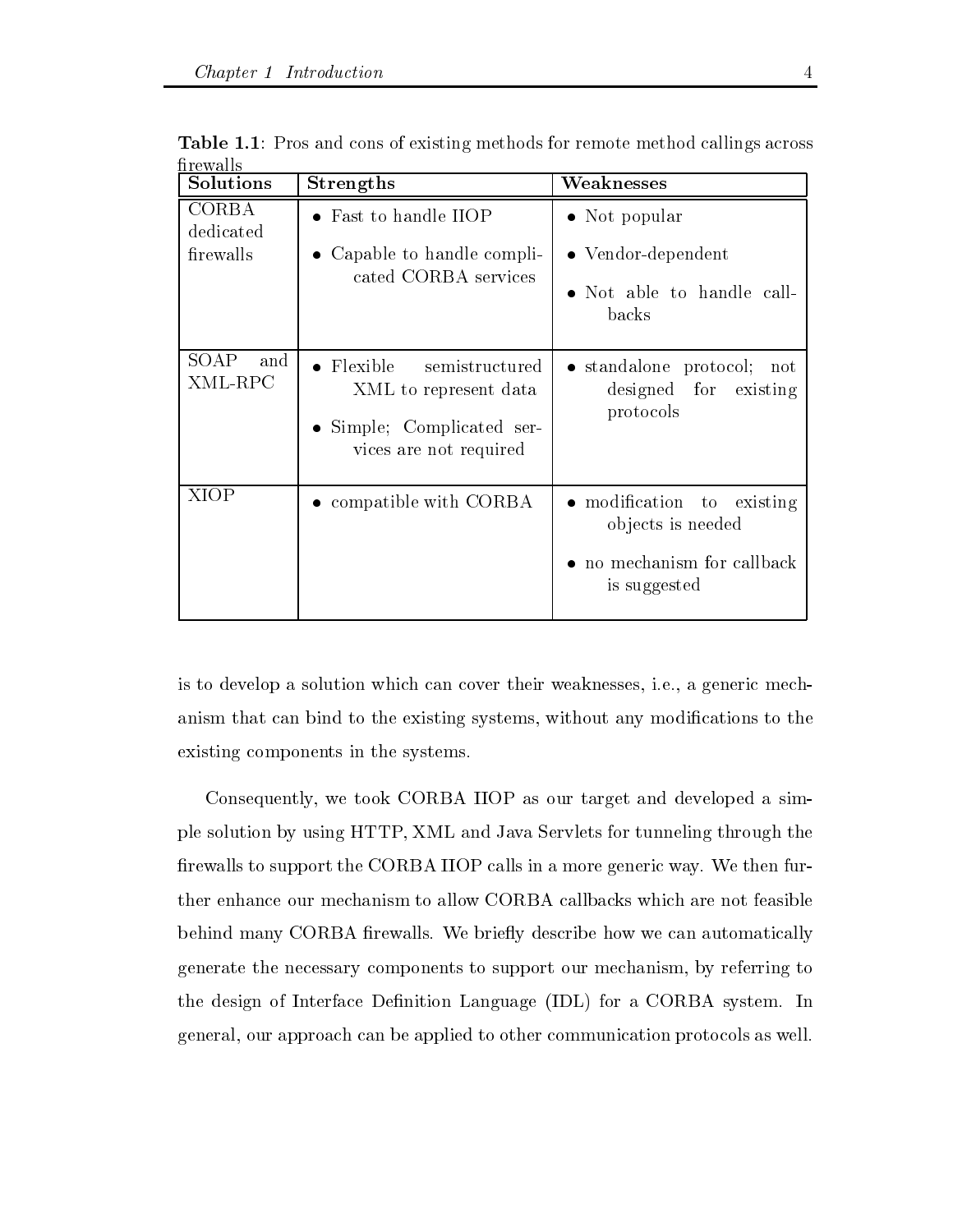**Table 1.1**: Pros and cons of existing methods for remote method callings across firewalls

| Solutions | Strengths | Weaknesses |
|---|---|---|
| CORBA dedicated firewalls | • Fast to handle IIOP<br>• Capable to handle complicated CORBA services | • Not popular<br>• Vendor-dependent<br>• Not able to handle callbacks |
| SOAP and XML-RPC | • Flexible semistructured XML to represent data<br>• Simple; Complicated services are not required | • standalone protocol; not designed for existing protocols |
| XIOP | • compatible with CORBA | • modification to existing objects is needed<br>• no mechanism for callback is suggested |

is to develop a solution which can cover their weaknesses, i.e., a generic mechanism that can bind to the existing systems, without any modifications to the existing components in the systems.

Consequently, we took CORBA IIOP as our target and developed a simple solution by using HTTP, XML and Java Servlets for tunneling through the firewalls to support the CORBA IIOP calls in a more generic way. We then further enhance our mechanism to allow CORBA callbacks which are not feasible behind many CORBA firewalls. We briefly describe how we can automatically generate the necessary components to support our mechanism, by referring to the design of Interface Definition Language (IDL) for a CORBA system. In general, our approach can be applied to other communication protocols as well.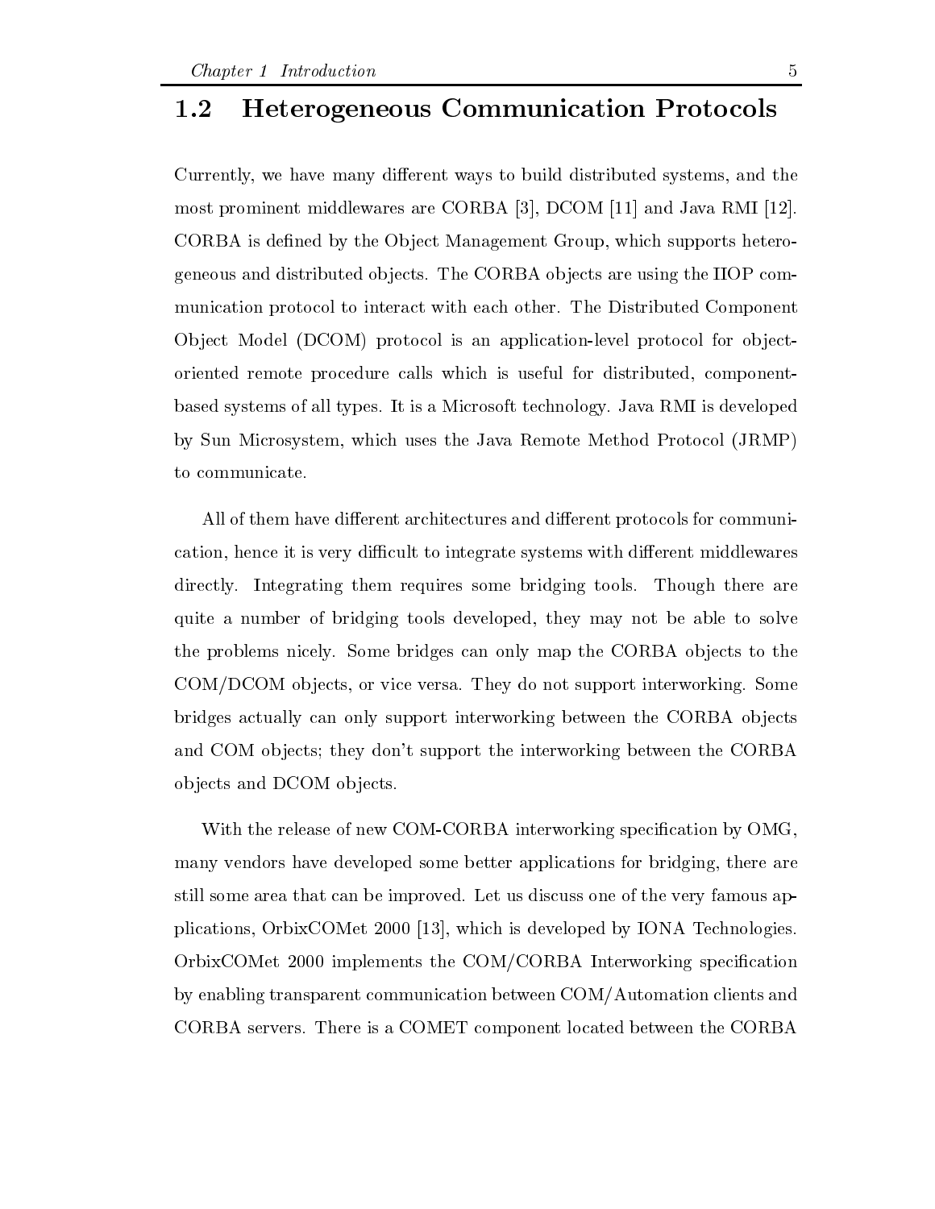## 1.2 Heterogeneous Communication Protocols

Currently, we have many different ways to build distributed systems, and the most prominent middlewares are CORBA [3], DCOM [11] and Java RMI [12]. CORBA is defined by the Object Management Group, which supports heterogeneous and distributed objects. The CORBA objects are using the IIOP communication protocol to interact with each other. The Distributed Component Object Model (DCOM) protocol is an application-level protocol for object-oriented remote procedure calls which is useful for distributed, component-based systems of all types. It is a Microsoft technology. Java RMI is developed by Sun Microsystem, which uses the Java Remote Method Protocol (JRMP) to communicate.

All of them have different architectures and different protocols for communication, hence it is very difficult to integrate systems with different middlewares directly. Integrating them requires some bridging tools. Though there are quite a number of bridging tools developed, they may not be able to solve the problems nicely. Some bridges can only map the CORBA objects to the COM/DCOM objects, or vice versa. They do not support interworking. Some bridges actually can only support interworking between the CORBA objects and COM objects; they don't support the interworking between the CORBA objects and DCOM objects.

With the release of new COM-CORBA interworking specification by OMG, many vendors have developed some better applications for bridging, there are still some area that can be improved. Let us discuss one of the very famous applications, OrbixCOMet 2000 [13], which is developed by IONA Technologies. OrbixCOMet 2000 implements the COM/CORBA Interworking specification by enabling transparent communication between COM/Automation clients and CORBA servers. There is a COMET component located between the CORBA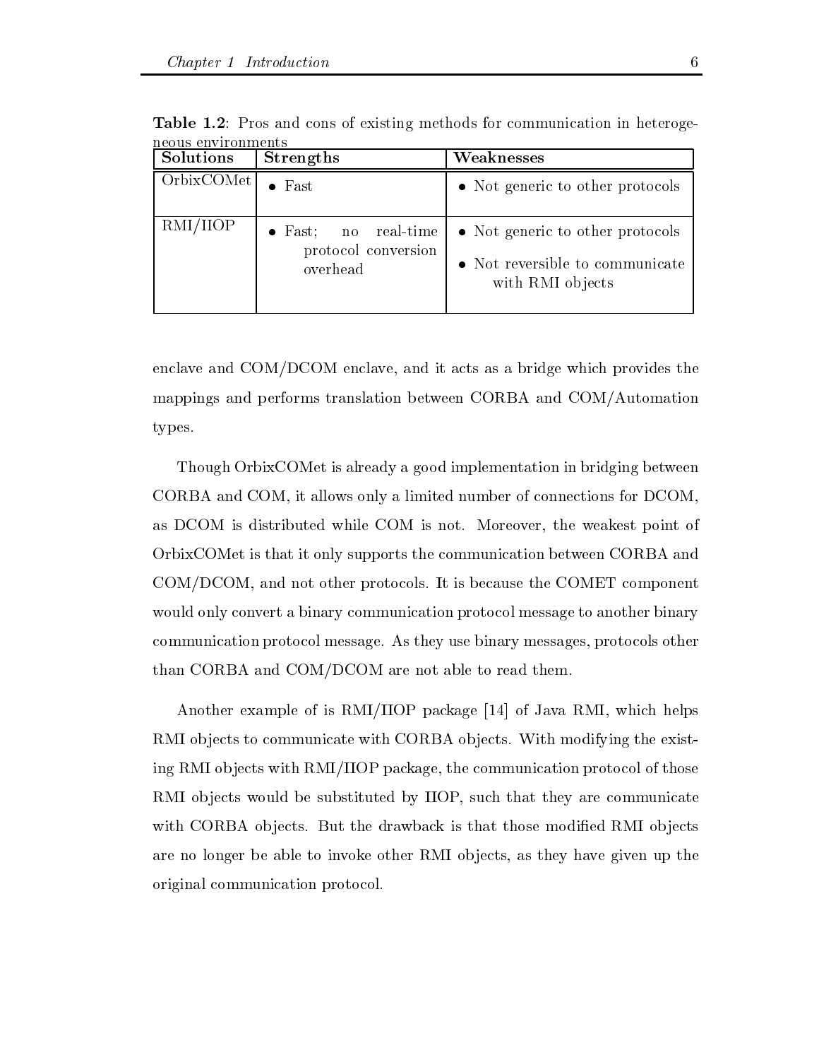**Table 1.2**: Pros and cons of existing methods for communication in heterogeneous environments

| Solutions | Strengths | Weaknesses |
|---|---|---|
| OrbixCOMet | • Fast | • Not generic to other protocols |
| RMI/IIOP | • Fast; no real-time protocol conversion overhead | • Not generic to other protocols<br>• Not reversible to communicate with RMI objects |

enclave and COM/DCOM enclave, and it acts as a bridge which provides the mappings and performs translation between CORBA and COM/Automation types.

Though OrbixCOMet is already a good implementation in bridging between CORBA and COM, it allows only a limited number of connections for DCOM, as DCOM is distributed while COM is not. Moreover, the weakest point of OrbixCOMet is that it only supports the communication between CORBA and COM/DCOM, and not other protocols. It is because the COMET component would only convert a binary communication protocol message to another binary communication protocol message. As they use binary messages, protocols other than CORBA and COM/DCOM are not able to read them.

Another example of is RMI/IIOP package [14] of Java RMI, which helps RMI objects to communicate with CORBA objects. With modifying the existing RMI objects with RMI/IIOP package, the communication protocol of those RMI objects would be substituted by IIOP, such that they are communicate with CORBA objects. But the drawback is that those modified RMI objects are no longer be able to invoke other RMI objects, as they have given up the original communication protocol.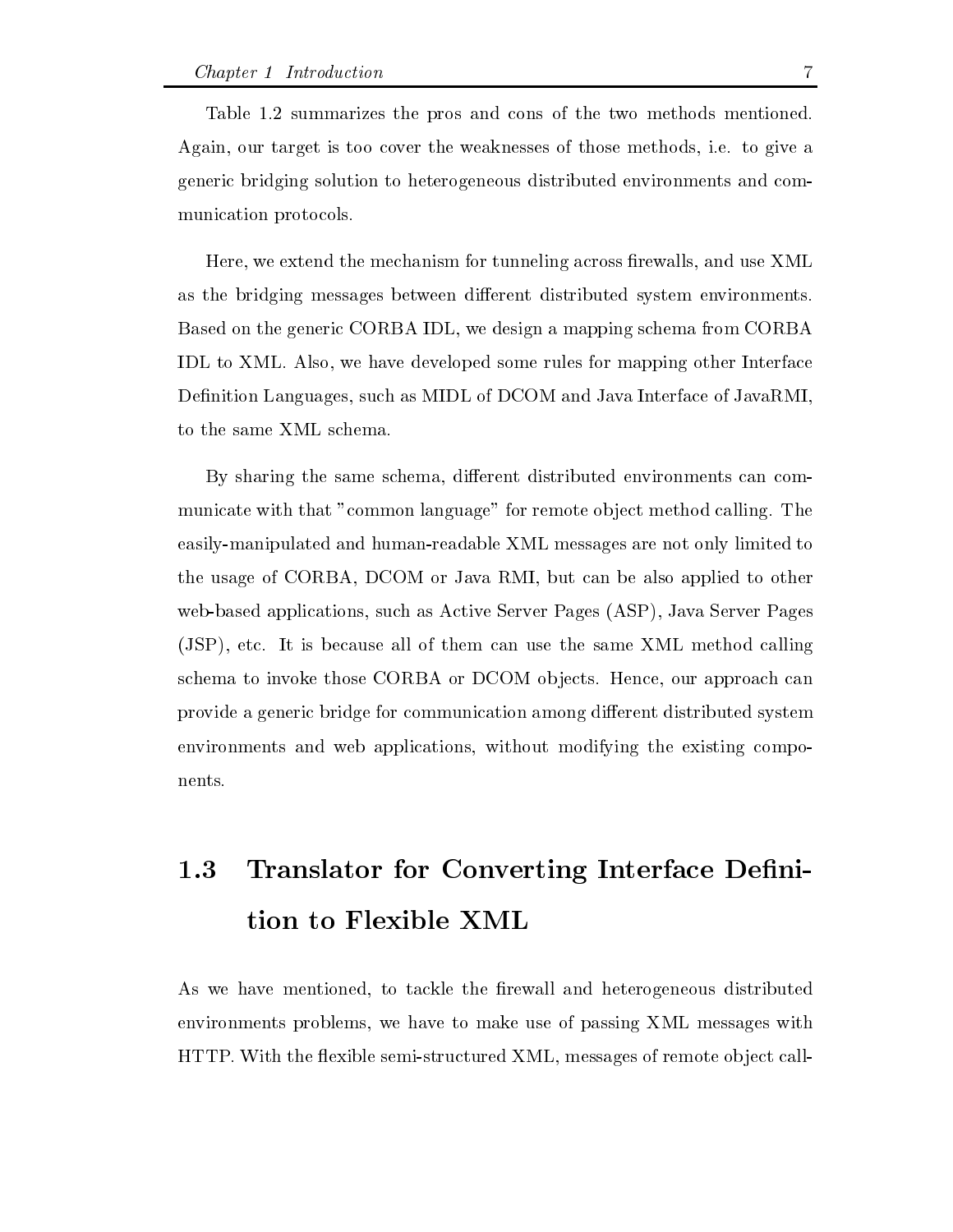Table 1.2 summarizes the pros and cons of the two methods mentioned. Again, our target is too cover the weaknesses of those methods, i.e. to give a generic bridging solution to heterogeneous distributed environments and communication protocols.

Here, we extend the mechanism for tunneling across firewalls, and use XML as the bridging messages between different distributed system environments. Based on the generic CORBA IDL, we design a mapping schema from CORBA IDL to XML. Also, we have developed some rules for mapping other Interface Definition Languages, such as MIDL of DCOM and Java Interface of JavaRMI, to the same XML schema.

By sharing the same schema, different distributed environments can communicate with that "common language" for remote object method calling. The easily-manipulated and human-readable XML messages are not only limited to the usage of CORBA, DCOM or Java RMI, but can be also applied to other web-based applications, such as Active Server Pages (ASP), Java Server Pages (JSP), etc. It is because all of them can use the same XML method calling schema to invoke those CORBA or DCOM objects. Hence, our approach can provide a generic bridge for communication among different distributed system environments and web applications, without modifying the existing components.

## 1.3 Translator for Converting Interface Definition to Flexible XML

As we have mentioned, to tackle the firewall and heterogeneous distributed environments problems, we have to make use of passing XML messages with HTTP. With the flexible semi-structured XML, messages of remote object call-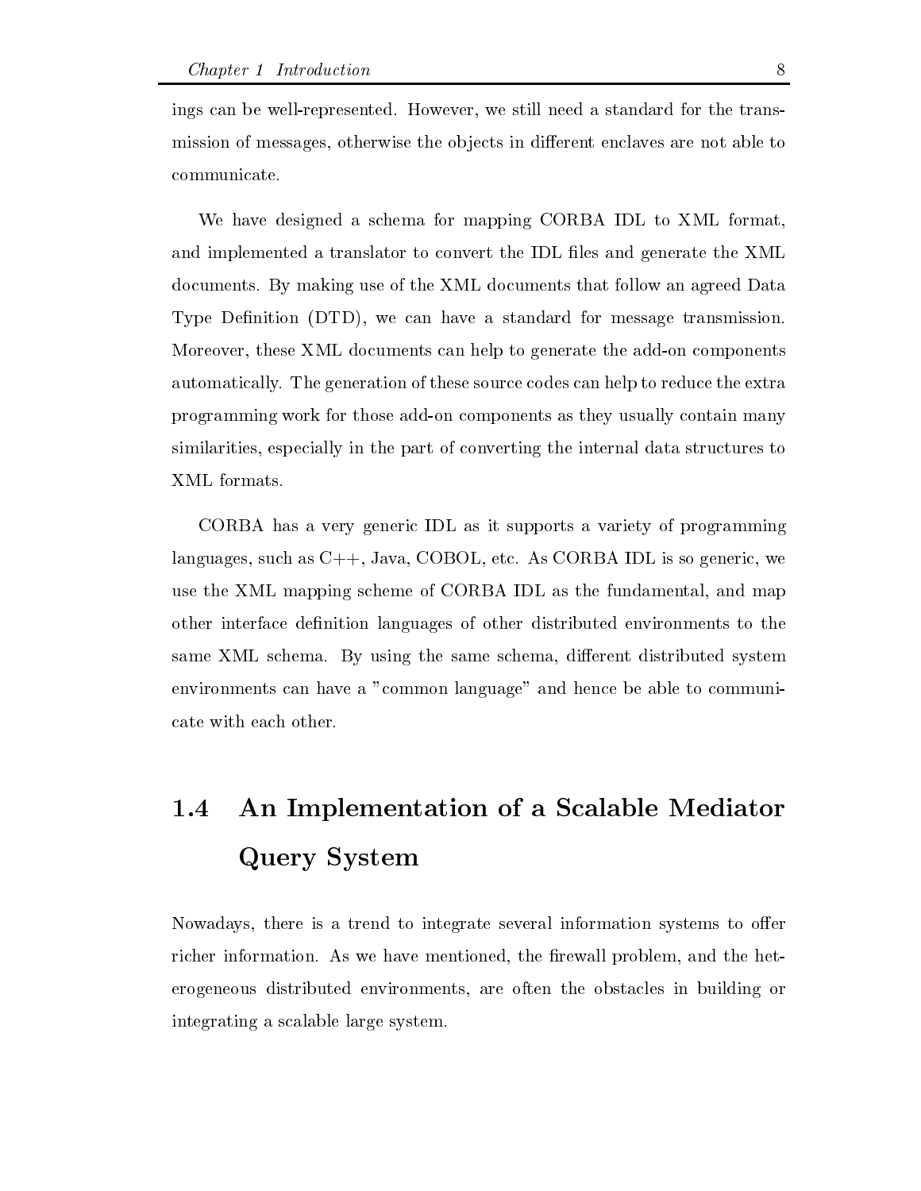ings can be well-represented. However, we still need a standard for the transmission of messages, otherwise the objects in different enclaves are not able to communicate.

We have designed a schema for mapping CORBA IDL to XML format, and implemented a translator to convert the IDL files and generate the XML documents. By making use of the XML documents that follow an agreed Data Type Definition (DTD), we can have a standard for message transmission. Moreover, these XML documents can help to generate the add-on components automatically. The generation of these source codes can help to reduce the extra programming work for those add-on components as they usually contain many similarities, especially in the part of converting the internal data structures to XML formats.

CORBA has a very generic IDL as it supports a variety of programming languages, such as C++, Java, COBOL, etc. As CORBA IDL is so generic, we use the XML mapping scheme of CORBA IDL as the fundamental, and map other interface definition languages of other distributed environments to the same XML schema. By using the same schema, different distributed system environments can have a "common language" and hence be able to communicate with each other.

## 1.4 An Implementation of a Scalable Mediator Query System

Nowadays, there is a trend to integrate several information systems to offer richer information. As we have mentioned, the firewall problem, and the heterogeneous distributed environments, are often the obstacles in building or integrating a scalable large system.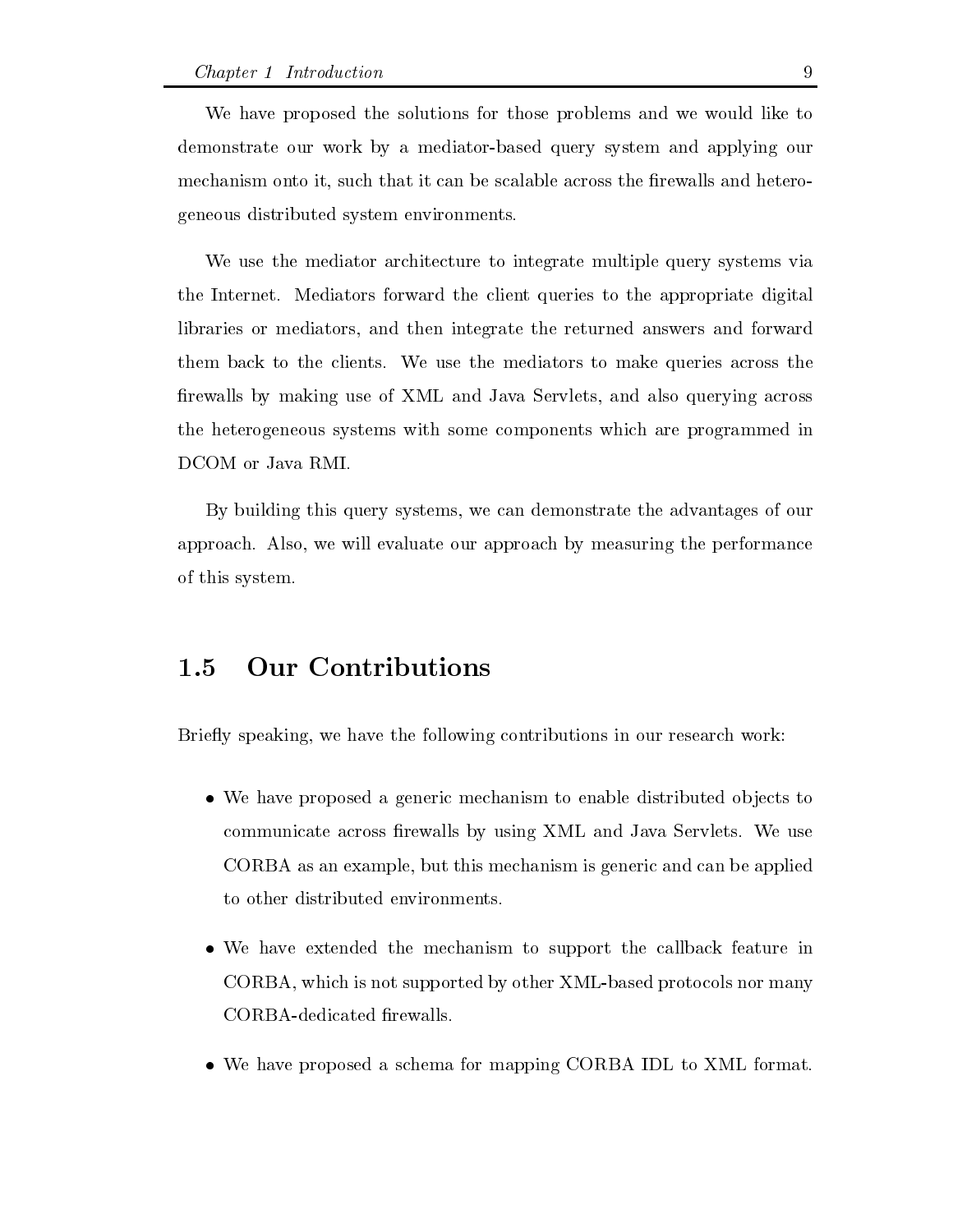We have proposed the solutions for those problems and we would like to demonstrate our work by a mediator-based query system and applying our mechanism onto it, such that it can be scalable across the firewalls and heterogeneous distributed system environments.

We use the mediator architecture to integrate multiple query systems via the Internet. Mediators forward the client queries to the appropriate digital libraries or mediators, and then integrate the returned answers and forward them back to the clients. We use the mediators to make queries across the firewalls by making use of XML and Java Servlets, and also querying across the heterogeneous systems with some components which are programmed in DCOM or Java RMI.

By building this query systems, we can demonstrate the advantages of our approach. Also, we will evaluate our approach by measuring the performance of this system.

## 1.5 Our Contributions

Briefly speaking, we have the following contributions in our research work:

- We have proposed a generic mechanism to enable distributed objects to communicate across firewalls by using XML and Java Servlets. We use CORBA as an example, but this mechanism is generic and can be applied to other distributed environments.
- We have extended the mechanism to support the callback feature in CORBA, which is not supported by other XML-based protocols nor many CORBA-dedicated firewalls.
- We have proposed a schema for mapping CORBA IDL to XML format.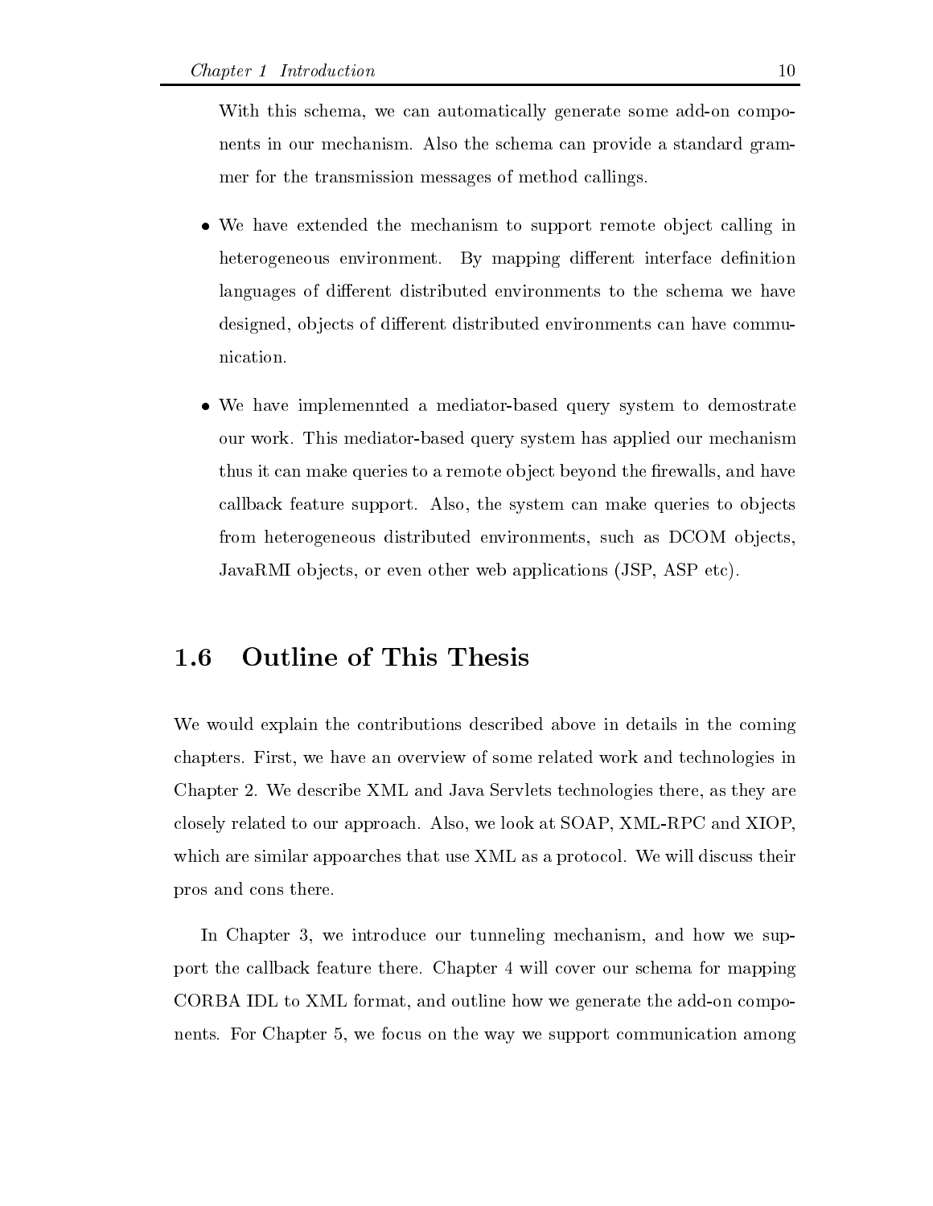With this schema, we can automatically generate some add-on components in our mechanism. Also the schema can provide a standard grammer for the transmission messages of method callings.

- We have extended the mechanism to support remote object calling in heterogeneous environment. By mapping different interface definition languages of different distributed environments to the schema we have designed, objects of different distributed environments can have communication.

- We have implemennted a mediator-based query system to demostrate our work. This mediator-based query system has applied our mechanism thus it can make queries to a remote object beyond the firewalls, and have callback feature support. Also, the system can make queries to objects from heterogeneous distributed environments, such as DCOM objects, JavaRMI objects, or even other web applications (JSP, ASP etc).

## 1.6 Outline of This Thesis

We would explain the contributions described above in details in the coming chapters. First, we have an overview of some related work and technologies in Chapter 2. We describe XML and Java Servlets technologies there, as they are closely related to our approach. Also, we look at SOAP, XML-RPC and XIOP, which are similar appoarches that use XML as a protocol. We will discuss their pros and cons there.

In Chapter 3, we introduce our tunneling mechanism, and how we support the callback feature there. Chapter 4 will cover our schema for mapping CORBA IDL to XML format, and outline how we generate the add-on components. For Chapter 5, we focus on the way we support communication among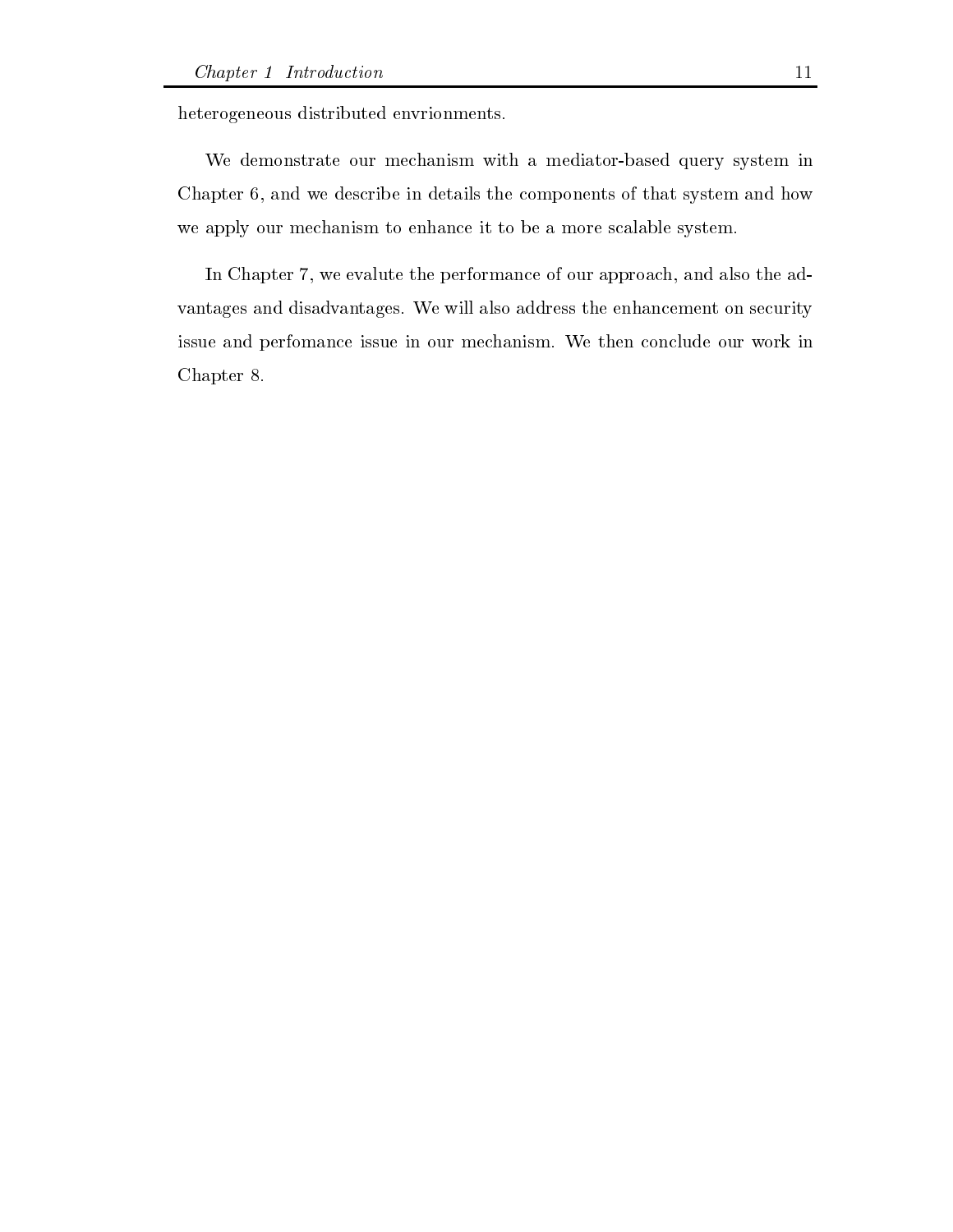heterogeneous distributed envrionments.

We demonstrate our mechanism with a mediator-based query system in Chapter 6, and we describe in details the components of that system and how we apply our mechanism to enhance it to be a more scalable system.

In Chapter 7, we evalute the performance of our approach, and also the advantages and disadvantages. We will also address the enhancement on security issue and perfomance issue in our mechanism. We then conclude our work in Chapter 8.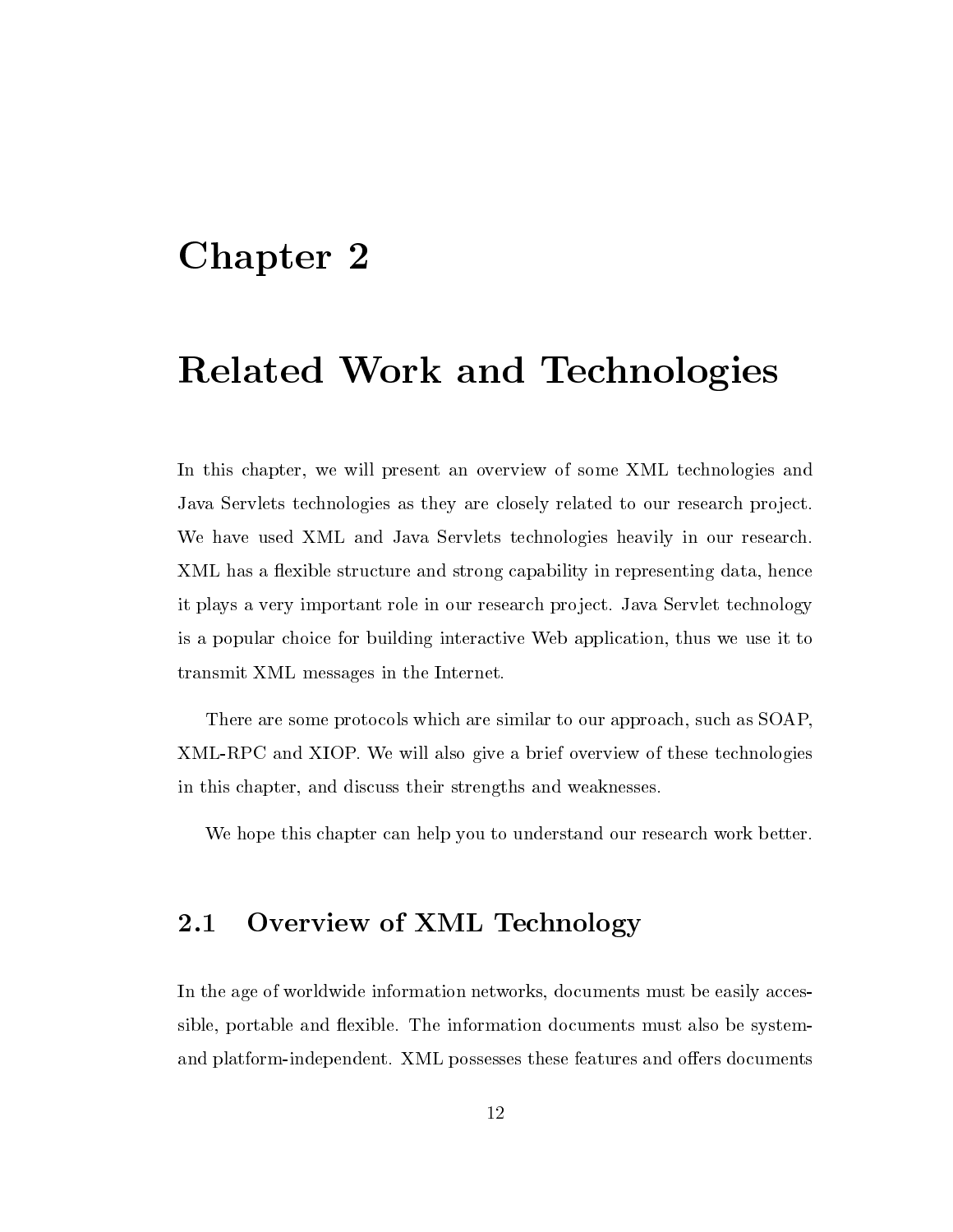# Chapter 2

# Related Work and Technologies

In this chapter, we will present an overview of some XML technologies and Java Servlets technologies as they are closely related to our research project. We have used XML and Java Servlets technologies heavily in our research. XML has a flexible structure and strong capability in representing data, hence it plays a very important role in our research project. Java Servlet technology is a popular choice for building interactive Web application, thus we use it to transmit XML messages in the Internet.

There are some protocols which are similar to our approach, such as SOAP, XML-RPC and XIOP. We will also give a brief overview of these technologies in this chapter, and discuss their strengths and weaknesses.

We hope this chapter can help you to understand our research work better.

## 2.1 Overview of XML Technology

In the age of worldwide information networks, documents must be easily accessible, portable and flexible. The information documents must also be system- and platform-independent. XML possesses these features and offers documents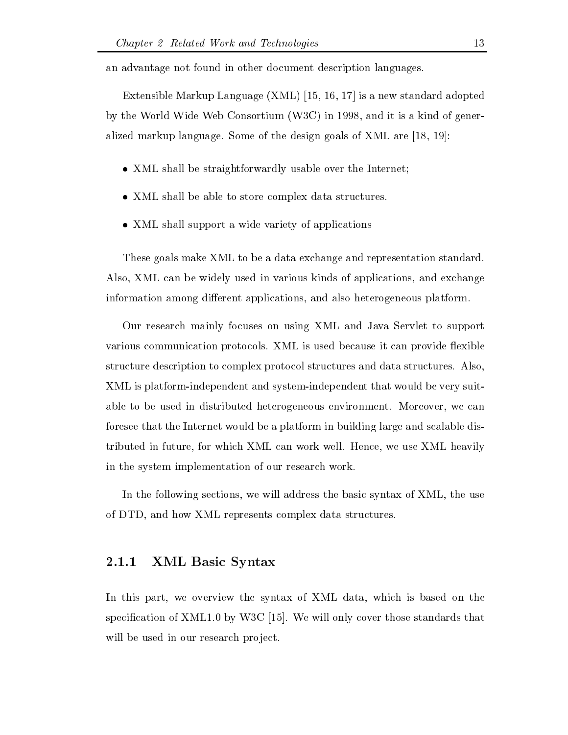an advantage not found in other document description languages.

Extensible Markup Language (XML) [15, 16, 17] is a new standard adopted by the World Wide Web Consortium (W3C) in 1998, and it is a kind of generalized markup language. Some of the design goals of XML are [18, 19]:

- XML shall be straightforwardly usable over the Internet;
- XML shall be able to store complex data structures.
- XML shall support a wide variety of applications

These goals make XML to be a data exchange and representation standard. Also, XML can be widely used in various kinds of applications, and exchange information among different applications, and also heterogeneous platform.

Our research mainly focuses on using XML and Java Servlet to support various communication protocols. XML is used because it can provide flexible structure description to complex protocol structures and data structures. Also, XML is platform-independent and system-independent that would be very suitable to be used in distributed heterogeneous environment. Moreover, we can foresee that the Internet would be a platform in building large and scalable distributed in future, for which XML can work well. Hence, we use XML heavily in the system implementation of our research work.

In the following sections, we will address the basic syntax of XML, the use of DTD, and how XML represents complex data structures.

### 2.1.1 XML Basic Syntax

In this part, we overview the syntax of XML data, which is based on the specification of XML1.0 by W3C [15]. We will only cover those standards that will be used in our research project.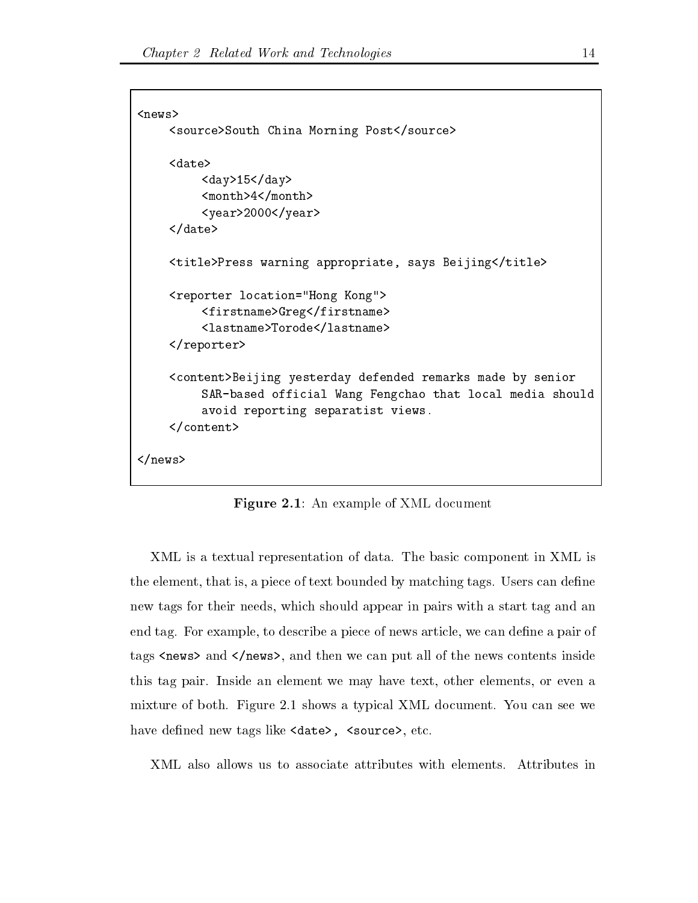```
<news>
    <source>South China Morning Post</source>

    <date>
        <day>15</day>
        <month>4</month>
        <year>2000</year>
    </date>

    <title>Press warning appropriate, says Beijing</title>

    <reporter location="Hong Kong">
        <firstname>Greg</firstname>
        <lastname>Torode</lastname>
    </reporter>

    <content>Beijing yesterday defended remarks made by senior
        SAR-based official Wang Fengchao that local media should
        avoid reporting separatist views.
    </content>

</news>
```

**Figure 2.1**: An example of XML document

XML is a textual representation of data. The basic component in XML is the element, that is, a piece of text bounded by matching tags. Users can define new tags for their needs, which should appear in pairs with a start tag and an end tag. For example, to describe a piece of news article, we can define a pair of tags `<news>` and `</news>`, and then we can put all of the news contents inside this tag pair. Inside an element we may have text, other elements, or even a mixture of both. Figure 2.1 shows a typical XML document. You can see we have defined new tags like `<date>, <source>`, etc.

XML also allows us to associate attributes with elements. Attributes in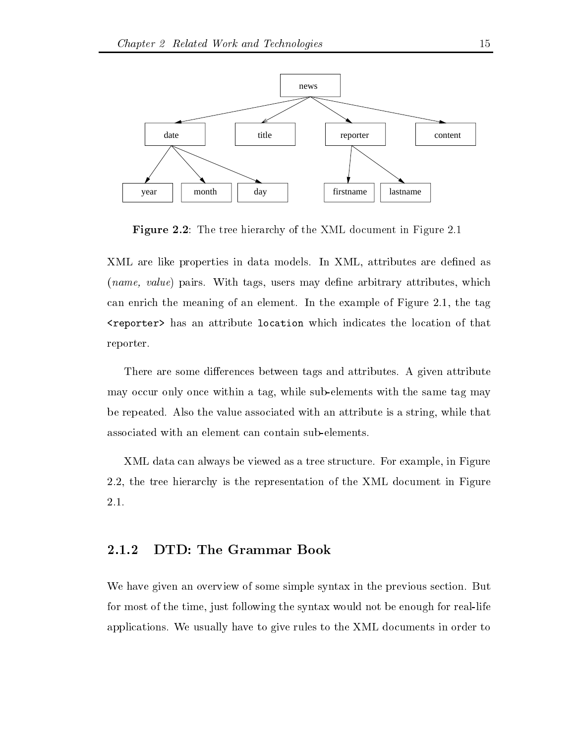**Figure 2.2**: The tree hierarchy of the XML document in Figure 2.1

XML are like properties in data models. In XML, attributes are defined as (*name, value*) pairs. With tags, users may define arbitrary attributes, which can enrich the meaning of an element. In the example of Figure 2.1, the tag `<reporter>` has an attribute `location` which indicates the location of that reporter.

There are some differences between tags and attributes. A given attribute may occur only once within a tag, while sub-elements with the same tag may be repeated. Also the value associated with an attribute is a string, while that associated with an element can contain sub-elements.

XML data can always be viewed as a tree structure. For example, in Figure 2.2, the tree hierarchy is the representation of the XML document in Figure 2.1.

### 2.1.2 DTD: The Grammar Book

We have given an overview of some simple syntax in the previous section. But for most of the time, just following the syntax would not be enough for real-life applications. We usually have to give rules to the XML documents in order to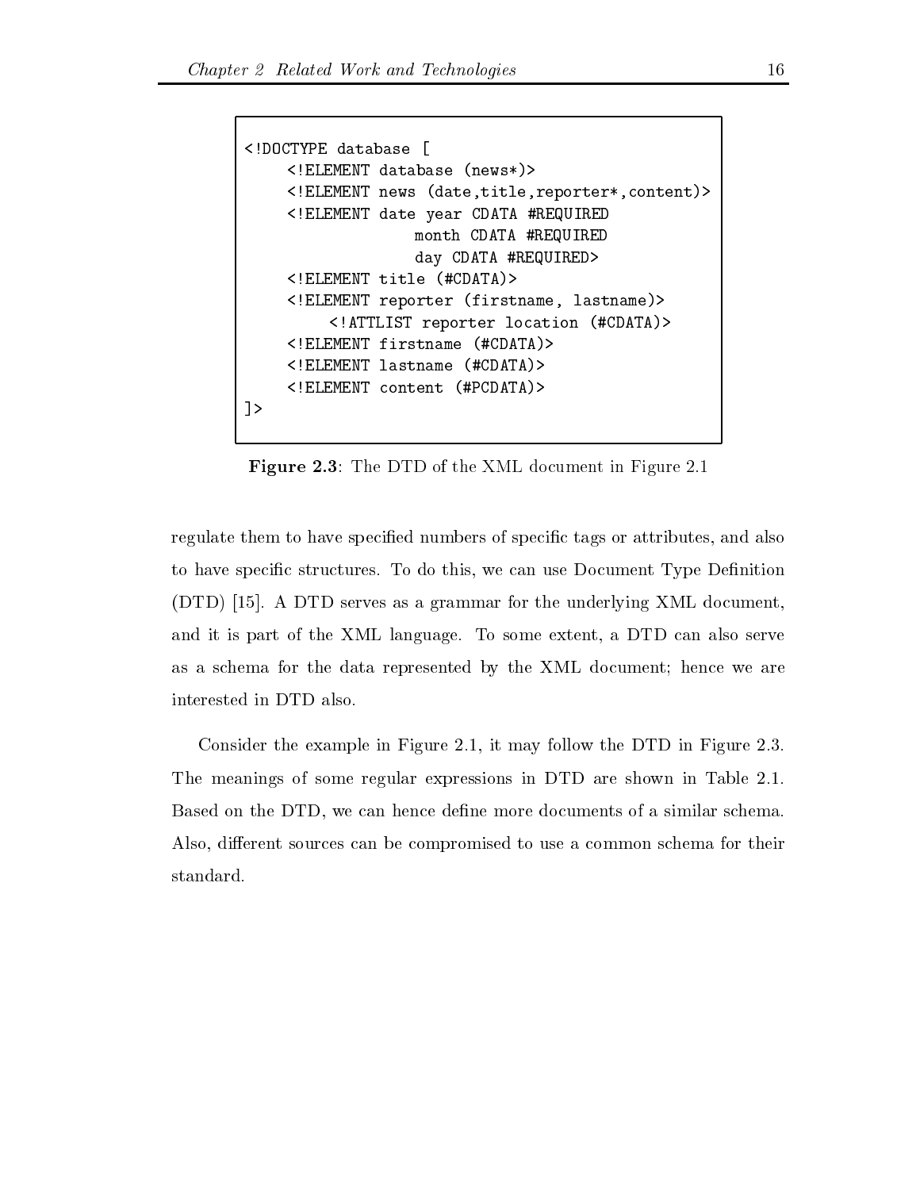```
<!DOCTYPE database [
    <!ELEMENT database (news*)>
    <!ELEMENT news (date,title,reporter*,content)>
    <!ELEMENT date year CDATA #REQUIRED
                 month CDATA #REQUIRED
                 day CDATA #REQUIRED>
    <!ELEMENT title (#CDATA)>
    <!ELEMENT reporter (firstname, lastname)>
        <!ATTLIST reporter location (#CDATA)>
    <!ELEMENT firstname (#CDATA)>
    <!ELEMENT lastname (#CDATA)>
    <!ELEMENT content (#PCDATA)>
]>
```

**Figure 2.3**: The DTD of the XML document in Figure 2.1

regulate them to have specified numbers of specific tags or attributes, and also to have specific structures. To do this, we can use Document Type Definition (DTD) [15]. A DTD serves as a grammar for the underlying XML document, and it is part of the XML language. To some extent, a DTD can also serve as a schema for the data represented by the XML document; hence we are interested in DTD also.

Consider the example in Figure 2.1, it may follow the DTD in Figure 2.3. The meanings of some regular expressions in DTD are shown in Table 2.1. Based on the DTD, we can hence define more documents of a similar schema. Also, different sources can be compromised to use a common schema for their standard.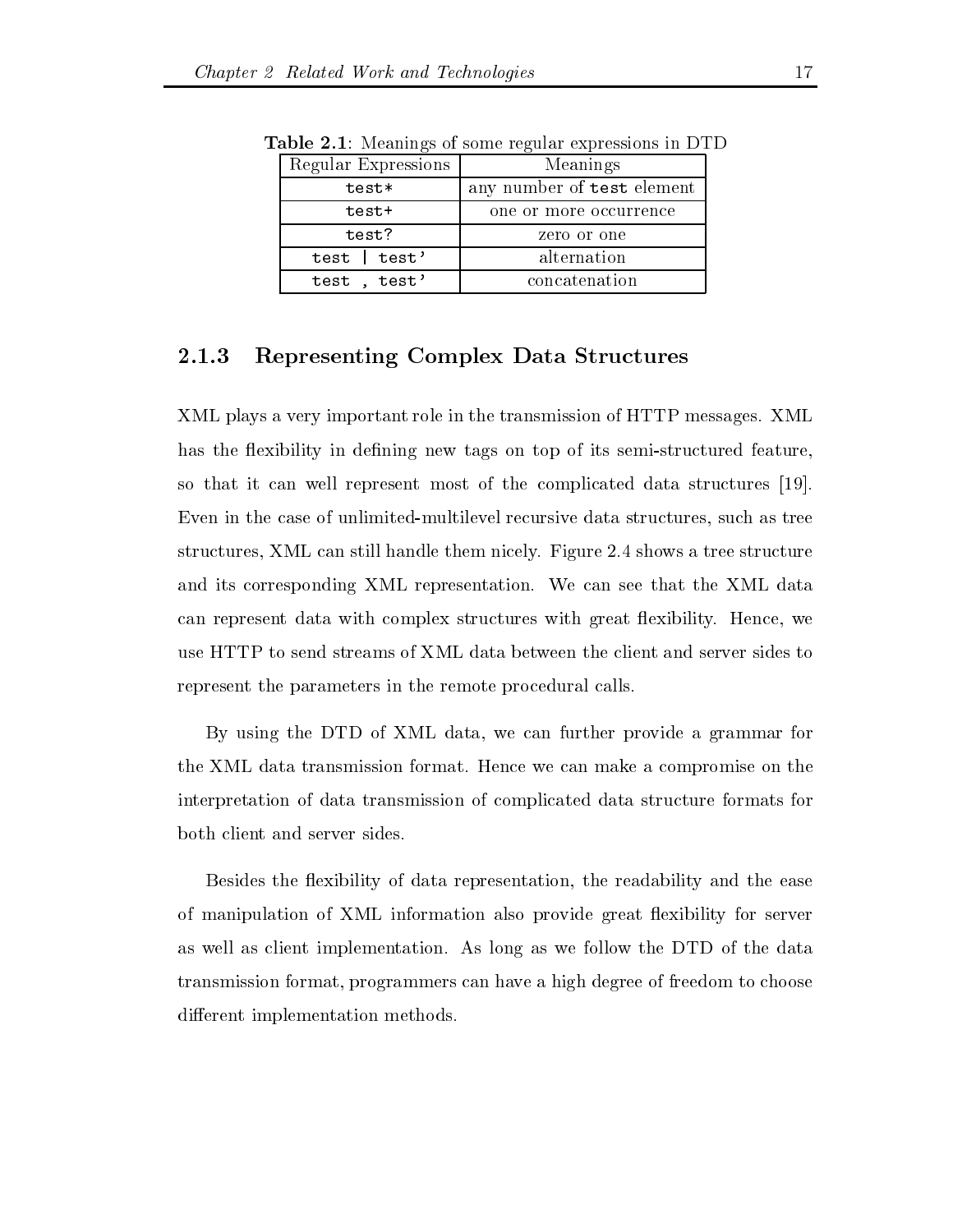**Table 2.1**: Meanings of some regular expressions in DTD

| Regular Expressions | Meanings |
| --- | --- |
| `test*` | any number of `test` element |
| `test+` | one or more occurrence |
| `test?` | zero or one |
| `test \| test'` | alternation |
| `test , test'` | concatenation |

### 2.1.3 Representing Complex Data Structures

XML plays a very important role in the transmission of HTTP messages. XML has the flexibility in defining new tags on top of its semi-structured feature, so that it can well represent most of the complicated data structures [19]. Even in the case of unlimited-multilevel recursive data structures, such as tree structures, XML can still handle them nicely. Figure 2.4 shows a tree structure and its corresponding XML representation. We can see that the XML data can represent data with complex structures with great flexibility. Hence, we use HTTP to send streams of XML data between the client and server sides to represent the parameters in the remote procedural calls.

By using the DTD of XML data, we can further provide a grammar for the XML data transmission format. Hence we can make a compromise on the interpretation of data transmission of complicated data structure formats for both client and server sides.

Besides the flexibility of data representation, the readability and the ease of manipulation of XML information also provide great flexibility for server as well as client implementation. As long as we follow the DTD of the data transmission format, programmers can have a high degree of freedom to choose different implementation methods.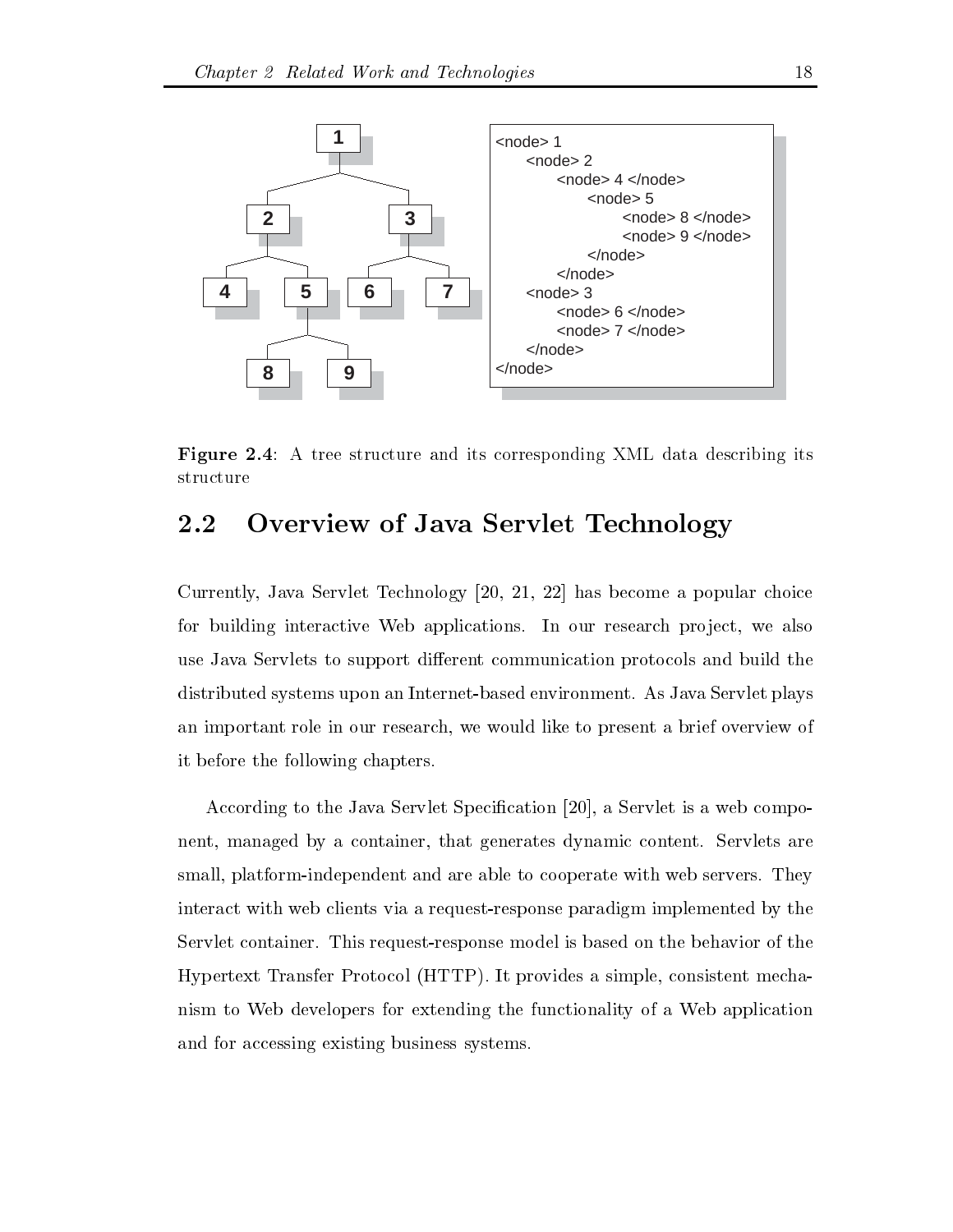```
<node> 1
    <node> 2
        <node> 4 </node>
            <node> 5
                <node> 8 </node>
                <node> 9 </node>
            </node>
        </node>
    <node> 3
        <node> 6 </node>
        <node> 7 </node>
    </node>
</node>
```

**Figure 2.4**: A tree structure and its corresponding XML data describing its structure

## 2.2 Overview of Java Servlet Technology

Currently, Java Servlet Technology [20, 21, 22] has become a popular choice for building interactive Web applications. In our research project, we also use Java Servlets to support different communication protocols and build the distributed systems upon an Internet-based environment. As Java Servlet plays an important role in our research, we would like to present a brief overview of it before the following chapters.

According to the Java Servlet Specification [20], a Servlet is a web component, managed by a container, that generates dynamic content. Servlets are small, platform-independent and are able to cooperate with web servers. They interact with web clients via a request-response paradigm implemented by the Servlet container. This request-response model is based on the behavior of the Hypertext Transfer Protocol (HTTP). It provides a simple, consistent mechanism to Web developers for extending the functionality of a Web application and for accessing existing business systems.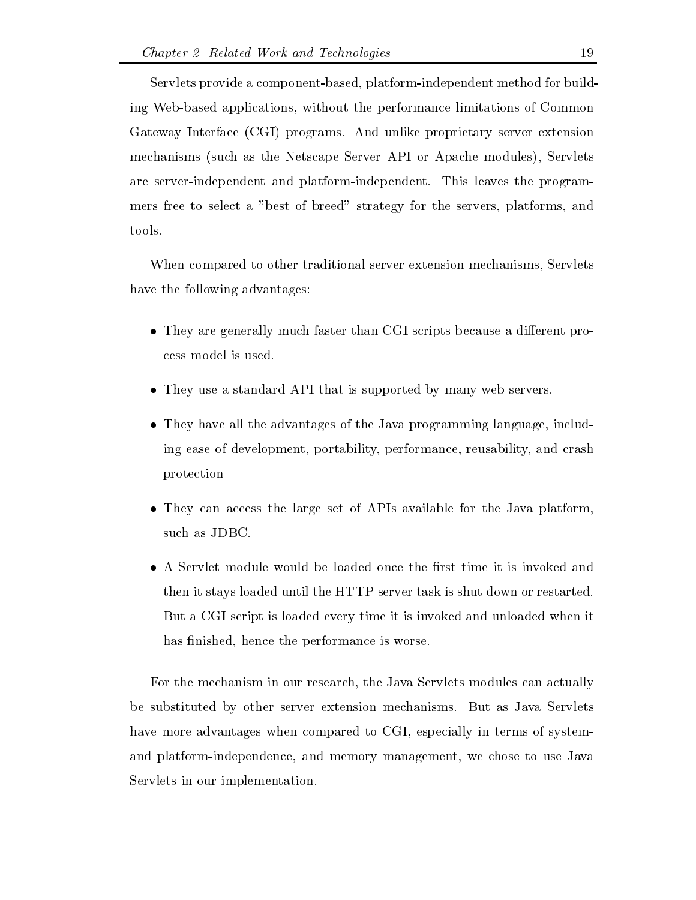Servlets provide a component-based, platform-independent method for building Web-based applications, without the performance limitations of Common Gateway Interface (CGI) programs. And unlike proprietary server extension mechanisms (such as the Netscape Server API or Apache modules), Servlets are server-independent and platform-independent. This leaves the programmers free to select a "best of breed" strategy for the servers, platforms, and tools.

When compared to other traditional server extension mechanisms, Servlets have the following advantages:

- They are generally much faster than CGI scripts because a different process model is used.
- They use a standard API that is supported by many web servers.
- They have all the advantages of the Java programming language, including ease of development, portability, performance, reusability, and crash protection
- They can access the large set of APIs available for the Java platform, such as JDBC.
- A Servlet module would be loaded once the first time it is invoked and then it stays loaded until the HTTP server task is shut down or restarted. But a CGI script is loaded every time it is invoked and unloaded when it has finished, hence the performance is worse.

For the mechanism in our research, the Java Servlets modules can actually be substituted by other server extension mechanisms. But as Java Servlets have more advantages when compared to CGI, especially in terms of system- and platform-independence, and memory management, we chose to use Java Servlets in our implementation.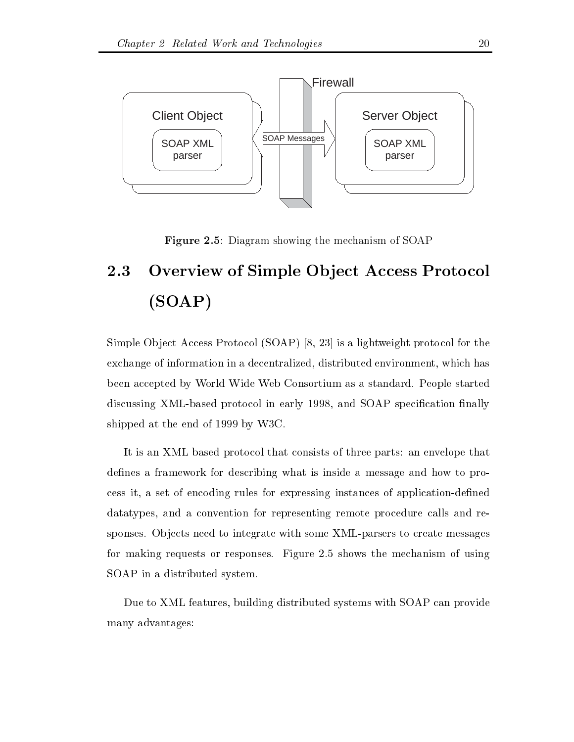**Figure 2.5**: Diagram showing the mechanism of SOAP

## 2.3 Overview of Simple Object Access Protocol (SOAP)

Simple Object Access Protocol (SOAP) [8, 23] is a lightweight protocol for the exchange of information in a decentralized, distributed environment, which has been accepted by World Wide Web Consortium as a standard. People started discussing XML-based protocol in early 1998, and SOAP specification finally shipped at the end of 1999 by W3C.

It is an XML based protocol that consists of three parts: an envelope that defines a framework for describing what is inside a message and how to process it, a set of encoding rules for expressing instances of application-defined datatypes, and a convention for representing remote procedure calls and responses. Objects need to integrate with some XML-parsers to create messages for making requests or responses. Figure 2.5 shows the mechanism of using SOAP in a distributed system.

Due to XML features, building distributed systems with SOAP can provide many advantages: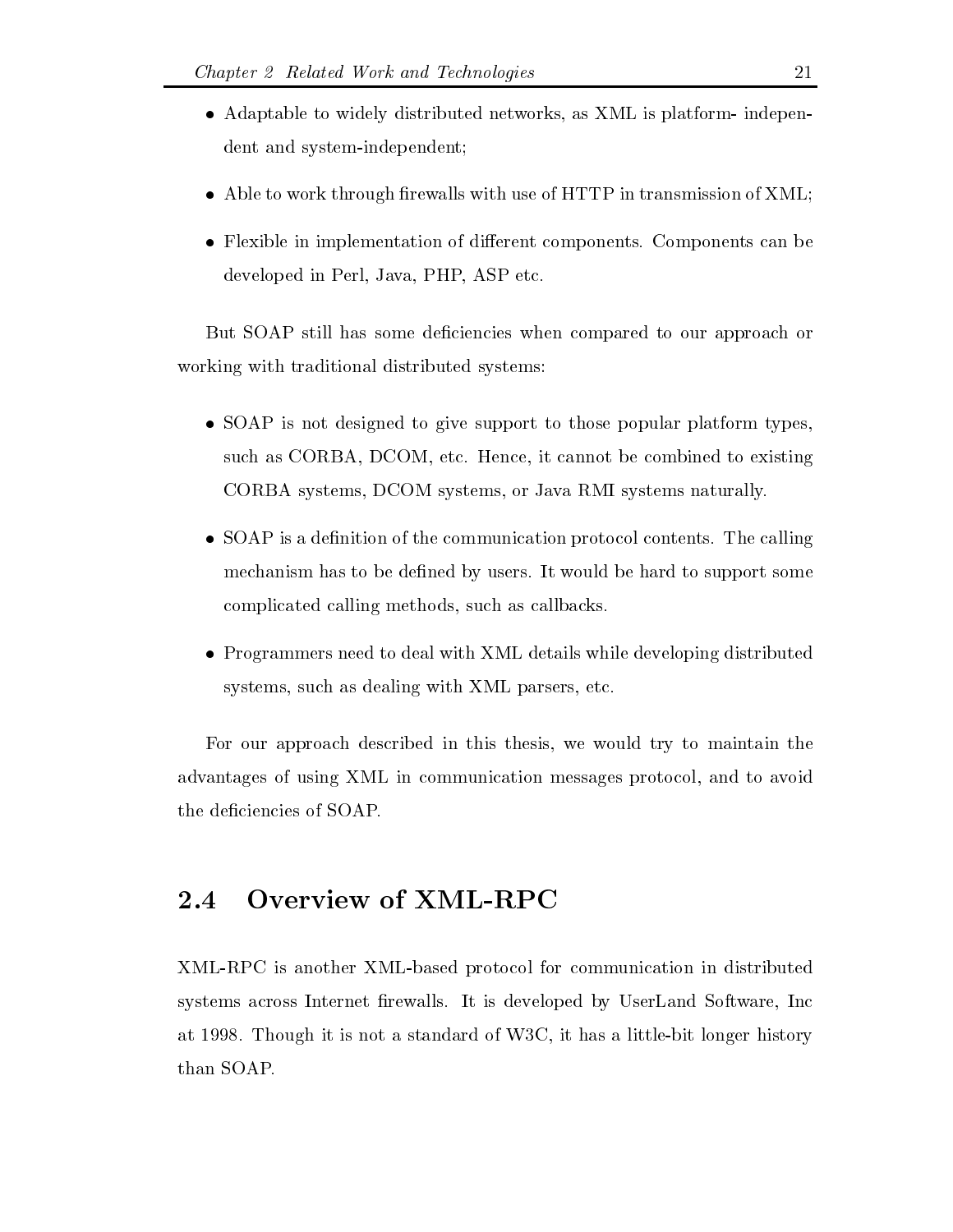- Adaptable to widely distributed networks, as XML is platform- independent and system-independent;
- Able to work through firewalls with use of HTTP in transmission of XML;
- Flexible in implementation of different components. Components can be developed in Perl, Java, PHP, ASP etc.

But SOAP still has some deficiencies when compared to our approach or working with traditional distributed systems:

- SOAP is not designed to give support to those popular platform types, such as CORBA, DCOM, etc. Hence, it cannot be combined to existing CORBA systems, DCOM systems, or Java RMI systems naturally.
- SOAP is a definition of the communication protocol contents. The calling mechanism has to be defined by users. It would be hard to support some complicated calling methods, such as callbacks.
- Programmers need to deal with XML details while developing distributed systems, such as dealing with XML parsers, etc.

For our approach described in this thesis, we would try to maintain the advantages of using XML in communication messages protocol, and to avoid the deficiencies of SOAP.

## 2.4 Overview of XML-RPC

XML-RPC is another XML-based protocol for communication in distributed systems across Internet firewalls. It is developed by UserLand Software, Inc at 1998. Though it is not a standard of W3C, it has a little-bit longer history than SOAP.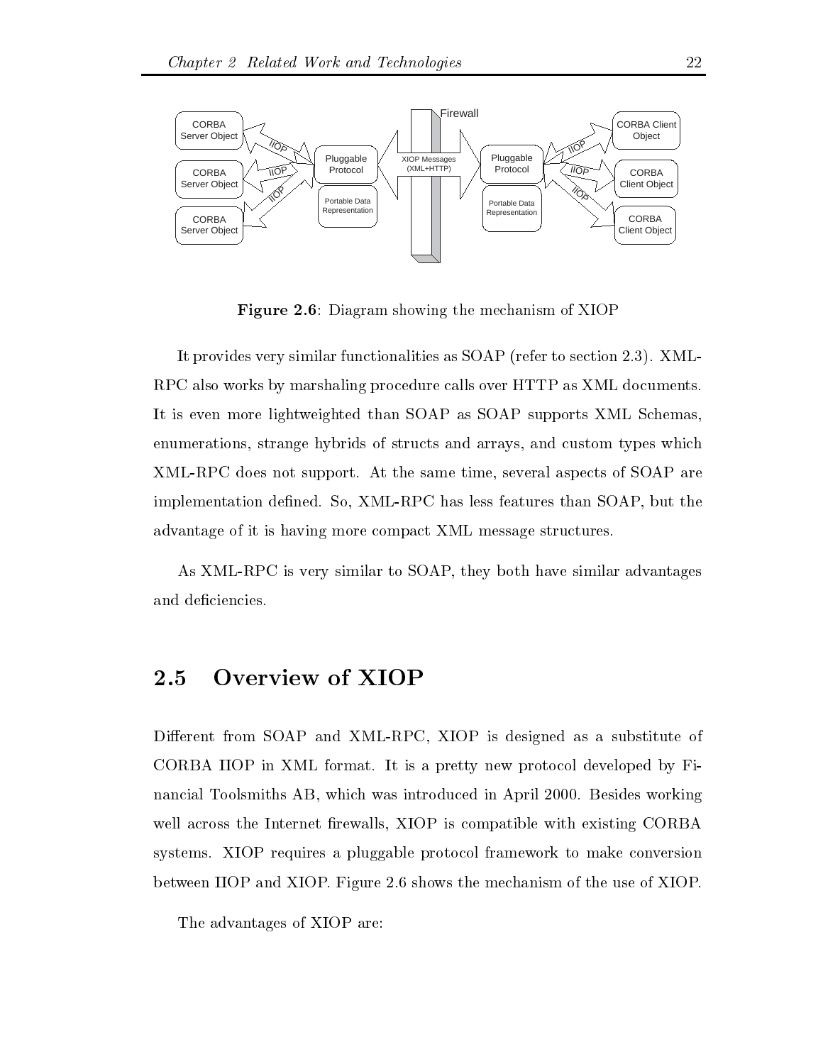**Figure 2.6**: Diagram showing the mechanism of XIOP

It provides very similar functionalities as SOAP (refer to section 2.3). XML-RPC also works by marshaling procedure calls over HTTP as XML documents. It is even more lightweighted than SOAP as SOAP supports XML Schemas, enumerations, strange hybrids of structs and arrays, and custom types which XML-RPC does not support. At the same time, several aspects of SOAP are implementation defined. So, XML-RPC has less features than SOAP, but the advantage of it is having more compact XML message structures.

As XML-RPC is very similar to SOAP, they both have similar advantages and deficiencies.

## 2.5 Overview of XIOP

Different from SOAP and XML-RPC, XIOP is designed as a substitute of CORBA IIOP in XML format. It is a pretty new protocol developed by Financial Toolsmiths AB, which was introduced in April 2000. Besides working well across the Internet firewalls, XIOP is compatible with existing CORBA systems. XIOP requires a pluggable protocol framework to make conversion between IIOP and XIOP. Figure 2.6 shows the mechanism of the use of XIOP.

The advantages of XIOP are: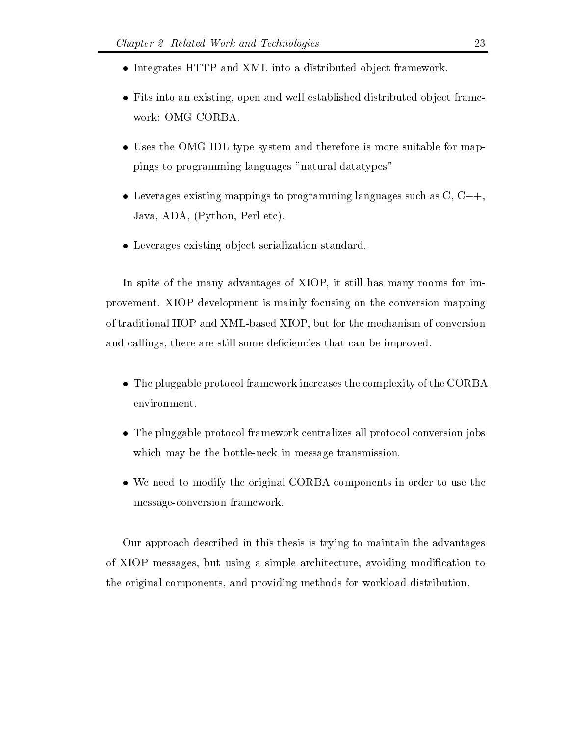- Integrates HTTP and XML into a distributed object framework.

- Fits into an existing, open and well established distributed object framework: OMG CORBA.

- Uses the OMG IDL type system and therefore is more suitable for mappings to programming languages "natural datatypes"

- Leverages existing mappings to programming languages such as C, C++, Java, ADA, (Python, Perl etc).

- Leverages existing object serialization standard.

In spite of the many advantages of XIOP, it still has many rooms for improvement. XIOP development is mainly focusing on the conversion mapping of traditional IIOP and XML-based XIOP, but for the mechanism of conversion and callings, there are still some deficiencies that can be improved.

- The pluggable protocol framework increases the complexity of the CORBA environment.

- The pluggable protocol framework centralizes all protocol conversion jobs which may be the bottle-neck in message transmission.

- We need to modify the original CORBA components in order to use the message-conversion framework.

Our approach described in this thesis is trying to maintain the advantages of XIOP messages, but using a simple architecture, avoiding modification to the original components, and providing methods for workload distribution.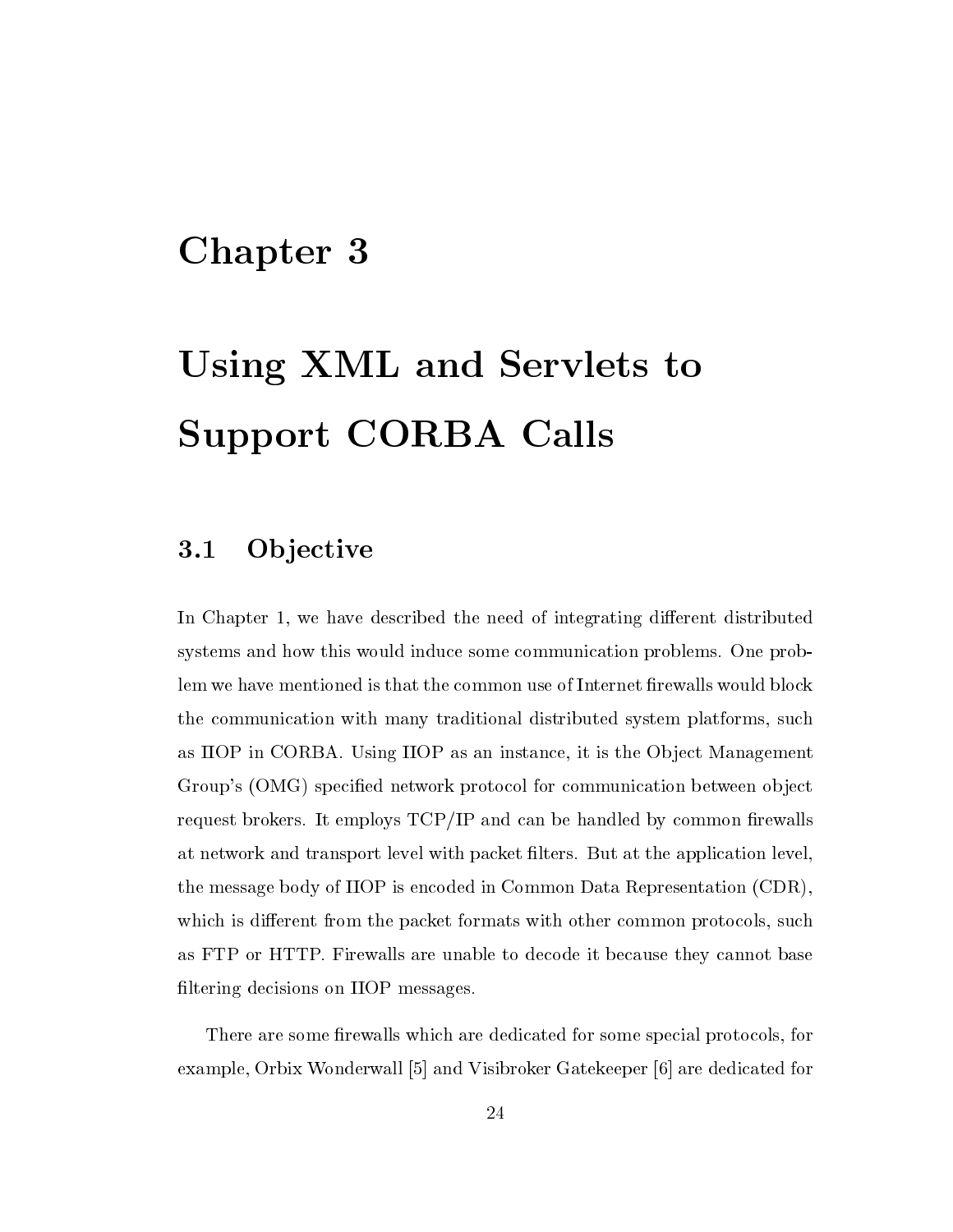# Chapter 3

# Using XML and Servlets to Support CORBA Calls

## 3.1 Objective

In Chapter 1, we have described the need of integrating different distributed systems and how this would induce some communication problems. One problem we have mentioned is that the common use of Internet firewalls would block the communication with many traditional distributed system platforms, such as IIOP in CORBA. Using IIOP as an instance, it is the Object Management Group's (OMG) specified network protocol for communication between object request brokers. It employs TCP/IP and can be handled by common firewalls at network and transport level with packet filters. But at the application level, the message body of IIOP is encoded in Common Data Representation (CDR), which is different from the packet formats with other common protocols, such as FTP or HTTP. Firewalls are unable to decode it because they cannot base filtering decisions on IIOP messages.

There are some firewalls which are dedicated for some special protocols, for example, Orbix Wonderwall [5] and Visibroker Gatekeeper [6] are dedicated for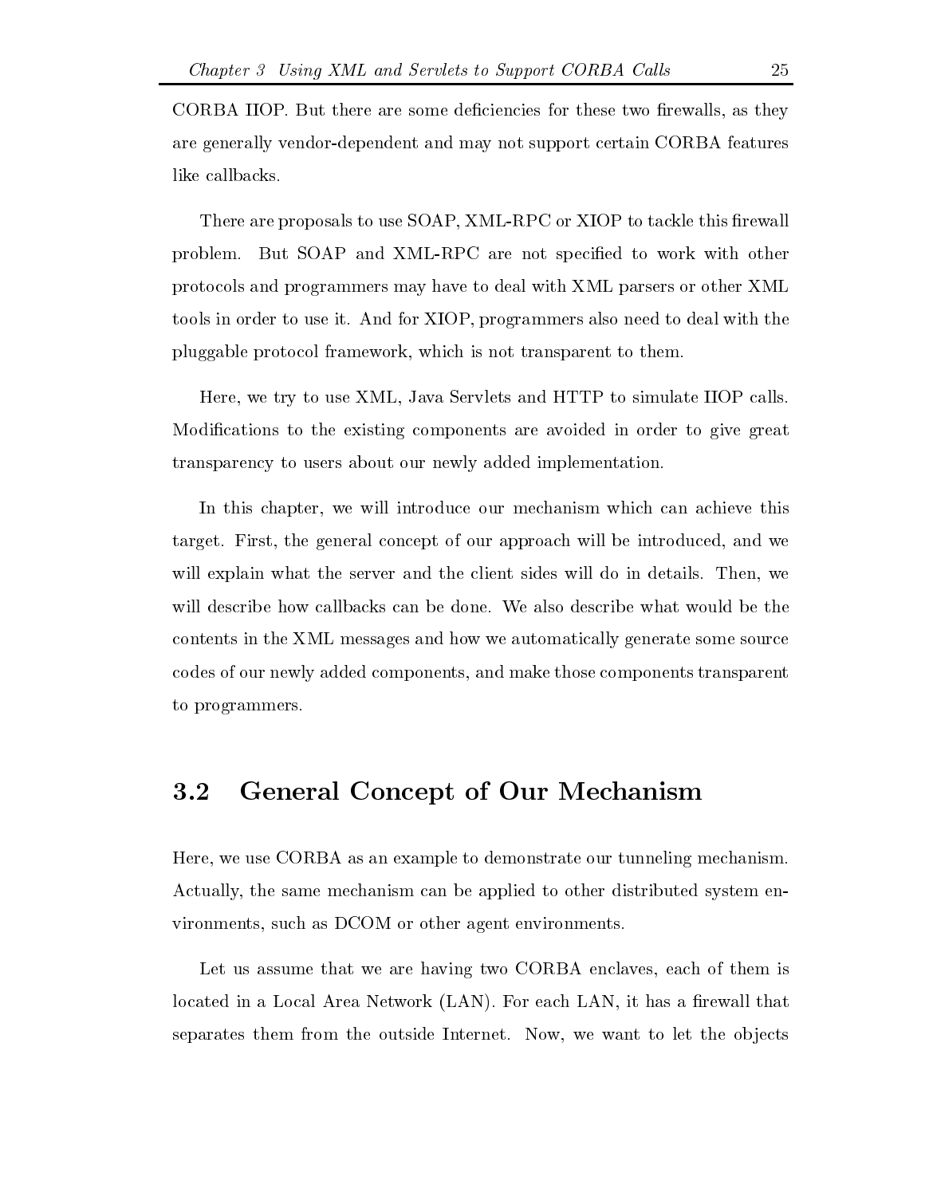CORBA IIOP. But there are some deficiencies for these two firewalls, as they are generally vendor-dependent and may not support certain CORBA features like callbacks.

There are proposals to use SOAP, XML-RPC or XIOP to tackle this firewall problem. But SOAP and XML-RPC are not specified to work with other protocols and programmers may have to deal with XML parsers or other XML tools in order to use it. And for XIOP, programmers also need to deal with the pluggable protocol framework, which is not transparent to them.

Here, we try to use XML, Java Servlets and HTTP to simulate IIOP calls. Modifications to the existing components are avoided in order to give great transparency to users about our newly added implementation.

In this chapter, we will introduce our mechanism which can achieve this target. First, the general concept of our approach will be introduced, and we will explain what the server and the client sides will do in details. Then, we will describe how callbacks can be done. We also describe what would be the contents in the XML messages and how we automatically generate some source codes of our newly added components, and make those components transparent to programmers.

## 3.2 General Concept of Our Mechanism

Here, we use CORBA as an example to demonstrate our tunneling mechanism. Actually, the same mechanism can be applied to other distributed system environments, such as DCOM or other agent environments.

Let us assume that we are having two CORBA enclaves, each of them is located in a Local Area Network (LAN). For each LAN, it has a firewall that separates them from the outside Internet. Now, we want to let the objects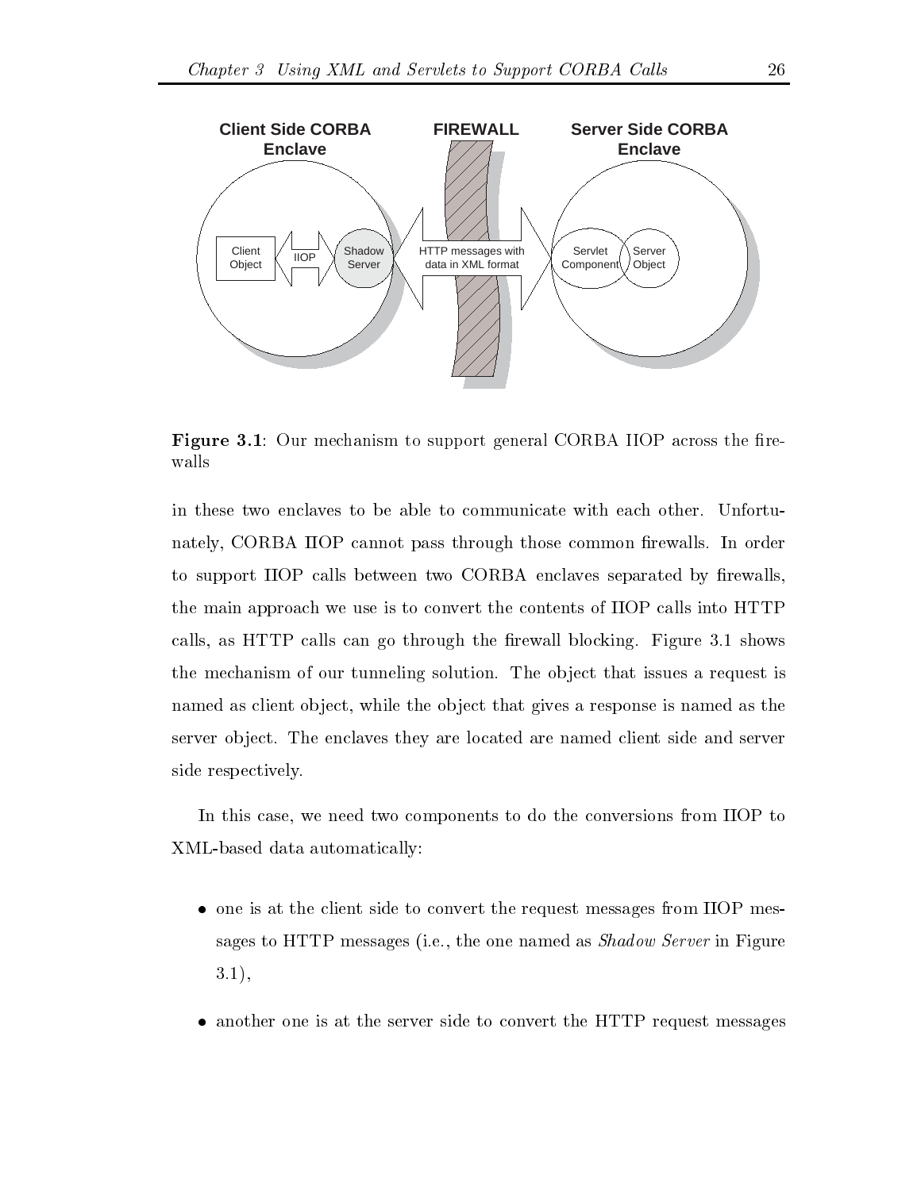**Figure 3.1**: Our mechanism to support general CORBA IIOP across the firewalls

in these two enclaves to be able to communicate with each other. Unfortunately, CORBA IIOP cannot pass through those common firewalls. In order to support IIOP calls between two CORBA enclaves separated by firewalls, the main approach we use is to convert the contents of IIOP calls into HTTP calls, as HTTP calls can go through the firewall blocking. Figure 3.1 shows the mechanism of our tunneling solution. The object that issues a request is named as client object, while the object that gives a response is named as the server object. The enclaves they are located are named client side and server side respectively.

In this case, we need two components to do the conversions from IIOP to XML-based data automatically:

- one is at the client side to convert the request messages from IIOP messages to HTTP messages (i.e., the one named as *Shadow Server* in Figure 3.1),
- another one is at the server side to convert the HTTP request messages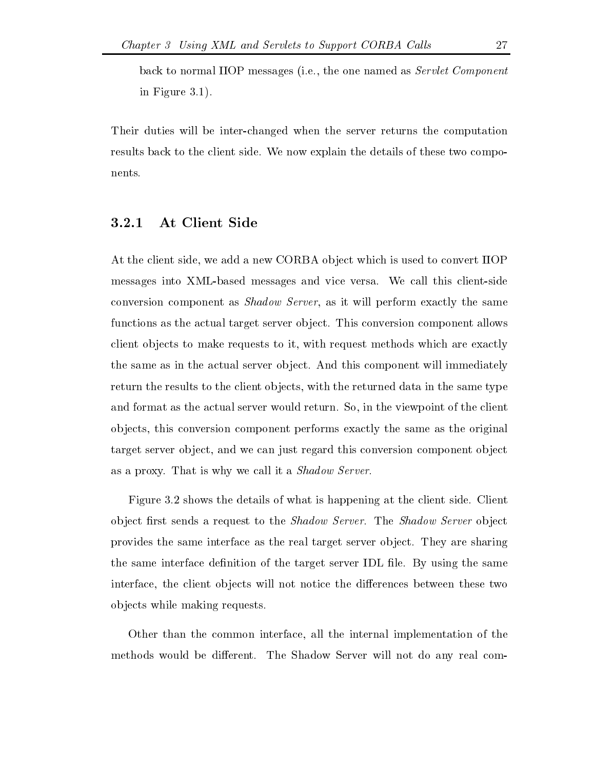back to normal IIOP messages (i.e., the one named as *Servlet Component* in Figure 3.1).

Their duties will be inter-changed when the server returns the computation results back to the client side. We now explain the details of these two components.

### 3.2.1 At Client Side

At the client side, we add a new CORBA object which is used to convert IIOP messages into XML-based messages and vice versa. We call this client-side conversion component as *Shadow Server*, as it will perform exactly the same functions as the actual target server object. This conversion component allows client objects to make requests to it, with request methods which are exactly the same as in the actual server object. And this component will immediately return the results to the client objects, with the returned data in the same type and format as the actual server would return. So, in the viewpoint of the client objects, this conversion component performs exactly the same as the original target server object, and we can just regard this conversion component object as a proxy. That is why we call it a *Shadow Server*.

Figure 3.2 shows the details of what is happening at the client side. Client object first sends a request to the *Shadow Server*. The *Shadow Server* object provides the same interface as the real target server object. They are sharing the same interface definition of the target server IDL file. By using the same interface, the client objects will not notice the differences between these two objects while making requests.

Other than the common interface, all the internal implementation of the methods would be different. The Shadow Server will not do any real com-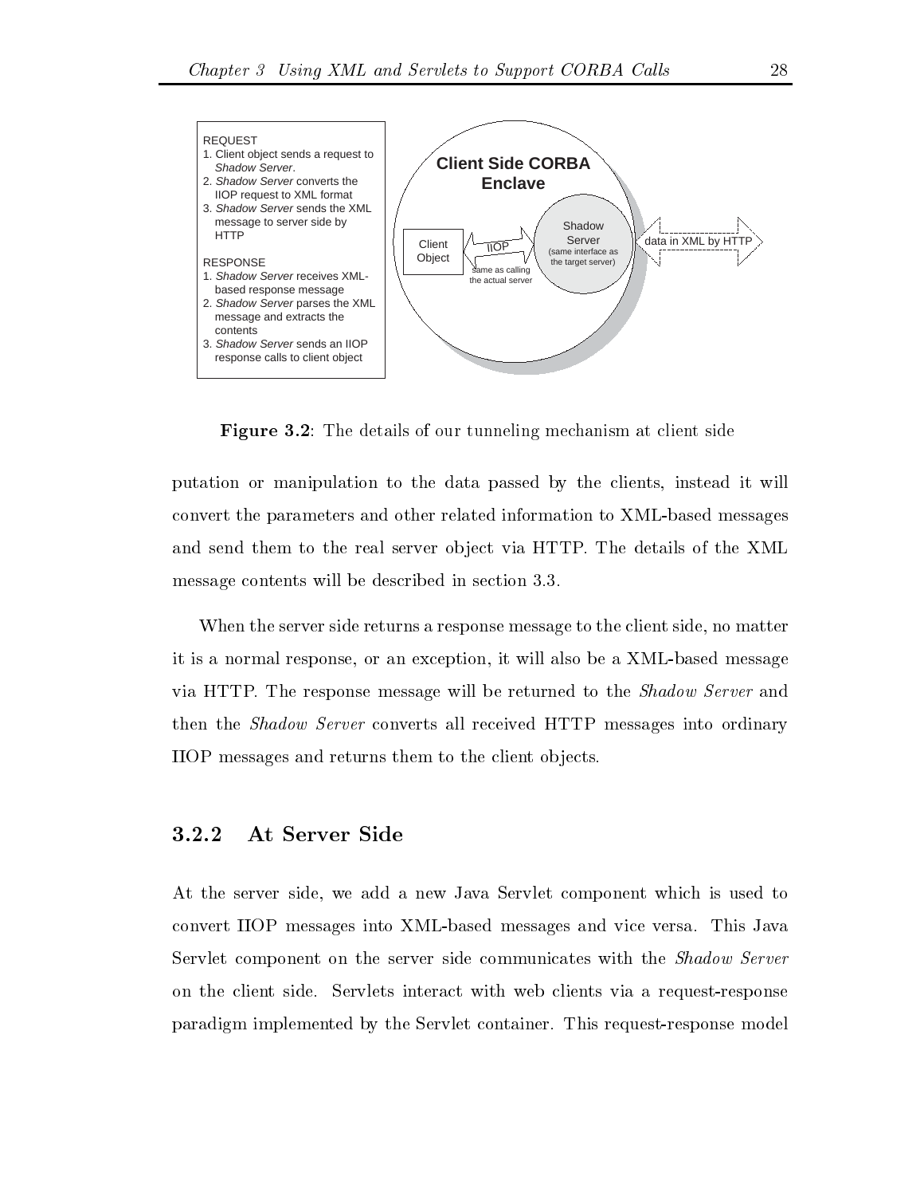REQUEST

1. Client object sends a request to *Shadow Server*.
2. *Shadow Server* converts the IIOP request to XML format
3. *Shadow Server* sends the XML message to server side by HTTP

RESPONSE

1. *Shadow Server* receives XML-based response message
2. *Shadow Server* parses the XML message and extracts the contents
3. *Shadow Server* sends an IIOP response calls to client object

**Figure 3.2**: The details of our tunneling mechanism at client side

putation or manipulation to the data passed by the clients, instead it will convert the parameters and other related information to XML-based messages and send them to the real server object via HTTP. The details of the XML message contents will be described in section 3.3.

When the server side returns a response message to the client side, no matter it is a normal response, or an exception, it will also be a XML-based message via HTTP. The response message will be returned to the *Shadow Server* and then the *Shadow Server* converts all received HTTP messages into ordinary IIOP messages and returns them to the client objects.

### 3.2.2 At Server Side

At the server side, we add a new Java Servlet component which is used to convert IIOP messages into XML-based messages and vice versa. This Java Servlet component on the server side communicates with the *Shadow Server* on the client side. Servlets interact with web clients via a request-response paradigm implemented by the Servlet container. This request-response model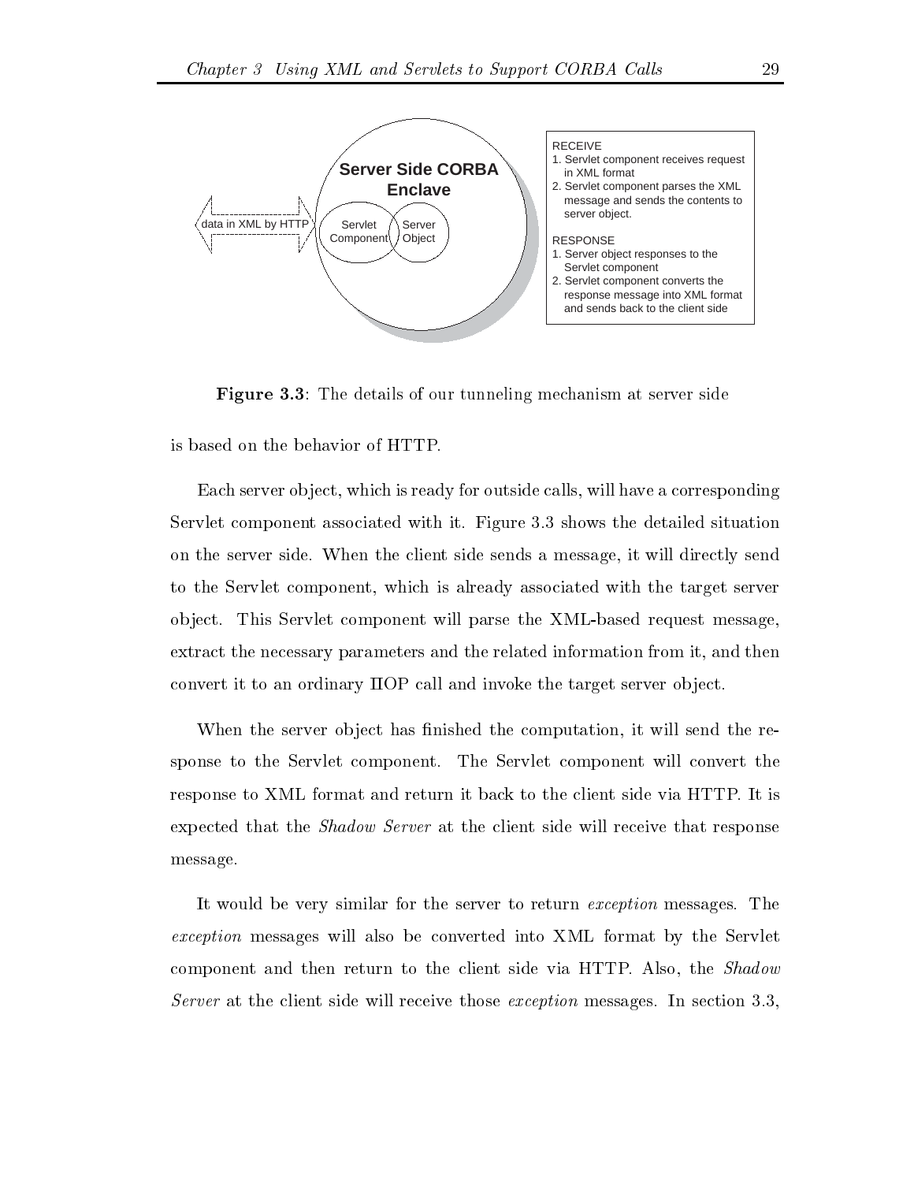**Figure 3.3**: The details of our tunneling mechanism at server side

is based on the behavior of HTTP.

Each server object, which is ready for outside calls, will have a corresponding Servlet component associated with it. Figure 3.3 shows the detailed situation on the server side. When the client side sends a message, it will directly send to the Servlet component, which is already associated with the target server object. This Servlet component will parse the XML-based request message, extract the necessary parameters and the related information from it, and then convert it to an ordinary IIOP call and invoke the target server object.

When the server object has finished the computation, it will send the response to the Servlet component. The Servlet component will convert the response to XML format and return it back to the client side via HTTP. It is expected that the *Shadow Server* at the client side will receive that response message.

It would be very similar for the server to return *exception* messages. The *exception* messages will also be converted into XML format by the Servlet component and then return to the client side via HTTP. Also, the *Shadow Server* at the client side will receive those *exception* messages. In section 3.3,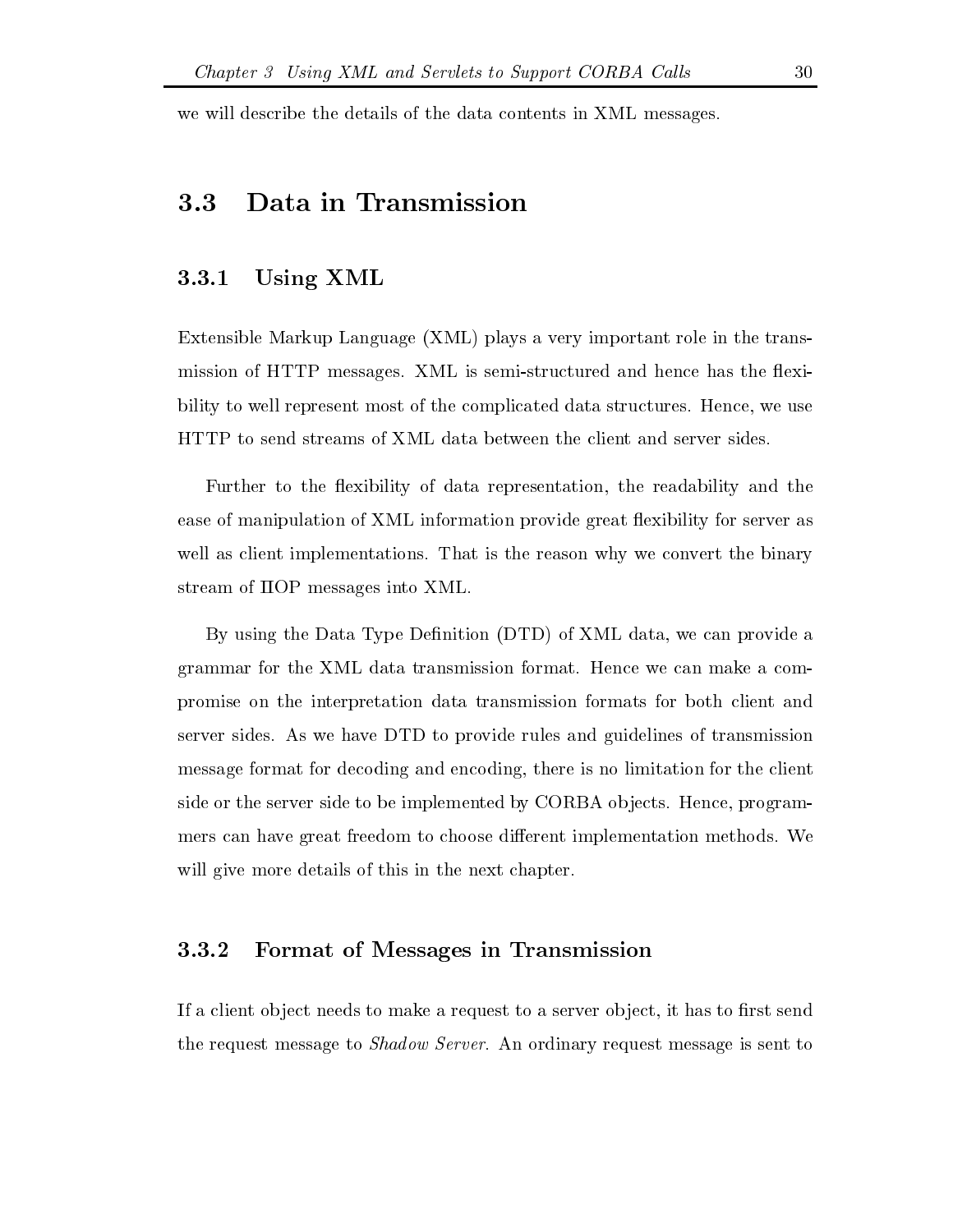we will describe the details of the data contents in XML messages.

## 3.3 Data in Transmission

### 3.3.1 Using XML

Extensible Markup Language (XML) plays a very important role in the transmission of HTTP messages. XML is semi-structured and hence has the flexibility to well represent most of the complicated data structures. Hence, we use HTTP to send streams of XML data between the client and server sides.

Further to the flexibility of data representation, the readability and the ease of manipulation of XML information provide great flexibility for server as well as client implementations. That is the reason why we convert the binary stream of IIOP messages into XML.

By using the Data Type Definition (DTD) of XML data, we can provide a grammar for the XML data transmission format. Hence we can make a compromise on the interpretation data transmission formats for both client and server sides. As we have DTD to provide rules and guidelines of transmission message format for decoding and encoding, there is no limitation for the client side or the server side to be implemented by CORBA objects. Hence, programmers can have great freedom to choose different implementation methods. We will give more details of this in the next chapter.

### 3.3.2 Format of Messages in Transmission

If a client object needs to make a request to a server object, it has to first send the request message to *Shadow Server*. An ordinary request message is sent to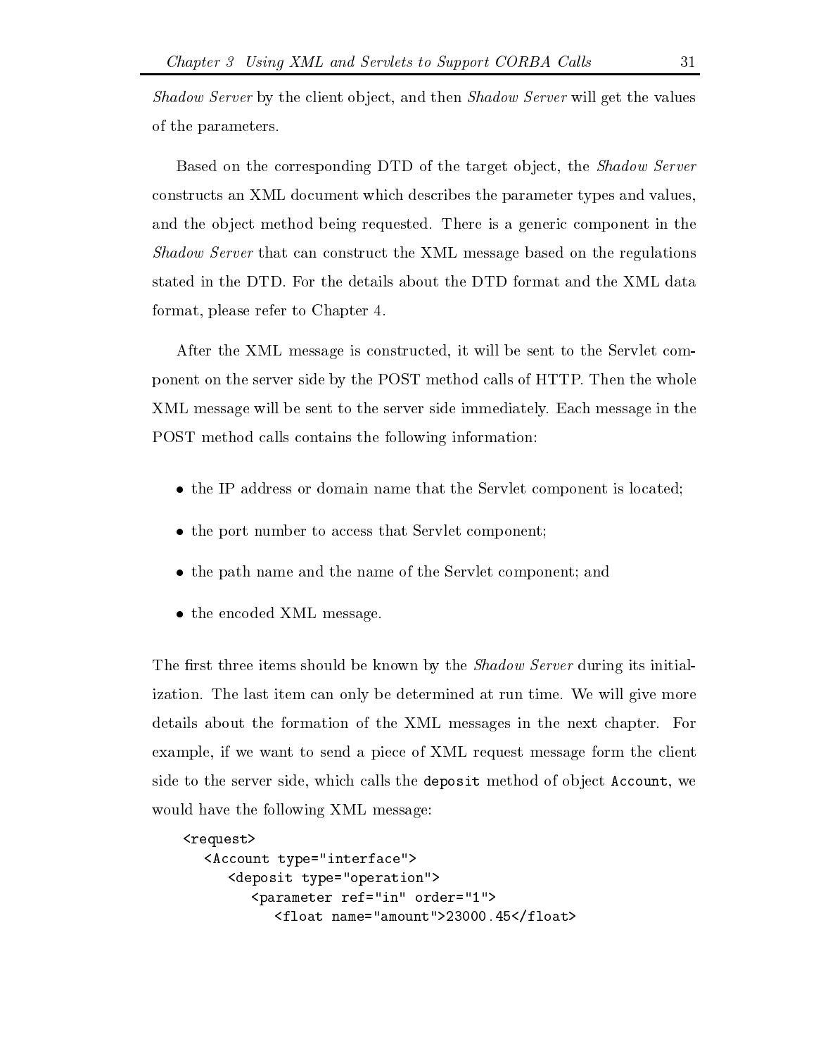*Shadow Server* by the client object, and then *Shadow Server* will get the values of the parameters.

Based on the corresponding DTD of the target object, the *Shadow Server* constructs an XML document which describes the parameter types and values, and the object method being requested. There is a generic component in the *Shadow Server* that can construct the XML message based on the regulations stated in the DTD. For the details about the DTD format and the XML data format, please refer to Chapter 4.

After the XML message is constructed, it will be sent to the Servlet component on the server side by the POST method calls of HTTP. Then the whole XML message will be sent to the server side immediately. Each message in the POST method calls contains the following information:

- the IP address or domain name that the Servlet component is located;
- the port number to access that Servlet component;
- the path name and the name of the Servlet component; and
- the encoded XML message.

The first three items should be known by the *Shadow Server* during its initialization. The last item can only be determined at run time. We will give more details about the formation of the XML messages in the next chapter. For example, if we want to send a piece of XML request message form the client side to the server side, which calls the `deposit` method of object `Account`, we would have the following XML message:

```
<request>
   <Account type="interface">
      <deposit type="operation">
         <parameter ref="in" order="1">
            <float name="amount">23000.45</float>
```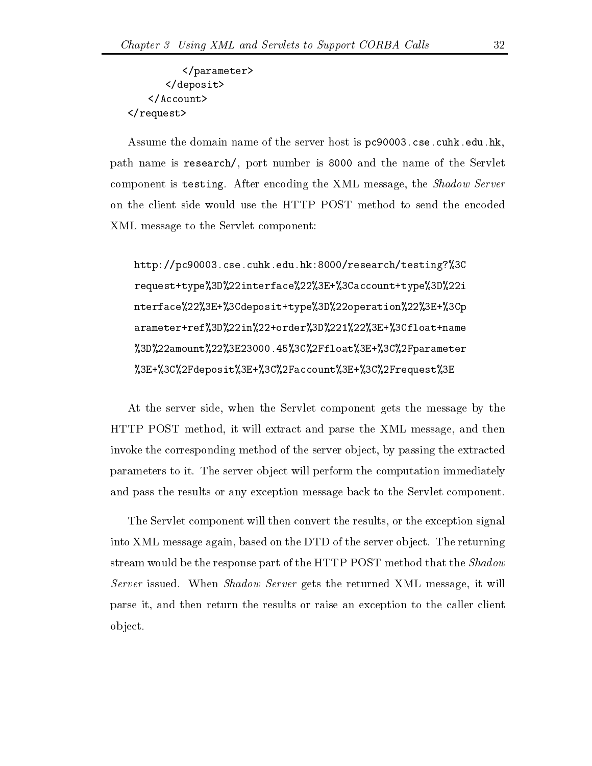```
            </parameter>
        </deposit>
    </Account>
</request>
```

Assume the domain name of the server host is `pc90003.cse.cuhk.edu.hk`, path name is `research/`, port number is `8000` and the name of the Servlet component is `testing`. After encoding the XML message, the *Shadow Server* on the client side would use the HTTP POST method to send the encoded XML message to the Servlet component:

```
http://pc90003.cse.cuhk.edu.hk:8000/research/testing?%3C
request+type%3D%22interface%22%3E+%3Caccount+type%3D%22i
nterface%22%3E+%3Cdeposit+type%3D%22operation%22%3E+%3Cp
arameter+ref%3D%22in%22+order%3D%221%22%3E+%3Cfloat+name
%3D%22amount%22%3E23000.45%3C%2Ffloat%3E+%3C%2Fparameter
%3E+%3C%2Fdeposit%3E+%3C%2Faccount%3E+%3C%2Frequest%3E
```

At the server side, when the Servlet component gets the message by the HTTP POST method, it will extract and parse the XML message, and then invoke the corresponding method of the server object, by passing the extracted parameters to it. The server object will perform the computation immediately and pass the results or any exception message back to the Servlet component.

The Servlet component will then convert the results, or the exception signal into XML message again, based on the DTD of the server object. The returning stream would be the response part of the HTTP POST method that the *Shadow Server* issued. When *Shadow Server* gets the returned XML message, it will parse it, and then return the results or raise an exception to the caller client object.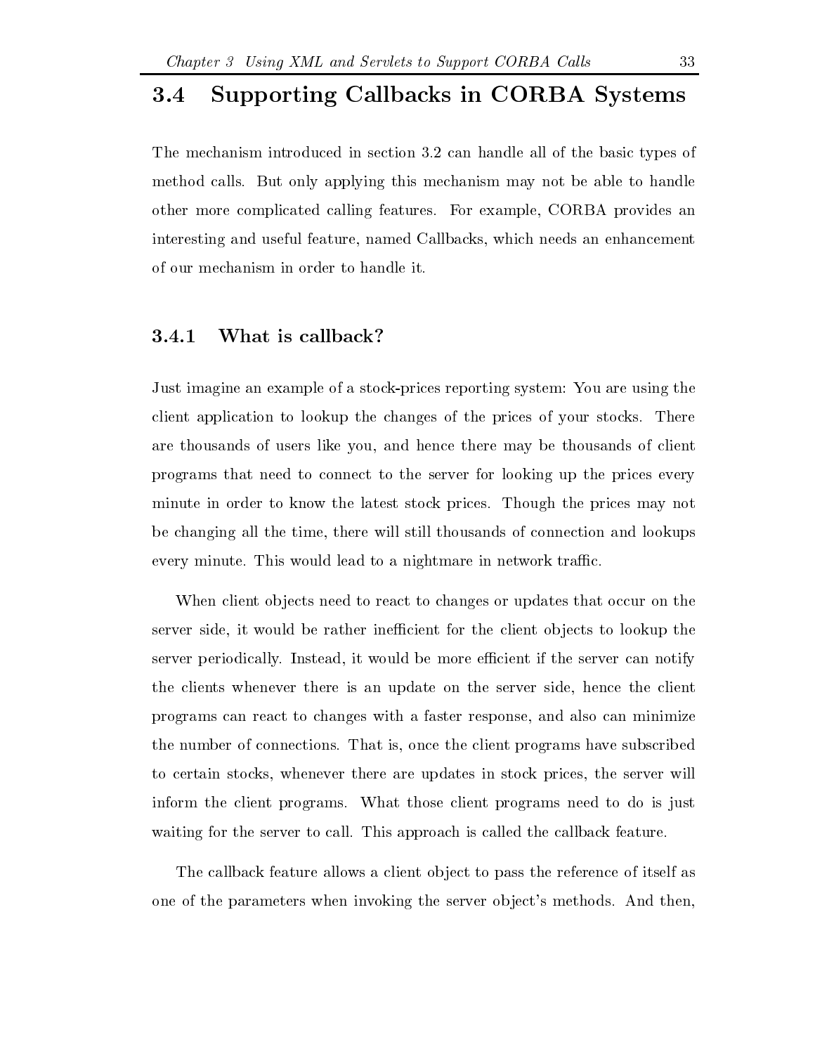## 3.4 Supporting Callbacks in CORBA Systems

The mechanism introduced in section 3.2 can handle all of the basic types of method calls. But only applying this mechanism may not be able to handle other more complicated calling features. For example, CORBA provides an interesting and useful feature, named Callbacks, which needs an enhancement of our mechanism in order to handle it.

### 3.4.1 What is callback?

Just imagine an example of a stock-prices reporting system: You are using the client application to lookup the changes of the prices of your stocks. There are thousands of users like you, and hence there may be thousands of client programs that need to connect to the server for looking up the prices every minute in order to know the latest stock prices. Though the prices may not be changing all the time, there will still thousands of connection and lookups every minute. This would lead to a nightmare in network traffic.

When client objects need to react to changes or updates that occur on the server side, it would be rather inefficient for the client objects to lookup the server periodically. Instead, it would be more efficient if the server can notify the clients whenever there is an update on the server side, hence the client programs can react to changes with a faster response, and also can minimize the number of connections. That is, once the client programs have subscribed to certain stocks, whenever there are updates in stock prices, the server will inform the client programs. What those client programs need to do is just waiting for the server to call. This approach is called the callback feature.

The callback feature allows a client object to pass the reference of itself as one of the parameters when invoking the server object's methods. And then,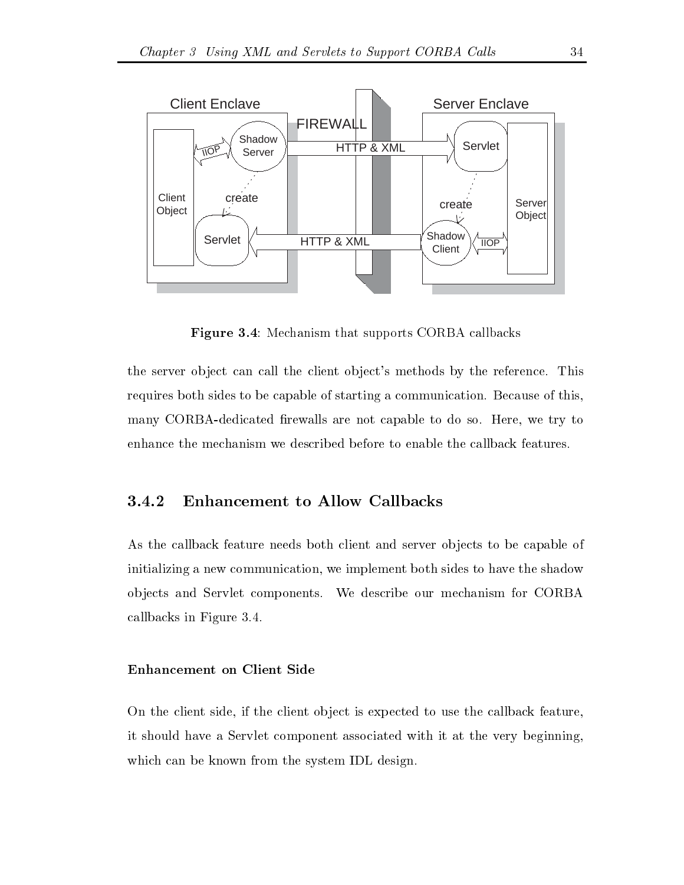Figure 3.4: Mechanism that supports CORBA callbacks

the server object can call the client object's methods by the reference. This requires both sides to be capable of starting a communication. Because of this, many CORBA-dedicated firewalls are not capable to do so. Here, we try to enhance the mechanism we described before to enable the callback features.

### 3.4.2 Enhancement to Allow Callbacks

As the callback feature needs both client and server objects to be capable of initializing a new communication, we implement both sides to have the shadow objects and Servlet components. We describe our mechanism for CORBA callbacks in Figure 3.4.

#### Enhancement on Client Side

On the client side, if the client object is expected to use the callback feature, it should have a Servlet component associated with it at the very beginning, which can be known from the system IDL design.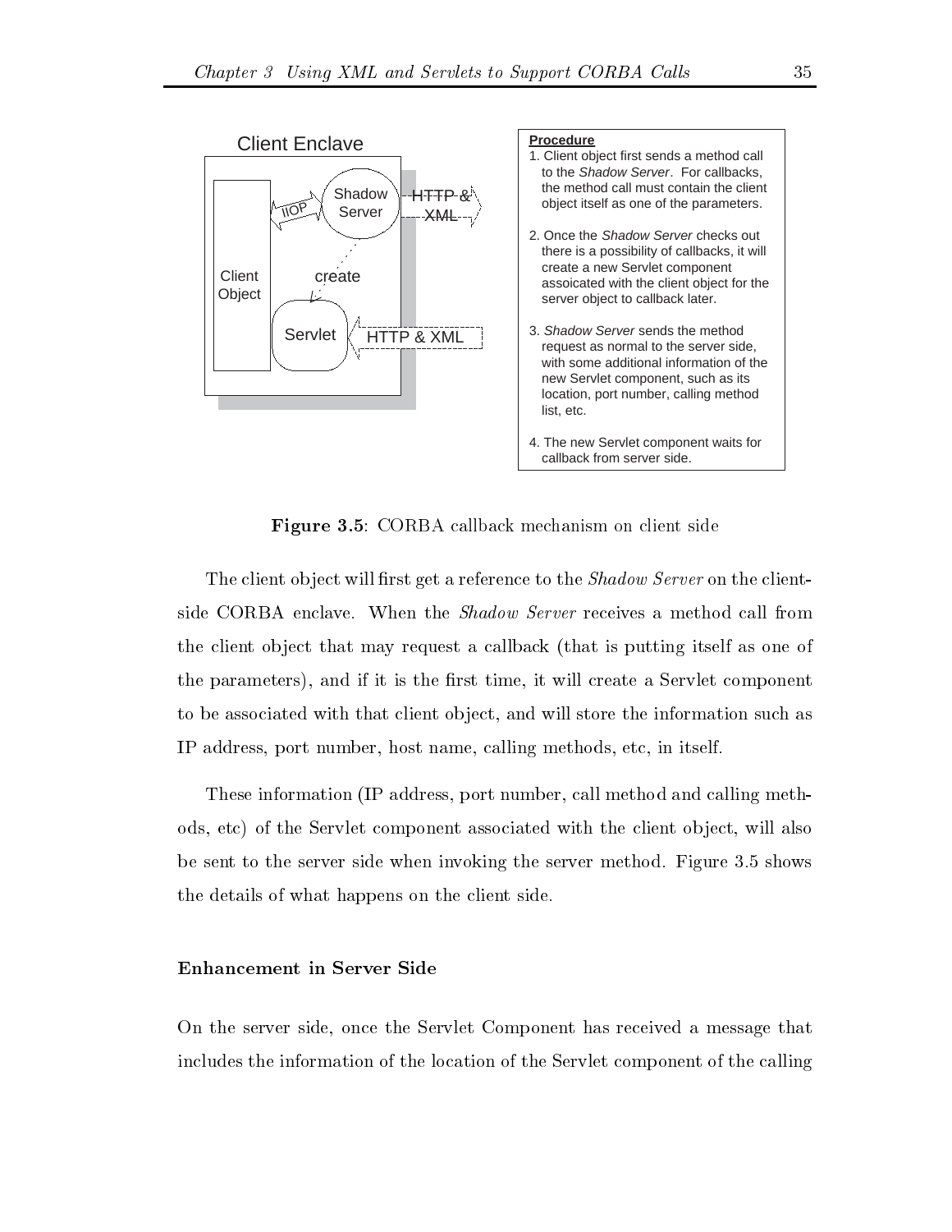Client Enclave

Procedure

1. Client object first sends a method call to the *Shadow Server*. For callbacks, the method call must contain the client object itself as one of the parameters.
2. Once the *Shadow Server* checks out there is a possibility of callbacks, it will create a new Servlet component assoicated with the client object for the server object to callback later.
3. *Shadow Server* sends the method request as normal to the server side, with some additional information of the new Servlet component, such as its location, port number, calling method list, etc.
4. The new Servlet component waits for callback from server side.

**Figure 3.5**: CORBA callback mechanism on client side

The client object will first get a reference to the *Shadow Server* on the client-side CORBA enclave. When the *Shadow Server* receives a method call from the client object that may request a callback (that is putting itself as one of the parameters), and if it is the first time, it will create a Servlet component to be associated with that client object, and will store the information such as IP address, port number, host name, calling methods, etc, in itself.

These information (IP address, port number, call method and calling methods, etc) of the Servlet component associated with the client object, will also be sent to the server side when invoking the server method. Figure 3.5 shows the details of what happens on the client side.

#### Enhancement in Server Side

On the server side, once the Servlet Component has received a message that includes the information of the location of the Servlet component of the calling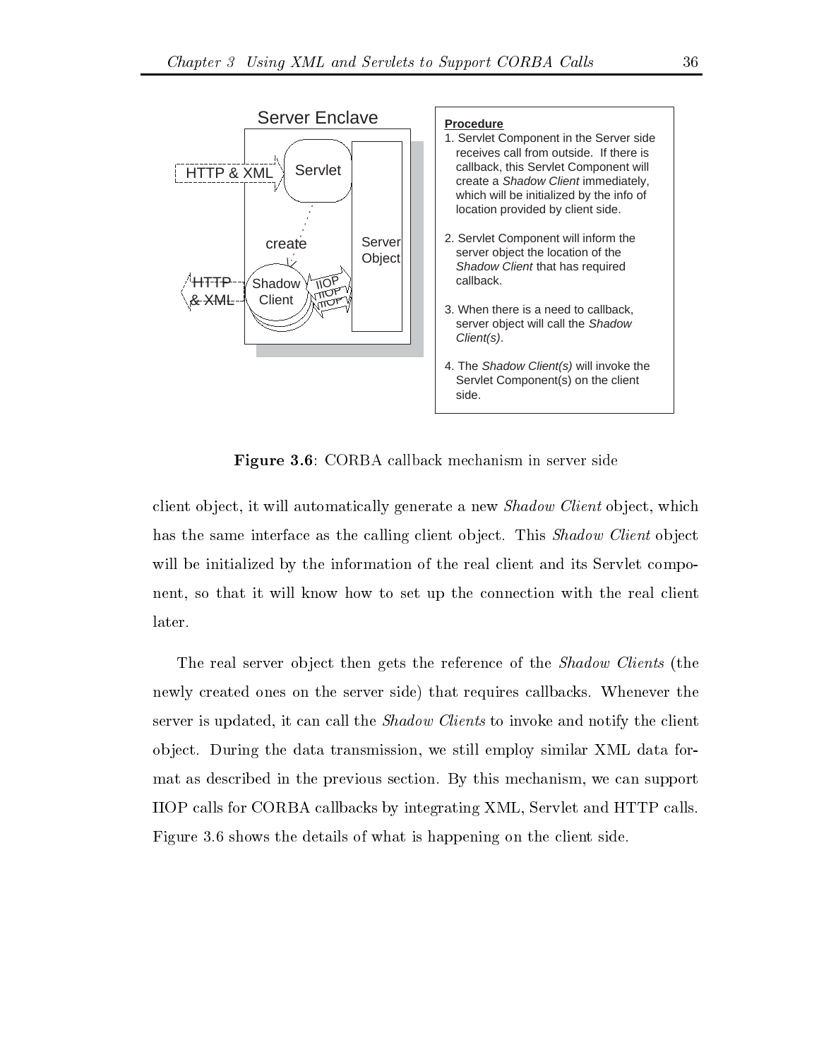**Figure 3.6**: CORBA callback mechanism in server side

client object, it will automatically generate a new *Shadow Client* object, which has the same interface as the calling client object. This *Shadow Client* object will be initialized by the information of the real client and its Servlet component, so that it will know how to set up the connection with the real client later.

The real server object then gets the reference of the *Shadow Clients* (the newly created ones on the server side) that requires callbacks. Whenever the server is updated, it can call the *Shadow Clients* to invoke and notify the client object. During the data transmission, we still employ similar XML data format as described in the previous section. By this mechanism, we can support IIOP calls for CORBA callbacks by integrating XML, Servlet and HTTP calls. Figure 3.6 shows the details of what is happening on the client side.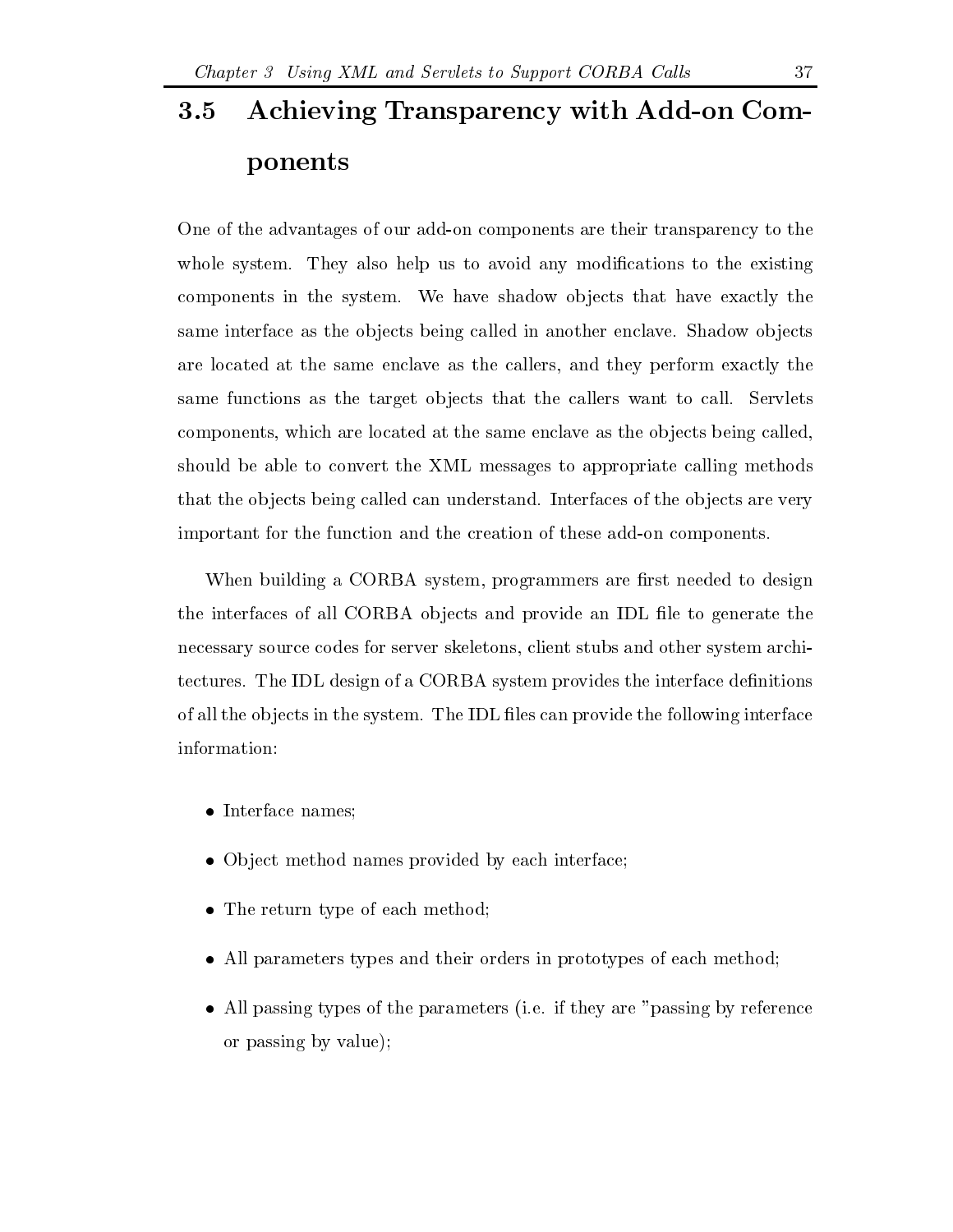## 3.5 Achieving Transparency with Add-on Components

One of the advantages of our add-on components are their transparency to the whole system. They also help us to avoid any modifications to the existing components in the system. We have shadow objects that have exactly the same interface as the objects being called in another enclave. Shadow objects are located at the same enclave as the callers, and they perform exactly the same functions as the target objects that the callers want to call. Servlets components, which are located at the same enclave as the objects being called, should be able to convert the XML messages to appropriate calling methods that the objects being called can understand. Interfaces of the objects are very important for the function and the creation of these add-on components.

When building a CORBA system, programmers are first needed to design the interfaces of all CORBA objects and provide an IDL file to generate the necessary source codes for server skeletons, client stubs and other system architectures. The IDL design of a CORBA system provides the interface definitions of all the objects in the system. The IDL files can provide the following interface information:

- Interface names;
- Object method names provided by each interface;
- The return type of each method;
- All parameters types and their orders in prototypes of each method;
- All passing types of the parameters (i.e. if they are "passing by reference or passing by value);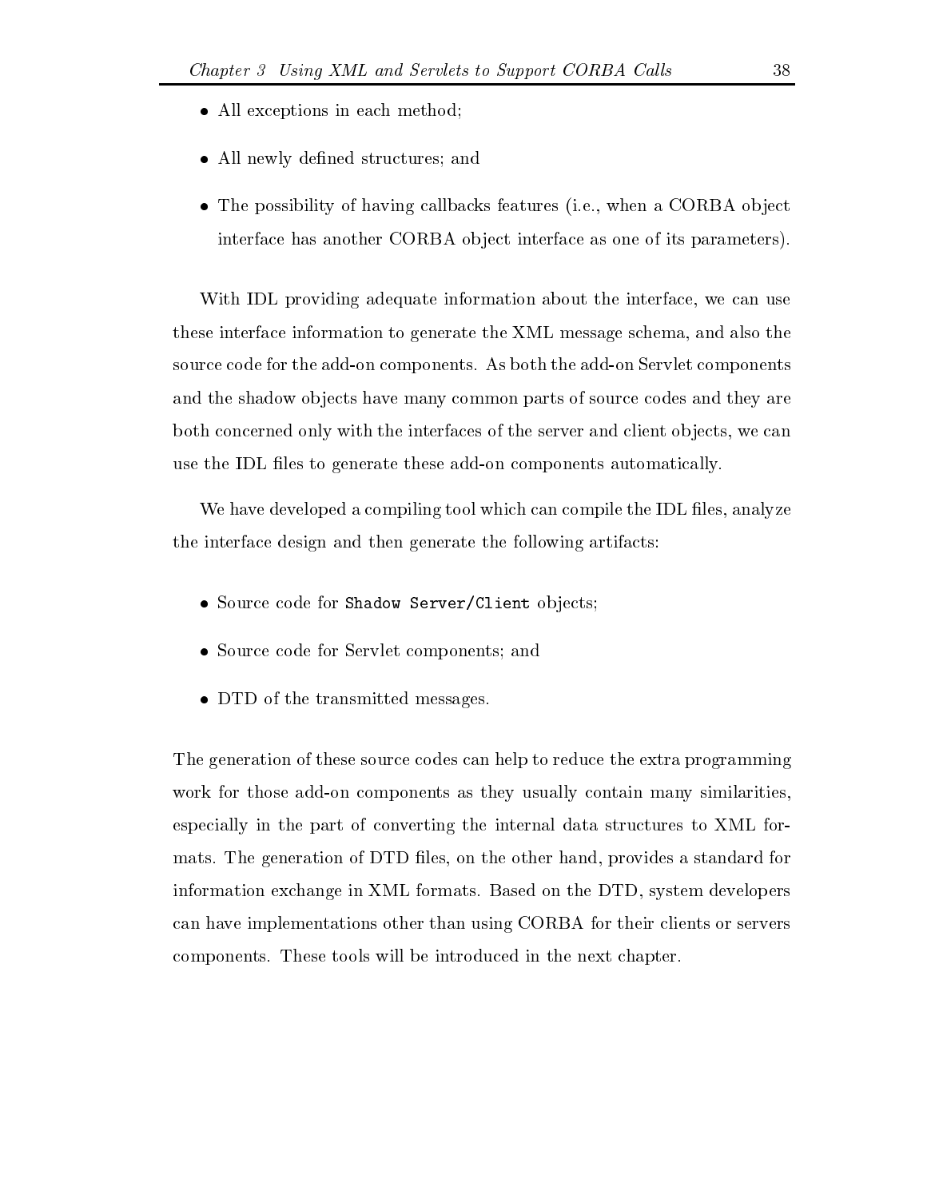- All exceptions in each method;
- All newly defined structures; and
- The possibility of having callbacks features (i.e., when a CORBA object interface has another CORBA object interface as one of its parameters).

With IDL providing adequate information about the interface, we can use these interface information to generate the XML message schema, and also the source code for the add-on components. As both the add-on Servlet components and the shadow objects have many common parts of source codes and they are both concerned only with the interfaces of the server and client objects, we can use the IDL files to generate these add-on components automatically.

We have developed a compiling tool which can compile the IDL files, analyze the interface design and then generate the following artifacts:

- Source code for `Shadow Server/Client` objects;
- Source code for Servlet components; and
- DTD of the transmitted messages.

The generation of these source codes can help to reduce the extra programming work for those add-on components as they usually contain many similarities, especially in the part of converting the internal data structures to XML formats. The generation of DTD files, on the other hand, provides a standard for information exchange in XML formats. Based on the DTD, system developers can have implementations other than using CORBA for their clients or servers components. These tools will be introduced in the next chapter.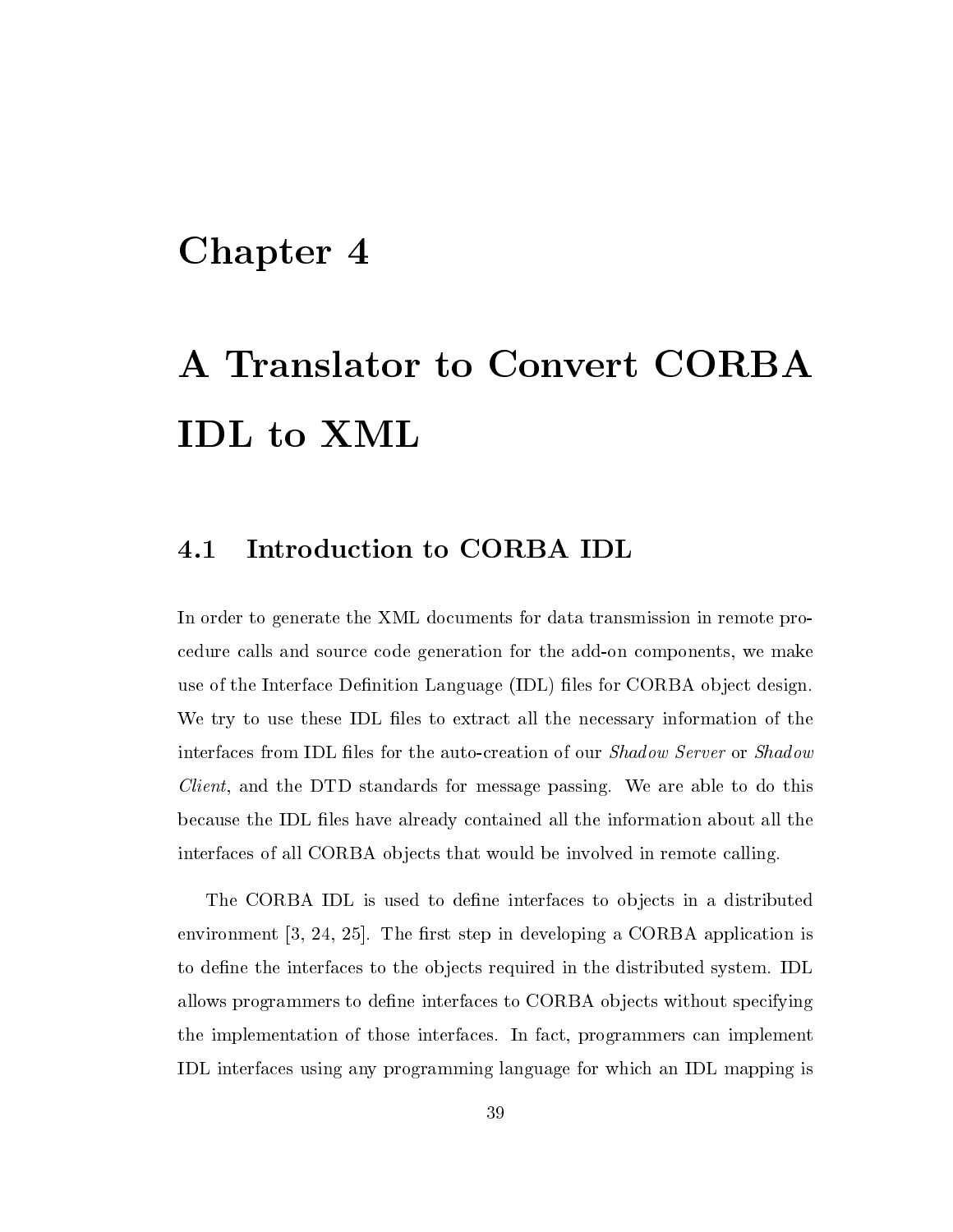# Chapter 4

# A Translator to Convert CORBA IDL to XML

## 4.1 Introduction to CORBA IDL

In order to generate the XML documents for data transmission in remote procedure calls and source code generation for the add-on components, we make use of the Interface Definition Language (IDL) files for CORBA object design. We try to use these IDL files to extract all the necessary information of the interfaces from IDL files for the auto-creation of our *Shadow Server* or *Shadow Client*, and the DTD standards for message passing. We are able to do this because the IDL files have already contained all the information about all the interfaces of all CORBA objects that would be involved in remote calling.

The CORBA IDL is used to define interfaces to objects in a distributed environment [3, 24, 25]. The first step in developing a CORBA application is to define the interfaces to the objects required in the distributed system. IDL allows programmers to define interfaces to CORBA objects without specifying the implementation of those interfaces. In fact, programmers can implement IDL interfaces using any programming language for which an IDL mapping is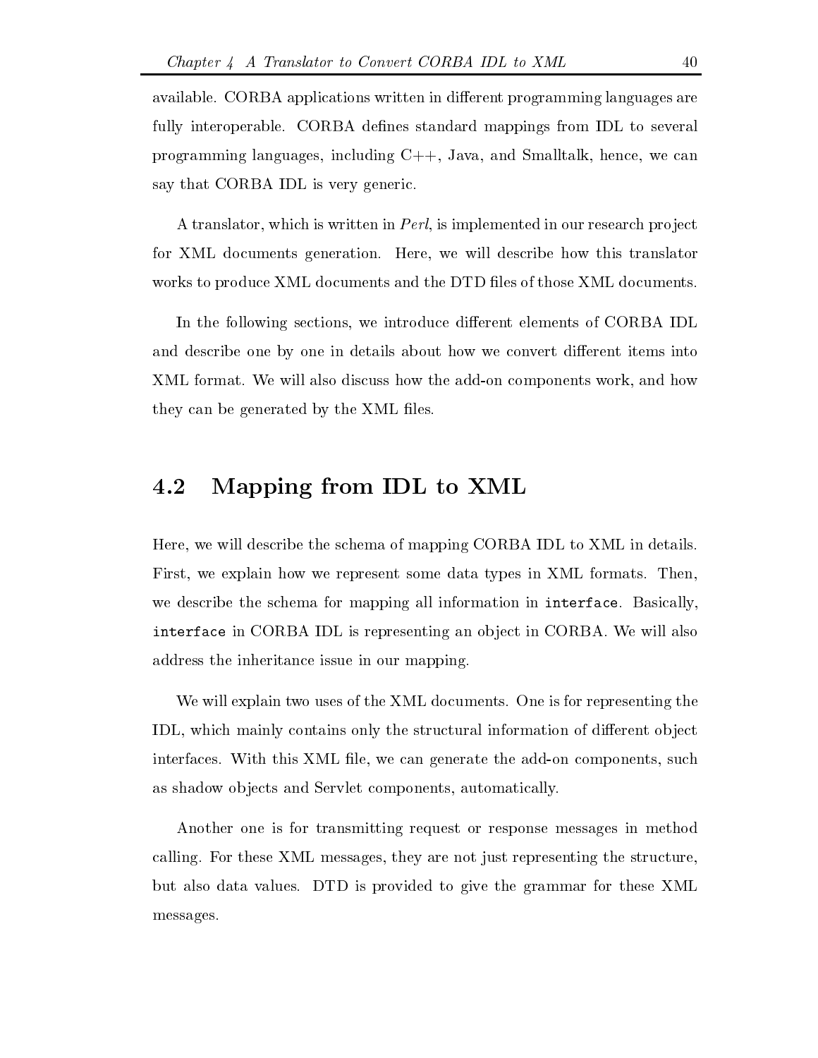available. CORBA applications written in different programming languages are fully interoperable. CORBA defines standard mappings from IDL to several programming languages, including C++, Java, and Smalltalk, hence, we can say that CORBA IDL is very generic.

A translator, which is written in *Perl*, is implemented in our research project for XML documents generation. Here, we will describe how this translator works to produce XML documents and the DTD files of those XML documents.

In the following sections, we introduce different elements of CORBA IDL and describe one by one in details about how we convert different items into XML format. We will also discuss how the add-on components work, and how they can be generated by the XML files.

## 4.2 Mapping from IDL to XML

Here, we will describe the schema of mapping CORBA IDL to XML in details. First, we explain how we represent some data types in XML formats. Then, we describe the schema for mapping all information in `interface`. Basically, `interface` in CORBA IDL is representing an object in CORBA. We will also address the inheritance issue in our mapping.

We will explain two uses of the XML documents. One is for representing the IDL, which mainly contains only the structural information of different object interfaces. With this XML file, we can generate the add-on components, such as shadow objects and Servlet components, automatically.

Another one is for transmitting request or response messages in method calling. For these XML messages, they are not just representing the structure, but also data values. DTD is provided to give the grammar for these XML messages.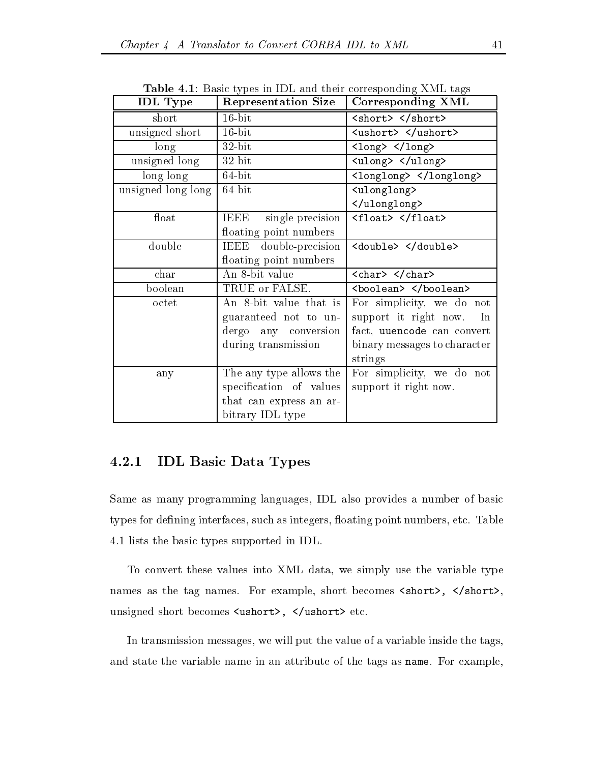**Table 4.1**: Basic types in IDL and their corresponding XML tags

| IDL Type | Representation Size | Corresponding XML |
|---|---|---|
| short | 16-bit | `<short> </short>` |
| unsigned short | 16-bit | `<ushort> </ushort>` |
| long | 32-bit | `<long> </long>` |
| unsigned long | 32-bit | `<ulong> </ulong>` |
| long long | 64-bit | `<longlong> </longlong>` |
| unsigned long long | 64-bit | `<ulonglong> </ulonglong>` |
| float | IEEE single-precision floating point numbers | `<float> </float>` |
| double | IEEE double-precision floating point numbers | `<double> </double>` |
| char | An 8-bit value | `<char> </char>` |
| boolean | TRUE or FALSE. | `<boolean> </boolean>` |
| octet | An 8-bit value that is guaranteed not to undergo any conversion during transmission | For simplicity, we do not support it right now. In fact, `uuencode` can convert binary messages to character strings |
| any | The any type allows the specification of values that can express an arbitrary IDL type | For simplicity, we do not support it right now. |

### 4.2.1 IDL Basic Data Types

Same as many programming languages, IDL also provides a number of basic types for defining interfaces, such as integers, floating point numbers, etc. Table 4.1 lists the basic types supported in IDL.

To convert these values into XML data, we simply use the variable type names as the tag names. For example, short becomes `<short>, </short>`, unsigned short becomes `<ushort>, </ushort>` etc.

In transmission messages, we will put the value of a variable inside the tags, and state the variable name in an attribute of the tags as `name`. For example,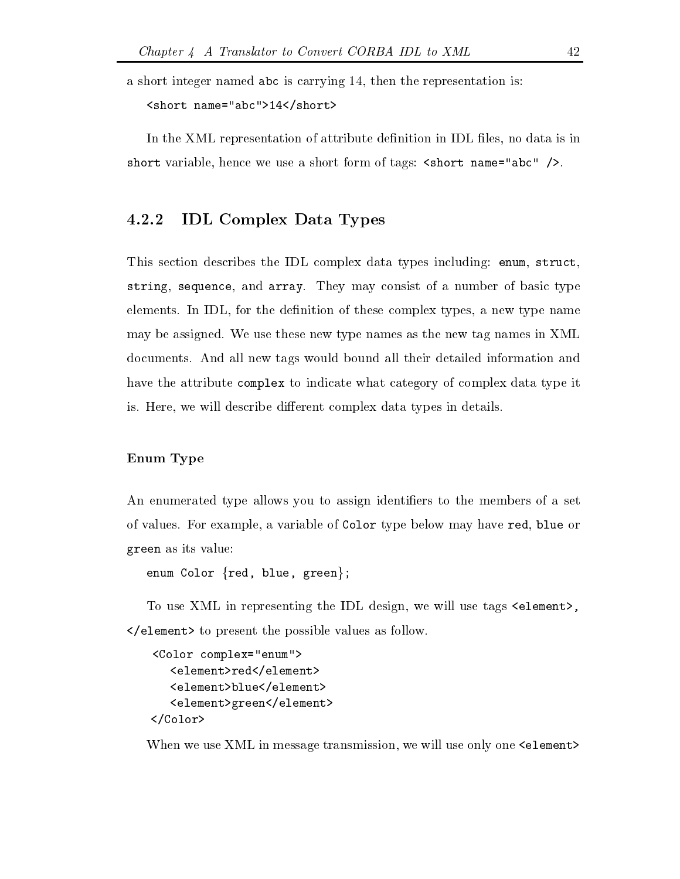a short integer named `abc` is carrying 14, then the representation is:

```
<short name="abc">14</short>
```

In the XML representation of attribute definition in IDL files, no data is in `short` variable, hence we use a short form of tags: `<short name="abc" />`.

### 4.2.2 IDL Complex Data Types

This section describes the IDL complex data types including: `enum`, `struct`, `string`, `sequence`, and `array`. They may consist of a number of basic type elements. In IDL, for the definition of these complex types, a new type name may be assigned. We use these new type names as the new tag names in XML documents. And all new tags would bound all their detailed information and have the attribute `complex` to indicate what category of complex data type it is. Here, we will describe different complex data types in details.

#### Enum Type

An enumerated type allows you to assign identifiers to the members of a set of values. For example, a variable of `Color` type below may have `red`, `blue` or `green` as its value:

```
enum Color {red, blue, green};
```

To use XML in representing the IDL design, we will use tags `<element>`, `</element>` to present the possible values as follow.

```
<Color complex="enum">
   <element>red</element>
   <element>blue</element>
   <element>green</element>
</Color>
```

When we use XML in message transmission, we will use only one `<element>`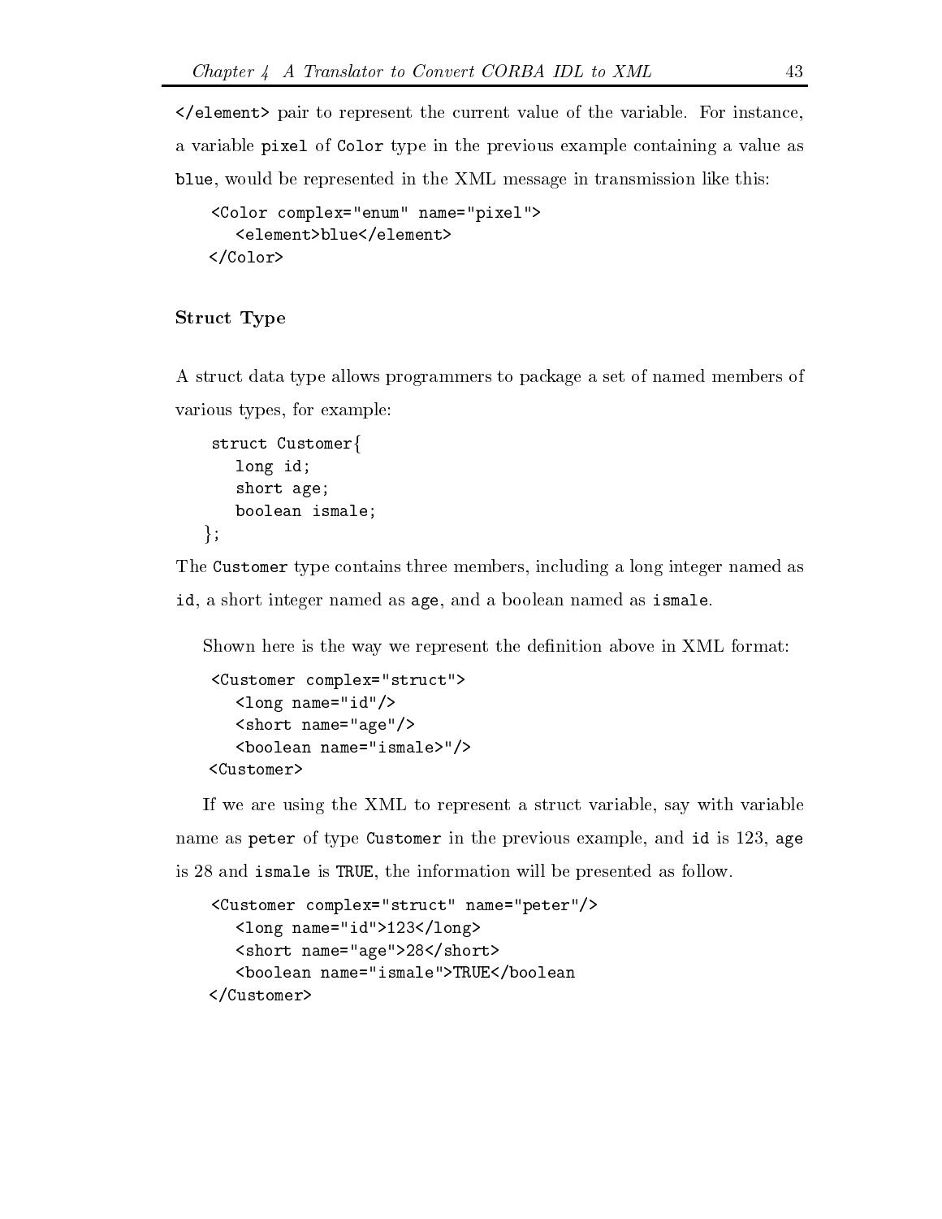</element> pair to represent the current value of the variable. For instance, a variable pixel of Color type in the previous example containing a value as blue, would be represented in the XML message in transmission like this:

```
<Color complex="enum" name="pixel">
   <element>blue</element>
</Color>
```

### Struct Type

A struct data type allows programmers to package a set of named members of various types, for example:

```
struct Customer{
   long id;
   short age;
   boolean ismale;
};
```

The Customer type contains three members, including a long integer named as id, a short integer named as age, and a boolean named as ismale.

Shown here is the way we represent the definition above in XML format:

```
<Customer complex="struct">
   <long name="id"/>
   <short name="age"/>
   <boolean name="ismale>"/>
<Customer>
```

If we are using the XML to represent a struct variable, say with variable name as peter of type Customer in the previous example, and id is 123, age is 28 and ismale is TRUE, the information will be presented as follow.

```
<Customer complex="struct" name="peter"/>
   <long name="id">123</long>
   <short name="age">28</short>
   <boolean name="ismale">TRUE</boolean
</Customer>
```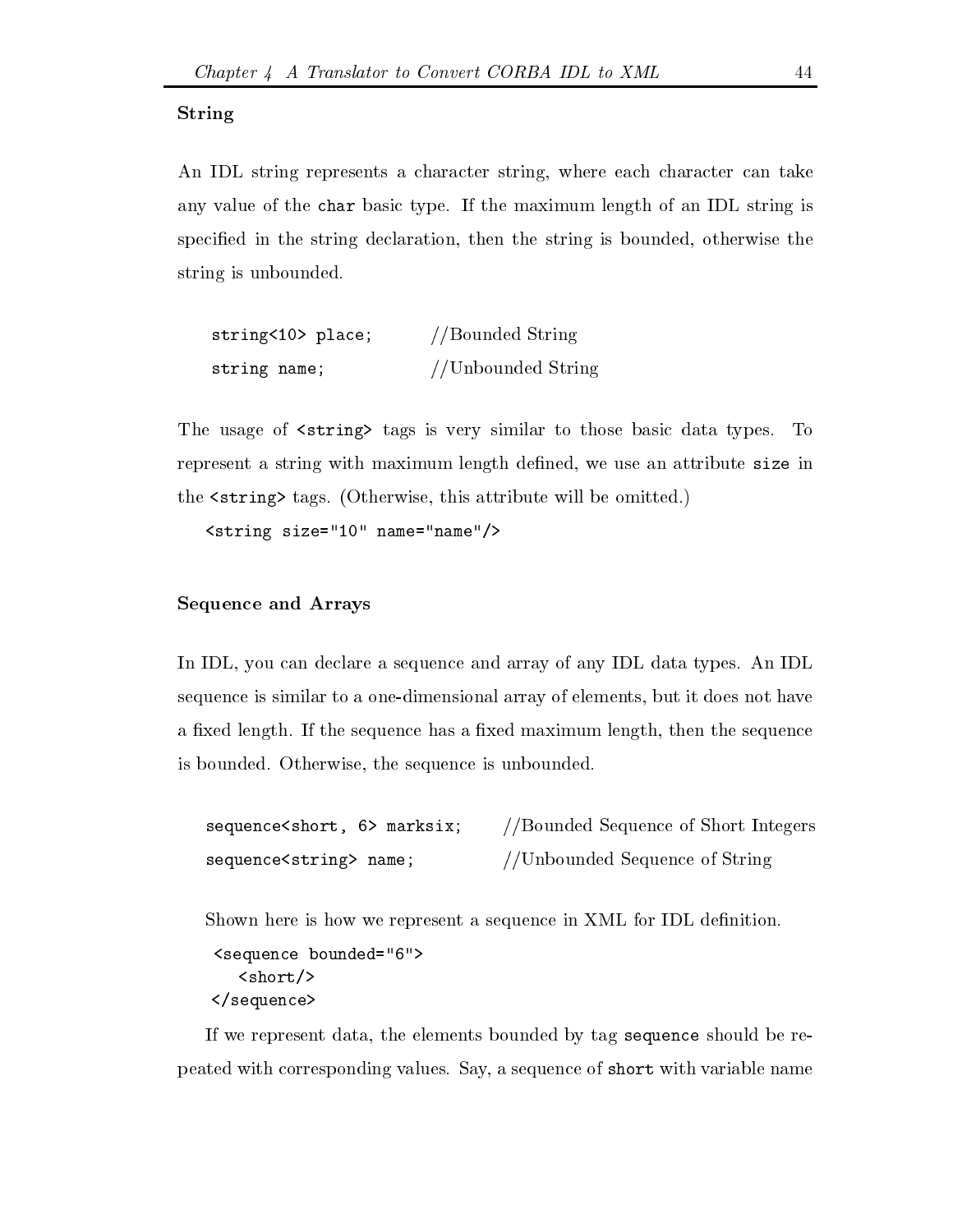### String

An IDL string represents a character string, where each character can take any value of the `char` basic type. If the maximum length of an IDL string is specified in the string declaration, then the string is bounded, otherwise the string is unbounded.

```
string<10> place;        //Bounded String
string name;             //Unbounded String
```

The usage of `<string>` tags is very similar to those basic data types. To represent a string with maximum length defined, we use an attribute `size` in the `<string>` tags. (Otherwise, this attribute will be omitted.)

```
<string size="10" name="name"/>
```

### Sequence and Arrays

In IDL, you can declare a sequence and array of any IDL data types. An IDL sequence is similar to a one-dimensional array of elements, but it does not have a fixed length. If the sequence has a fixed maximum length, then the sequence is bounded. Otherwise, the sequence is unbounded.

```
sequence<short, 6> marksix;     //Bounded Sequence of Short Integers
sequence<string> name;          //Unbounded Sequence of String
```

Shown here is how we represent a sequence in XML for IDL definition.

```
<sequence bounded="6">
   <short/>
</sequence>
```

If we represent data, the elements bounded by tag `sequence` should be repeated with corresponding values. Say, a sequence of `short` with variable name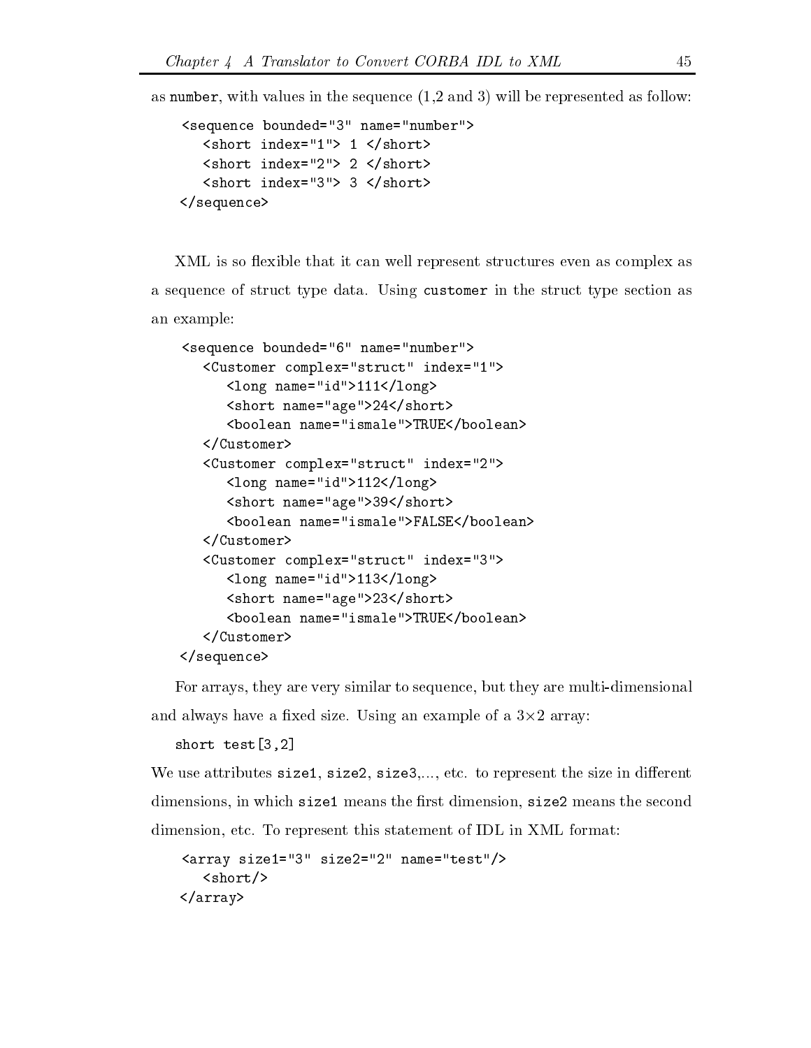as `number`, with values in the sequence (1,2 and 3) will be represented as follow:

```
<sequence bounded="3" name="number">
   <short index="1"> 1 </short>
   <short index="2"> 2 </short>
   <short index="3"> 3 </short>
</sequence>
```

XML is so flexible that it can well represent structures even as complex as a sequence of struct type data. Using `customer` in the struct type section as an example:

```
<sequence bounded="6" name="number">
   <Customer complex="struct" index="1">
      <long name="id">111</long>
      <short name="age">24</short>
      <boolean name="ismale">TRUE</boolean>
   </Customer>
   <Customer complex="struct" index="2">
      <long name="id">112</long>
      <short name="age">39</short>
      <boolean name="ismale">FALSE</boolean>
   </Customer>
   <Customer complex="struct" index="3">
      <long name="id">113</long>
      <short name="age">23</short>
      <boolean name="ismale">TRUE</boolean>
   </Customer>
</sequence>
```

For arrays, they are very similar to sequence, but they are multi-dimensional and always have a fixed size. Using an example of a $3\times 2$ array:

```
short test[3,2]
```

We use attributes `size1`, `size2`, `size3`,..., etc. to represent the size in different dimensions, in which `size1` means the first dimension, `size2` means the second dimension, etc. To represent this statement of IDL in XML format:

```
<array size1="3" size2="2" name="test"/>
   <short/>
</array>
```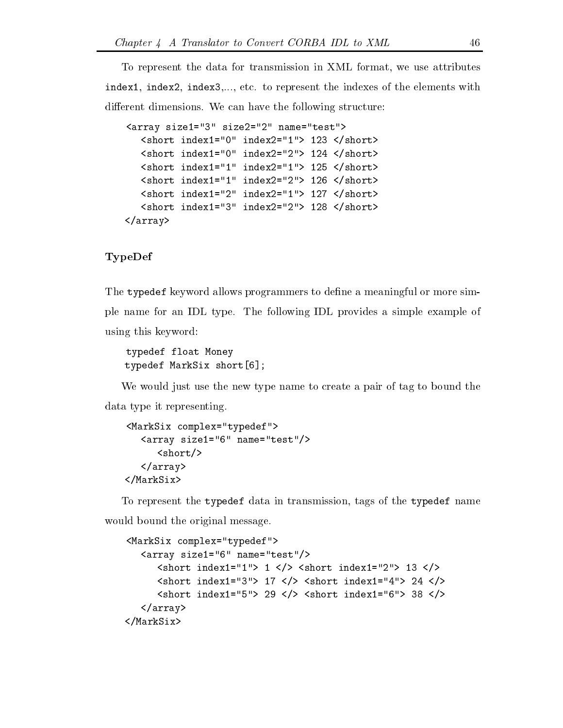To represent the data for transmission in XML format, we use attributes index1, index2, index3,..., etc. to represent the indexes of the elements with different dimensions. We can have the following structure:

```
<array size1="3" size2="2" name="test">
   <short index1="0" index2="1"> 123 </short>
   <short index1="0" index2="2"> 124 </short>
   <short index1="1" index2="1"> 125 </short>
   <short index1="1" index2="2"> 126 </short>
   <short index1="2" index2="1"> 127 </short>
   <short index1="3" index2="2"> 128 </short>
</array>
```

**TypeDef**

The typedef keyword allows programmers to define a meaningful or more simple name for an IDL type. The following IDL provides a simple example of using this keyword:

```
typedef float Money
typedef MarkSix short[6];
```

We would just use the new type name to create a pair of tag to bound the data type it representing.

```
<MarkSix complex="typedef">
   <array size1="6" name="test"/>
      <short/>
   </array>
</MarkSix>
```

To represent the typedef data in transmission, tags of the typedef name would bound the original message.

```
<MarkSix complex="typedef">
   <array size1="6" name="test"/>
      <short index1="1"> 1 </> <short index1="2"> 13 </>
      <short index1="3"> 17 </> <short index1="4"> 24 </>
      <short index1="5"> 29 </> <short index1="6"> 38 </>
   </array>
</MarkSix>
```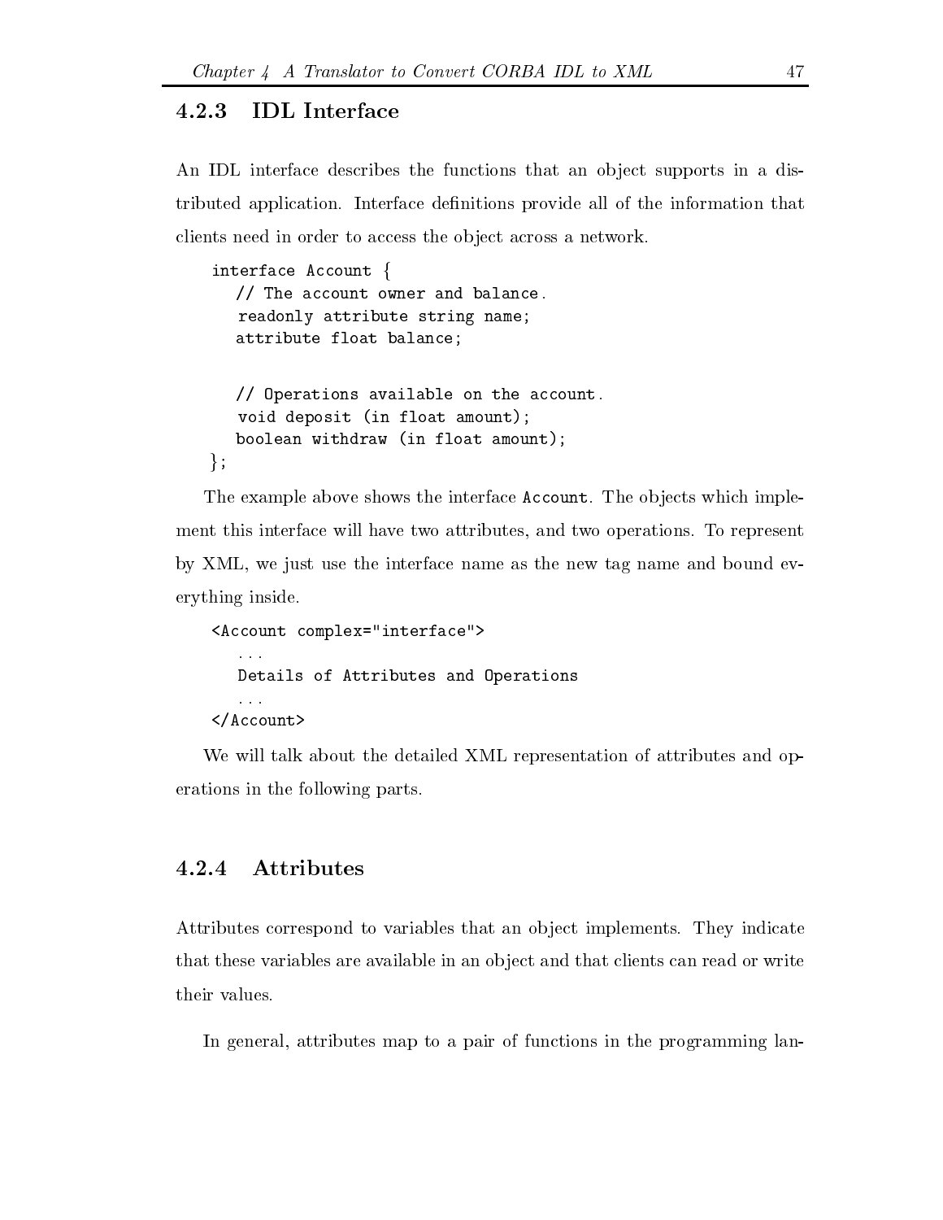### 4.2.3 IDL Interface

An IDL interface describes the functions that an object supports in a distributed application. Interface definitions provide all of the information that clients need in order to access the object across a network.

```
interface Account {
   // The account owner and balance.
   readonly attribute string name;
   attribute float balance;

   // Operations available on the account.
   void deposit (in float amount);
   boolean withdraw (in float amount);
};
```

The example above shows the interface `Account`. The objects which implement this interface will have two attributes, and two operations. To represent by XML, we just use the interface name as the new tag name and bound everything inside.

```
<Account complex="interface">
   ...
   Details of Attributes and Operations
   ...
</Account>
```

We will talk about the detailed XML representation of attributes and operations in the following parts.

### 4.2.4 Attributes

Attributes correspond to variables that an object implements. They indicate that these variables are available in an object and that clients can read or write their values.

In general, attributes map to a pair of functions in the programming lan-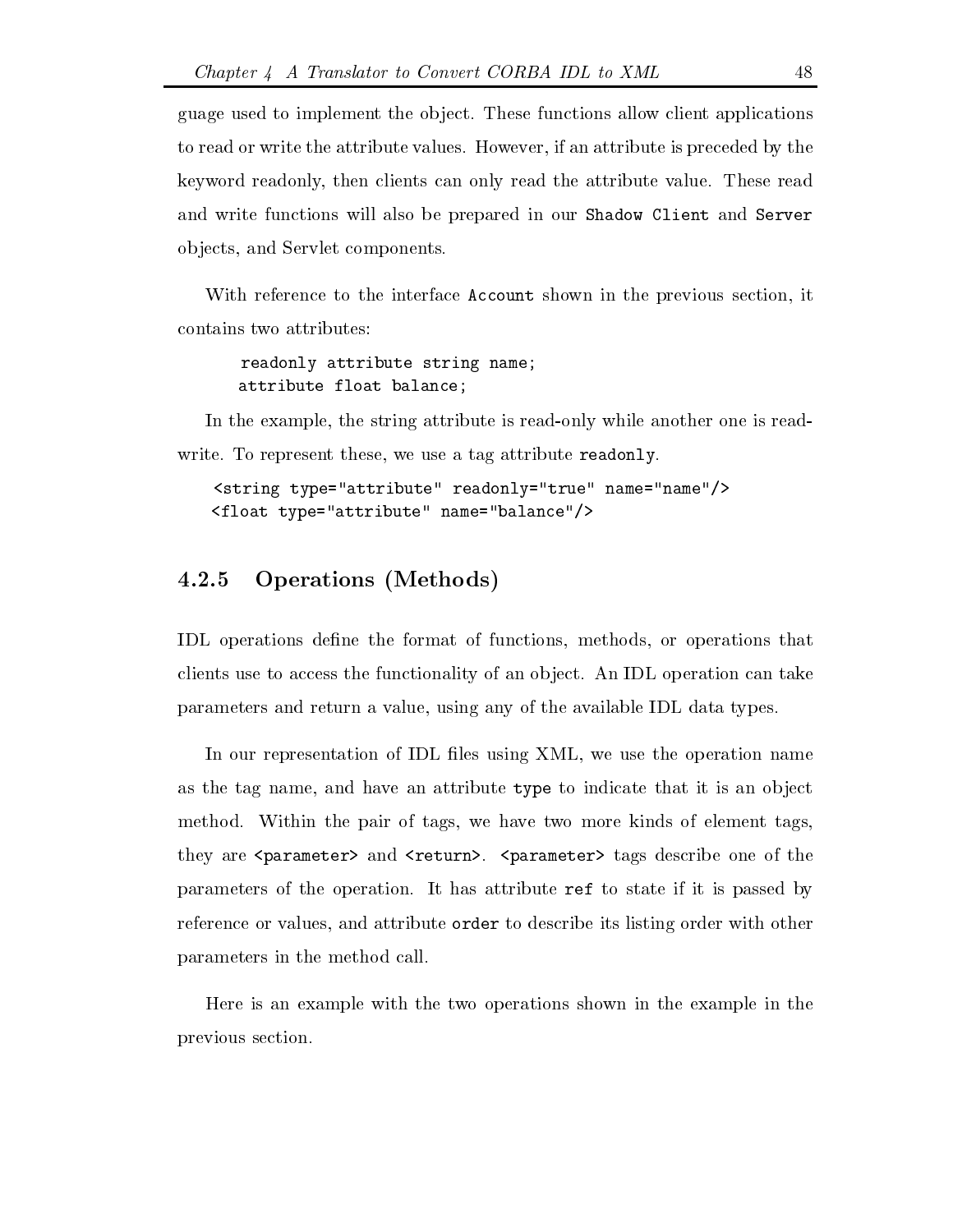guage used to implement the object. These functions allow client applications to read or write the attribute values. However, if an attribute is preceded by the keyword readonly, then clients can only read the attribute value. These read and write functions will also be prepared in our `Shadow Client` and `Server` objects, and Servlet components.

With reference to the interface `Account` shown in the previous section, it contains two attributes:

```
readonly attribute string name;
attribute float balance;
```

In the example, the string attribute is read-only while another one is read-write. To represent these, we use a tag attribute `readonly`.

```
<string type="attribute" readonly="true" name="name"/>
<float type="attribute" name="balance"/>
```

### 4.2.5 Operations (Methods)

IDL operations define the format of functions, methods, or operations that clients use to access the functionality of an object. An IDL operation can take parameters and return a value, using any of the available IDL data types.

In our representation of IDL files using XML, we use the operation name as the tag name, and have an attribute `type` to indicate that it is an object method. Within the pair of tags, we have two more kinds of element tags, they are `<parameter>` and `<return>`. `<parameter>` tags describe one of the parameters of the operation. It has attribute `ref` to state if it is passed by reference or values, and attribute `order` to describe its listing order with other parameters in the method call.

Here is an example with the two operations shown in the example in the previous section.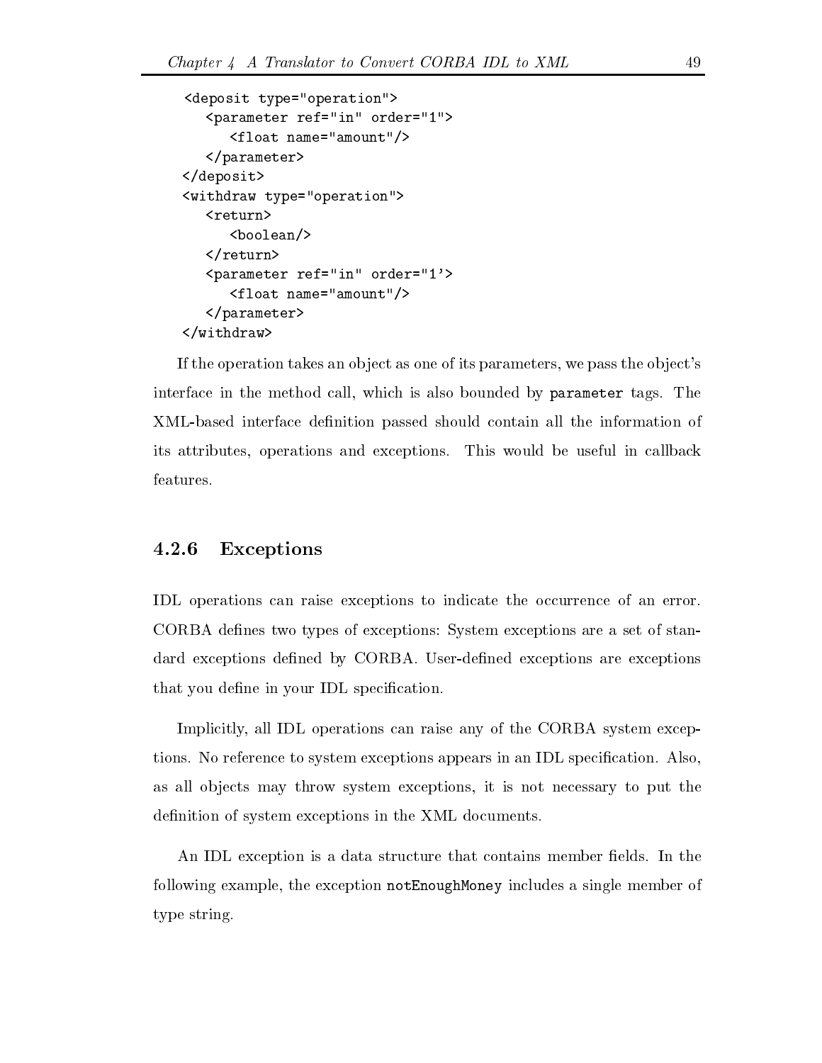```
<deposit type="operation">
   <parameter ref="in" order="1">
      <float name="amount"/>
   </parameter>
</deposit>
<withdraw type="operation">
   <return>
      <boolean/>
   </return>
   <parameter ref="in" order="1'>
      <float name="amount"/>
   </parameter>
</withdraw>
```

If the operation takes an object as one of its parameters, we pass the object's interface in the method call, which is also bounded by `parameter` tags. The XML-based interface definition passed should contain all the information of its attributes, operations and exceptions. This would be useful in callback features.

### 4.2.6 Exceptions

IDL operations can raise exceptions to indicate the occurrence of an error. CORBA defines two types of exceptions: System exceptions are a set of standard exceptions defined by CORBA. User-defined exceptions are exceptions that you define in your IDL specification.

Implicitly, all IDL operations can raise any of the CORBA system exceptions. No reference to system exceptions appears in an IDL specification. Also, as all objects may throw system exceptions, it is not necessary to put the definition of system exceptions in the XML documents.

An IDL exception is a data structure that contains member fields. In the following example, the exception `notEnoughMoney` includes a single member of type string.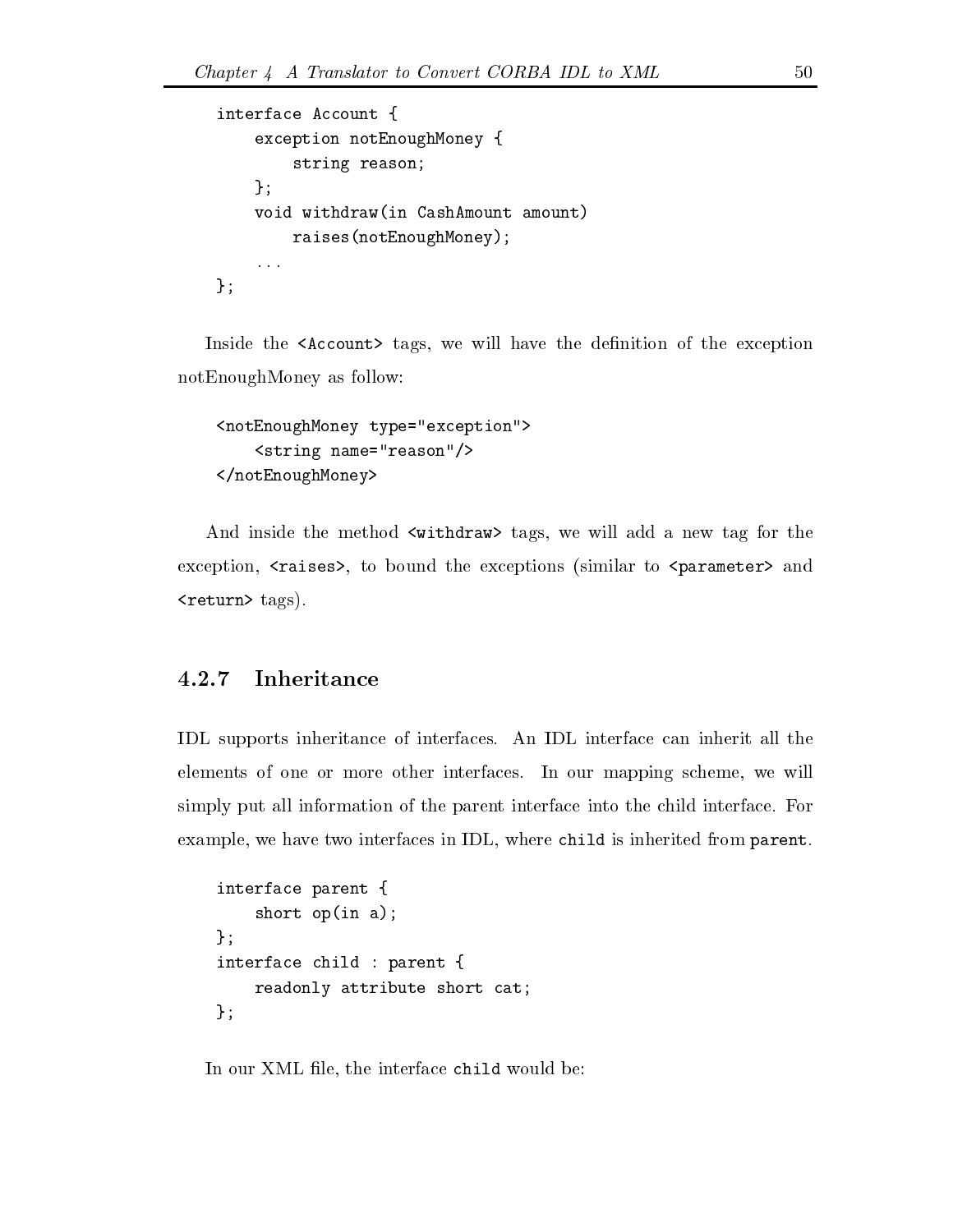```
interface Account {
    exception notEnoughMoney {
        string reason;
    };
    void withdraw(in CashAmount amount)
        raises(notEnoughMoney);
    ...
};
```

Inside the `<Account>` tags, we will have the definition of the exception notEnoughMoney as follow:

```
<notEnoughMoney type="exception">
    <string name="reason"/>
</notEnoughMoney>
```

And inside the method `<withdraw>` tags, we will add a new tag for the exception, `<raises>`, to bound the exceptions (similar to `<parameter>` and `<return>` tags).

### 4.2.7 Inheritance

IDL supports inheritance of interfaces. An IDL interface can inherit all the elements of one or more other interfaces. In our mapping scheme, we will simply put all information of the parent interface into the child interface. For example, we have two interfaces in IDL, where `child` is inherited from `parent`.

```
interface parent {
    short op(in a);
};
interface child : parent {
    readonly attribute short cat;
};
```

In our XML file, the interface `child` would be: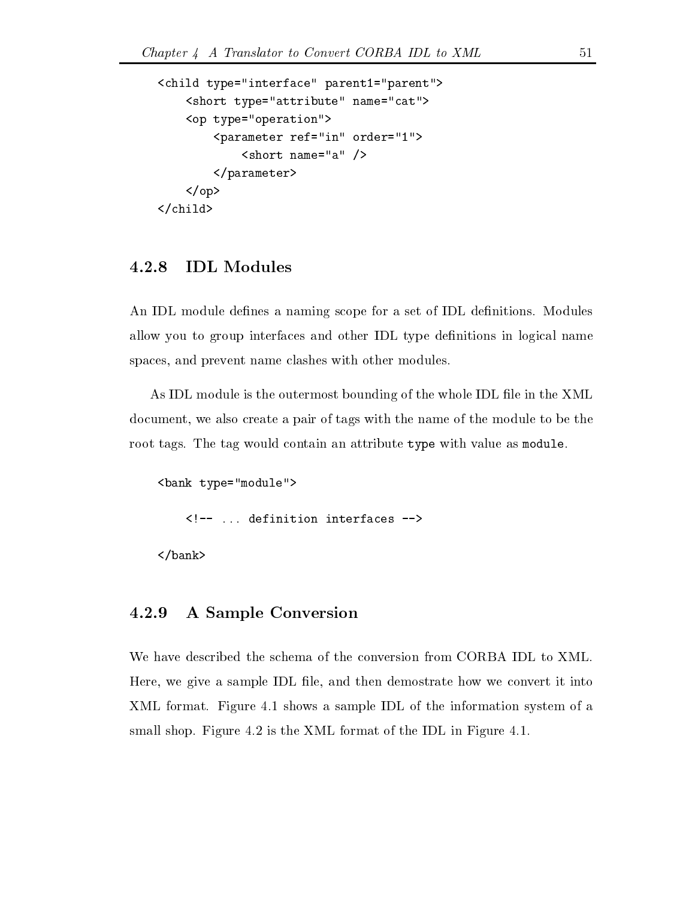```
<child type="interface" parent1="parent">
    <short type="attribute" name="cat">
    <op type="operation">
        <parameter ref="in" order="1">
            <short name="a" />
        </parameter>
    </op>
</child>
```

### 4.2.8 IDL Modules

An IDL module defines a naming scope for a set of IDL definitions. Modules allow you to group interfaces and other IDL type definitions in logical name spaces, and prevent name clashes with other modules.

As IDL module is the outermost bounding of the whole IDL file in the XML document, we also create a pair of tags with the name of the module to be the root tags. The tag would contain an attribute `type` with value as `module`.

```
<bank type="module">

    <!-- ... definition interfaces -->

</bank>
```

### 4.2.9 A Sample Conversion

We have described the schema of the conversion from CORBA IDL to XML. Here, we give a sample IDL file, and then demostrate how we convert it into XML format. Figure 4.1 shows a sample IDL of the information system of a small shop. Figure 4.2 is the XML format of the IDL in Figure 4.1.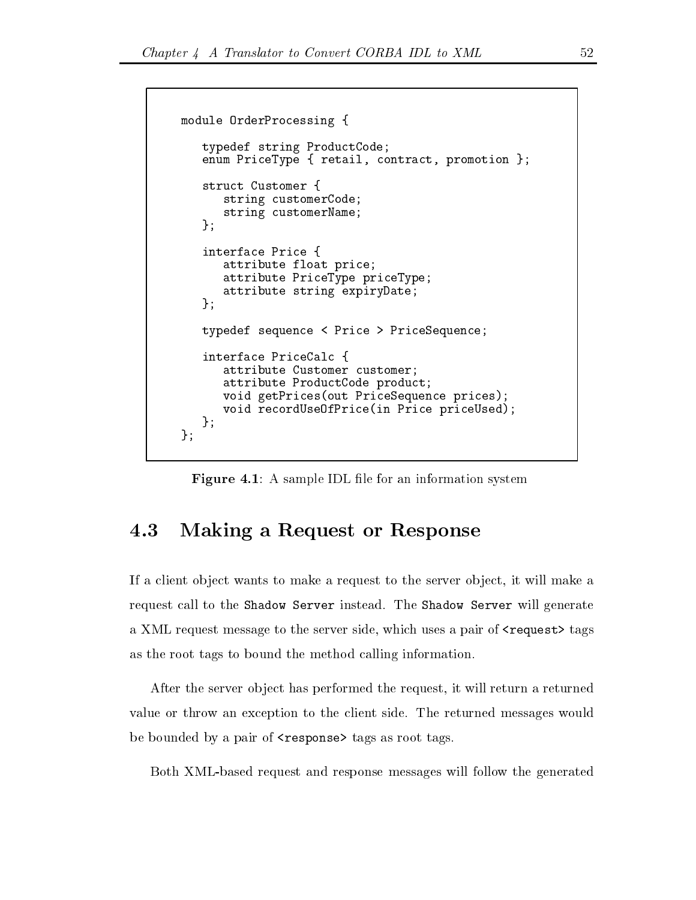```
module OrderProcessing {

   typedef string ProductCode;
   enum PriceType { retail, contract, promotion };

   struct Customer {
      string customerCode;
      string customerName;
   };

   interface Price {
      attribute float price;
      attribute PriceType priceType;
      attribute string expiryDate;
   };

   typedef sequence < Price > PriceSequence;

   interface PriceCalc {
      attribute Customer customer;
      attribute ProductCode product;
      void getPrices(out PriceSequence prices);
      void recordUseOfPrice(in Price priceUsed);
   };
};
```

**Figure 4.1**: A sample IDL file for an information system

## 4.3 Making a Request or Response

If a client object wants to make a request to the server object, it will make a request call to the `Shadow Server` instead. The `Shadow Server` will generate a XML request message to the server side, which uses a pair of `<request>` tags as the root tags to bound the method calling information.

After the server object has performed the request, it will return a returned value or throw an exception to the client side. The returned messages would be bounded by a pair of `<response>` tags as root tags.

Both XML-based request and response messages will follow the generated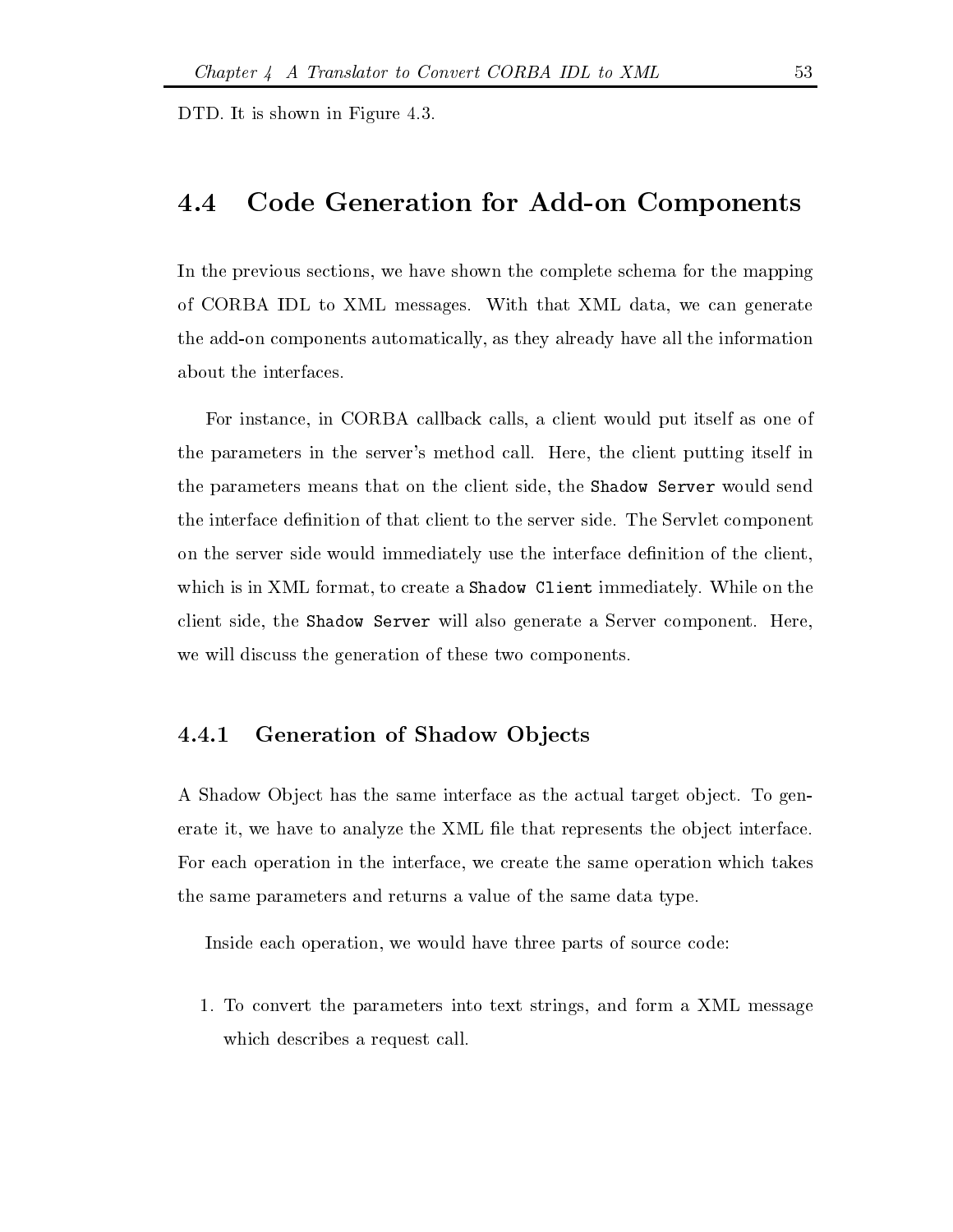DTD. It is shown in Figure 4.3.

## 4.4 Code Generation for Add-on Components

In the previous sections, we have shown the complete schema for the mapping of CORBA IDL to XML messages. With that XML data, we can generate the add-on components automatically, as they already have all the information about the interfaces.

For instance, in CORBA callback calls, a client would put itself as one of the parameters in the server's method call. Here, the client putting itself in the parameters means that on the client side, the `Shadow Server` would send the interface definition of that client to the server side. The Servlet component on the server side would immediately use the interface definition of the client, which is in XML format, to create a `Shadow Client` immediately. While on the client side, the `Shadow Server` will also generate a Server component. Here, we will discuss the generation of these two components.

### 4.4.1 Generation of Shadow Objects

A Shadow Object has the same interface as the actual target object. To generate it, we have to analyze the XML file that represents the object interface. For each operation in the interface, we create the same operation which takes the same parameters and returns a value of the same data type.

Inside each operation, we would have three parts of source code:

1. To convert the parameters into text strings, and form a XML message which describes a request call.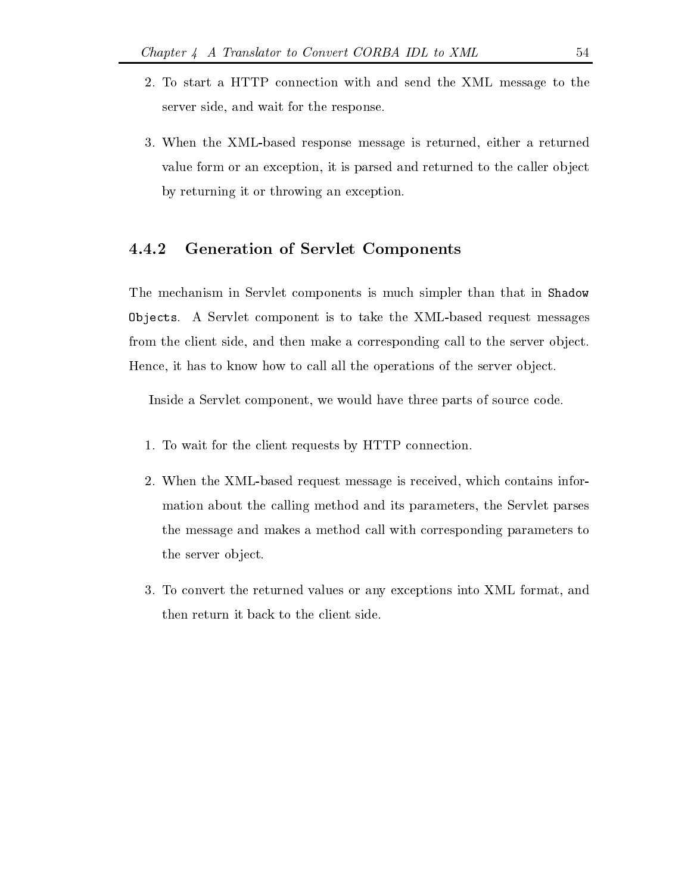2. To start a HTTP connection with and send the XML message to the server side, and wait for the response.

3. When the XML-based response message is returned, either a returned value form or an exception, it is parsed and returned to the caller object by returning it or throwing an exception.

### 4.4.2 Generation of Servlet Components

The mechanism in Servlet components is much simpler than that in `Shadow Objects`. A Servlet component is to take the XML-based request messages from the client side, and then make a corresponding call to the server object. Hence, it has to know how to call all the operations of the server object.

Inside a Servlet component, we would have three parts of source code.

1. To wait for the client requests by HTTP connection.

2. When the XML-based request message is received, which contains information about the calling method and its parameters, the Servlet parses the message and makes a method call with corresponding parameters to the server object.

3. To convert the returned values or any exceptions into XML format, and then return it back to the client side.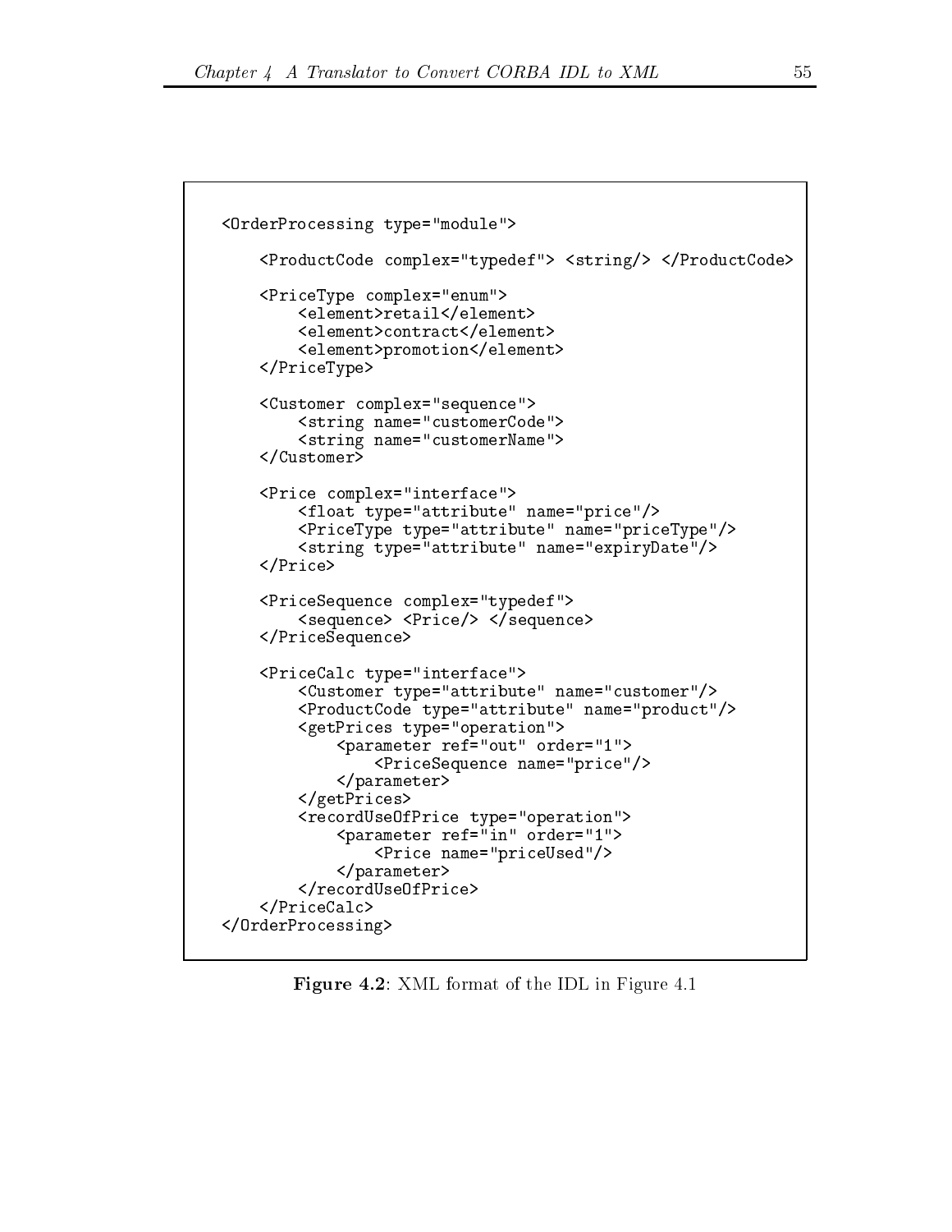```xml
<OrderProcessing type="module">

    <ProductCode complex="typedef"> <string/> </ProductCode>

    <PriceType complex="enum">
        <element>retail</element>
        <element>contract</element>
        <element>promotion</element>
    </PriceType>

    <Customer complex="sequence">
        <string name="customerCode">
        <string name="customerName">
    </Customer>

    <Price complex="interface">
        <float type="attribute" name="price"/>
        <PriceType type="attribute" name="priceType"/>
        <string type="attribute" name="expiryDate"/>
    </Price>

    <PriceSequence complex="typedef">
        <sequence> <Price/> </sequence>
    </PriceSequence>

    <PriceCalc type="interface">
        <Customer type="attribute" name="customer"/>
        <ProductCode type="attribute" name="product"/>
        <getPrices type="operation">
            <parameter ref="out" order="1">
                <PriceSequence name="price"/>
            </parameter>
        </getPrices>
        <recordUseOfPrice type="operation">
            <parameter ref="in" order="1">
                <Price name="priceUsed"/>
            </parameter>
        </recordUseOfPrice>
    </PriceCalc>
</OrderProcessing>
```

**Figure 4.2**: XML format of the IDL in Figure 4.1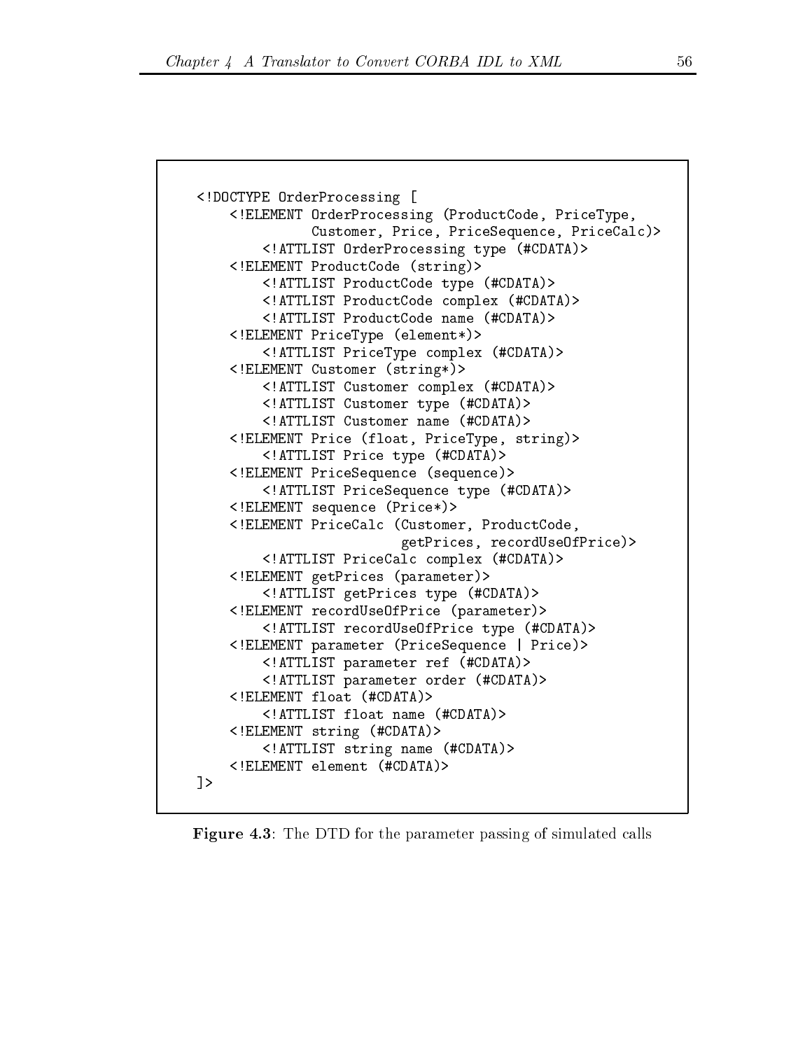```
<!DOCTYPE OrderProcessing [
    <!ELEMENT OrderProcessing (ProductCode, PriceType,
              Customer, Price, PriceSequence, PriceCalc)>
        <!ATTLIST OrderProcessing type (#CDATA)>
    <!ELEMENT ProductCode (string)>
        <!ATTLIST ProductCode type (#CDATA)>
        <!ATTLIST ProductCode complex (#CDATA)>
        <!ATTLIST ProductCode name (#CDATA)>
    <!ELEMENT PriceType (element*)>
        <!ATTLIST PriceType complex (#CDATA)>
    <!ELEMENT Customer (string*)>
        <!ATTLIST Customer complex (#CDATA)>
        <!ATTLIST Customer type (#CDATA)>
        <!ATTLIST Customer name (#CDATA)>
    <!ELEMENT Price (float, PriceType, string)>
        <!ATTLIST Price type (#CDATA)>
    <!ELEMENT PriceSequence (sequence)>
        <!ATTLIST PriceSequence type (#CDATA)>
    <!ELEMENT sequence (Price*)>
    <!ELEMENT PriceCalc (Customer, ProductCode,
                         getPrices, recordUseOfPrice)>
        <!ATTLIST PriceCalc complex (#CDATA)>
    <!ELEMENT getPrices (parameter)>
        <!ATTLIST getPrices type (#CDATA)>
    <!ELEMENT recordUseOfPrice (parameter)>
        <!ATTLIST recordUseOfPrice type (#CDATA)>
    <!ELEMENT parameter (PriceSequence | Price)>
        <!ATTLIST parameter ref (#CDATA)>
        <!ATTLIST parameter order (#CDATA)>
    <!ELEMENT float (#CDATA)>
        <!ATTLIST float name (#CDATA)>
    <!ELEMENT string (#CDATA)>
        <!ATTLIST string name (#CDATA)>
    <!ELEMENT element (#CDATA)>
]>
```

**Figure 4.3**: The DTD for the parameter passing of simulated calls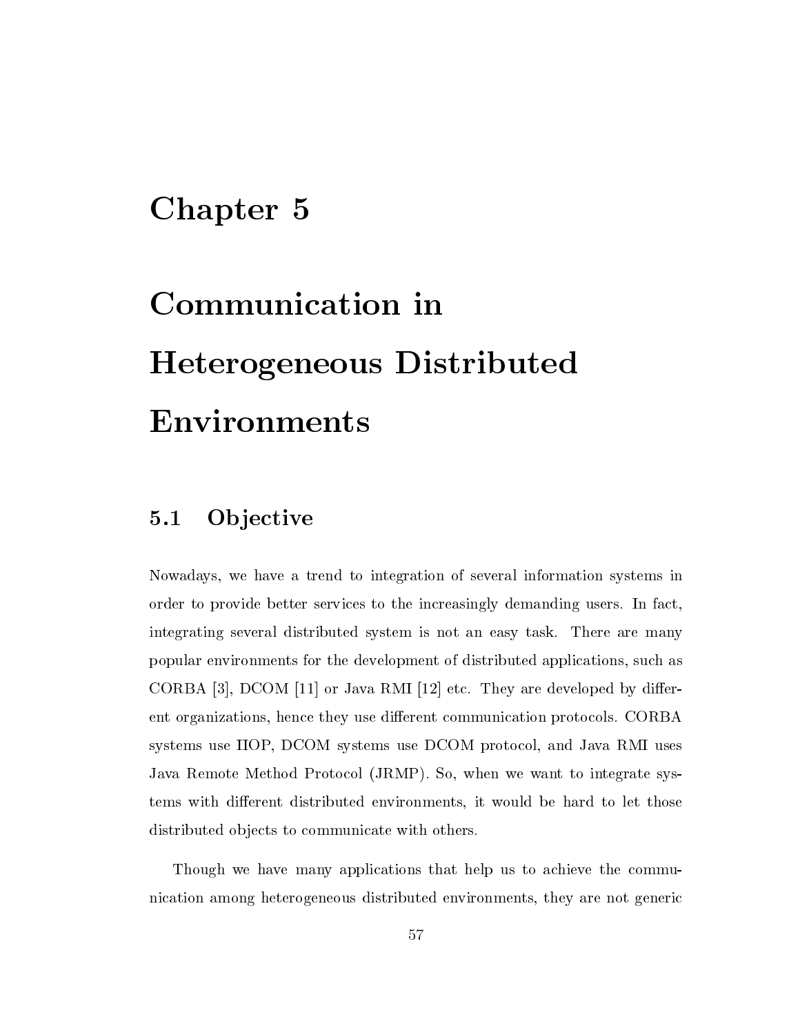# Chapter 5

# Communication in Heterogeneous Distributed Environments

## 5.1 Objective

Nowadays, we have a trend to integration of several information systems in order to provide better services to the increasingly demanding users. In fact, integrating several distributed system is not an easy task. There are many popular environments for the development of distributed applications, such as CORBA [3], DCOM [11] or Java RMI [12] etc. They are developed by different organizations, hence they use different communication protocols. CORBA systems use IIOP, DCOM systems use DCOM protocol, and Java RMI uses Java Remote Method Protocol (JRMP). So, when we want to integrate systems with different distributed environments, it would be hard to let those distributed objects to communicate with others.

Though we have many applications that help us to achieve the communication among heterogeneous distributed environments, they are not generic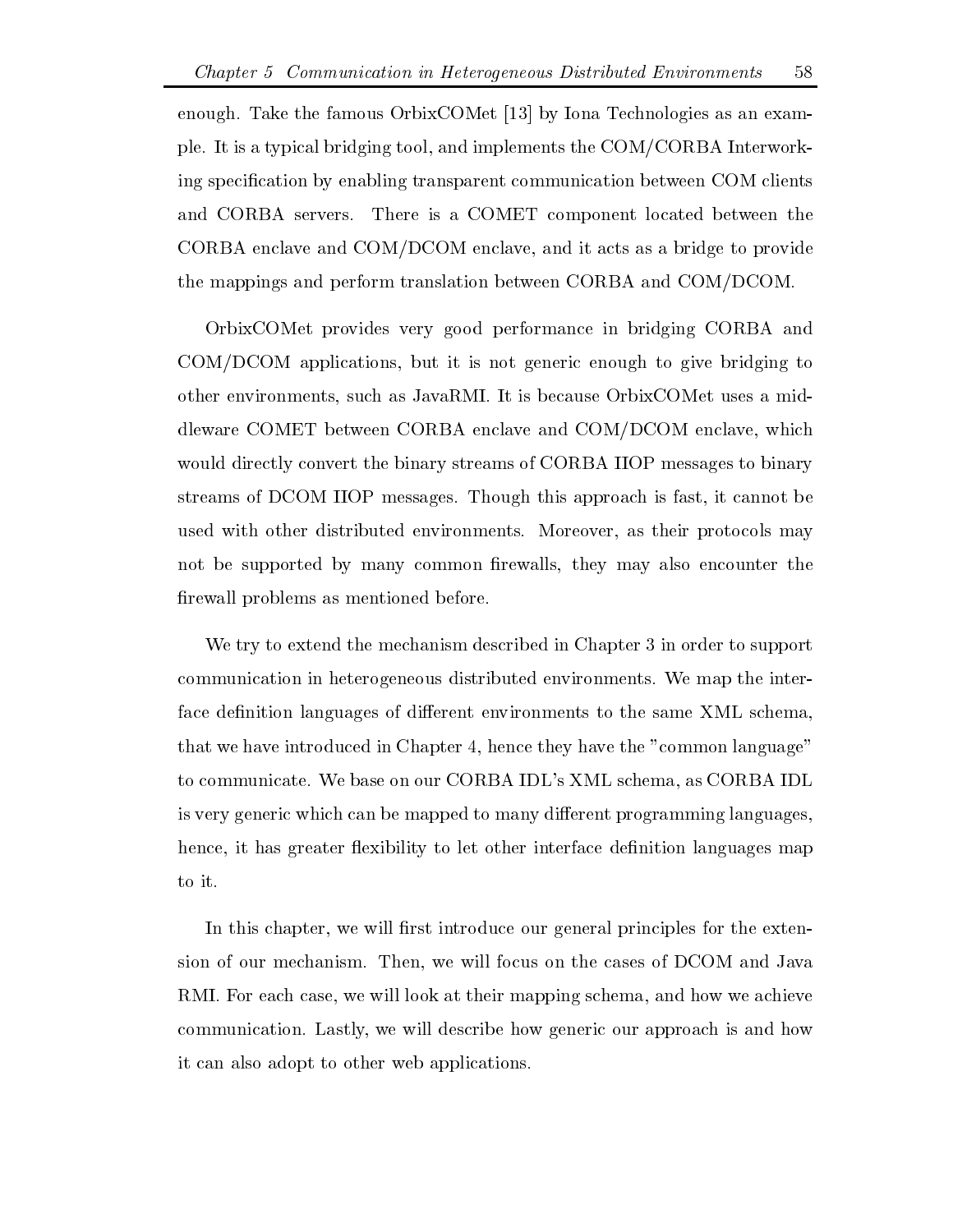enough. Take the famous OrbixCOMet [13] by Iona Technologies as an example. It is a typical bridging tool, and implements the COM/CORBA Interworking specification by enabling transparent communication between COM clients and CORBA servers. There is a COMET component located between the CORBA enclave and COM/DCOM enclave, and it acts as a bridge to provide the mappings and perform translation between CORBA and COM/DCOM.

OrbixCOMet provides very good performance in bridging CORBA and COM/DCOM applications, but it is not generic enough to give bridging to other environments, such as JavaRMI. It is because OrbixCOMet uses a middleware COMET between CORBA enclave and COM/DCOM enclave, which would directly convert the binary streams of CORBA IIOP messages to binary streams of DCOM IIOP messages. Though this approach is fast, it cannot be used with other distributed environments. Moreover, as their protocols may not be supported by many common firewalls, they may also encounter the firewall problems as mentioned before.

We try to extend the mechanism described in Chapter 3 in order to support communication in heterogeneous distributed environments. We map the interface definition languages of different environments to the same XML schema, that we have introduced in Chapter 4, hence they have the "common language" to communicate. We base on our CORBA IDL's XML schema, as CORBA IDL is very generic which can be mapped to many different programming languages, hence, it has greater flexibility to let other interface definition languages map to it.

In this chapter, we will first introduce our general principles for the extension of our mechanism. Then, we will focus on the cases of DCOM and Java RMI. For each case, we will look at their mapping schema, and how we achieve communication. Lastly, we will describe how generic our approach is and how it can also adopt to other web applications.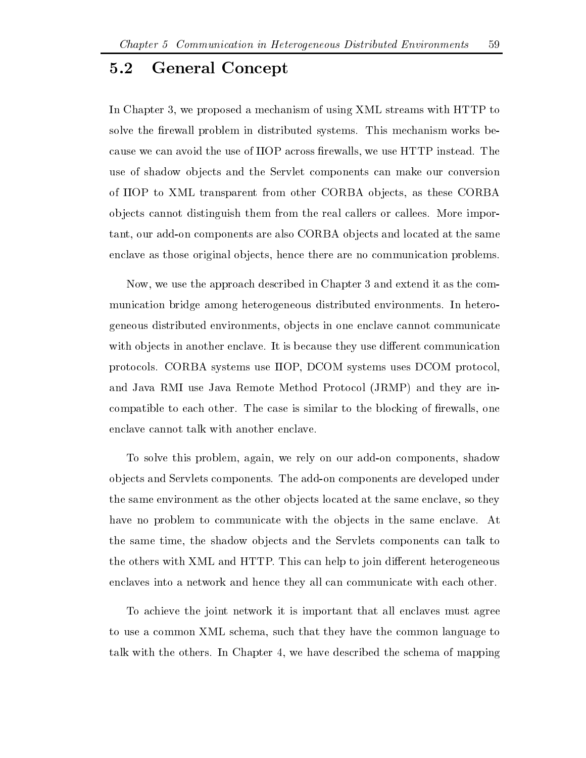## 5.2 General Concept

In Chapter 3, we proposed a mechanism of using XML streams with HTTP to solve the firewall problem in distributed systems. This mechanism works because we can avoid the use of IIOP across firewalls, we use HTTP instead. The use of shadow objects and the Servlet components can make our conversion of IIOP to XML transparent from other CORBA objects, as these CORBA objects cannot distinguish them from the real callers or callees. More important, our add-on components are also CORBA objects and located at the same enclave as those original objects, hence there are no communication problems.

Now, we use the approach described in Chapter 3 and extend it as the communication bridge among heterogeneous distributed environments. In heterogeneous distributed environments, objects in one enclave cannot communicate with objects in another enclave. It is because they use different communication protocols. CORBA systems use IIOP, DCOM systems uses DCOM protocol, and Java RMI use Java Remote Method Protocol (JRMP) and they are incompatible to each other. The case is similar to the blocking of firewalls, one enclave cannot talk with another enclave.

To solve this problem, again, we rely on our add-on components, shadow objects and Servlets components. The add-on components are developed under the same environment as the other objects located at the same enclave, so they have no problem to communicate with the objects in the same enclave. At the same time, the shadow objects and the Servlets components can talk to the others with XML and HTTP. This can help to join different heterogeneous enclaves into a network and hence they all can communicate with each other.

To achieve the joint network it is important that all enclaves must agree to use a common XML schema, such that they have the common language to talk with the others. In Chapter 4, we have described the schema of mapping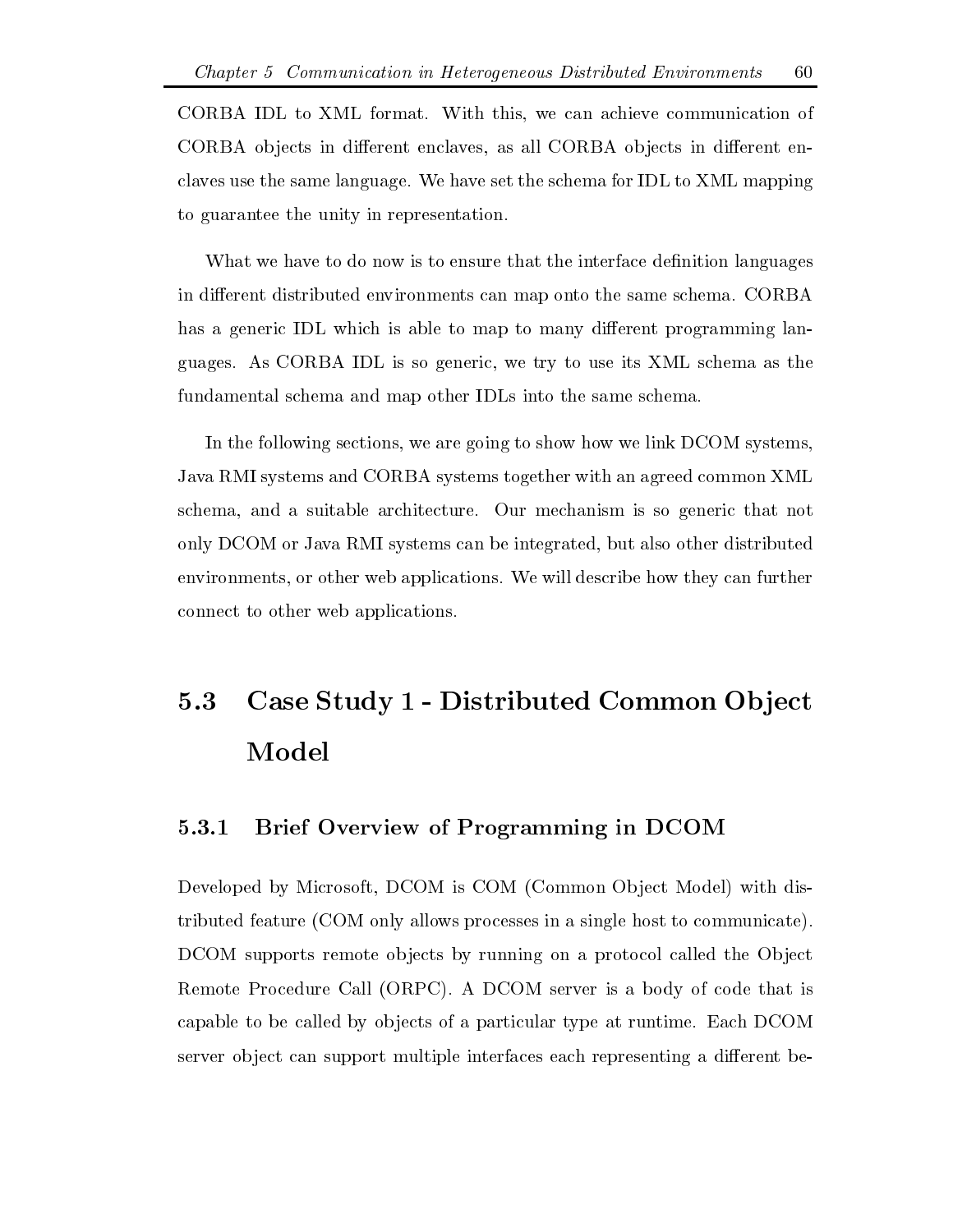CORBA IDL to XML format. With this, we can achieve communication of CORBA objects in different enclaves, as all CORBA objects in different enclaves use the same language. We have set the schema for IDL to XML mapping to guarantee the unity in representation.

What we have to do now is to ensure that the interface definition languages in different distributed environments can map onto the same schema. CORBA has a generic IDL which is able to map to many different programming languages. As CORBA IDL is so generic, we try to use its XML schema as the fundamental schema and map other IDLs into the same schema.

In the following sections, we are going to show how we link DCOM systems, Java RMI systems and CORBA systems together with an agreed common XML schema, and a suitable architecture. Our mechanism is so generic that not only DCOM or Java RMI systems can be integrated, but also other distributed environments, or other web applications. We will describe how they can further connect to other web applications.

## 5.3 Case Study 1 - Distributed Common Object Model

### 5.3.1 Brief Overview of Programming in DCOM

Developed by Microsoft, DCOM is COM (Common Object Model) with distributed feature (COM only allows processes in a single host to communicate). DCOM supports remote objects by running on a protocol called the Object Remote Procedure Call (ORPC). A DCOM server is a body of code that is capable to be called by objects of a particular type at runtime. Each DCOM server object can support multiple interfaces each representing a different be-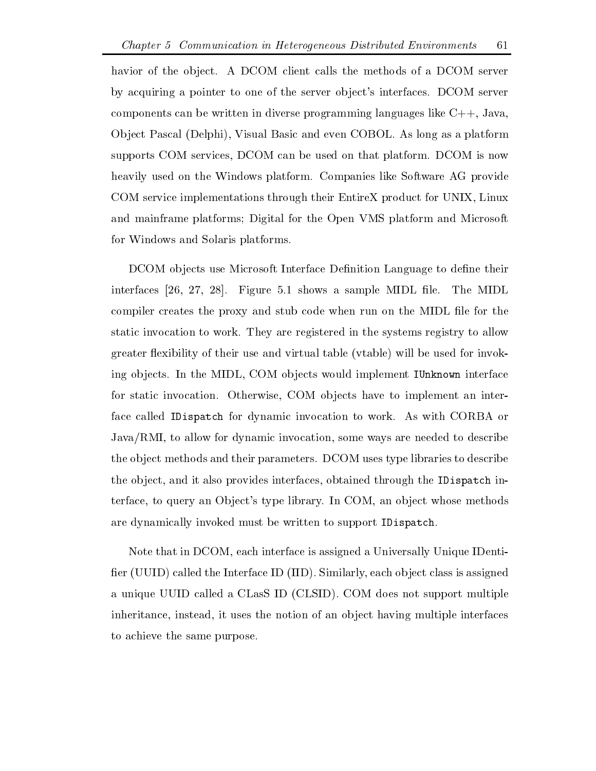havior of the object. A DCOM client calls the methods of a DCOM server by acquiring a pointer to one of the server object's interfaces. DCOM server components can be written in diverse programming languages like C++, Java, Object Pascal (Delphi), Visual Basic and even COBOL. As long as a platform supports COM services, DCOM can be used on that platform. DCOM is now heavily used on the Windows platform. Companies like Software AG provide COM service implementations through their EntireX product for UNIX, Linux and mainframe platforms; Digital for the Open VMS platform and Microsoft for Windows and Solaris platforms.

DCOM objects use Microsoft Interface Definition Language to define their interfaces [26, 27, 28]. Figure 5.1 shows a sample MIDL file. The MIDL compiler creates the proxy and stub code when run on the MIDL file for the static invocation to work. They are registered in the systems registry to allow greater flexibility of their use and virtual table (vtable) will be used for invoking objects. In the MIDL, COM objects would implement `IUnknown` interface for static invocation. Otherwise, COM objects have to implement an interface called `IDispatch` for dynamic invocation to work. As with CORBA or Java/RMI, to allow for dynamic invocation, some ways are needed to describe the object methods and their parameters. DCOM uses type libraries to describe the object, and it also provides interfaces, obtained through the `IDispatch` interface, to query an Object's type library. In COM, an object whose methods are dynamically invoked must be written to support `IDispatch`.

Note that in DCOM, each interface is assigned a Universally Unique IDentifier (UUID) called the Interface ID (IID). Similarly, each object class is assigned a unique UUID called a CLasS ID (CLSID). COM does not support multiple inheritance, instead, it uses the notion of an object having multiple interfaces to achieve the same purpose.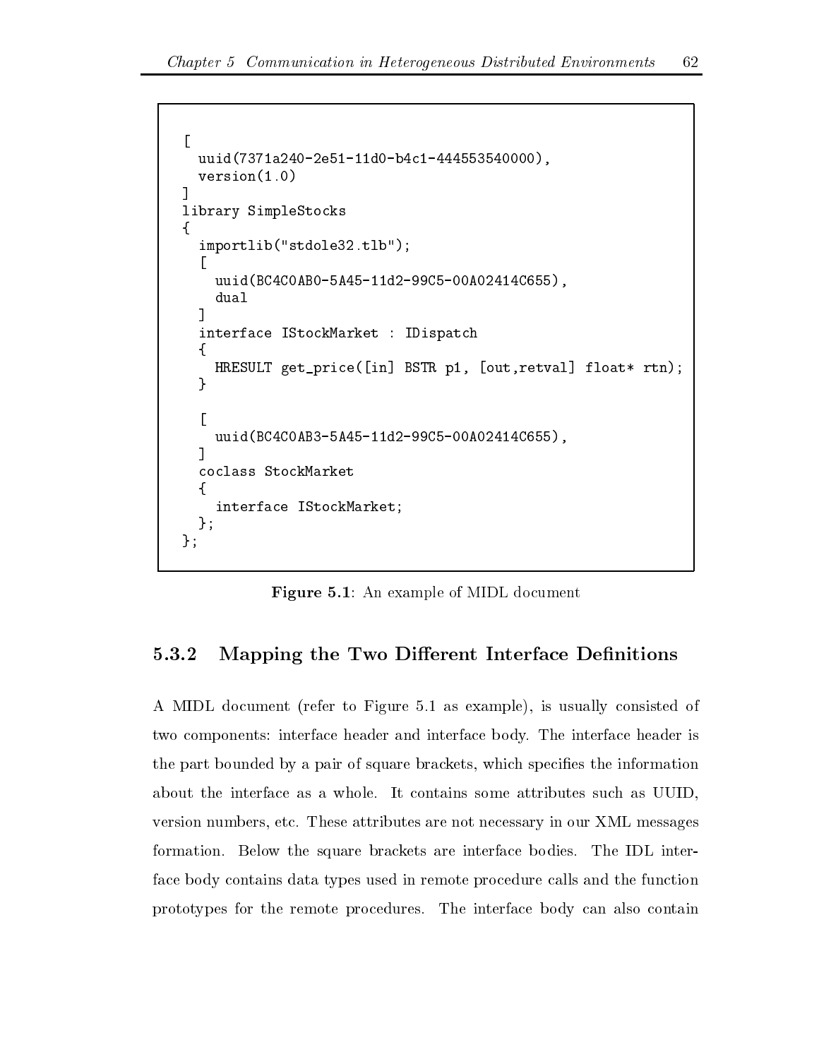```
[
  uuid(7371a240-2e51-11d0-b4c1-444553540000),
  version(1.0)
]
library SimpleStocks
{
  importlib("stdole32.tlb");
  [
    uuid(BC4C0AB0-5A45-11d2-99C5-00A02414C655),
    dual
  ]
  interface IStockMarket : IDispatch
  {
    HRESULT get_price([in] BSTR p1, [out,retval] float* rtn);
  }

  [
    uuid(BC4C0AB3-5A45-11d2-99C5-00A02414C655),
  ]
  coclass StockMarket
  {
    interface IStockMarket;
  };
};
```

**Figure 5.1**: An example of MIDL document

### 5.3.2 Mapping the Two Different Interface Definitions

A MIDL document (refer to Figure 5.1 as example), is usually consisted of two components: interface header and interface body. The interface header is the part bounded by a pair of square brackets, which specifies the information about the interface as a whole. It contains some attributes such as UUID, version numbers, etc. These attributes are not necessary in our XML messages formation. Below the square brackets are interface bodies. The IDL interface body contains data types used in remote procedure calls and the function prototypes for the remote procedures. The interface body can also contain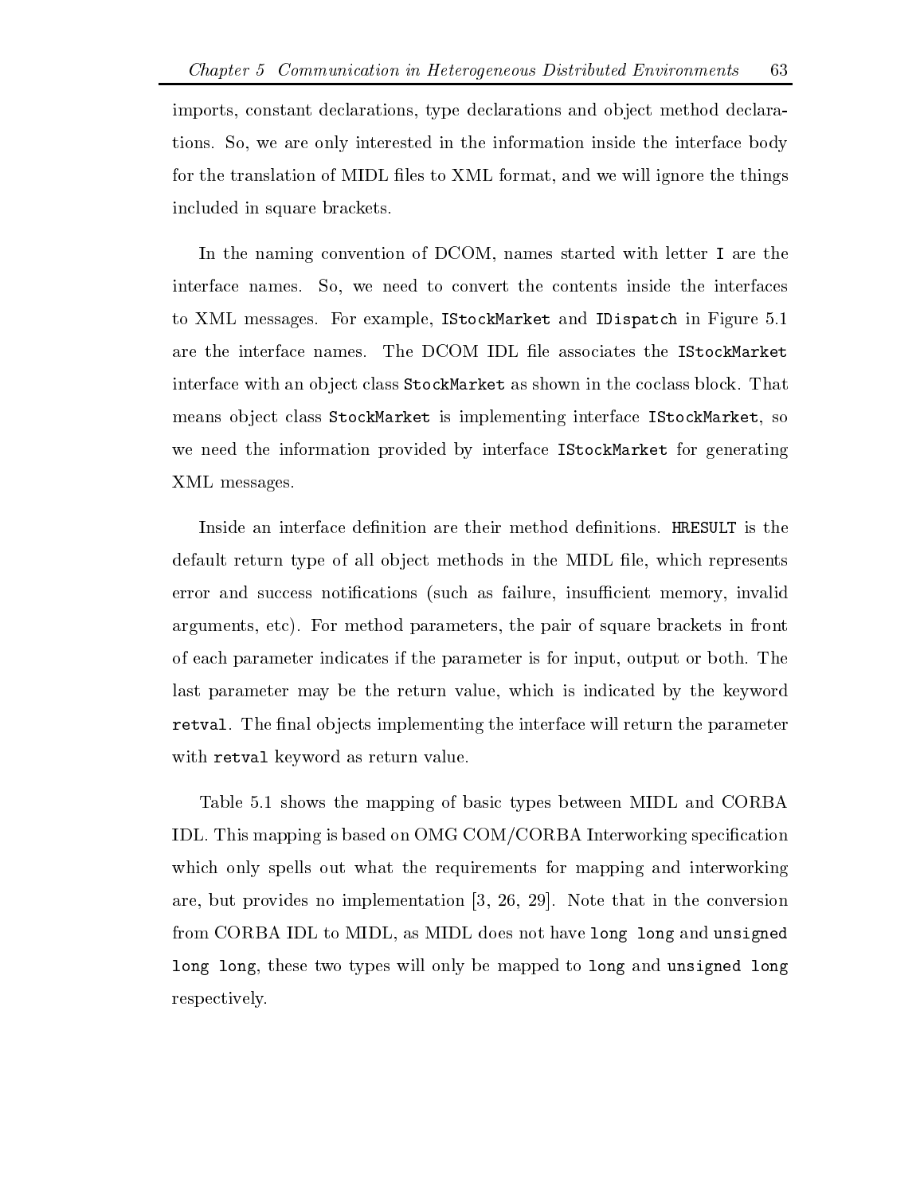imports, constant declarations, type declarations and object method declarations. So, we are only interested in the information inside the interface body for the translation of MIDL files to XML format, and we will ignore the things included in square brackets.

In the naming convention of DCOM, names started with letter `I` are the interface names. So, we need to convert the contents inside the interfaces to XML messages. For example, `IStockMarket` and `IDispatch` in Figure 5.1 are the interface names. The DCOM IDL file associates the `IStockMarket` interface with an object class `StockMarket` as shown in the coclass block. That means object class `StockMarket` is implementing interface `IStockMarket`, so we need the information provided by interface `IStockMarket` for generating XML messages.

Inside an interface definition are their method definitions. `HRESULT` is the default return type of all object methods in the MIDL file, which represents error and success notifications (such as failure, insufficient memory, invalid arguments, etc). For method parameters, the pair of square brackets in front of each parameter indicates if the parameter is for input, output or both. The last parameter may be the return value, which is indicated by the keyword `retval`. The final objects implementing the interface will return the parameter with `retval` keyword as return value.

Table 5.1 shows the mapping of basic types between MIDL and CORBA IDL. This mapping is based on OMG COM/CORBA Interworking specification which only spells out what the requirements for mapping and interworking are, but provides no implementation [3, 26, 29]. Note that in the conversion from CORBA IDL to MIDL, as MIDL does not have `long long` and `unsigned long long`, these two types will only be mapped to `long` and `unsigned long` respectively.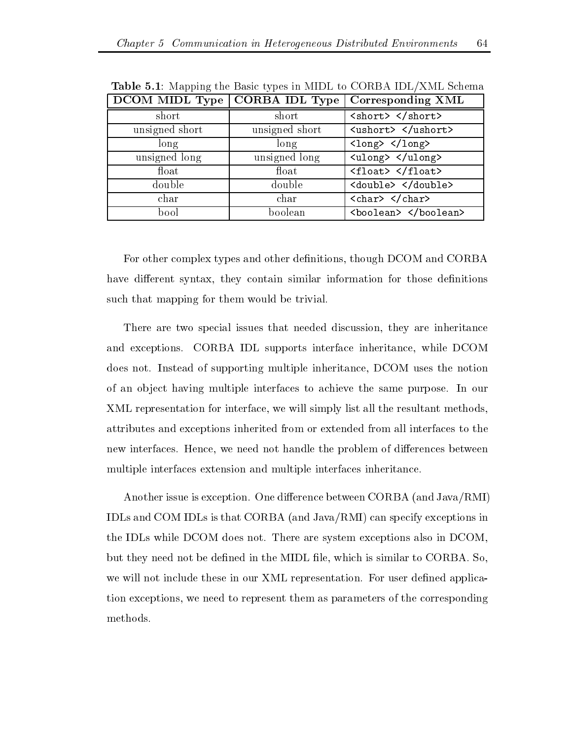**Table 5.1**: Mapping the Basic types in MIDL to CORBA IDL/XML Schema

| DCOM MIDL Type | CORBA IDL Type | Corresponding XML |
|---|---|---|
| short | short | `<short> </short>` |
| unsigned short | unsigned short | `<ushort> </ushort>` |
| long | long | `<long> </long>` |
| unsigned long | unsigned long | `<ulong> </ulong>` |
| float | float | `<float> </float>` |
| double | double | `<double> </double>` |
| char | char | `<char> </char>` |
| bool | boolean | `<boolean> </boolean>` |

For other complex types and other definitions, though DCOM and CORBA have different syntax, they contain similar information for those definitions such that mapping for them would be trivial.

There are two special issues that needed discussion, they are inheritance and exceptions. CORBA IDL supports interface inheritance, while DCOM does not. Instead of supporting multiple inheritance, DCOM uses the notion of an object having multiple interfaces to achieve the same purpose. In our XML representation for interface, we will simply list all the resultant methods, attributes and exceptions inherited from or extended from all interfaces to the new interfaces. Hence, we need not handle the problem of differences between multiple interfaces extension and multiple interfaces inheritance.

Another issue is exception. One difference between CORBA (and Java/RMI) IDLs and COM IDLs is that CORBA (and Java/RMI) can specify exceptions in the IDLs while DCOM does not. There are system exceptions also in DCOM, but they need not be defined in the MIDL file, which is similar to CORBA. So, we will not include these in our XML representation. For user defined application exceptions, we need to represent them as parameters of the corresponding methods.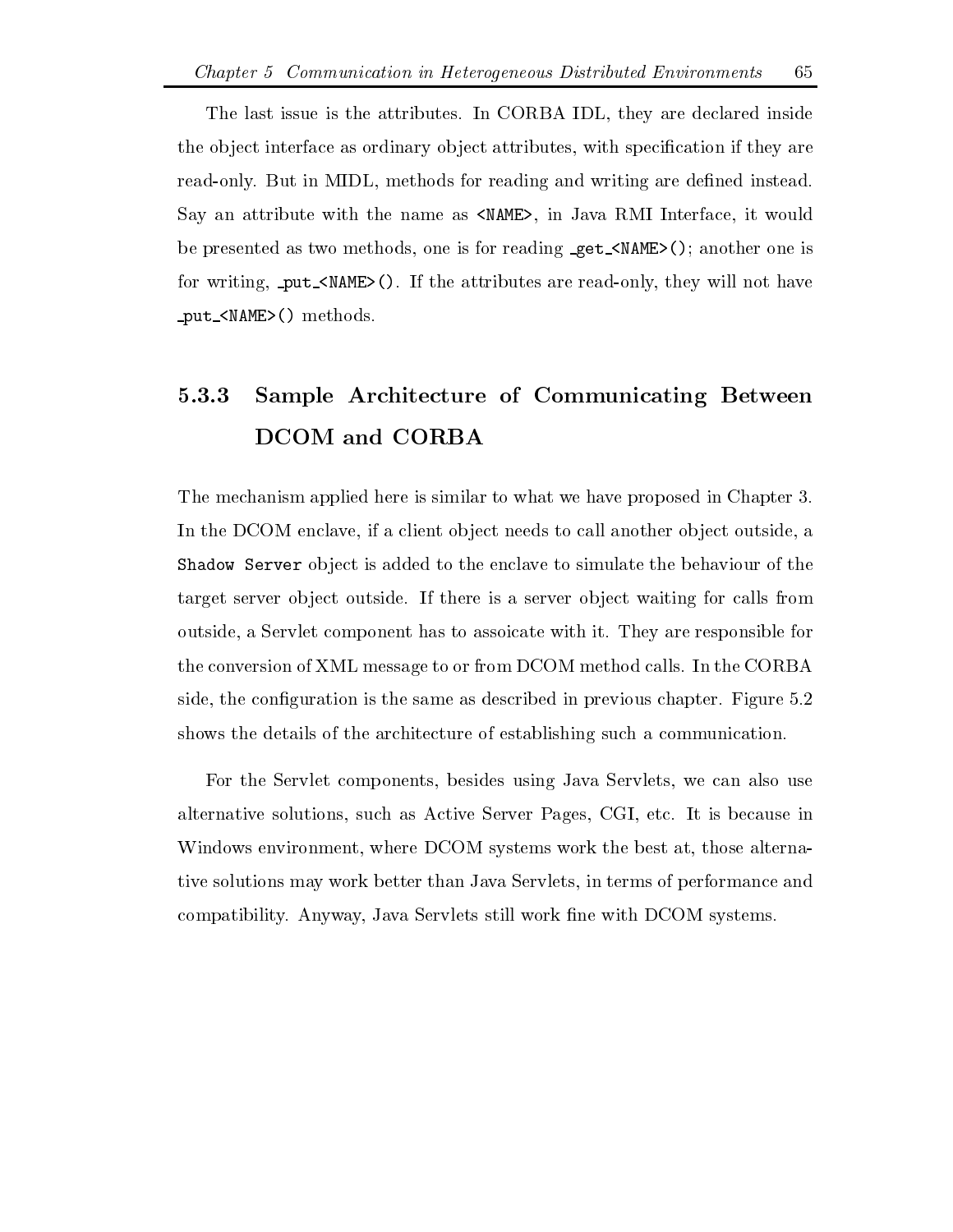The last issue is the attributes. In CORBA IDL, they are declared inside the object interface as ordinary object attributes, with specification if they are read-only. But in MIDL, methods for reading and writing are defined instead. Say an attribute with the name as `<NAME>`, in Java RMI Interface, it would be presented as two methods, one is for reading `_get_<NAME>()`; another one is for writing, `_put_<NAME>()`. If the attributes are read-only, they will not have `_put_<NAME>()` methods.

### 5.3.3 Sample Architecture of Communicating Between DCOM and CORBA

The mechanism applied here is similar to what we have proposed in Chapter 3. In the DCOM enclave, if a client object needs to call another object outside, a `Shadow Server` object is added to the enclave to simulate the behaviour of the target server object outside. If there is a server object waiting for calls from outside, a Servlet component has to assoicate with it. They are responsible for the conversion of XML message to or from DCOM method calls. In the CORBA side, the configuration is the same as described in previous chapter. Figure 5.2 shows the details of the architecture of establishing such a communication.

For the Servlet components, besides using Java Servlets, we can also use alternative solutions, such as Active Server Pages, CGI, etc. It is because in Windows environment, where DCOM systems work the best at, those alternative solutions may work better than Java Servlets, in terms of performance and compatibility. Anyway, Java Servlets still work fine with DCOM systems.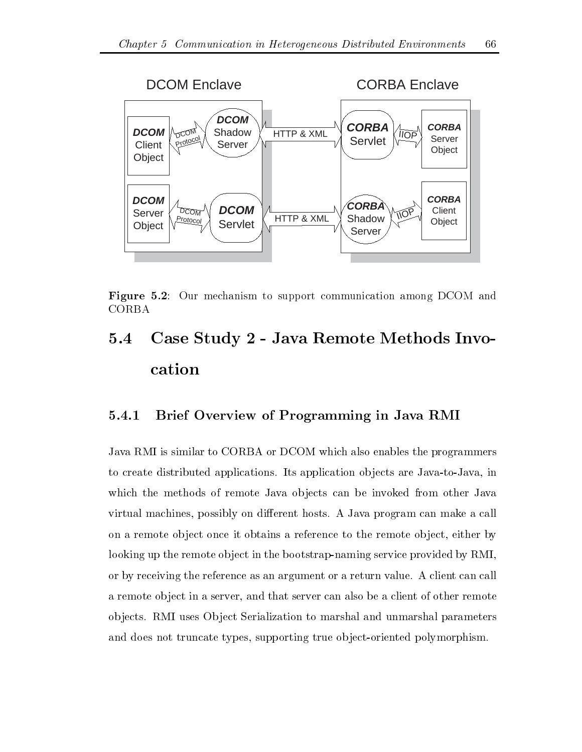Figure 5.2: Our mechanism to support communication among DCOM and CORBA

## 5.4 Case Study 2 - Java Remote Methods Invocation

### 5.4.1 Brief Overview of Programming in Java RMI

Java RMI is similar to CORBA or DCOM which also enables the programmers to create distributed applications. Its application objects are Java-to-Java, in which the methods of remote Java objects can be invoked from other Java virtual machines, possibly on different hosts. A Java program can make a call on a remote object once it obtains a reference to the remote object, either by looking up the remote object in the bootstrap-naming service provided by RMI, or by receiving the reference as an argument or a return value. A client can call a remote object in a server, and that server can also be a client of other remote objects. RMI uses Object Serialization to marshal and unmarshal parameters and does not truncate types, supporting true object-oriented polymorphism.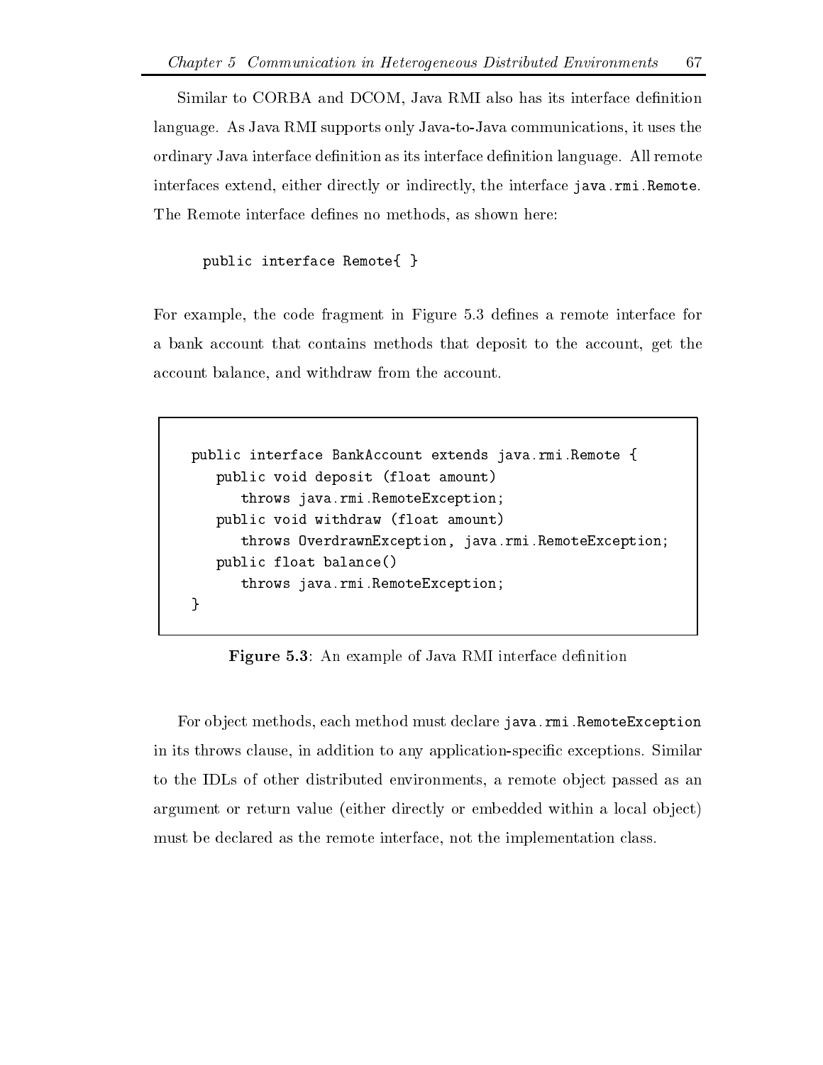Similar to CORBA and DCOM, Java RMI also has its interface definition language. As Java RMI supports only Java-to-Java communications, it uses the ordinary Java interface definition as its interface definition language. All remote interfaces extend, either directly or indirectly, the interface `java.rmi.Remote`. The Remote interface defines no methods, as shown here:

```
public interface Remote{ }
```

For example, the code fragment in Figure 5.3 defines a remote interface for a bank account that contains methods that deposit to the account, get the account balance, and withdraw from the account.

```
public interface BankAccount extends java.rmi.Remote {
   public void deposit (float amount)
      throws java.rmi.RemoteException;
   public void withdraw (float amount)
      throws OverdrawnException, java.rmi.RemoteException;
   public float balance()
      throws java.rmi.RemoteException;
}
```

**Figure 5.3**: An example of Java RMI interface definition

For object methods, each method must declare `java.rmi.RemoteException` in its throws clause, in addition to any application-specific exceptions. Similar to the IDLs of other distributed environments, a remote object passed as an argument or return value (either directly or embedded within a local object) must be declared as the remote interface, not the implementation class.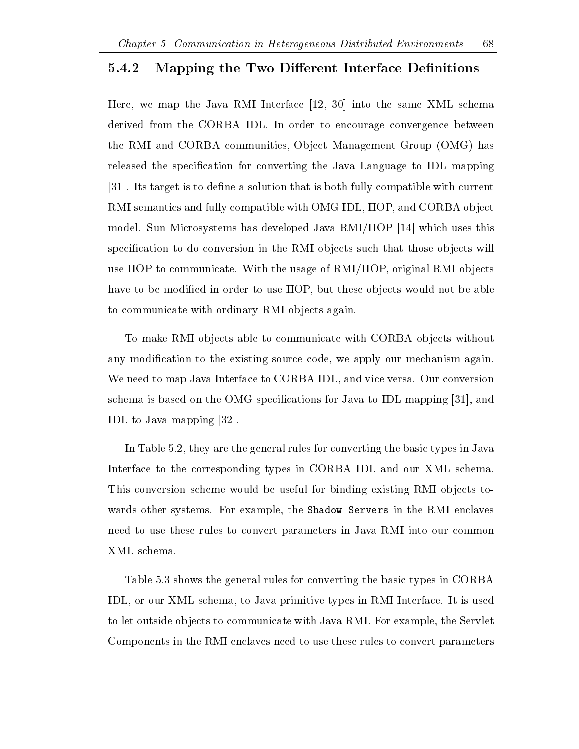### 5.4.2 Mapping the Two Different Interface Definitions

Here, we map the Java RMI Interface [12, 30] into the same XML schema derived from the CORBA IDL. In order to encourage convergence between the RMI and CORBA communities, Object Management Group (OMG) has released the specification for converting the Java Language to IDL mapping [31]. Its target is to define a solution that is both fully compatible with current RMI semantics and fully compatible with OMG IDL, IIOP, and CORBA object model. Sun Microsystems has developed Java RMI/IIOP [14] which uses this specification to do conversion in the RMI objects such that those objects will use IIOP to communicate. With the usage of RMI/IIOP, original RMI objects have to be modified in order to use IIOP, but these objects would not be able to communicate with ordinary RMI objects again.

To make RMI objects able to communicate with CORBA objects without any modification to the existing source code, we apply our mechanism again. We need to map Java Interface to CORBA IDL, and vice versa. Our conversion schema is based on the OMG specifications for Java to IDL mapping [31], and IDL to Java mapping [32].

In Table 5.2, they are the general rules for converting the basic types in Java Interface to the corresponding types in CORBA IDL and our XML schema. This conversion scheme would be useful for binding existing RMI objects towards other systems. For example, the `Shadow Servers` in the RMI enclaves need to use these rules to convert parameters in Java RMI into our common XML schema.

Table 5.3 shows the general rules for converting the basic types in CORBA IDL, or our XML schema, to Java primitive types in RMI Interface. It is used to let outside objects to communicate with Java RMI. For example, the Servlet Components in the RMI enclaves need to use these rules to convert parameters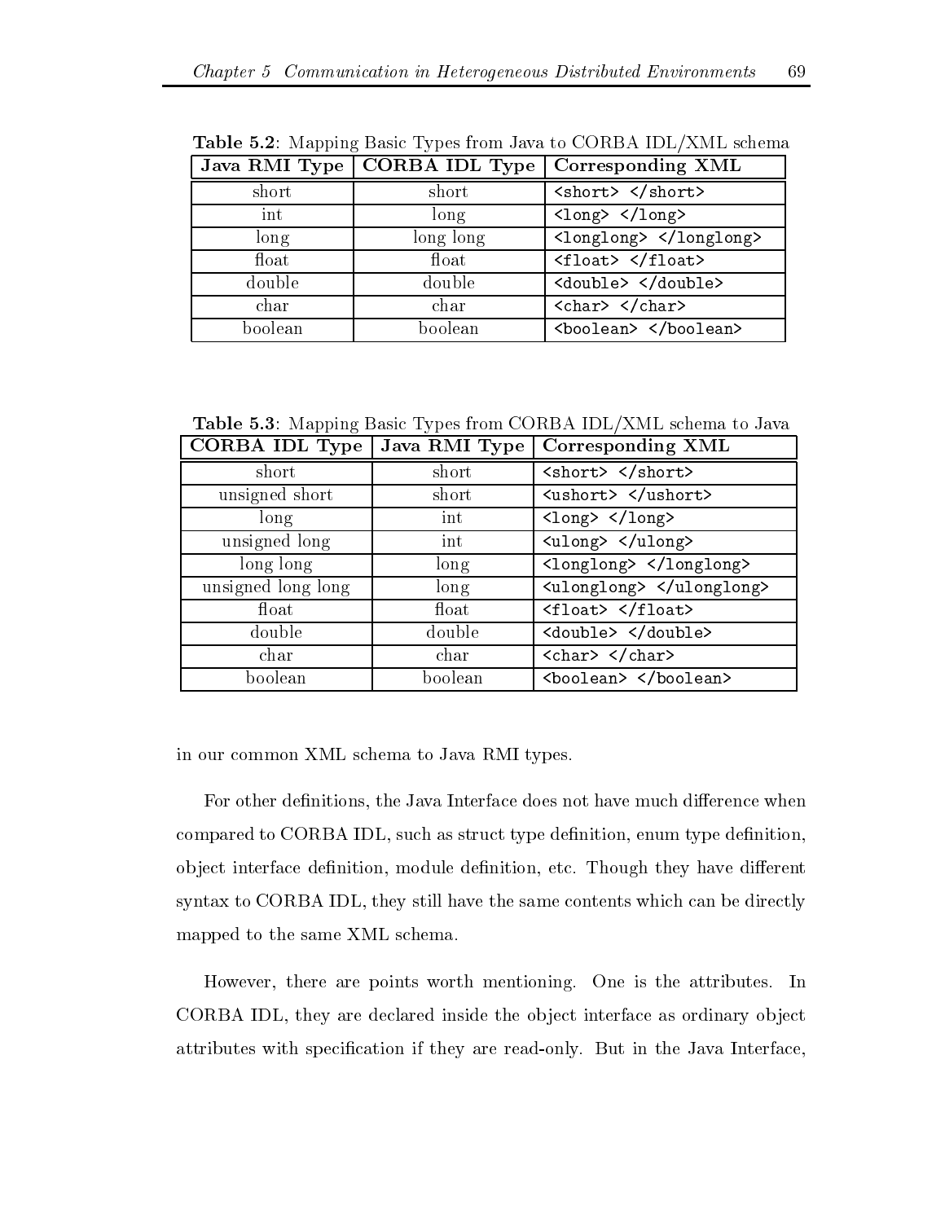**Table 5.2**: Mapping Basic Types from Java to CORBA IDL/XML schema

| Java RMI Type | CORBA IDL Type | Corresponding XML |
|---|---|---|
| short | short | `<short> </short>` |
| int | long | `<long> </long>` |
| long | long long | `<longlong> </longlong>` |
| float | float | `<float> </float>` |
| double | double | `<double> </double>` |
| char | char | `<char> </char>` |
| boolean | boolean | `<boolean> </boolean>` |

**Table 5.3**: Mapping Basic Types from CORBA IDL/XML schema to Java

| CORBA IDL Type | Java RMI Type | Corresponding XML |
|---|---|---|
| short | short | `<short> </short>` |
| unsigned short | short | `<ushort> </ushort>` |
| long | int | `<long> </long>` |
| unsigned long | int | `<ulong> </ulong>` |
| long long | long | `<longlong> </longlong>` |
| unsigned long long | long | `<ulonglong> </ulonglong>` |
| float | float | `<float> </float>` |
| double | double | `<double> </double>` |
| char | char | `<char> </char>` |
| boolean | boolean | `<boolean> </boolean>` |

in our common XML schema to Java RMI types.

For other definitions, the Java Interface does not have much difference when compared to CORBA IDL, such as struct type definition, enum type definition, object interface definition, module definition, etc. Though they have different syntax to CORBA IDL, they still have the same contents which can be directly mapped to the same XML schema.

However, there are points worth mentioning. One is the attributes. In CORBA IDL, they are declared inside the object interface as ordinary object attributes with specification if they are read-only. But in the Java Interface,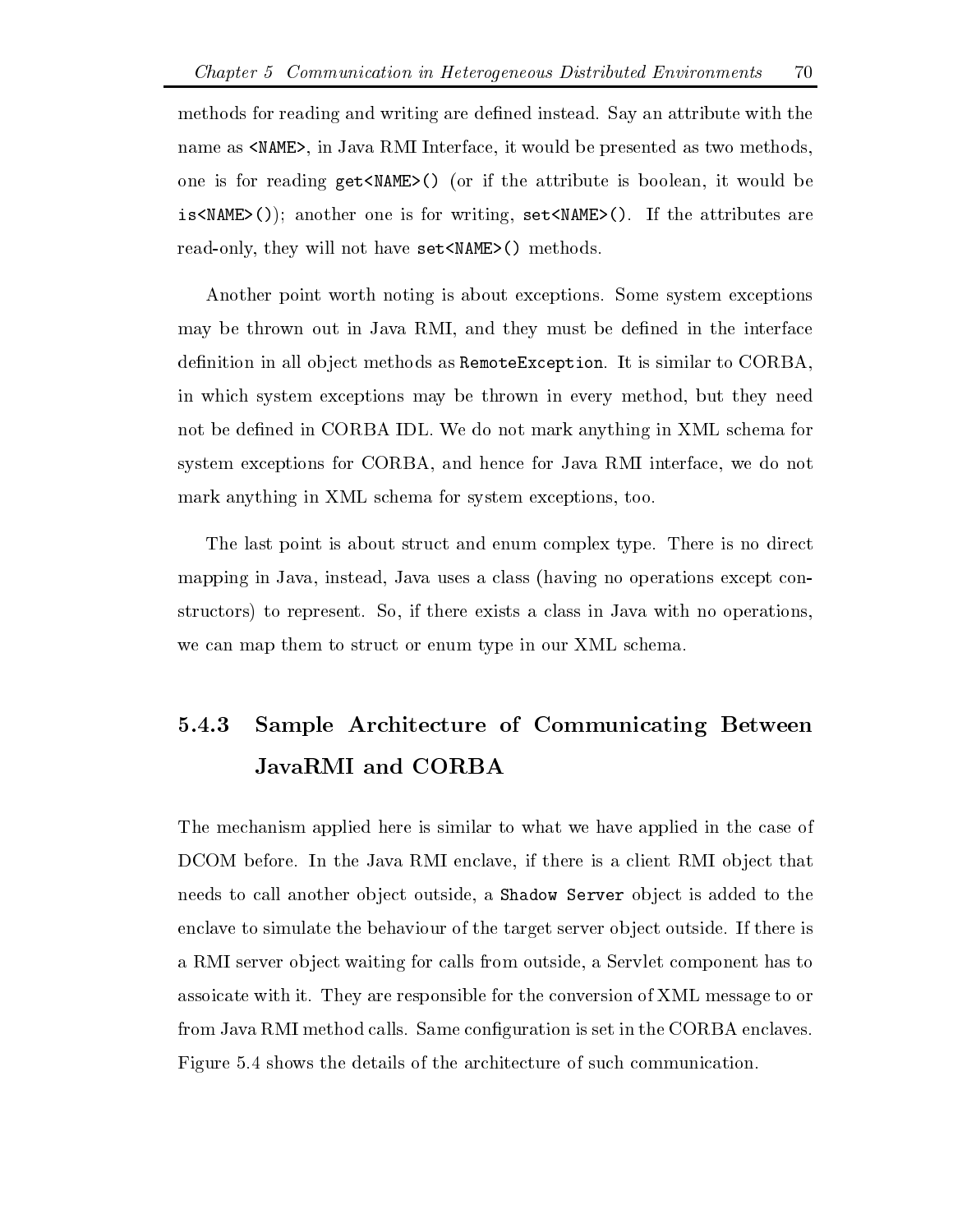methods for reading and writing are defined instead. Say an attribute with the name as `<NAME>`, in Java RMI Interface, it would be presented as two methods, one is for reading `get<NAME>()` (or if the attribute is boolean, it would be `is<NAME>()`); another one is for writing, `set<NAME>()`. If the attributes are read-only, they will not have `set<NAME>()` methods.

Another point worth noting is about exceptions. Some system exceptions may be thrown out in Java RMI, and they must be defined in the interface definition in all object methods as `RemoteException`. It is similar to CORBA, in which system exceptions may be thrown in every method, but they need not be defined in CORBA IDL. We do not mark anything in XML schema for system exceptions for CORBA, and hence for Java RMI interface, we do not mark anything in XML schema for system exceptions, too.

The last point is about struct and enum complex type. There is no direct mapping in Java, instead, Java uses a class (having no operations except constructors) to represent. So, if there exists a class in Java with no operations, we can map them to struct or enum type in our XML schema.

### 5.4.3 Sample Architecture of Communicating Between JavaRMI and CORBA

The mechanism applied here is similar to what we have applied in the case of DCOM before. In the Java RMI enclave, if there is a client RMI object that needs to call another object outside, a `Shadow Server` object is added to the enclave to simulate the behaviour of the target server object outside. If there is a RMI server object waiting for calls from outside, a Servlet component has to assoicate with it. They are responsible for the conversion of XML message to or from Java RMI method calls. Same configuration is set in the CORBA enclaves. Figure 5.4 shows the details of the architecture of such communication.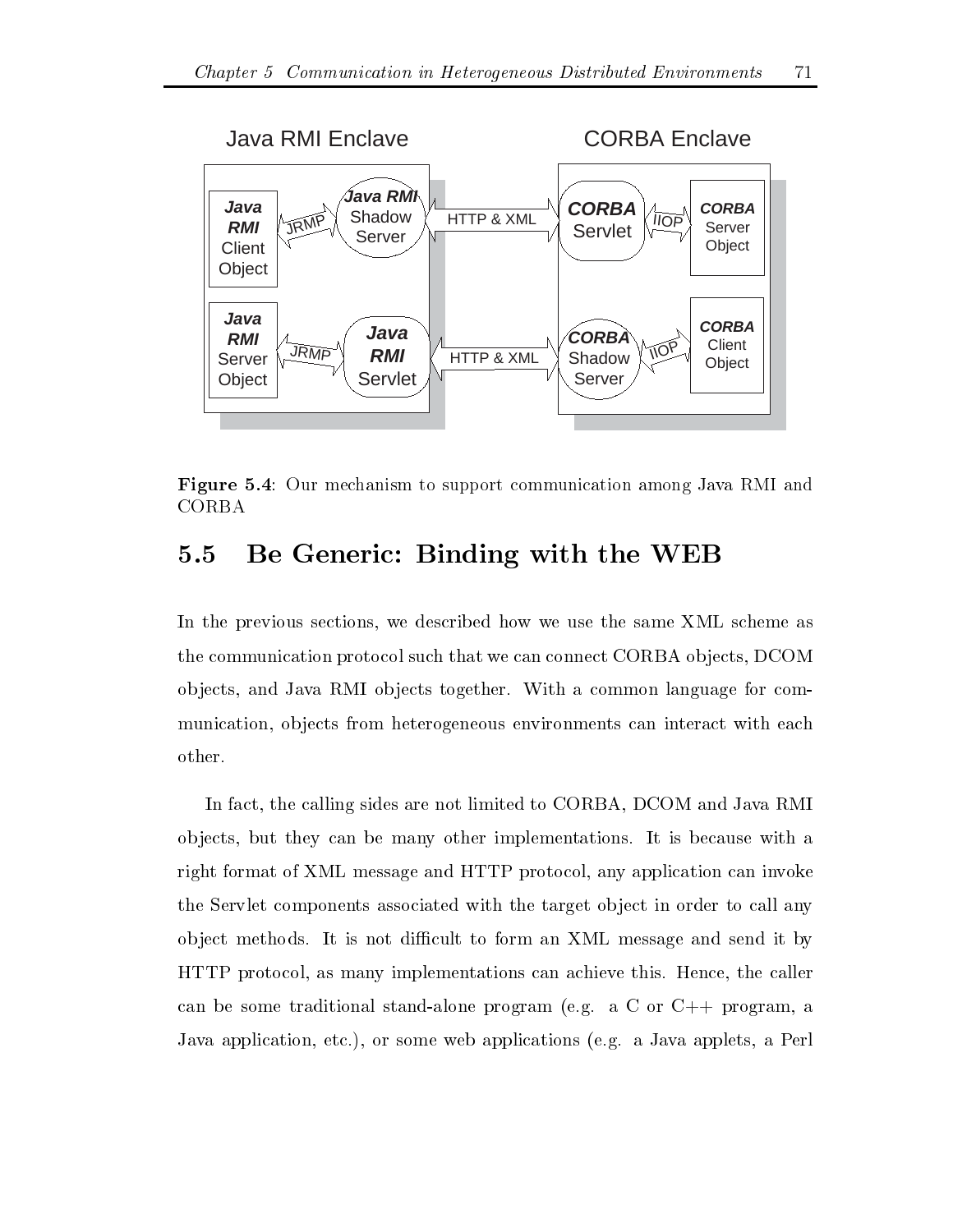Figure 5.4: Our mechanism to support communication among Java RMI and CORBA

## 5.5 Be Generic: Binding with the WEB

In the previous sections, we described how we use the same XML scheme as the communication protocol such that we can connect CORBA objects, DCOM objects, and Java RMI objects together. With a common language for communication, objects from heterogeneous environments can interact with each other.

In fact, the calling sides are not limited to CORBA, DCOM and Java RMI objects, but they can be many other implementations. It is because with a right format of XML message and HTTP protocol, any application can invoke the Servlet components associated with the target object in order to call any object methods. It is not difficult to form an XML message and send it by HTTP protocol, as many implementations can achieve this. Hence, the caller can be some traditional stand-alone program (e.g. a C or C++ program, a Java application, etc.), or some web applications (e.g. a Java applets, a Perl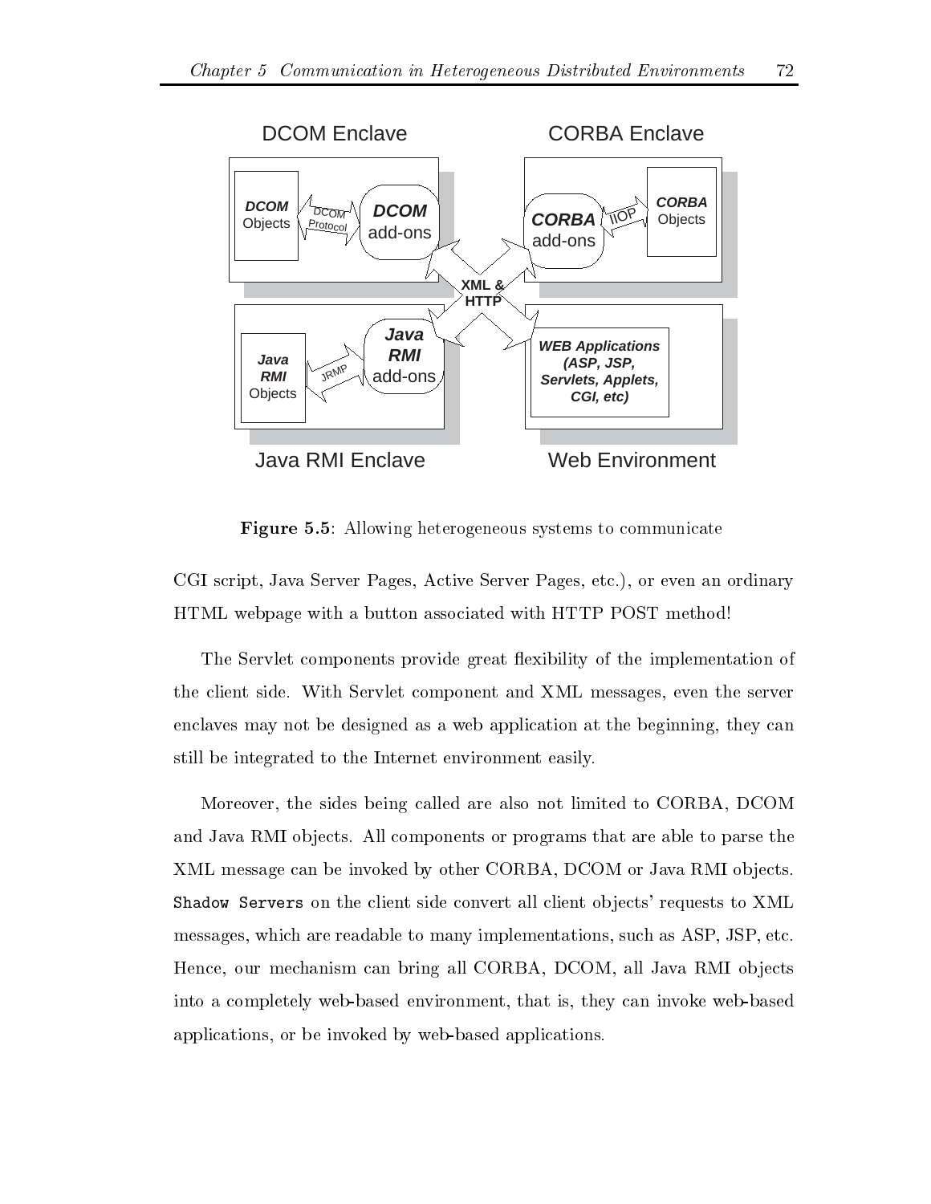**Figure 5.5**: Allowing heterogeneous systems to communicate

CGI script, Java Server Pages, Active Server Pages, etc.), or even an ordinary HTML webpage with a button associated with HTTP POST method!

The Servlet components provide great flexibility of the implementation of the client side. With Servlet component and XML messages, even the server enclaves may not be designed as a web application at the beginning, they can still be integrated to the Internet environment easily.

Moreover, the sides being called are also not limited to CORBA, DCOM and Java RMI objects. All components or programs that are able to parse the XML message can be invoked by other CORBA, DCOM or Java RMI objects. `Shadow Servers` on the client side convert all client objects' requests to XML messages, which are readable to many implementations, such as ASP, JSP, etc. Hence, our mechanism can bring all CORBA, DCOM, all Java RMI objects into a completely web-based environment, that is, they can invoke web-based applications, or be invoked by web-based applications.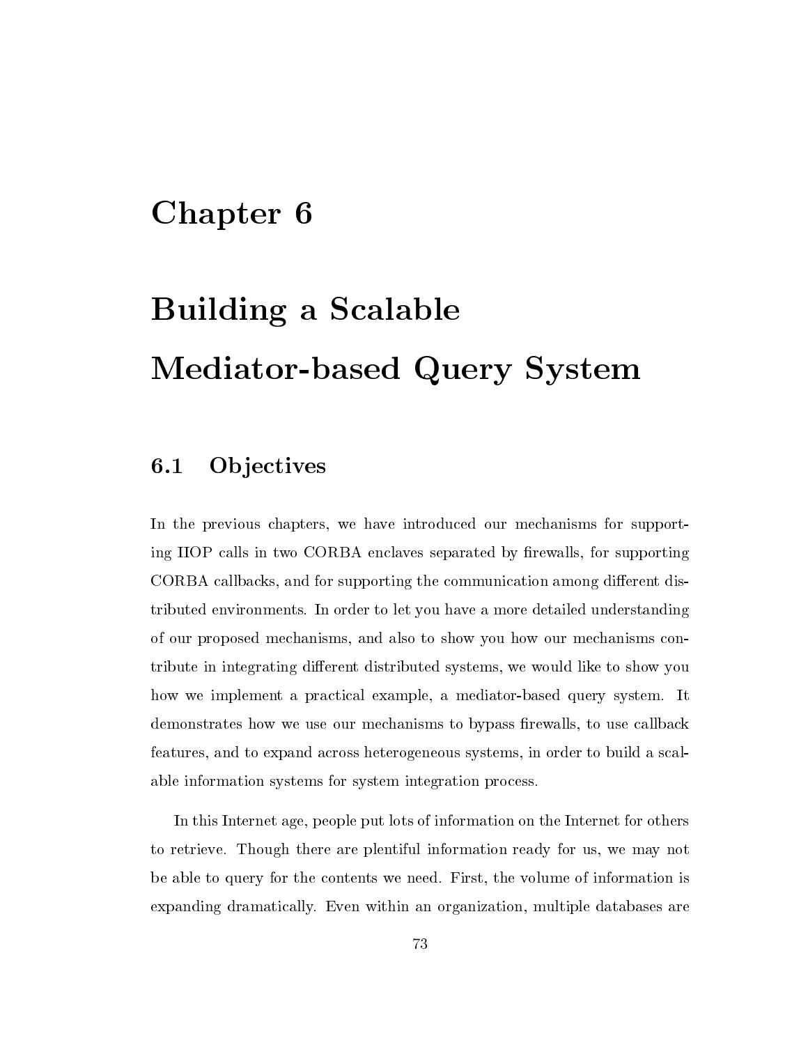# Chapter 6

# Building a Scalable Mediator-based Query System

## 6.1 Objectives

In the previous chapters, we have introduced our mechanisms for supporting IIOP calls in two CORBA enclaves separated by firewalls, for supporting CORBA callbacks, and for supporting the communication among different distributed environments. In order to let you have a more detailed understanding of our proposed mechanisms, and also to show you how our mechanisms contribute in integrating different distributed systems, we would like to show you how we implement a practical example, a mediator-based query system. It demonstrates how we use our mechanisms to bypass firewalls, to use callback features, and to expand across heterogeneous systems, in order to build a scalable information systems for system integration process.

In this Internet age, people put lots of information on the Internet for others to retrieve. Though there are plentiful information ready for us, we may not be able to query for the contents we need. First, the volume of information is expanding dramatically. Even within an organization, multiple databases are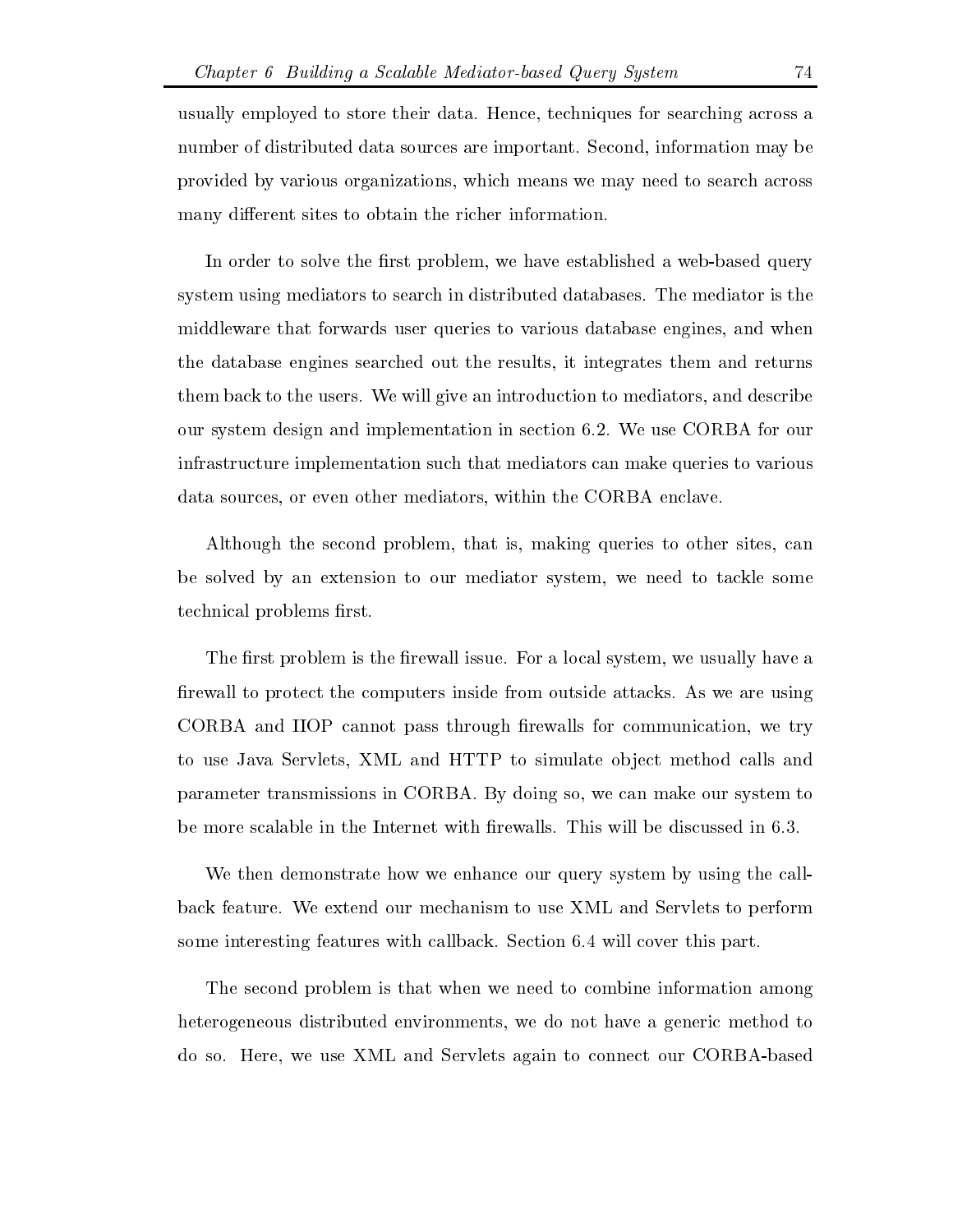usually employed to store their data. Hence, techniques for searching across a number of distributed data sources are important. Second, information may be provided by various organizations, which means we may need to search across many different sites to obtain the richer information.

In order to solve the first problem, we have established a web-based query system using mediators to search in distributed databases. The mediator is the middleware that forwards user queries to various database engines, and when the database engines searched out the results, it integrates them and returns them back to the users. We will give an introduction to mediators, and describe our system design and implementation in section 6.2. We use CORBA for our infrastructure implementation such that mediators can make queries to various data sources, or even other mediators, within the CORBA enclave.

Although the second problem, that is, making queries to other sites, can be solved by an extension to our mediator system, we need to tackle some technical problems first.

The first problem is the firewall issue. For a local system, we usually have a firewall to protect the computers inside from outside attacks. As we are using CORBA and IIOP cannot pass through firewalls for communication, we try to use Java Servlets, XML and HTTP to simulate object method calls and parameter transmissions in CORBA. By doing so, we can make our system to be more scalable in the Internet with firewalls. This will be discussed in 6.3.

We then demonstrate how we enhance our query system by using the callback feature. We extend our mechanism to use XML and Servlets to perform some interesting features with callback. Section 6.4 will cover this part.

The second problem is that when we need to combine information among heterogeneous distributed environments, we do not have a generic method to do so. Here, we use XML and Servlets again to connect our CORBA-based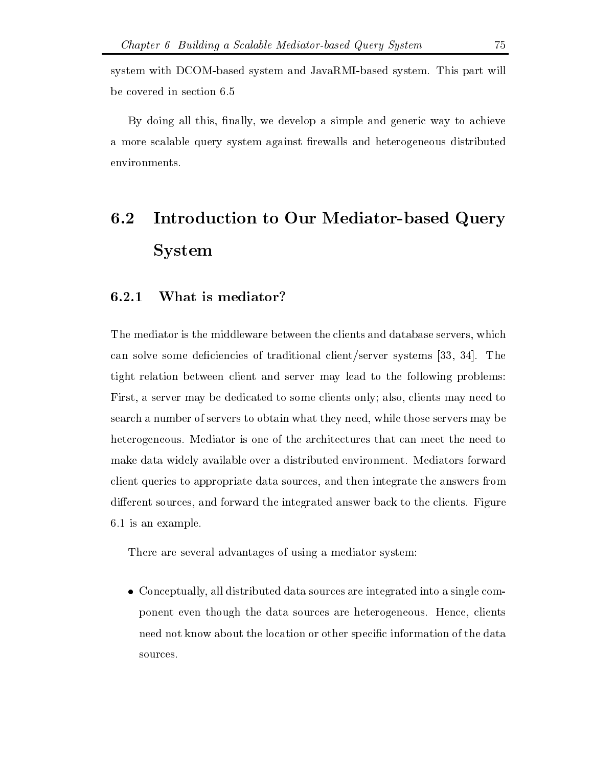system with DCOM-based system and JavaRMI-based system. This part will be covered in section 6.5

By doing all this, finally, we develop a simple and generic way to achieve a more scalable query system against firewalls and heterogeneous distributed environments.

## 6.2 Introduction to Our Mediator-based Query System

### 6.2.1 What is mediator?

The mediator is the middleware between the clients and database servers, which can solve some deficiencies of traditional client/server systems [33, 34]. The tight relation between client and server may lead to the following problems: First, a server may be dedicated to some clients only; also, clients may need to search a number of servers to obtain what they need, while those servers may be heterogeneous. Mediator is one of the architectures that can meet the need to make data widely available over a distributed environment. Mediators forward client queries to appropriate data sources, and then integrate the answers from different sources, and forward the integrated answer back to the clients. Figure 6.1 is an example.

There are several advantages of using a mediator system:

- Conceptually, all distributed data sources are integrated into a single component even though the data sources are heterogeneous. Hence, clients need not know about the location or other specific information of the data sources.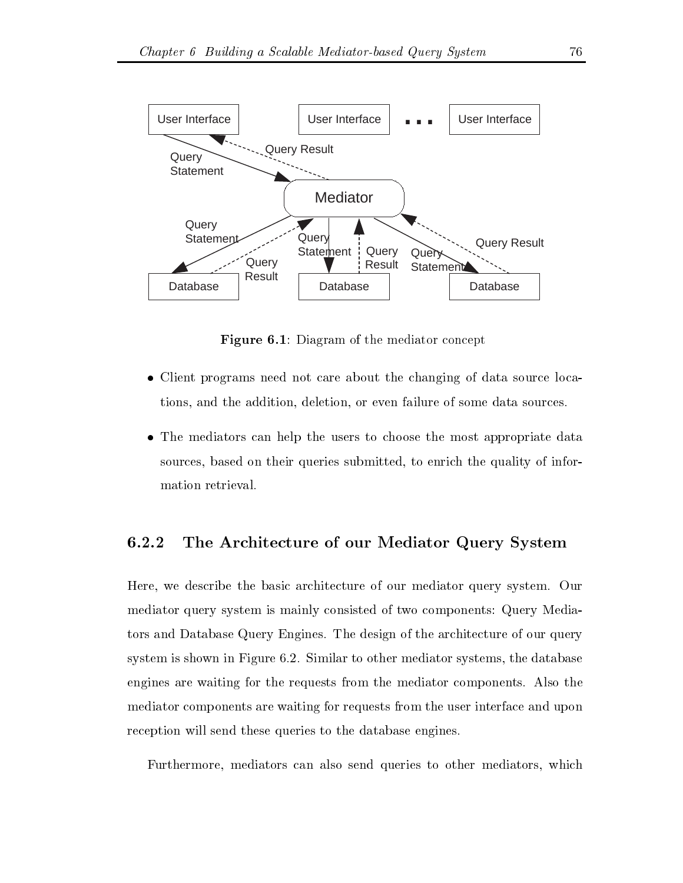**Figure 6.1**: Diagram of the mediator concept

- Client programs need not care about the changing of data source locations, and the addition, deletion, or even failure of some data sources.
- The mediators can help the users to choose the most appropriate data sources, based on their queries submitted, to enrich the quality of information retrieval.

### 6.2.2 The Architecture of our Mediator Query System

Here, we describe the basic architecture of our mediator query system. Our mediator query system is mainly consisted of two components: Query Mediators and Database Query Engines. The design of the architecture of our query system is shown in Figure 6.2. Similar to other mediator systems, the database engines are waiting for the requests from the mediator components. Also the mediator components are waiting for requests from the user interface and upon reception will send these queries to the database engines.

Furthermore, mediators can also send queries to other mediators, which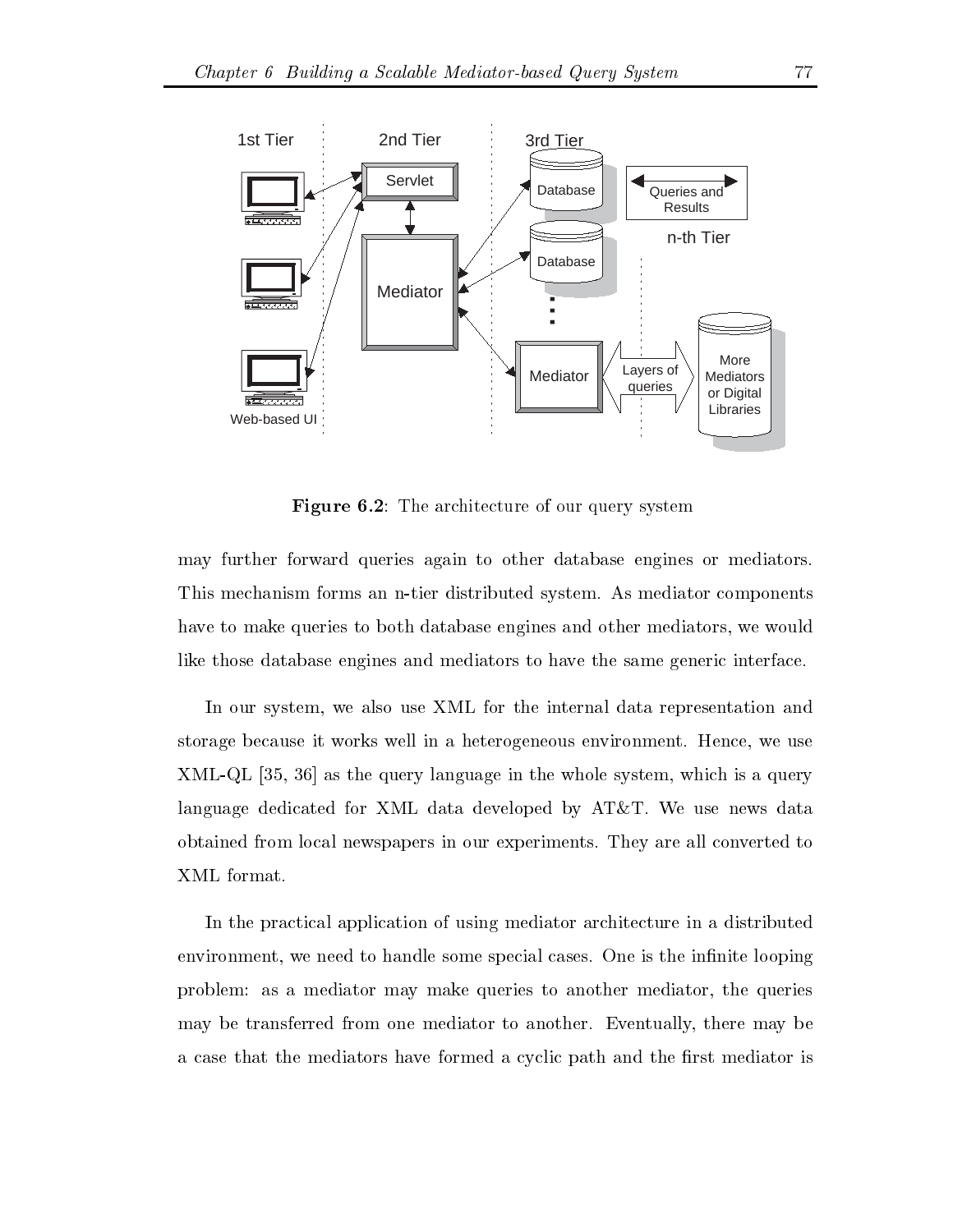**Figure 6.2**: The architecture of our query system

may further forward queries again to other database engines or mediators. This mechanism forms an n-tier distributed system. As mediator components have to make queries to both database engines and other mediators, we would like those database engines and mediators to have the same generic interface.

In our system, we also use XML for the internal data representation and storage because it works well in a heterogeneous environment. Hence, we use XML-QL [35, 36] as the query language in the whole system, which is a query language dedicated for XML data developed by AT&T. We use news data obtained from local newspapers in our experiments. They are all converted to XML format.

In the practical application of using mediator architecture in a distributed environment, we need to handle some special cases. One is the infinite looping problem: as a mediator may make queries to another mediator, the queries may be transferred from one mediator to another. Eventually, there may be a case that the mediators have formed a cyclic path and the first mediator is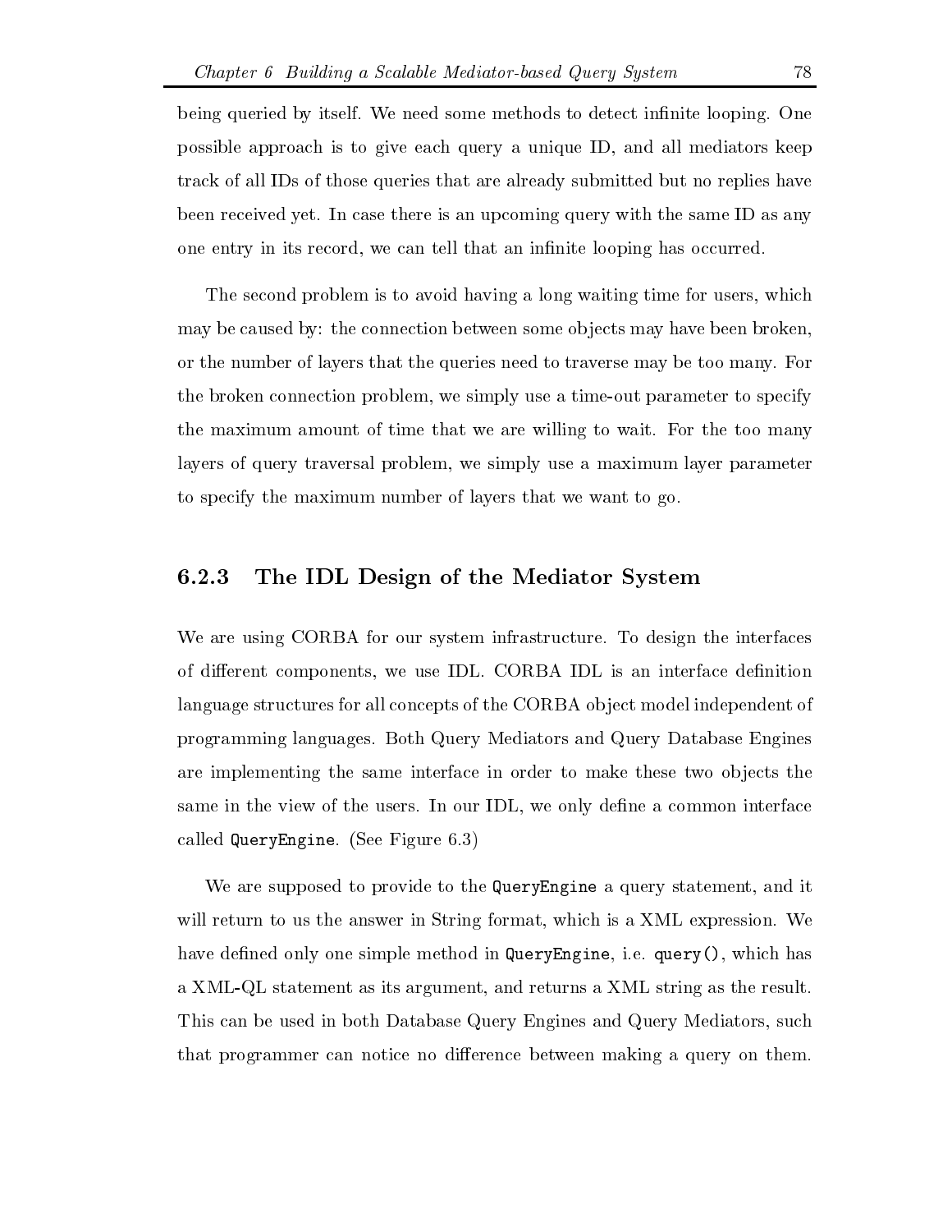being queried by itself. We need some methods to detect infinite looping. One possible approach is to give each query a unique ID, and all mediators keep track of all IDs of those queries that are already submitted but no replies have been received yet. In case there is an upcoming query with the same ID as any one entry in its record, we can tell that an infinite looping has occurred.

The second problem is to avoid having a long waiting time for users, which may be caused by: the connection between some objects may have been broken, or the number of layers that the queries need to traverse may be too many. For the broken connection problem, we simply use a time-out parameter to specify the maximum amount of time that we are willing to wait. For the too many layers of query traversal problem, we simply use a maximum layer parameter to specify the maximum number of layers that we want to go.

### 6.2.3 The IDL Design of the Mediator System

We are using CORBA for our system infrastructure. To design the interfaces of different components, we use IDL. CORBA IDL is an interface definition language structures for all concepts of the CORBA object model independent of programming languages. Both Query Mediators and Query Database Engines are implementing the same interface in order to make these two objects the same in the view of the users. In our IDL, we only define a common interface called `QueryEngine`. (See Figure 6.3)

We are supposed to provide to the `QueryEngine` a query statement, and it will return to us the answer in String format, which is a XML expression. We have defined only one simple method in `QueryEngine`, i.e. `query()`, which has a XML-QL statement as its argument, and returns a XML string as the result. This can be used in both Database Query Engines and Query Mediators, such that programmer can notice no difference between making a query on them.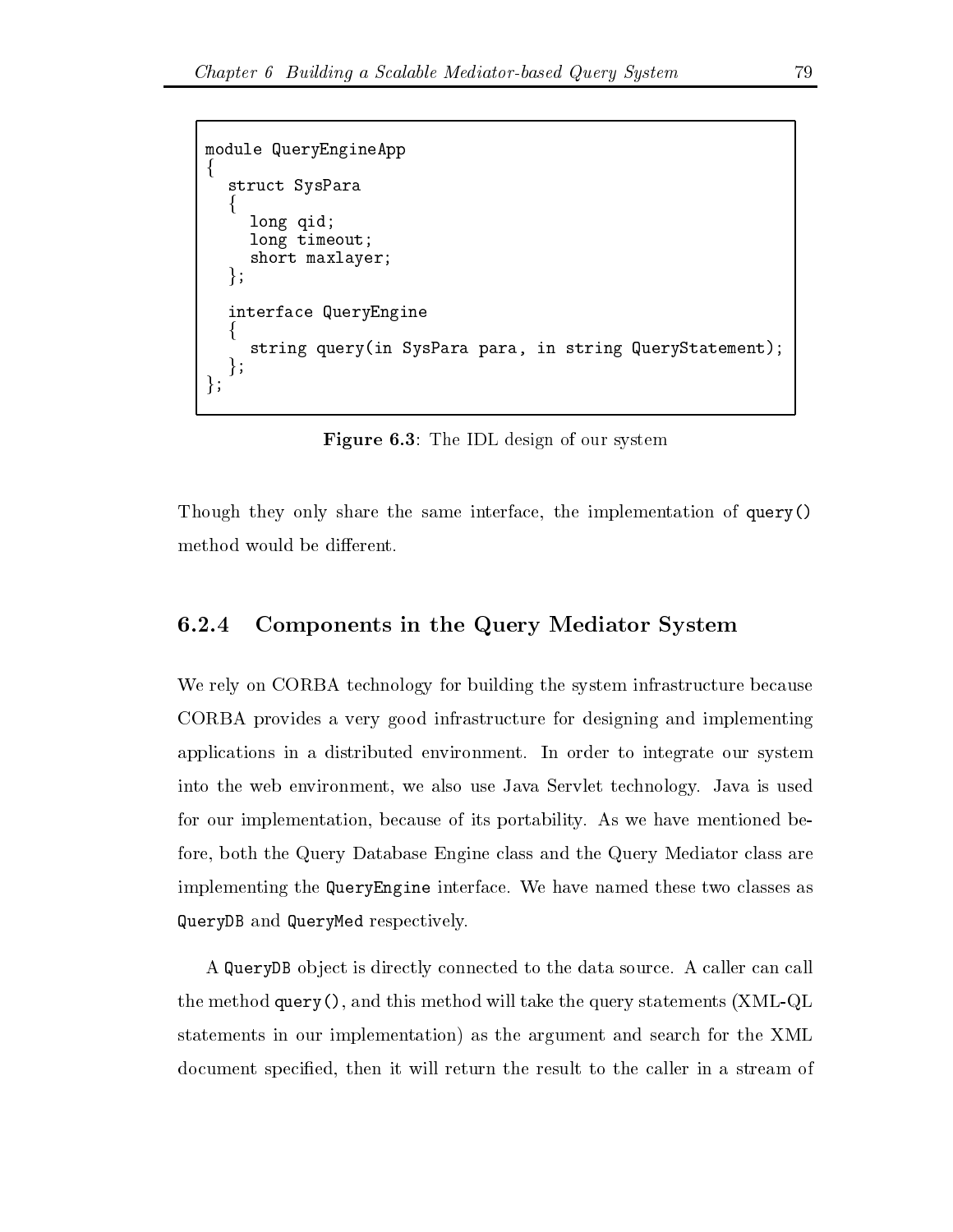```
module QueryEngineApp
{
  struct SysPara
  {
    long qid;
    long timeout;
    short maxlayer;
  };

  interface QueryEngine
  {
    string query(in SysPara para, in string QueryStatement);
  };
};
```

**Figure 6.3**: The IDL design of our system

Though they only share the same interface, the implementation of `query()` method would be different.

### 6.2.4 Components in the Query Mediator System

We rely on CORBA technology for building the system infrastructure because CORBA provides a very good infrastructure for designing and implementing applications in a distributed environment. In order to integrate our system into the web environment, we also use Java Servlet technology. Java is used for our implementation, because of its portability. As we have mentioned before, both the Query Database Engine class and the Query Mediator class are implementing the `QueryEngine` interface. We have named these two classes as `QueryDB` and `QueryMed` respectively.

A `QueryDB` object is directly connected to the data source. A caller can call the method `query()`, and this method will take the query statements (XML-QL statements in our implementation) as the argument and search for the XML document specified, then it will return the result to the caller in a stream of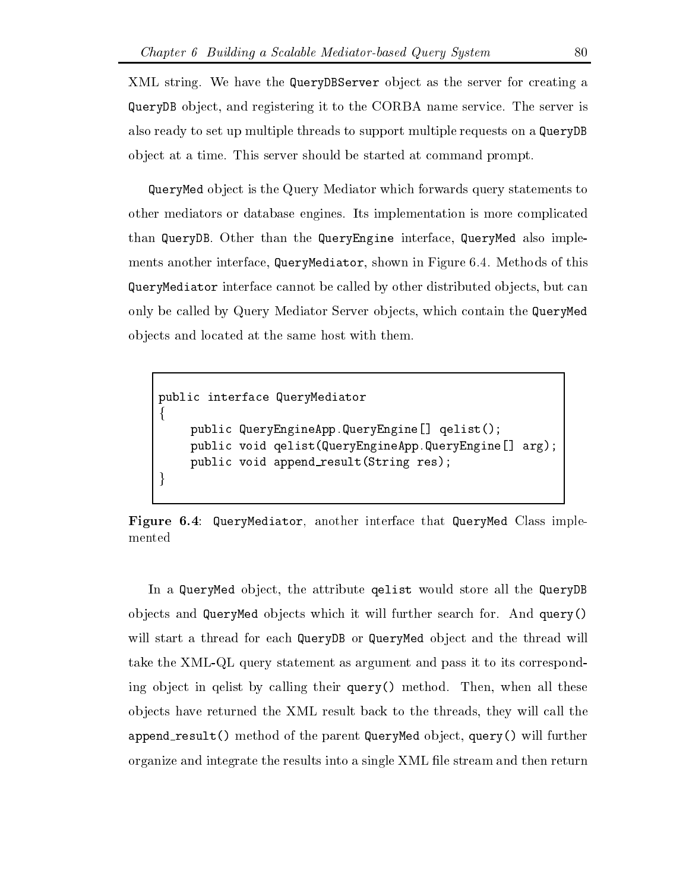XML string. We have the `QueryDBServer` object as the server for creating a `QueryDB` object, and registering it to the CORBA name service. The server is also ready to set up multiple threads to support multiple requests on a `QueryDB` object at a time. This server should be started at command prompt.

`QueryMed` object is the Query Mediator which forwards query statements to other mediators or database engines. Its implementation is more complicated than `QueryDB`. Other than the `QueryEngine` interface, `QueryMed` also implements another interface, `QueryMediator`, shown in Figure 6.4. Methods of this `QueryMediator` interface cannot be called by other distributed objects, but can only be called by Query Mediator Server objects, which contain the `QueryMed` objects and located at the same host with them.

```
public interface QueryMediator
{
     public QueryEngineApp.QueryEngine[] qelist();
     public void qelist(QueryEngineApp.QueryEngine[] arg);
     public void append_result(String res);
}
```

**Figure 6.4**: `QueryMediator`, another interface that `QueryMed` Class implemented

In a `QueryMed` object, the attribute `qelist` would store all the `QueryDB` objects and `QueryMed` objects which it will further search for. And `query()` will start a thread for each `QueryDB` or `QueryMed` object and the thread will take the XML-QL query statement as argument and pass it to its corresponding object in qelist by calling their `query()` method. Then, when all these objects have returned the XML result back to the threads, they will call the `append_result()` method of the parent `QueryMed` object, `query()` will further organize and integrate the results into a single XML file stream and then return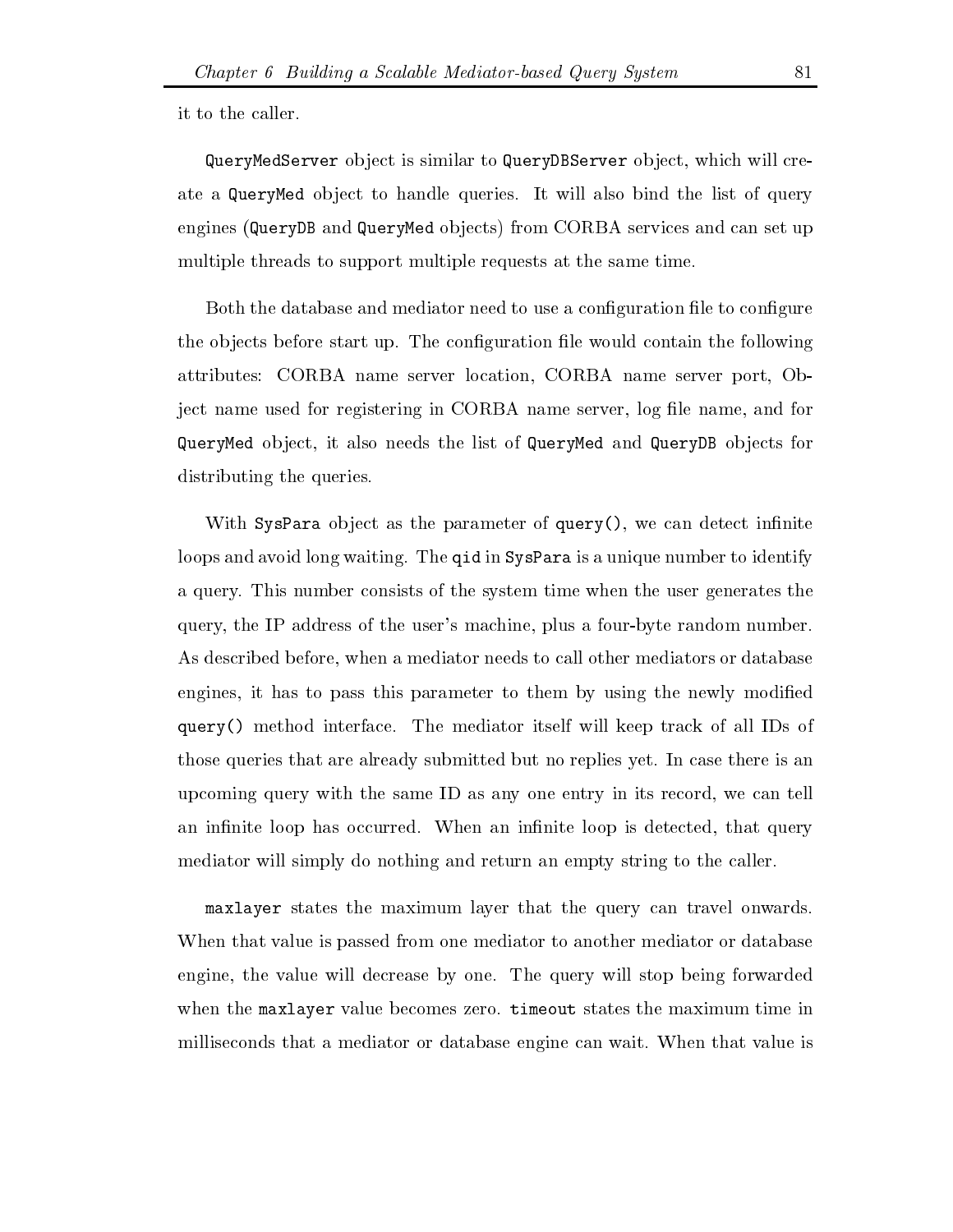it to the caller.

`QueryMedServer` object is similar to `QueryDBServer` object, which will create a `QueryMed` object to handle queries. It will also bind the list of query engines (`QueryDB` and `QueryMed` objects) from CORBA services and can set up multiple threads to support multiple requests at the same time.

Both the database and mediator need to use a configuration file to configure the objects before start up. The configuration file would contain the following attributes: CORBA name server location, CORBA name server port, Object name used for registering in CORBA name server, log file name, and for `QueryMed` object, it also needs the list of `QueryMed` and `QueryDB` objects for distributing the queries.

With `SysPara` object as the parameter of `query()`, we can detect infinite loops and avoid long waiting. The `qid` in `SysPara` is a unique number to identify a query. This number consists of the system time when the user generates the query, the IP address of the user's machine, plus a four-byte random number. As described before, when a mediator needs to call other mediators or database engines, it has to pass this parameter to them by using the newly modified `query()` method interface. The mediator itself will keep track of all IDs of those queries that are already submitted but no replies yet. In case there is an upcoming query with the same ID as any one entry in its record, we can tell an infinite loop has occurred. When an infinite loop is detected, that query mediator will simply do nothing and return an empty string to the caller.

`maxlayer` states the maximum layer that the query can travel onwards. When that value is passed from one mediator to another mediator or database engine, the value will decrease by one. The query will stop being forwarded when the `maxlayer` value becomes zero. `timeout` states the maximum time in milliseconds that a mediator or database engine can wait. When that value is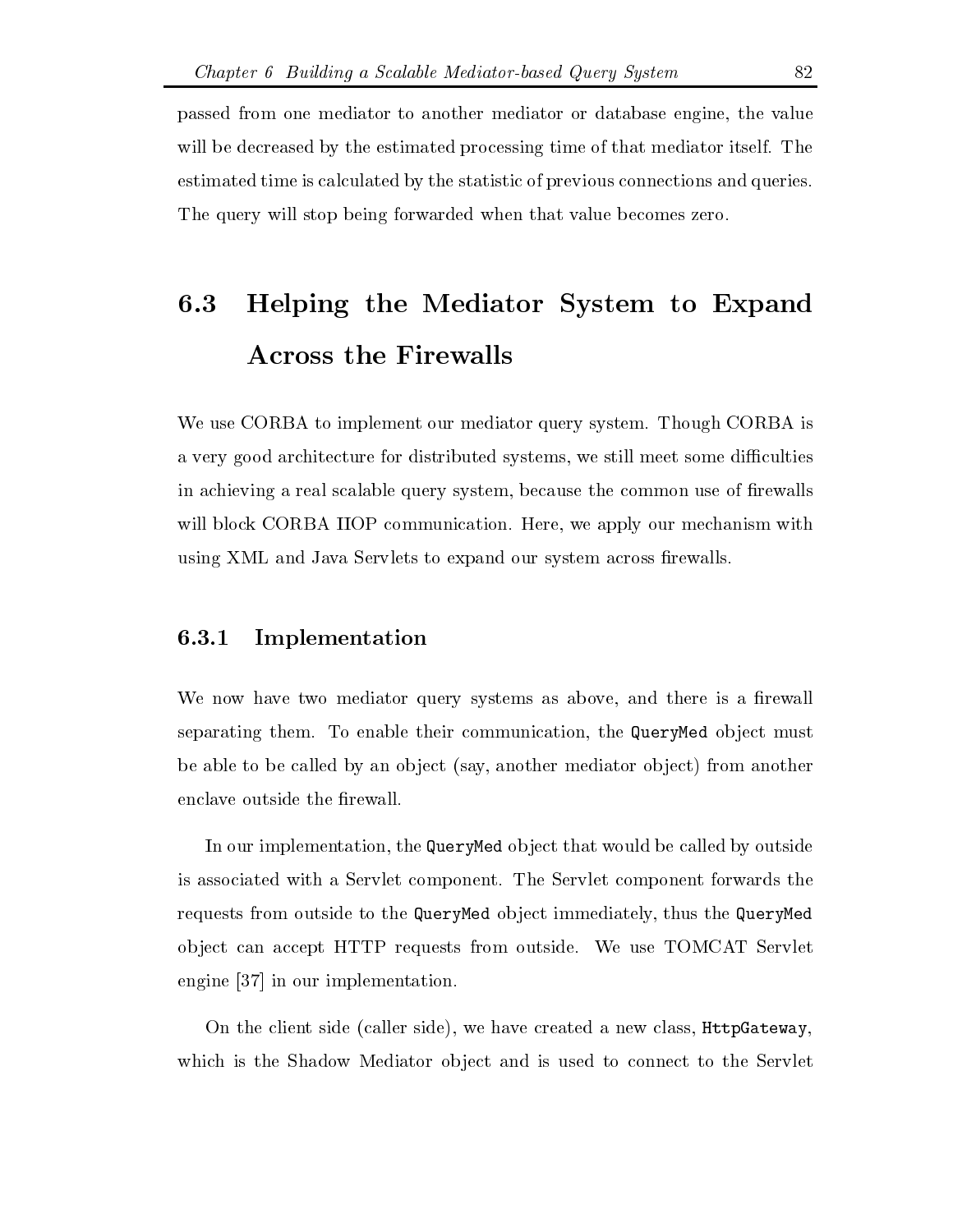passed from one mediator to another mediator or database engine, the value will be decreased by the estimated processing time of that mediator itself. The estimated time is calculated by the statistic of previous connections and queries. The query will stop being forwarded when that value becomes zero.

## 6.3 Helping the Mediator System to Expand Across the Firewalls

We use CORBA to implement our mediator query system. Though CORBA is a very good architecture for distributed systems, we still meet some difficulties in achieving a real scalable query system, because the common use of firewalls will block CORBA IIOP communication. Here, we apply our mechanism with using XML and Java Servlets to expand our system across firewalls.

### 6.3.1 Implementation

We now have two mediator query systems as above, and there is a firewall separating them. To enable their communication, the `QueryMed` object must be able to be called by an object (say, another mediator object) from another enclave outside the firewall.

In our implementation, the `QueryMed` object that would be called by outside is associated with a Servlet component. The Servlet component forwards the requests from outside to the `QueryMed` object immediately, thus the `QueryMed` object can accept HTTP requests from outside. We use TOMCAT Servlet engine [37] in our implementation.

On the client side (caller side), we have created a new class, `HttpGateway`, which is the Shadow Mediator object and is used to connect to the Servlet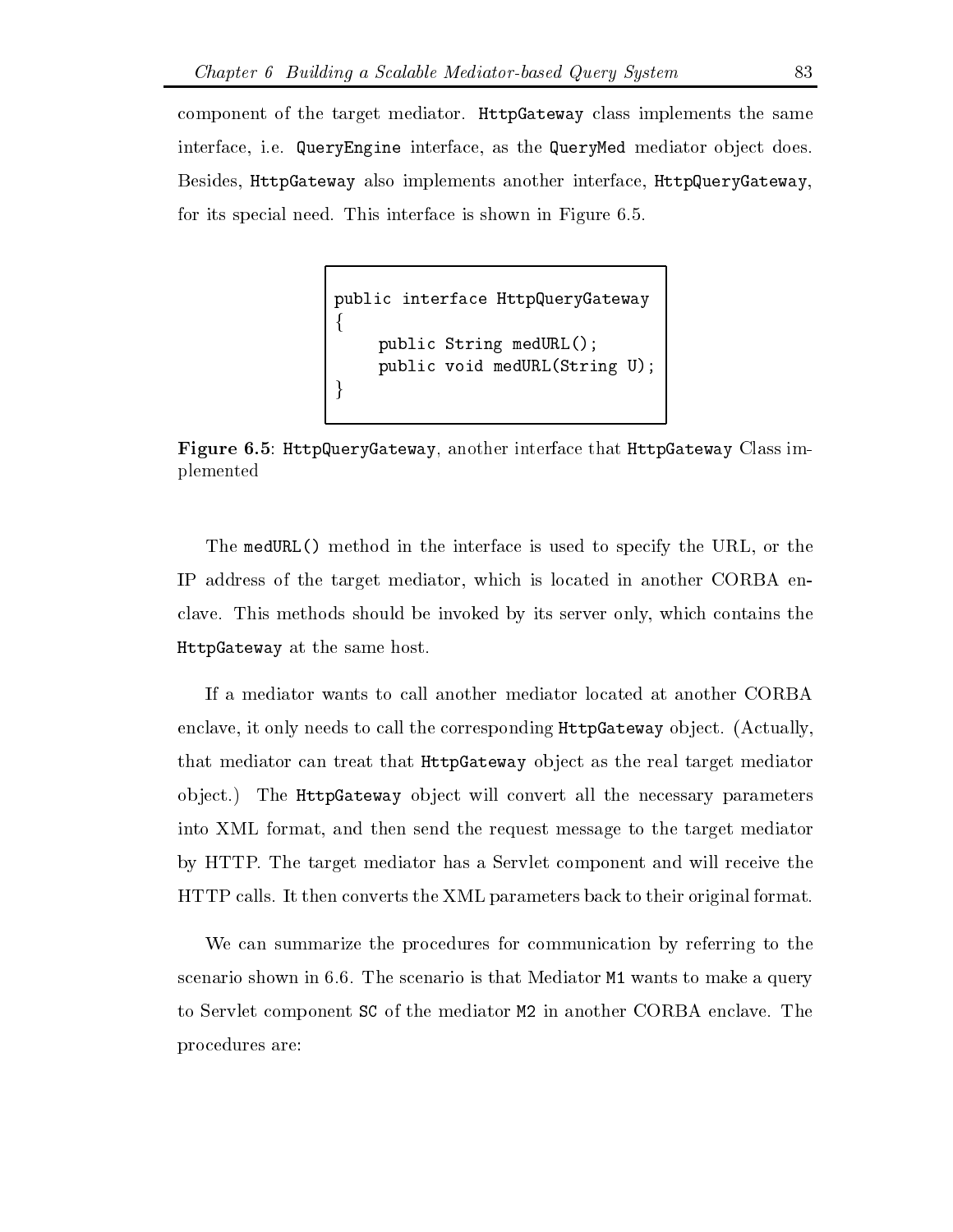component of the target mediator. `HttpGateway` class implements the same interface, i.e. `QueryEngine` interface, as the `QueryMed` mediator object does. Besides, `HttpGateway` also implements another interface, `HttpQueryGateway`, for its special need. This interface is shown in Figure 6.5.

```
public interface HttpQueryGateway
{
     public String medURL();
     public void medURL(String U);
}
```

**Figure 6.5**: `HttpQueryGateway`, another interface that `HttpGateway` Class implemented

The `medURL()` method in the interface is used to specify the URL, or the IP address of the target mediator, which is located in another CORBA enclave. This methods should be invoked by its server only, which contains the `HttpGateway` at the same host.

If a mediator wants to call another mediator located at another CORBA enclave, it only needs to call the corresponding `HttpGateway` object. (Actually, that mediator can treat that `HttpGateway` object as the real target mediator object.) The `HttpGateway` object will convert all the necessary parameters into XML format, and then send the request message to the target mediator by HTTP. The target mediator has a Servlet component and will receive the HTTP calls. It then converts the XML parameters back to their original format.

We can summarize the procedures for communication by referring to the scenario shown in 6.6. The scenario is that Mediator `M1` wants to make a query to Servlet component `SC` of the mediator `M2` in another CORBA enclave. The procedures are: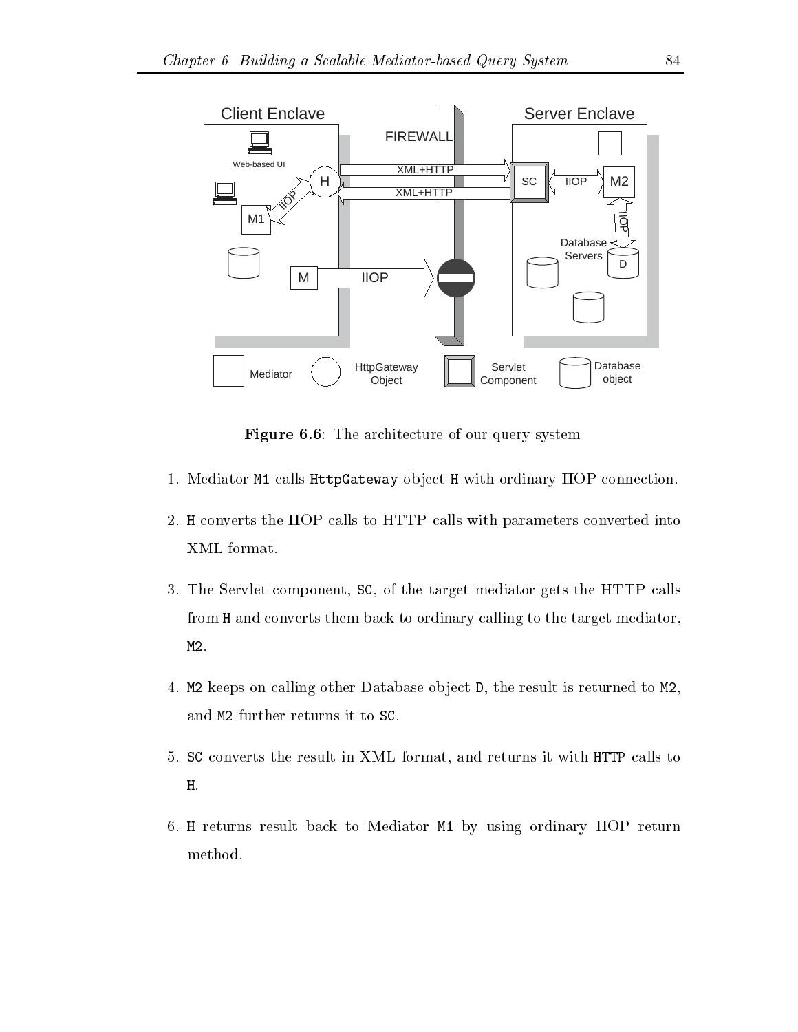**Figure 6.6**: The architecture of our query system

1. Mediator `M1` calls `HttpGateway` object `H` with ordinary IIOP connection.

2. `H` converts the IIOP calls to HTTP calls with parameters converted into XML format.

3. The Servlet component, `SC`, of the target mediator gets the HTTP calls from `H` and converts them back to ordinary calling to the target mediator, `M2`.

4. `M2` keeps on calling other Database object `D`, the result is returned to `M2`, and `M2` further returns it to `SC`.

5. `SC` converts the result in XML format, and returns it with `HTTP` calls to `H`.

6. `H` returns result back to Mediator `M1` by using ordinary IIOP return method.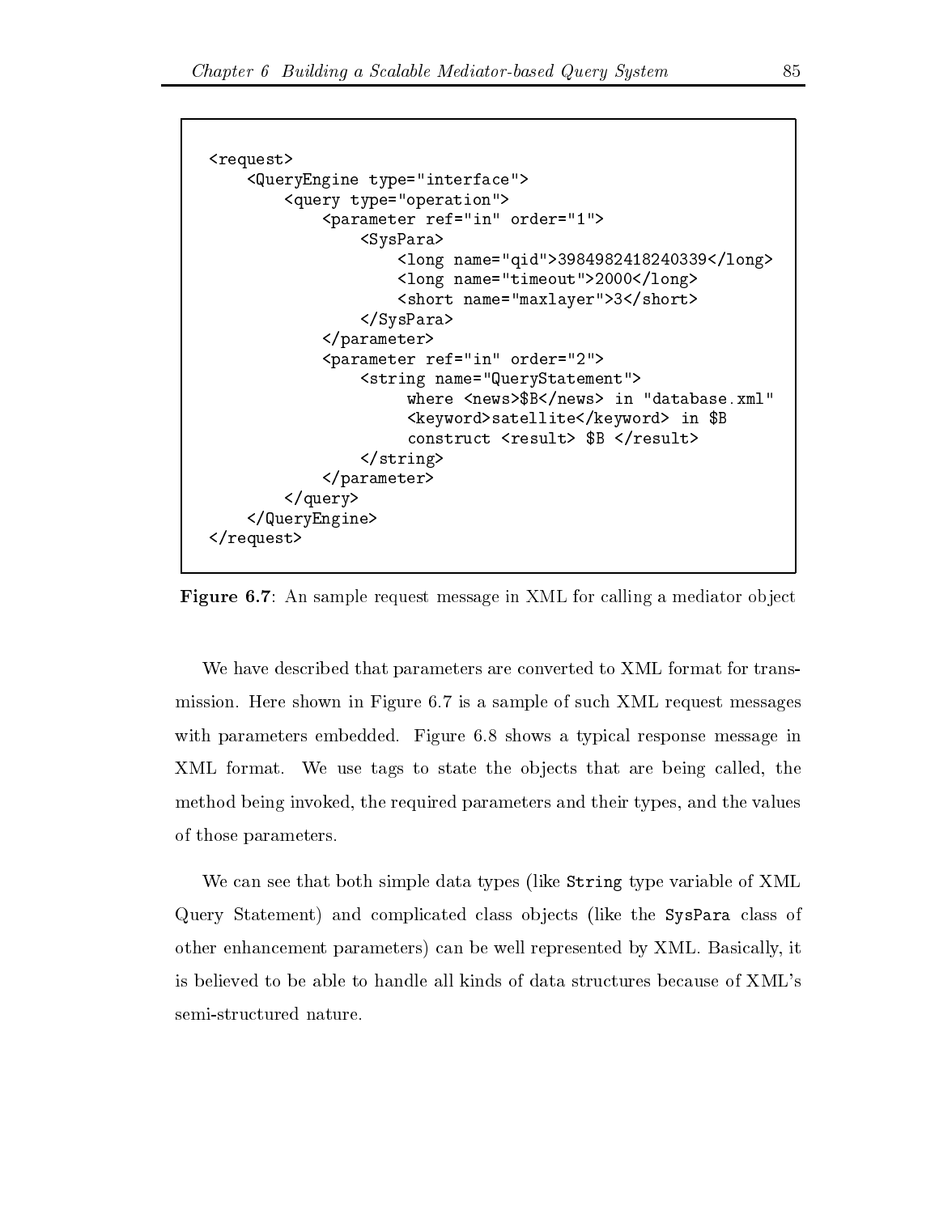```
<request>
    <QueryEngine type="interface">
        <query type="operation">
            <parameter ref="in" order="1">
                <SysPara>
                    <long name="qid">3984982418240339</long>
                    <long name="timeout">2000</long>
                    <short name="maxlayer">3</short>
                </SysPara>
            </parameter>
            <parameter ref="in" order="2">
                <string name="QueryStatement">
                     where <news>$B</news> in "database.xml"
                     <keyword>satellite</keyword> in $B
                     construct <result> $B </result>
                </string>
            </parameter>
        </query>
    </QueryEngine>
</request>
```

**Figure 6.7**: An sample request message in XML for calling a mediator object

We have described that parameters are converted to XML format for transmission. Here shown in Figure 6.7 is a sample of such XML request messages with parameters embedded. Figure 6.8 shows a typical response message in XML format. We use tags to state the objects that are being called, the method being invoked, the required parameters and their types, and the values of those parameters.

We can see that both simple data types (like `String` type variable of XML Query Statement) and complicated class objects (like the `SysPara` class of other enhancement parameters) can be well represented by XML. Basically, it is believed to be able to handle all kinds of data structures because of XML's semi-structured nature.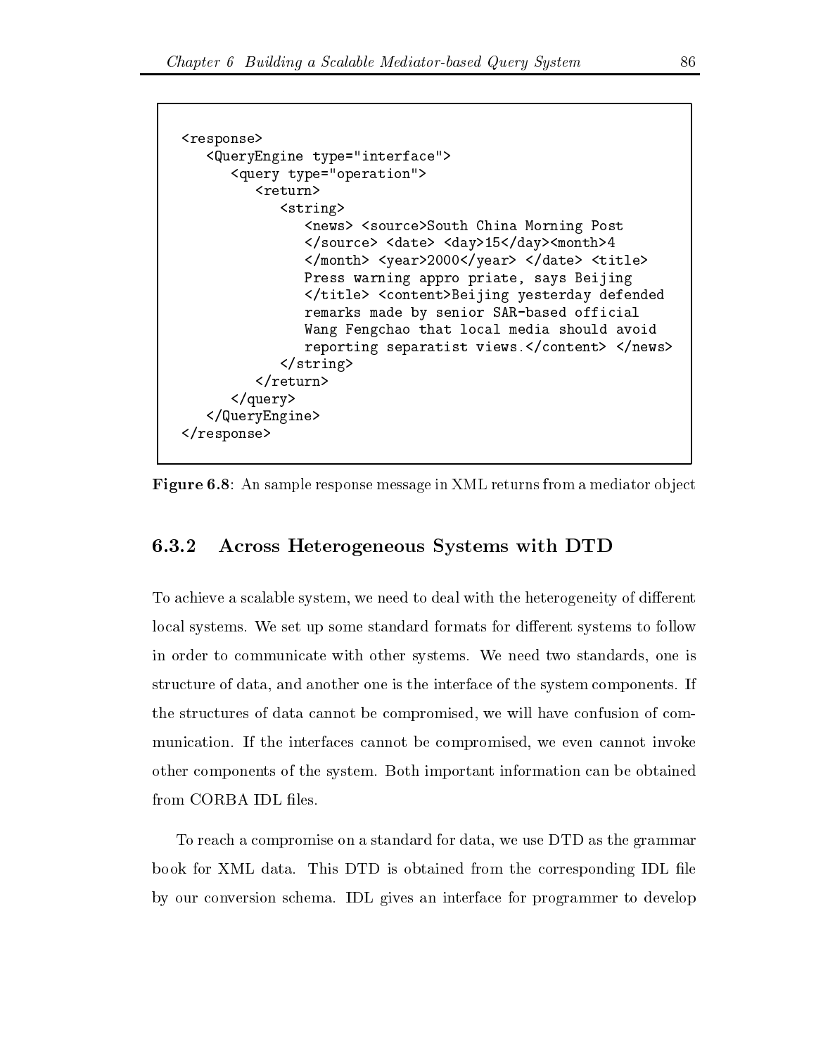```
<response>
   <QueryEngine type="interface">
      <query type="operation">
         <return>
            <string>
               <news> <source>South China Morning Post
               </source> <date> <day>15</day><month>4
               </month> <year>2000</year> </date> <title>
               Press warning appro priate, says Beijing
               </title> <content>Beijing yesterday defended
               remarks made by senior SAR-based official
               Wang Fengchao that local media should avoid
               reporting separatist views.</content> </news>
            </string>
         </return>
      </query>
   </QueryEngine>
</response>
```

**Figure 6.8**: An sample response message in XML returns from a mediator object

### 6.3.2 Across Heterogeneous Systems with DTD

To achieve a scalable system, we need to deal with the heterogeneity of different local systems. We set up some standard formats for different systems to follow in order to communicate with other systems. We need two standards, one is structure of data, and another one is the interface of the system components. If the structures of data cannot be compromised, we will have confusion of communication. If the interfaces cannot be compromised, we even cannot invoke other components of the system. Both important information can be obtained from CORBA IDL files.

To reach a compromise on a standard for data, we use DTD as the grammar book for XML data. This DTD is obtained from the corresponding IDL file by our conversion schema. IDL gives an interface for programmer to develop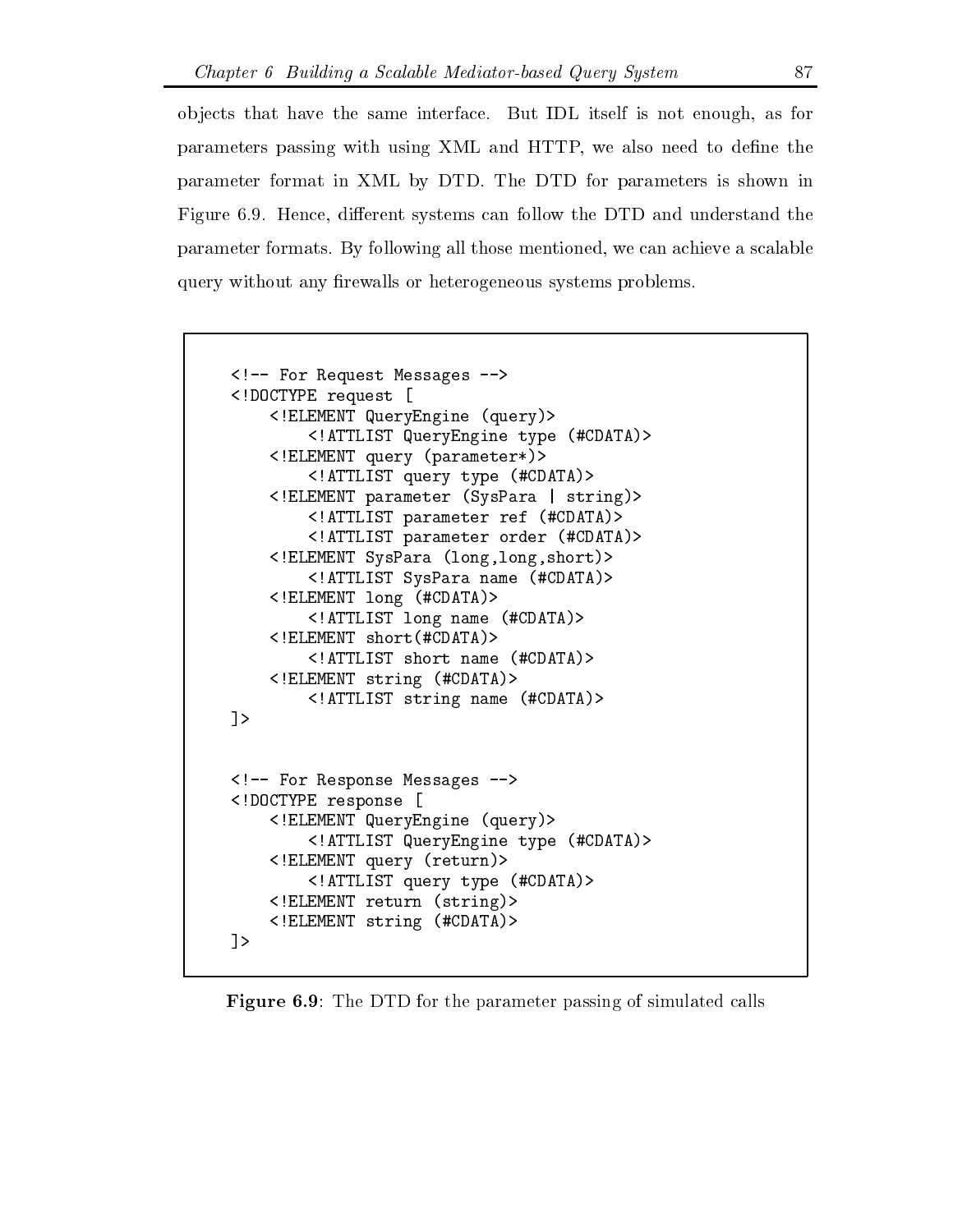objects that have the same interface. But IDL itself is not enough, as for parameters passing with using XML and HTTP, we also need to define the parameter format in XML by DTD. The DTD for parameters is shown in Figure 6.9. Hence, different systems can follow the DTD and understand the parameter formats. By following all those mentioned, we can achieve a scalable query without any firewalls or heterogeneous systems problems.

```
<!-- For Request Messages -->
<!DOCTYPE request [
    <!ELEMENT QueryEngine (query)>
        <!ATTLIST QueryEngine type (#CDATA)>
    <!ELEMENT query (parameter*)>
        <!ATTLIST query type (#CDATA)>
    <!ELEMENT parameter (SysPara | string)>
        <!ATTLIST parameter ref (#CDATA)>
        <!ATTLIST parameter order (#CDATA)>
    <!ELEMENT SysPara (long,long,short)>
        <!ATTLIST SysPara name (#CDATA)>
    <!ELEMENT long (#CDATA)>
        <!ATTLIST long name (#CDATA)>
    <!ELEMENT short(#CDATA)>
        <!ATTLIST short name (#CDATA)>
    <!ELEMENT string (#CDATA)>
        <!ATTLIST string name (#CDATA)>
]>


<!-- For Response Messages -->
<!DOCTYPE response [
    <!ELEMENT QueryEngine (query)>
        <!ATTLIST QueryEngine type (#CDATA)>
    <!ELEMENT query (return)>
        <!ATTLIST query type (#CDATA)>
    <!ELEMENT return (string)>
    <!ELEMENT string (#CDATA)>
]>
```

**Figure 6.9**: The DTD for the parameter passing of simulated calls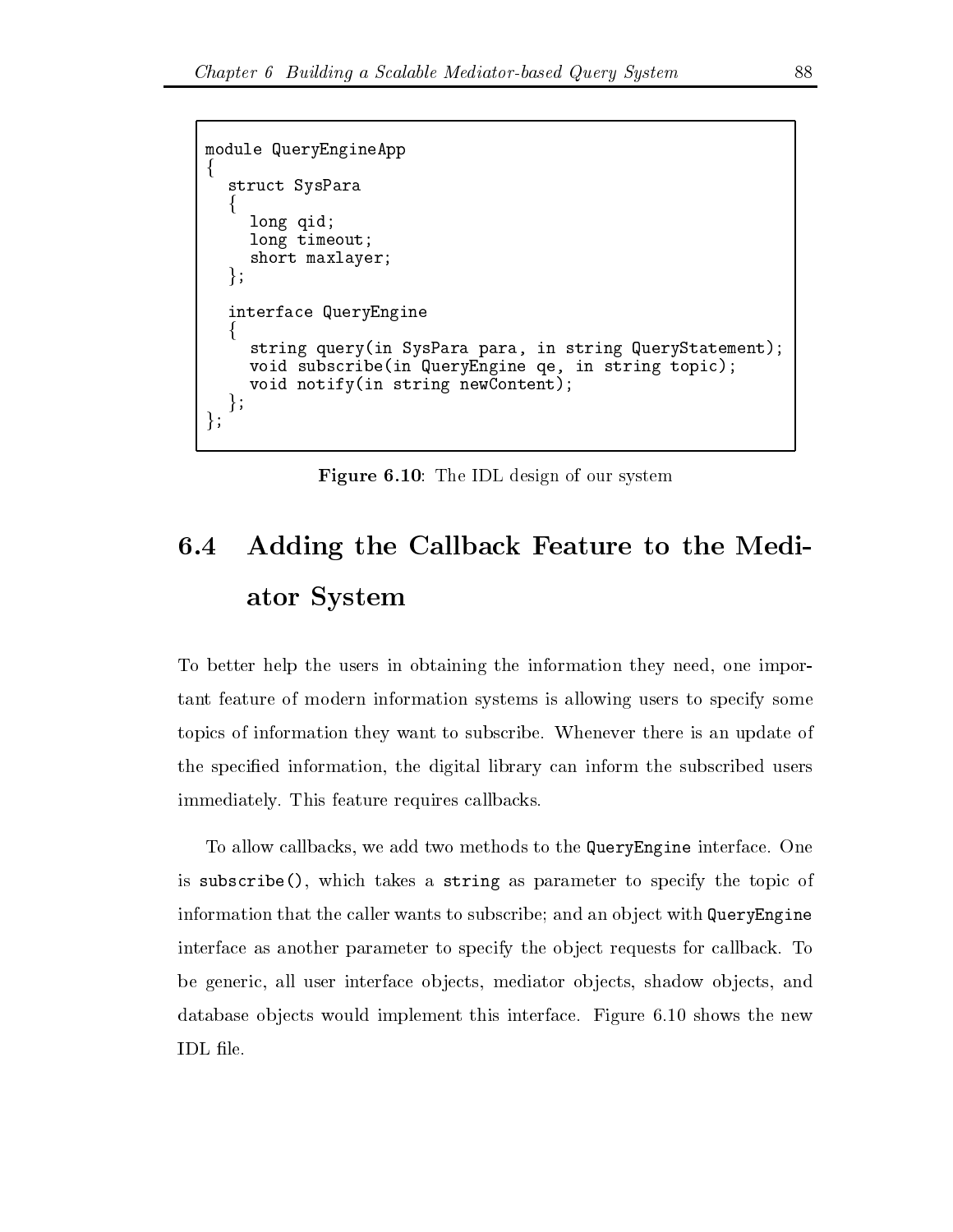```
module QueryEngineApp
{
  struct SysPara
  {
    long qid;
    long timeout;
    short maxlayer;
  };

  interface QueryEngine
  {
    string query(in SysPara para, in string QueryStatement);
    void subscribe(in QueryEngine qe, in string topic);
    void notify(in string newContent);
  };
};
```

**Figure 6.10**: The IDL design of our system

## 6.4 Adding the Callback Feature to the Mediator System

To better help the users in obtaining the information they need, one important feature of modern information systems is allowing users to specify some topics of information they want to subscribe. Whenever there is an update of the specified information, the digital library can inform the subscribed users immediately. This feature requires callbacks.

To allow callbacks, we add two methods to the `QueryEngine` interface. One is `subscribe()`, which takes a `string` as parameter to specify the topic of information that the caller wants to subscribe; and an object with `QueryEngine` interface as another parameter to specify the object requests for callback. To be generic, all user interface objects, mediator objects, shadow objects, and database objects would implement this interface. Figure 6.10 shows the new IDL file.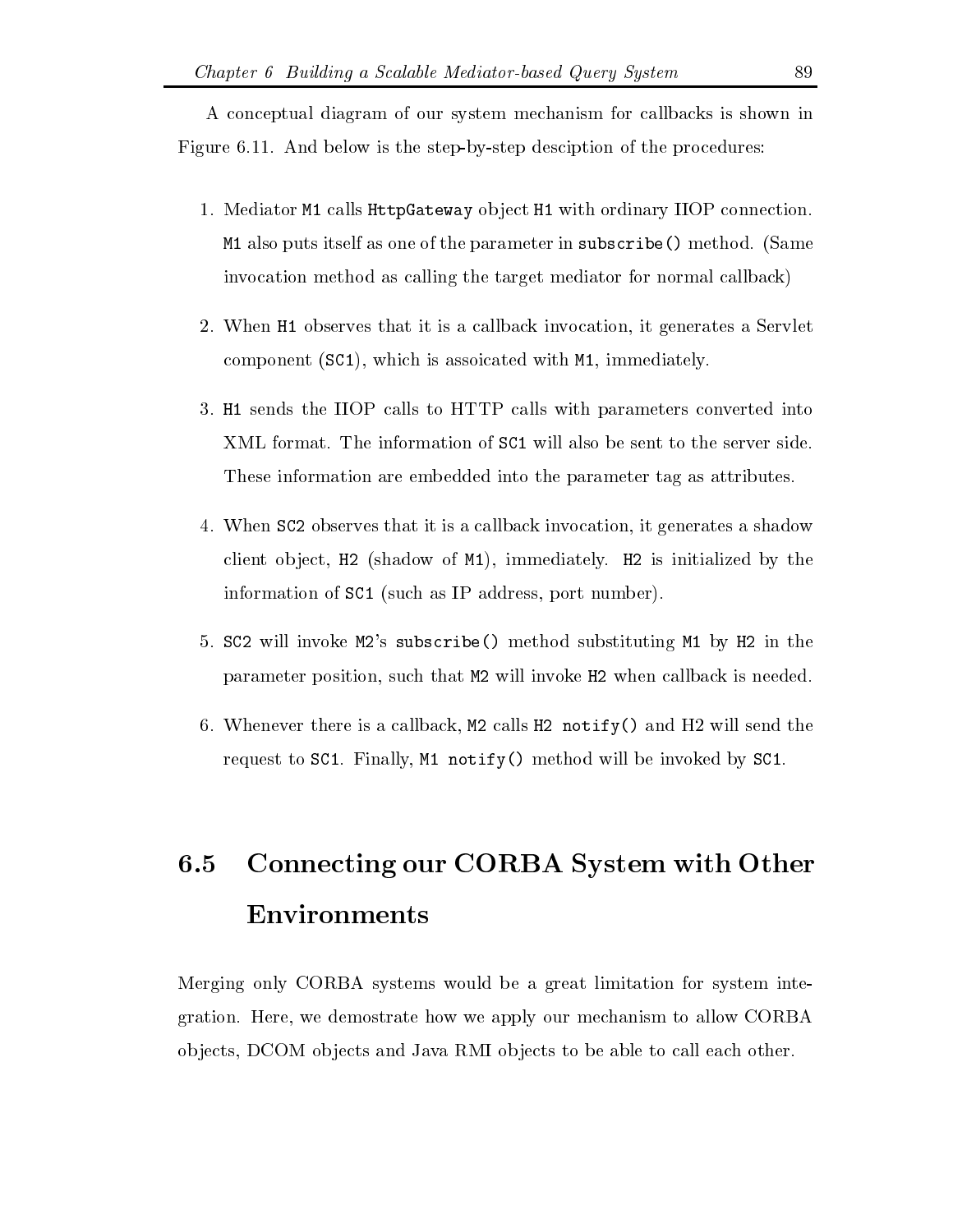A conceptual diagram of our system mechanism for callbacks is shown in Figure 6.11. And below is the step-by-step desciption of the procedures:

1. Mediator `M1` calls `HttpGateway` object `H1` with ordinary IIOP connection. `M1` also puts itself as one of the parameter in `subscribe()` method. (Same invocation method as calling the target mediator for normal callback)

2. When `H1` observes that it is a callback invocation, it generates a Servlet component (`SC1`), which is assoicated with `M1`, immediately.

3. `H1` sends the IIOP calls to HTTP calls with parameters converted into XML format. The information of `SC1` will also be sent to the server side. These information are embedded into the parameter tag as attributes.

4. When `SC2` observes that it is a callback invocation, it generates a shadow client object, `H2` (shadow of `M1`), immediately. `H2` is initialized by the information of `SC1` (such as IP address, port number).

5. `SC2` will invoke `M2`'s `subscribe()` method substituting `M1` by `H2` in the parameter position, such that `M2` will invoke `H2` when callback is needed.

6. Whenever there is a callback, `M2` calls `H2 notify()` and H2 will send the request to `SC1`. Finally, `M1 notify()` method will be invoked by `SC1`.

## 6.5 Connecting our CORBA System with Other Environments

Merging only CORBA systems would be a great limitation for system integration. Here, we demostrate how we apply our mechanism to allow CORBA objects, DCOM objects and Java RMI objects to be able to call each other.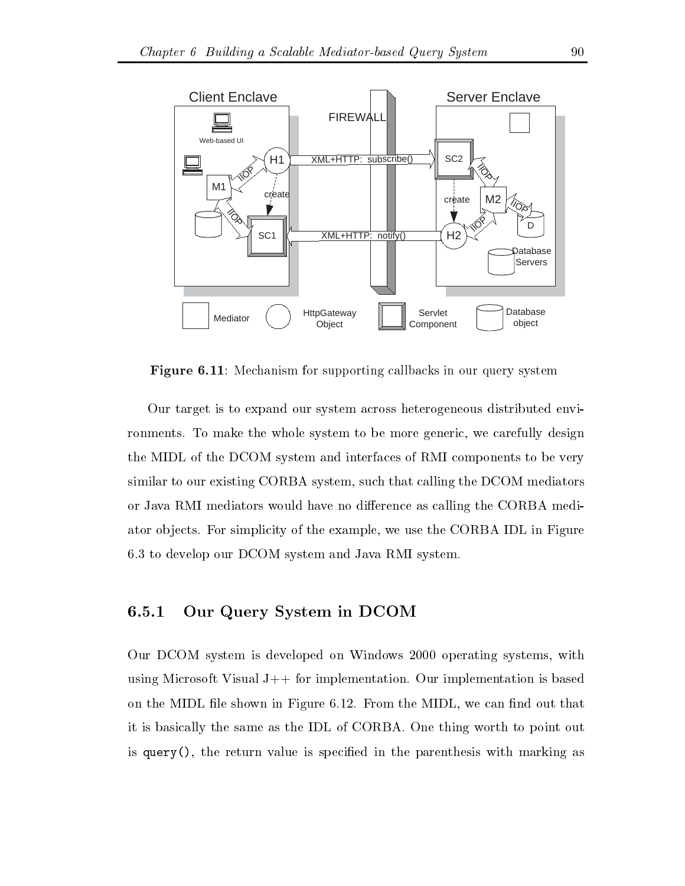**Figure 6.11**: Mechanism for supporting callbacks in our query system

Our target is to expand our system across heterogeneous distributed environments. To make the whole system to be more generic, we carefully design the MIDL of the DCOM system and interfaces of RMI components to be very similar to our existing CORBA system, such that calling the DCOM mediators or Java RMI mediators would have no difference as calling the CORBA mediator objects. For simplicity of the example, we use the CORBA IDL in Figure 6.3 to develop our DCOM system and Java RMI system.

### 6.5.1 Our Query System in DCOM

Our DCOM system is developed on Windows 2000 operating systems, with using Microsoft Visual J++ for implementation. Our implementation is based on the MIDL file shown in Figure 6.12. From the MIDL, we can find out that it is basically the same as the IDL of CORBA. One thing worth to point out is `query()`, the return value is specified in the parenthesis with marking as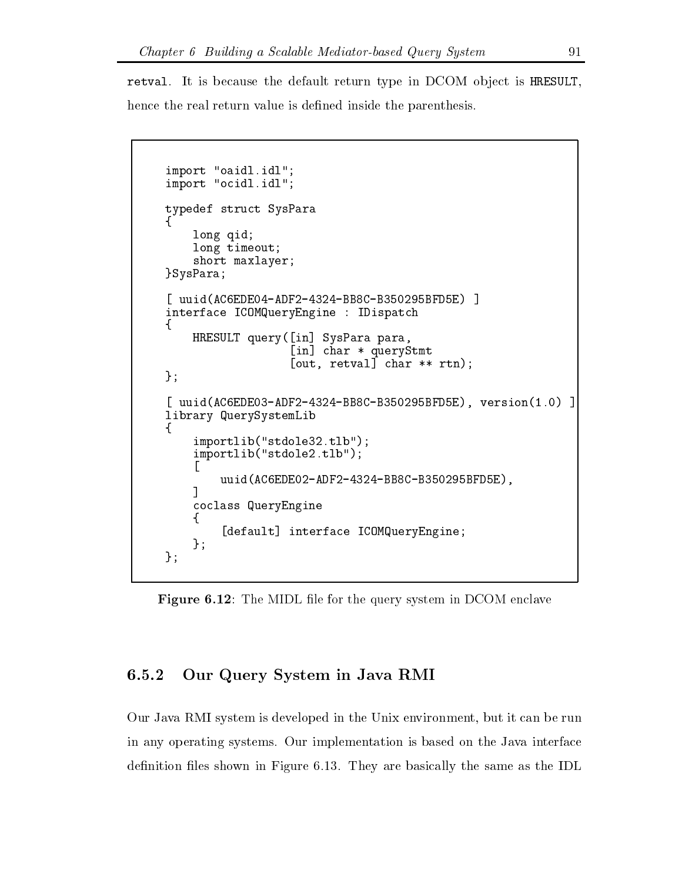`retval`. It is because the default return type in DCOM object is `HRESULT`, hence the real return value is defined inside the parenthesis.

```
import "oaidl.idl";
import "ocidl.idl";

typedef struct SysPara
{
    long qid;
    long timeout;
    short maxlayer;
}SysPara;

[ uuid(AC6EDE04-ADF2-4324-BB8C-B350295BFD5E) ]
interface ICOMQueryEngine : IDispatch
{
    HRESULT query([in] SysPara para,
                  [in] char * queryStmt
                  [out, retval] char ** rtn);
};

[ uuid(AC6EDE03-ADF2-4324-BB8C-B350295BFD5E), version(1.0) ]
library QuerySystemLib
{
    importlib("stdole32.tlb");
    importlib("stdole2.tlb");
    [
        uuid(AC6EDE02-ADF2-4324-BB8C-B350295BFD5E),
    ]
    coclass QueryEngine
    {
        [default] interface ICOMQueryEngine;
    };
};
```

**Figure 6.12**: The MIDL file for the query system in DCOM enclave

### 6.5.2 Our Query System in Java RMI

Our Java RMI system is developed in the Unix environment, but it can be run in any operating systems. Our implementation is based on the Java interface definition files shown in Figure 6.13. They are basically the same as the IDL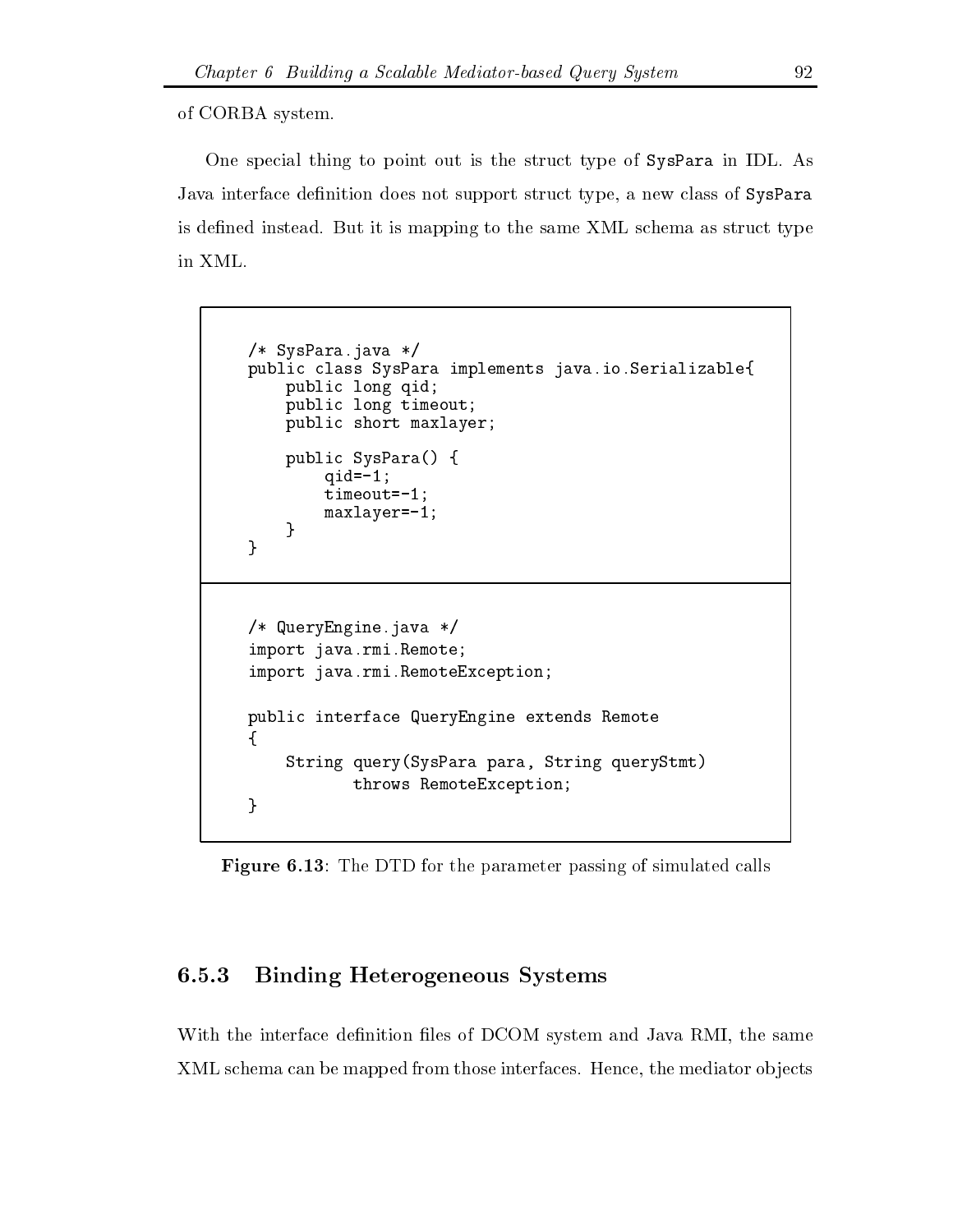of CORBA system.

One special thing to point out is the struct type of `SysPara` in IDL. As Java interface definition does not support struct type, a new class of `SysPara` is defined instead. But it is mapping to the same XML schema as struct type in XML.

```
/* SysPara.java */
public class SysPara implements java.io.Serializable{
    public long qid;
    public long timeout;
    public short maxlayer;

    public SysPara() {
        qid=-1;
        timeout=-1;
        maxlayer=-1;
    }
}
```

```
/* QueryEngine.java */
import java.rmi.Remote;
import java.rmi.RemoteException;

public interface QueryEngine extends Remote
{
    String query(SysPara para, String queryStmt)
           throws RemoteException;
}
```

**Figure 6.13**: The DTD for the parameter passing of simulated calls

### 6.5.3 Binding Heterogeneous Systems

With the interface definition files of DCOM system and Java RMI, the same XML schema can be mapped from those interfaces. Hence, the mediator objects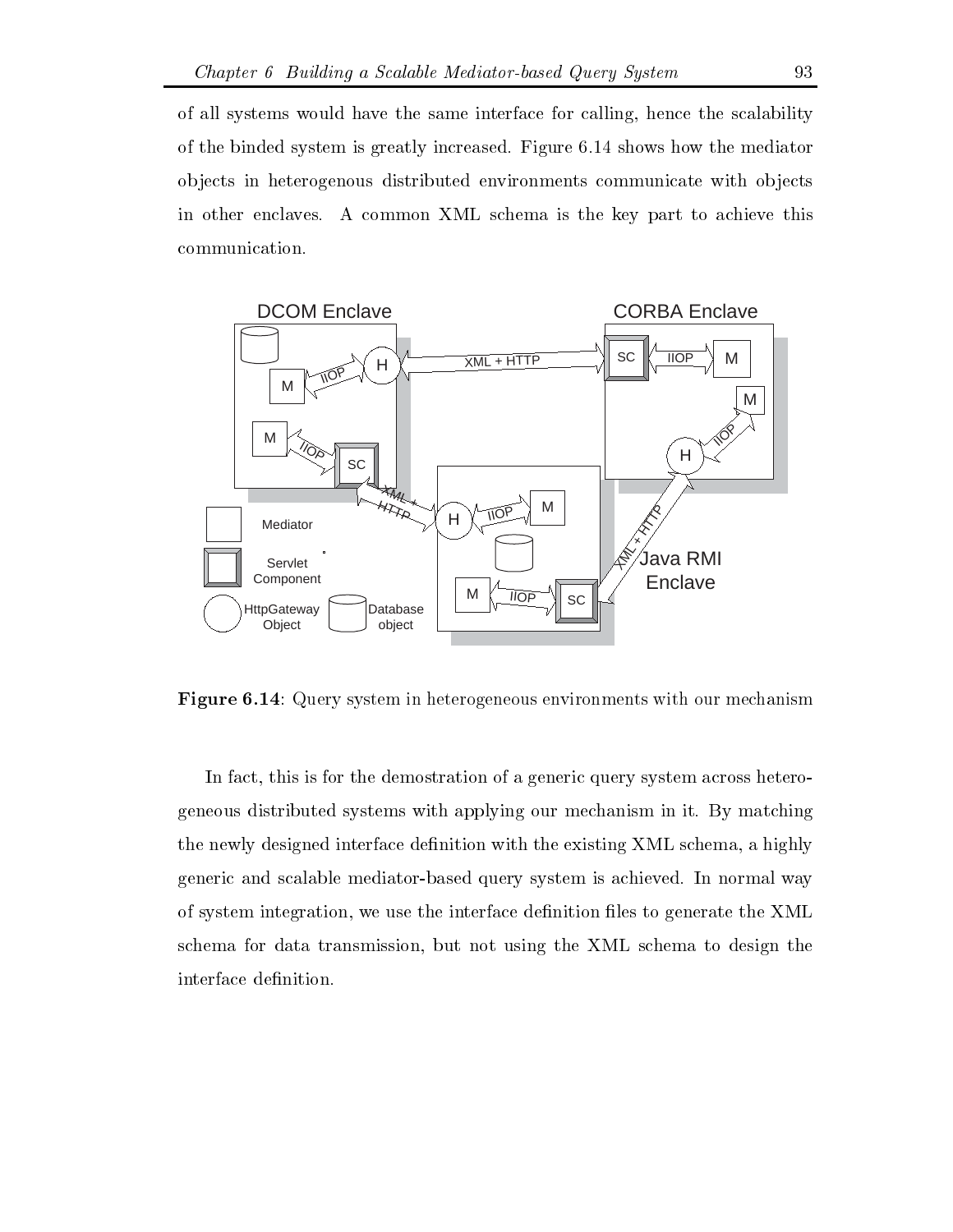of all systems would have the same interface for calling, hence the scalability of the binded system is greatly increased. Figure 6.14 shows how the mediator objects in heterogenous distributed environments communicate with objects in other enclaves. A common XML schema is the key part to achieve this communication.

**Figure 6.14**: Query system in heterogeneous environments with our mechanism

In fact, this is for the demostration of a generic query system across heterogeneous distributed systems with applying our mechanism in it. By matching the newly designed interface definition with the existing XML schema, a highly generic and scalable mediator-based query system is achieved. In normal way of system integration, we use the interface definition files to generate the XML schema for data transmission, but not using the XML schema to design the interface definition.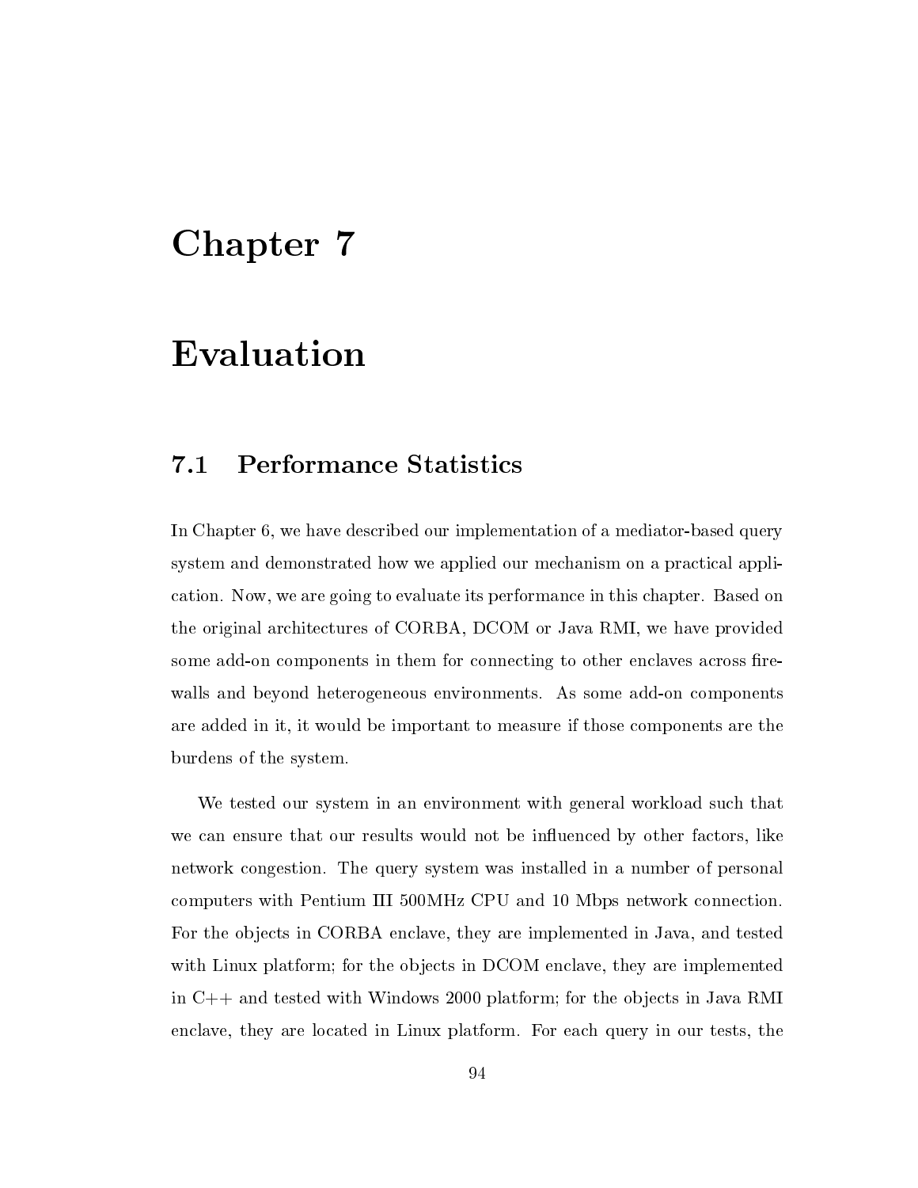# Chapter 7

# Evaluation

## 7.1 Performance Statistics

In Chapter 6, we have described our implementation of a mediator-based query system and demonstrated how we applied our mechanism on a practical application. Now, we are going to evaluate its performance in this chapter. Based on the original architectures of CORBA, DCOM or Java RMI, we have provided some add-on components in them for connecting to other enclaves across firewalls and beyond heterogeneous environments. As some add-on components are added in it, it would be important to measure if those components are the burdens of the system.

We tested our system in an environment with general workload such that we can ensure that our results would not be influenced by other factors, like network congestion. The query system was installed in a number of personal computers with Pentium III 500MHz CPU and 10 Mbps network connection. For the objects in CORBA enclave, they are implemented in Java, and tested with Linux platform; for the objects in DCOM enclave, they are implemented in C++ and tested with Windows 2000 platform; for the objects in Java RMI enclave, they are located in Linux platform. For each query in our tests, the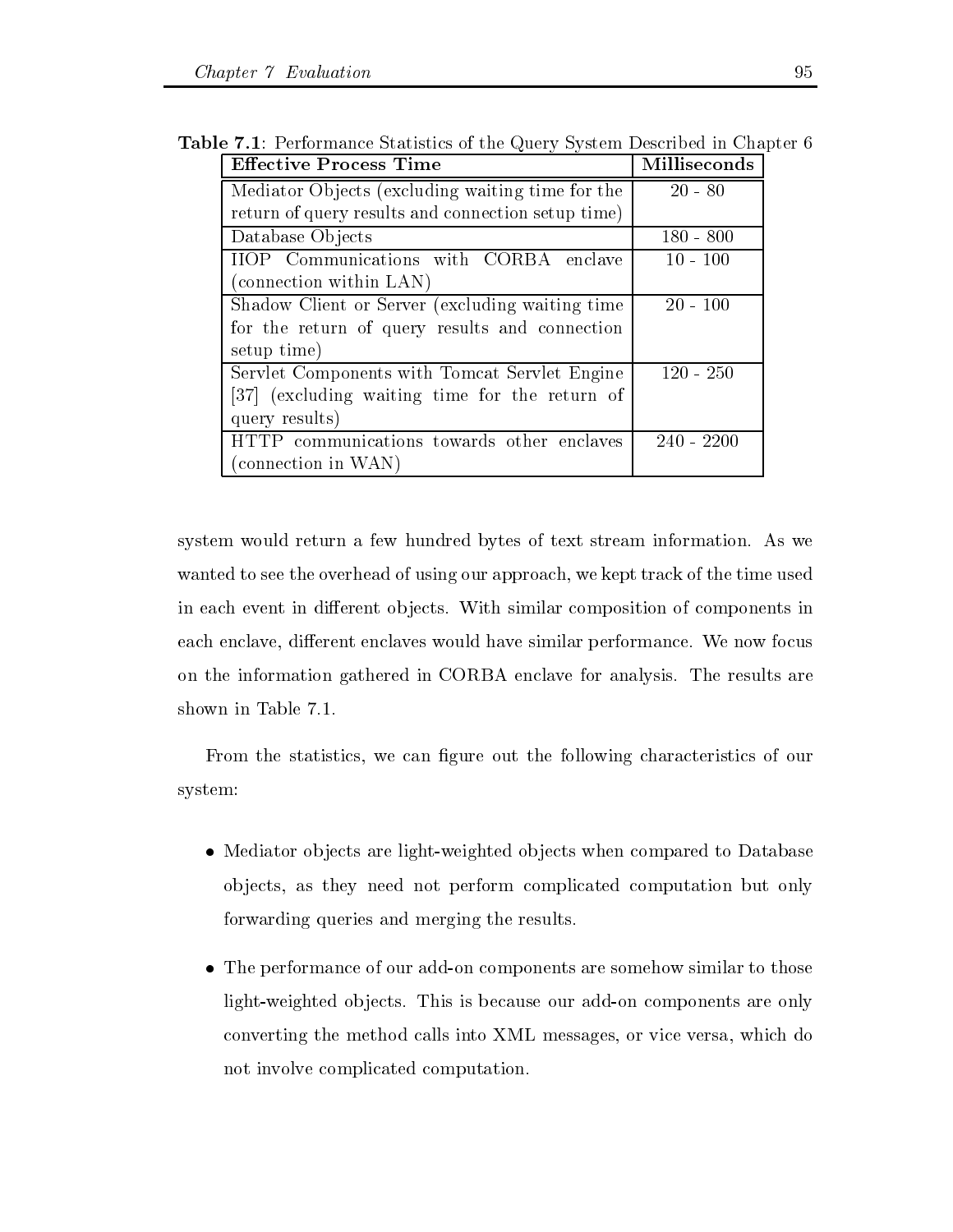**Table 7.1**: Performance Statistics of the Query System Described in Chapter 6

| Effective Process Time | Milliseconds |
|---|---|
| Mediator Objects (excluding waiting time for the return of query results and connection setup time) | 20 - 80 |
| Database Objects | 180 - 800 |
| IIOP Communications with CORBA enclave (connection within LAN) | 10 - 100 |
| Shadow Client or Server (excluding waiting time for the return of query results and connection setup time) | 20 - 100 |
| Servlet Components with Tomcat Servlet Engine [37] (excluding waiting time for the return of query results) | 120 - 250 |
| HTTP communications towards other enclaves (connection in WAN) | 240 - 2200 |

system would return a few hundred bytes of text stream information. As we wanted to see the overhead of using our approach, we kept track of the time used in each event in different objects. With similar composition of components in each enclave, different enclaves would have similar performance. We now focus on the information gathered in CORBA enclave for analysis. The results are shown in Table 7.1.

From the statistics, we can figure out the following characteristics of our system:

- Mediator objects are light-weighted objects when compared to Database objects, as they need not perform complicated computation but only forwarding queries and merging the results.
- The performance of our add-on components are somehow similar to those light-weighted objects. This is because our add-on components are only converting the method calls into XML messages, or vice versa, which do not involve complicated computation.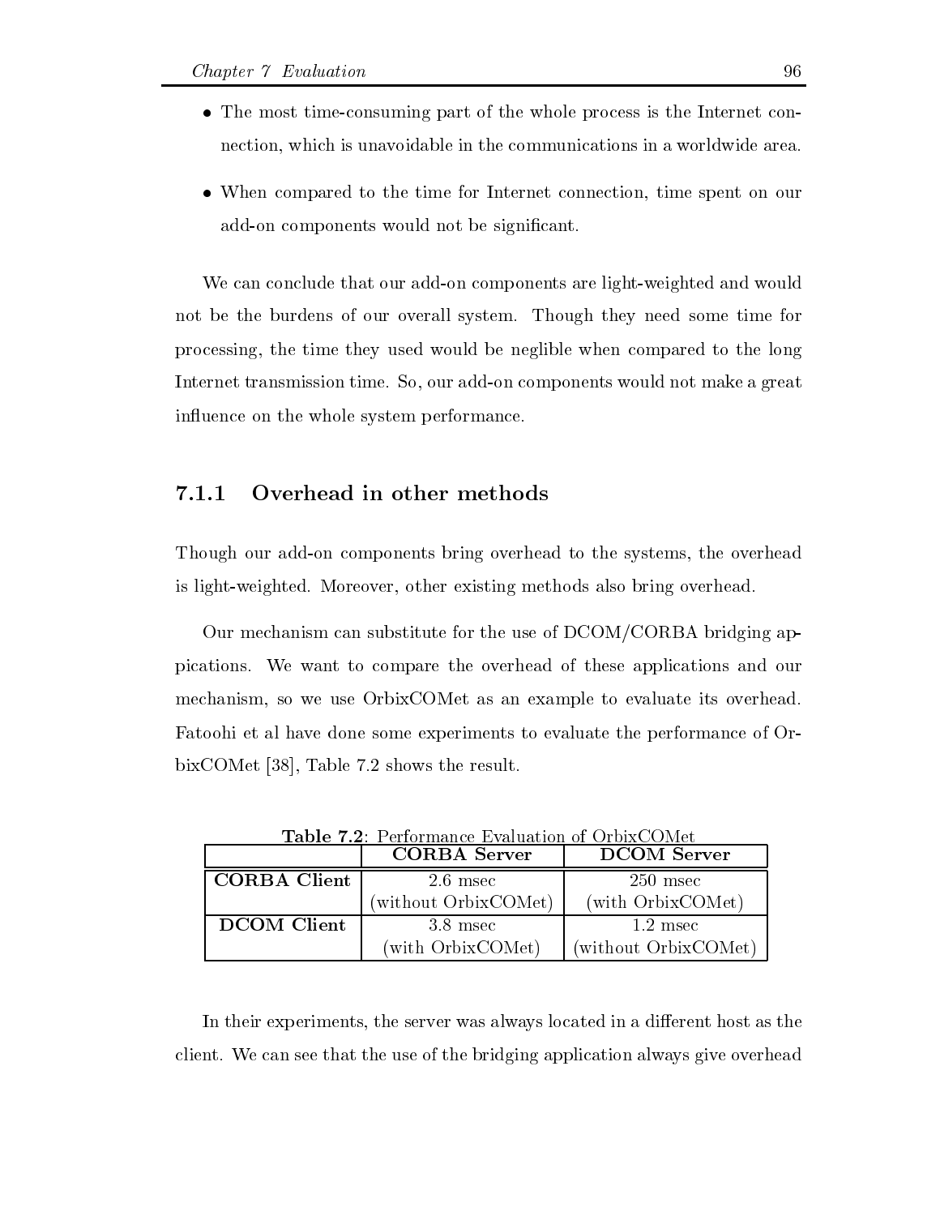- The most time-consuming part of the whole process is the Internet connection, which is unavoidable in the communications in a worldwide area.
- When compared to the time for Internet connection, time spent on our add-on components would not be significant.

We can conclude that our add-on components are light-weighted and would not be the burdens of our overall system. Though they need some time for processing, the time they used would be neglible when compared to the long Internet transmission time. So, our add-on components would not make a great influence on the whole system performance.

### 7.1.1 Overhead in other methods

Though our add-on components bring overhead to the systems, the overhead is light-weighted. Moreover, other existing methods also bring overhead.

Our mechanism can substitute for the use of DCOM/CORBA bridging appications. We want to compare the overhead of these applications and our mechanism, so we use OrbixCOMet as an example to evaluate its overhead. Fatoohi et al have done some experiments to evaluate the performance of OrbixCOMet [38], Table 7.2 shows the result.

**Table 7.2**: Performance Evaluation of OrbixCOMet

| | **CORBA Server** | **DCOM Server** |
|---|---|---|
| **CORBA Client** | 2.6 msec (without OrbixCOMet) | 250 msec (with OrbixCOMet) |
| **DCOM Client** | 3.8 msec (with OrbixCOMet) | 1.2 msec (without OrbixCOMet) |

In their experiments, the server was always located in a different host as the client. We can see that the use of the bridging application always give overhead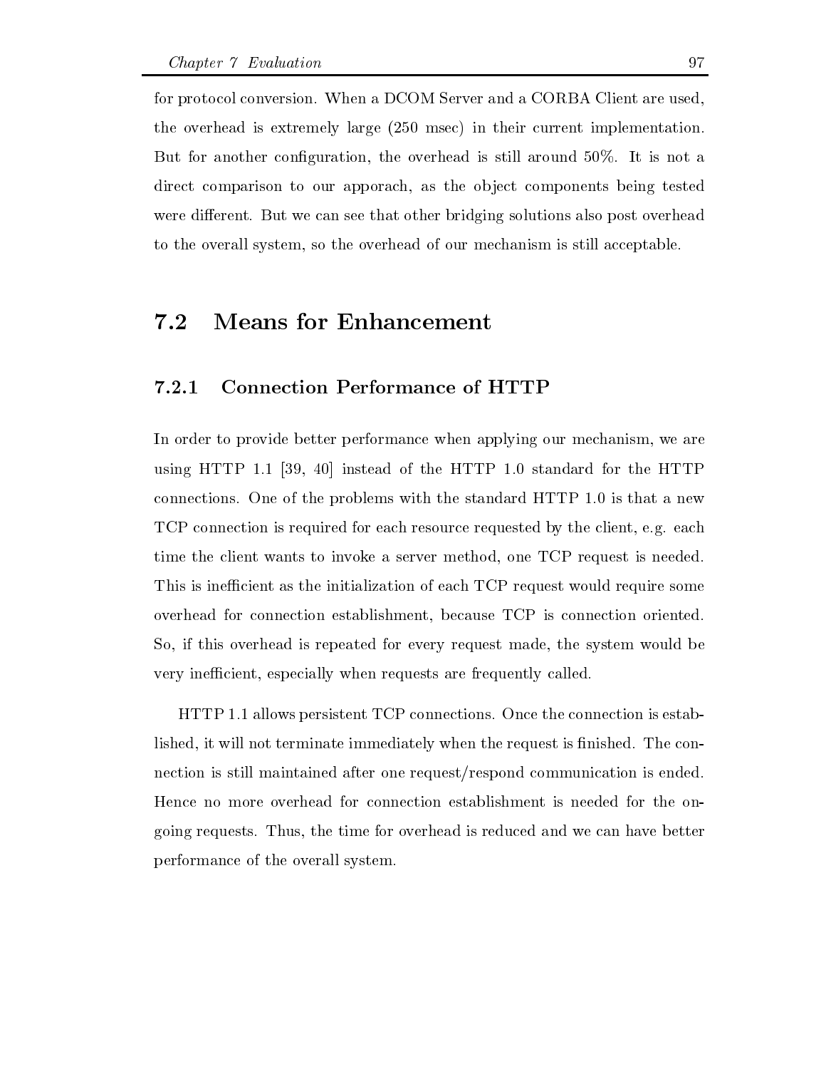for protocol conversion. When a DCOM Server and a CORBA Client are used, the overhead is extremely large (250 msec) in their current implementation. But for another configuration, the overhead is still around 50%. It is not a direct comparison to our apporach, as the object components being tested were different. But we can see that other bridging solutions also post overhead to the overall system, so the overhead of our mechanism is still acceptable.

## 7.2 Means for Enhancement

### 7.2.1 Connection Performance of HTTP

In order to provide better performance when applying our mechanism, we are using HTTP 1.1 [39, 40] instead of the HTTP 1.0 standard for the HTTP connections. One of the problems with the standard HTTP 1.0 is that a new TCP connection is required for each resource requested by the client, e.g. each time the client wants to invoke a server method, one TCP request is needed. This is inefficient as the initialization of each TCP request would require some overhead for connection establishment, because TCP is connection oriented. So, if this overhead is repeated for every request made, the system would be very inefficient, especially when requests are frequently called.

HTTP 1.1 allows persistent TCP connections. Once the connection is established, it will not terminate immediately when the request is finished. The connection is still maintained after one request/respond communication is ended. Hence no more overhead for connection establishment is needed for the ongoing requests. Thus, the time for overhead is reduced and we can have better performance of the overall system.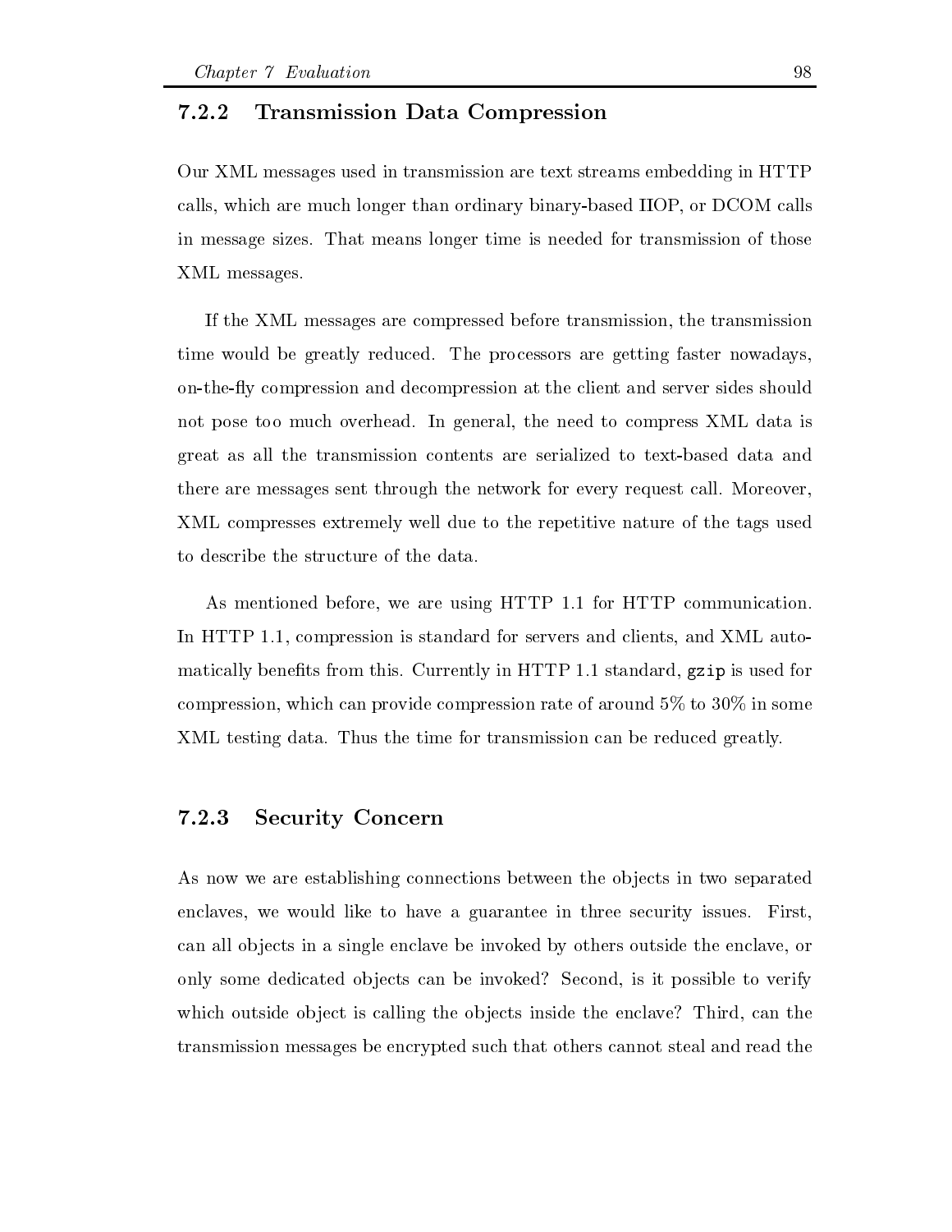### 7.2.2 Transmission Data Compression

Our XML messages used in transmission are text streams embedding in HTTP calls, which are much longer than ordinary binary-based IIOP, or DCOM calls in message sizes. That means longer time is needed for transmission of those XML messages.

If the XML messages are compressed before transmission, the transmission time would be greatly reduced. The processors are getting faster nowadays, on-the-fly compression and decompression at the client and server sides should not pose too much overhead. In general, the need to compress XML data is great as all the transmission contents are serialized to text-based data and there are messages sent through the network for every request call. Moreover, XML compresses extremely well due to the repetitive nature of the tags used to describe the structure of the data.

As mentioned before, we are using HTTP 1.1 for HTTP communication. In HTTP 1.1, compression is standard for servers and clients, and XML automatically benefits from this. Currently in HTTP 1.1 standard, `gzip` is used for compression, which can provide compression rate of around 5% to 30% in some XML testing data. Thus the time for transmission can be reduced greatly.

### 7.2.3 Security Concern

As now we are establishing connections between the objects in two separated enclaves, we would like to have a guarantee in three security issues. First, can all objects in a single enclave be invoked by others outside the enclave, or only some dedicated objects can be invoked? Second, is it possible to verify which outside object is calling the objects inside the enclave? Third, can the transmission messages be encrypted such that others cannot steal and read the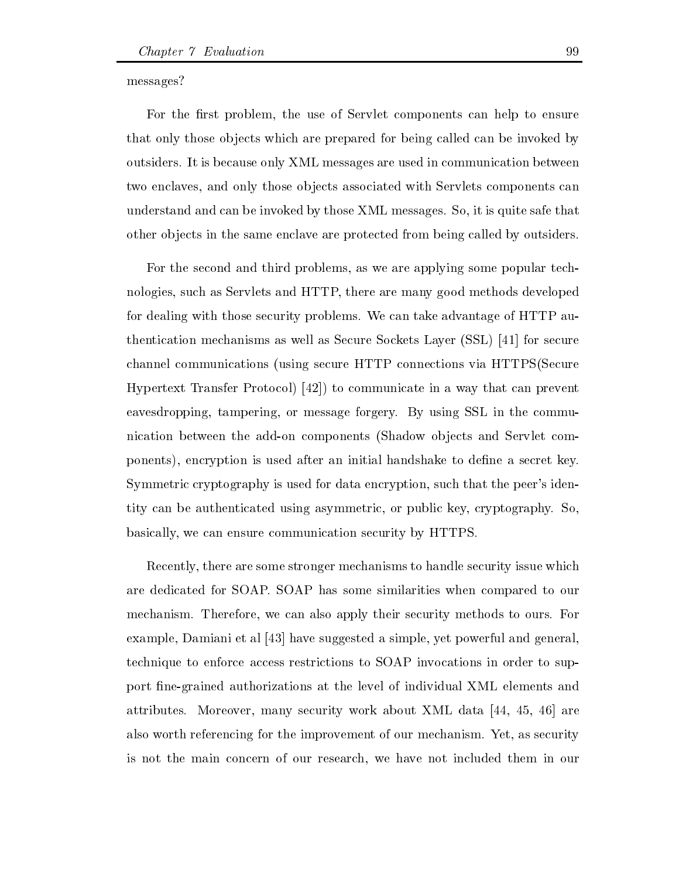messages?

For the first problem, the use of Servlet components can help to ensure that only those objects which are prepared for being called can be invoked by outsiders. It is because only XML messages are used in communication between two enclaves, and only those objects associated with Servlets components can understand and can be invoked by those XML messages. So, it is quite safe that other objects in the same enclave are protected from being called by outsiders.

For the second and third problems, as we are applying some popular technologies, such as Servlets and HTTP, there are many good methods developed for dealing with those security problems. We can take advantage of HTTP authentication mechanisms as well as Secure Sockets Layer (SSL) [41] for secure channel communications (using secure HTTP connections via HTTPS(Secure Hypertext Transfer Protocol) [42]) to communicate in a way that can prevent eavesdropping, tampering, or message forgery. By using SSL in the communication between the add-on components (Shadow objects and Servlet components), encryption is used after an initial handshake to define a secret key. Symmetric cryptography is used for data encryption, such that the peer's identity can be authenticated using asymmetric, or public key, cryptography. So, basically, we can ensure communication security by HTTPS.

Recently, there are some stronger mechanisms to handle security issue which are dedicated for SOAP. SOAP has some similarities when compared to our mechanism. Therefore, we can also apply their security methods to ours. For example, Damiani et al [43] have suggested a simple, yet powerful and general, technique to enforce access restrictions to SOAP invocations in order to support fine-grained authorizations at the level of individual XML elements and attributes. Moreover, many security work about XML data [44, 45, 46] are also worth referencing for the improvement of our mechanism. Yet, as security is not the main concern of our research, we have not included them in our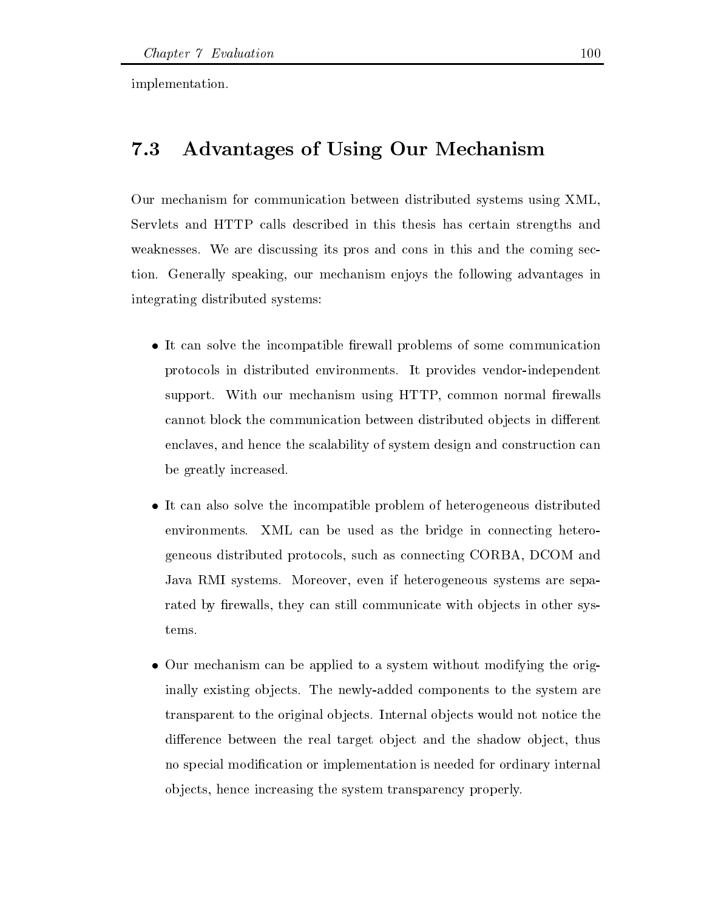implementation.

## 7.3 Advantages of Using Our Mechanism

Our mechanism for communication between distributed systems using XML, Servlets and HTTP calls described in this thesis has certain strengths and weaknesses. We are discussing its pros and cons in this and the coming section. Generally speaking, our mechanism enjoys the following advantages in integrating distributed systems:

- It can solve the incompatible firewall problems of some communication protocols in distributed environments. It provides vendor-independent support. With our mechanism using HTTP, common normal firewalls cannot block the communication between distributed objects in different enclaves, and hence the scalability of system design and construction can be greatly increased.

- It can also solve the incompatible problem of heterogeneous distributed environments. XML can be used as the bridge in connecting heterogeneous distributed protocols, such as connecting CORBA, DCOM and Java RMI systems. Moreover, even if heterogeneous systems are separated by firewalls, they can still communicate with objects in other systems.

- Our mechanism can be applied to a system without modifying the originally existing objects. The newly-added components to the system are transparent to the original objects. Internal objects would not notice the difference between the real target object and the shadow object, thus no special modification or implementation is needed for ordinary internal objects, hence increasing the system transparency properly.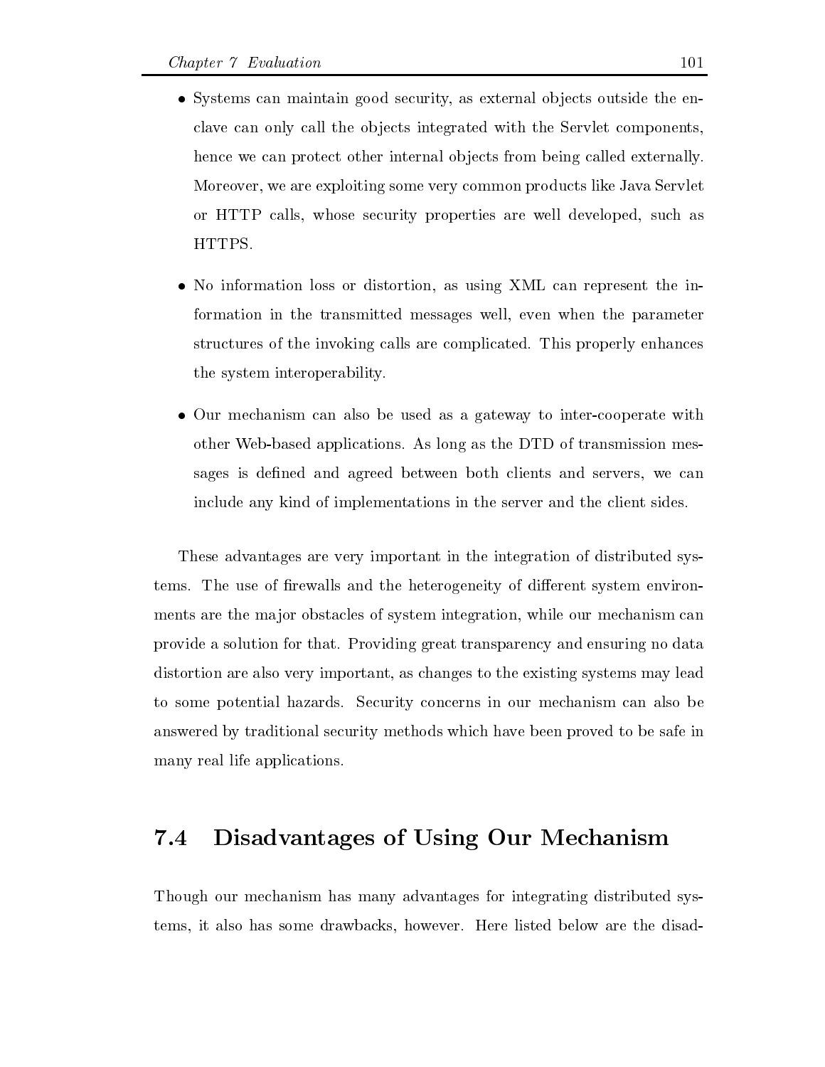- Systems can maintain good security, as external objects outside the enclave can only call the objects integrated with the Servlet components, hence we can protect other internal objects from being called externally. Moreover, we are exploiting some very common products like Java Servlet or HTTP calls, whose security properties are well developed, such as HTTPS.

- No information loss or distortion, as using XML can represent the information in the transmitted messages well, even when the parameter structures of the invoking calls are complicated. This properly enhances the system interoperability.

- Our mechanism can also be used as a gateway to inter-cooperate with other Web-based applications. As long as the DTD of transmission messages is defined and agreed between both clients and servers, we can include any kind of implementations in the server and the client sides.

These advantages are very important in the integration of distributed systems. The use of firewalls and the heterogeneity of different system environments are the major obstacles of system integration, while our mechanism can provide a solution for that. Providing great transparency and ensuring no data distortion are also very important, as changes to the existing systems may lead to some potential hazards. Security concerns in our mechanism can also be answered by traditional security methods which have been proved to be safe in many real life applications.

## 7.4 Disadvantages of Using Our Mechanism

Though our mechanism has many advantages for integrating distributed systems, it also has some drawbacks, however. Here listed below are the disad-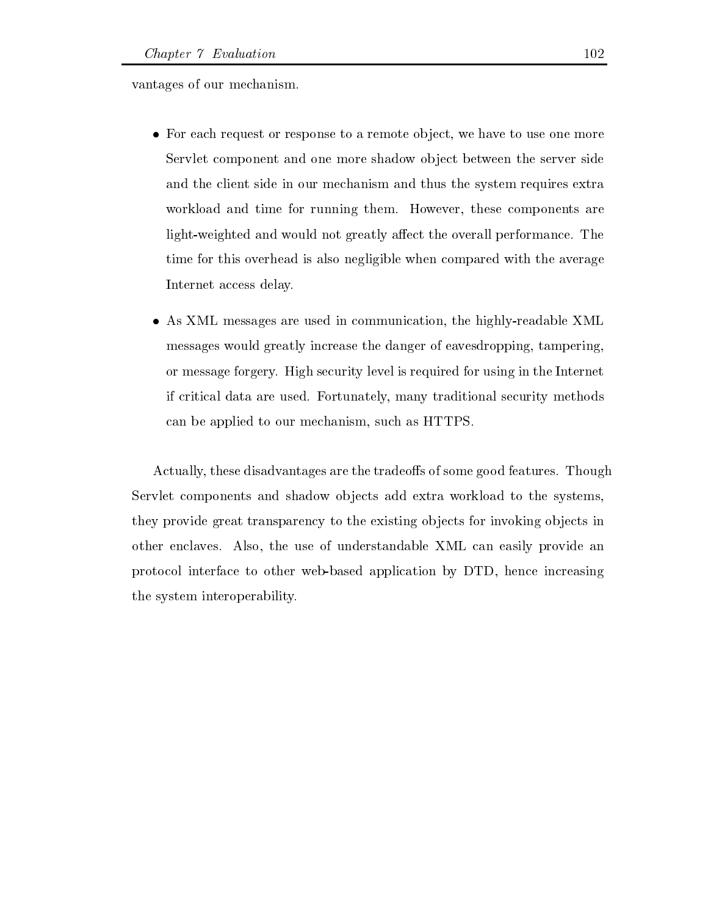vantages of our mechanism.

- For each request or response to a remote object, we have to use one more Servlet component and one more shadow object between the server side and the client side in our mechanism and thus the system requires extra workload and time for running them. However, these components are light-weighted and would not greatly affect the overall performance. The time for this overhead is also negligible when compared with the average Internet access delay.

- As XML messages are used in communication, the highly-readable XML messages would greatly increase the danger of eavesdropping, tampering, or message forgery. High security level is required for using in the Internet if critical data are used. Fortunately, many traditional security methods can be applied to our mechanism, such as HTTPS.

Actually, these disadvantages are the tradeoffs of some good features. Though Servlet components and shadow objects add extra workload to the systems, they provide great transparency to the existing objects for invoking objects in other enclaves. Also, the use of understandable XML can easily provide an protocol interface to other web-based application by DTD, hence increasing the system interoperability.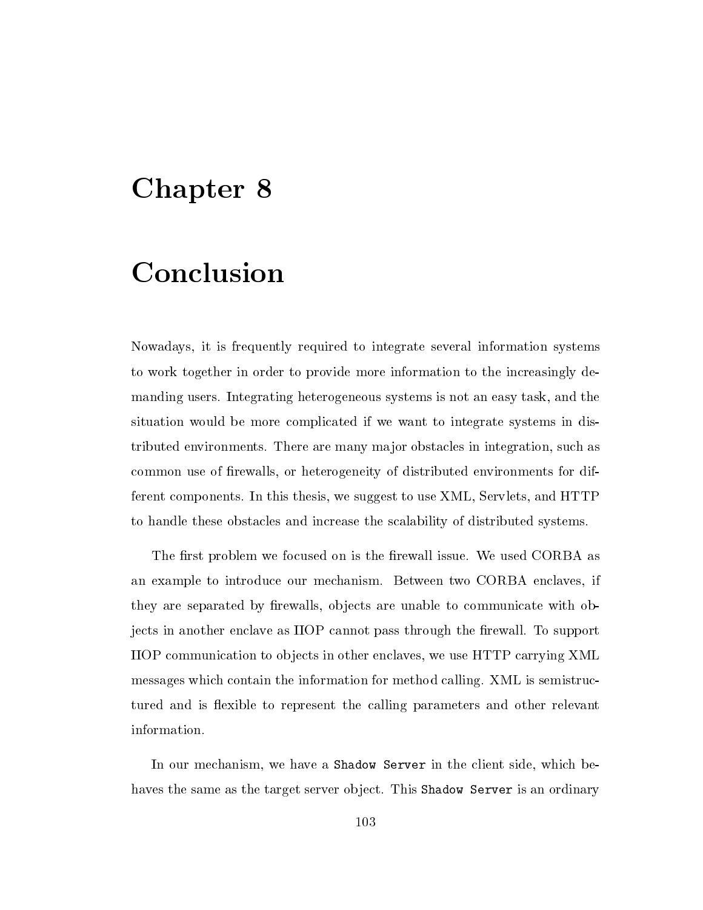# Chapter 8

# Conclusion

Nowadays, it is frequently required to integrate several information systems to work together in order to provide more information to the increasingly demanding users. Integrating heterogeneous systems is not an easy task, and the situation would be more complicated if we want to integrate systems in distributed environments. There are many major obstacles in integration, such as common use of firewalls, or heterogeneity of distributed environments for different components. In this thesis, we suggest to use XML, Servlets, and HTTP to handle these obstacles and increase the scalability of distributed systems.

The first problem we focused on is the firewall issue. We used CORBA as an example to introduce our mechanism. Between two CORBA enclaves, if they are separated by firewalls, objects are unable to communicate with objects in another enclave as IIOP cannot pass through the firewall. To support IIOP communication to objects in other enclaves, we use HTTP carrying XML messages which contain the information for method calling. XML is semistructured and is flexible to represent the calling parameters and other relevant information.

In our mechanism, we have a `Shadow Server` in the client side, which behaves the same as the target server object. This `Shadow Server` is an ordinary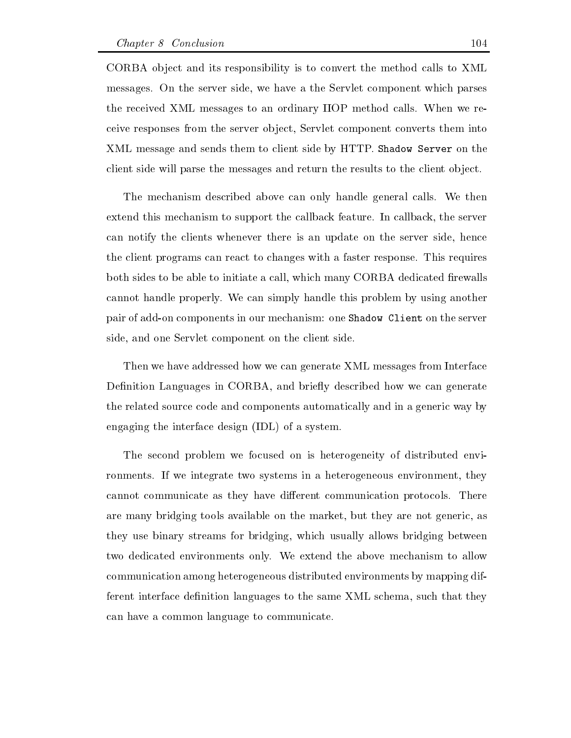CORBA object and its responsibility is to convert the method calls to XML messages. On the server side, we have a the Servlet component which parses the received XML messages to an ordinary IIOP method calls. When we receive responses from the server object, Servlet component converts them into XML message and sends them to client side by HTTP. `Shadow Server` on the client side will parse the messages and return the results to the client object.

The mechanism described above can only handle general calls. We then extend this mechanism to support the callback feature. In callback, the server can notify the clients whenever there is an update on the server side, hence the client programs can react to changes with a faster response. This requires both sides to be able to initiate a call, which many CORBA dedicated firewalls cannot handle properly. We can simply handle this problem by using another pair of add-on components in our mechanism: one `Shadow Client` on the server side, and one Servlet component on the client side.

Then we have addressed how we can generate XML messages from Interface Definition Languages in CORBA, and briefly described how we can generate the related source code and components automatically and in a generic way by engaging the interface design (IDL) of a system.

The second problem we focused on is heterogeneity of distributed environments. If we integrate two systems in a heterogeneous environment, they cannot communicate as they have different communication protocols. There are many bridging tools available on the market, but they are not generic, as they use binary streams for bridging, which usually allows bridging between two dedicated environments only. We extend the above mechanism to allow communication among heterogeneous distributed environments by mapping different interface definition languages to the same XML schema, such that they can have a common language to communicate.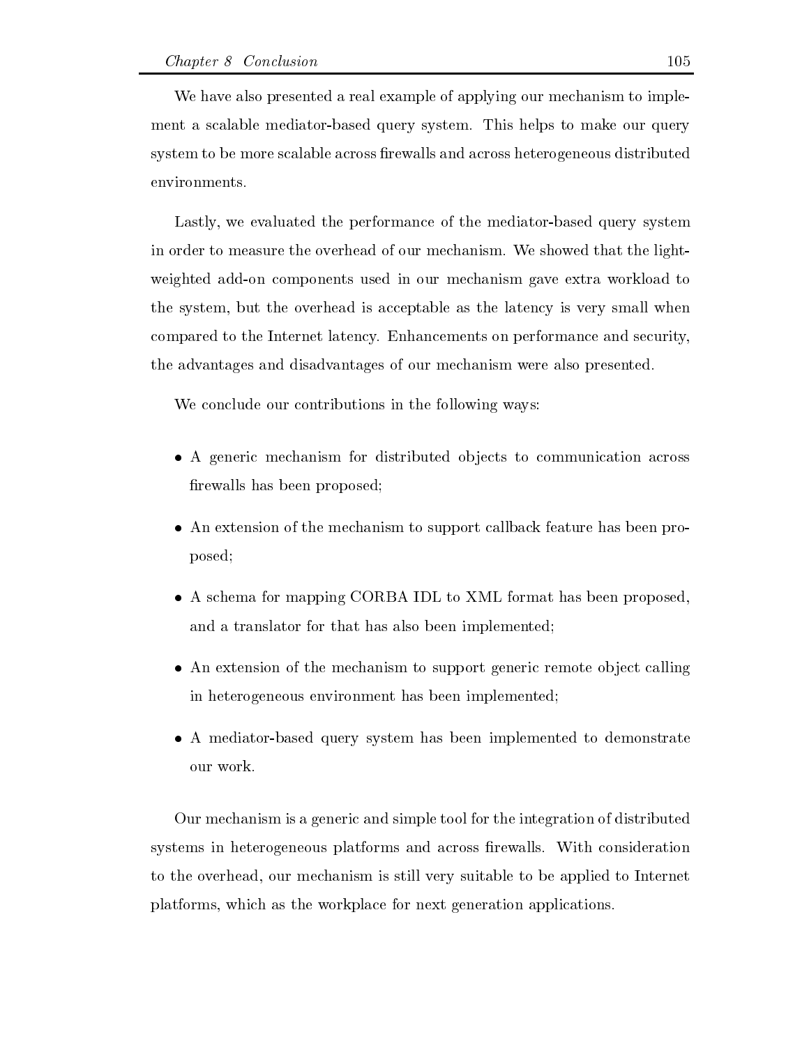We have also presented a real example of applying our mechanism to implement a scalable mediator-based query system. This helps to make our query system to be more scalable across firewalls and across heterogeneous distributed environments.

Lastly, we evaluated the performance of the mediator-based query system in order to measure the overhead of our mechanism. We showed that the light-weighted add-on components used in our mechanism gave extra workload to the system, but the overhead is acceptable as the latency is very small when compared to the Internet latency. Enhancements on performance and security, the advantages and disadvantages of our mechanism were also presented.

We conclude our contributions in the following ways:

- A generic mechanism for distributed objects to communication across firewalls has been proposed;
- An extension of the mechanism to support callback feature has been proposed;
- A schema for mapping CORBA IDL to XML format has been proposed, and a translator for that has also been implemented;
- An extension of the mechanism to support generic remote object calling in heterogeneous environment has been implemented;
- A mediator-based query system has been implemented to demonstrate our work.

Our mechanism is a generic and simple tool for the integration of distributed systems in heterogeneous platforms and across firewalls. With consideration to the overhead, our mechanism is still very suitable to be applied to Internet platforms, which as the workplace for next generation applications.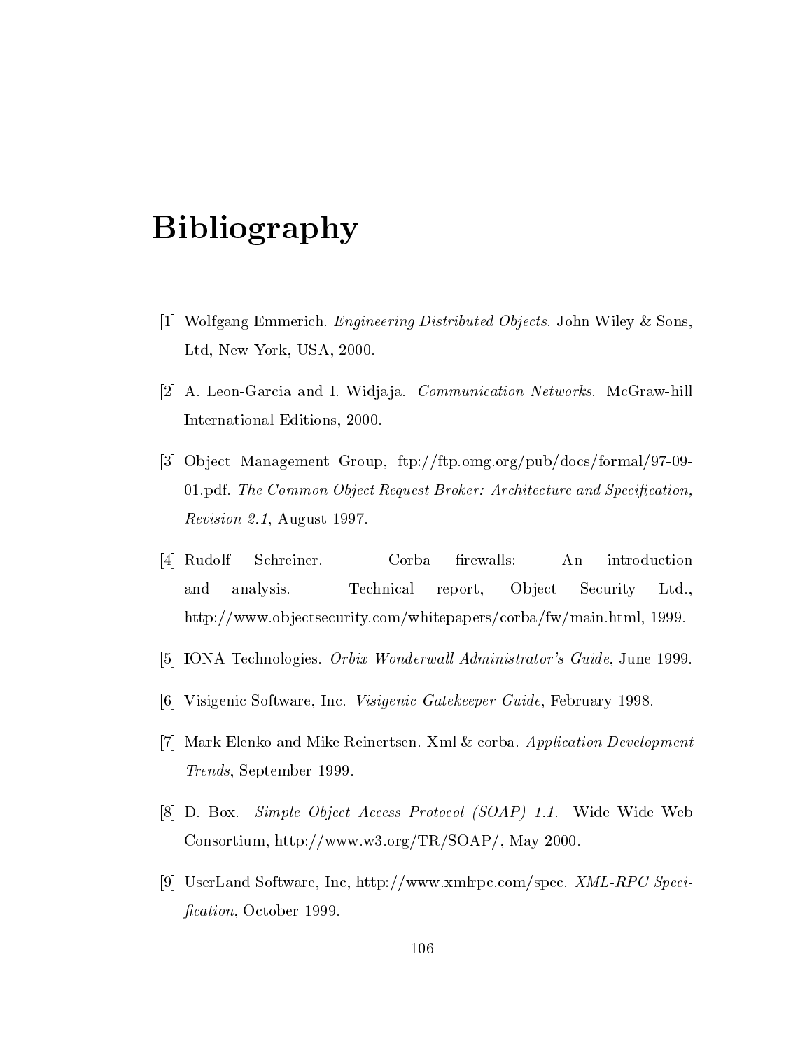# Bibliography

[1] Wolfgang Emmerich. *Engineering Distributed Objects*. John Wiley & Sons, Ltd, New York, USA, 2000.

[2] A. Leon-Garcia and I. Widjaja. *Communication Networks*. McGraw-hill International Editions, 2000.

[3] Object Management Group, ftp://ftp.omg.org/pub/docs/formal/97-09-01.pdf. *The Common Object Request Broker: Architecture and Specification, Revision 2.1*, August 1997.

[4] Rudolf Schreiner. Corba firewalls: An introduction and analysis. Technical report, Object Security Ltd., http://www.objectsecurity.com/whitepapers/corba/fw/main.html, 1999.

[5] IONA Technologies. *Orbix Wonderwall Administrator's Guide*, June 1999.

[6] Visigenic Software, Inc. *Visigenic Gatekeeper Guide*, February 1998.

[7] Mark Elenko and Mike Reinertsen. Xml & corba. *Application Development Trends*, September 1999.

[8] D. Box. *Simple Object Access Protocol (SOAP) 1.1*. Wide Wide Web Consortium, http://www.w3.org/TR/SOAP/, May 2000.

[9] UserLand Software, Inc, http://www.xmlrpc.com/spec. *XML-RPC Specification*, October 1999.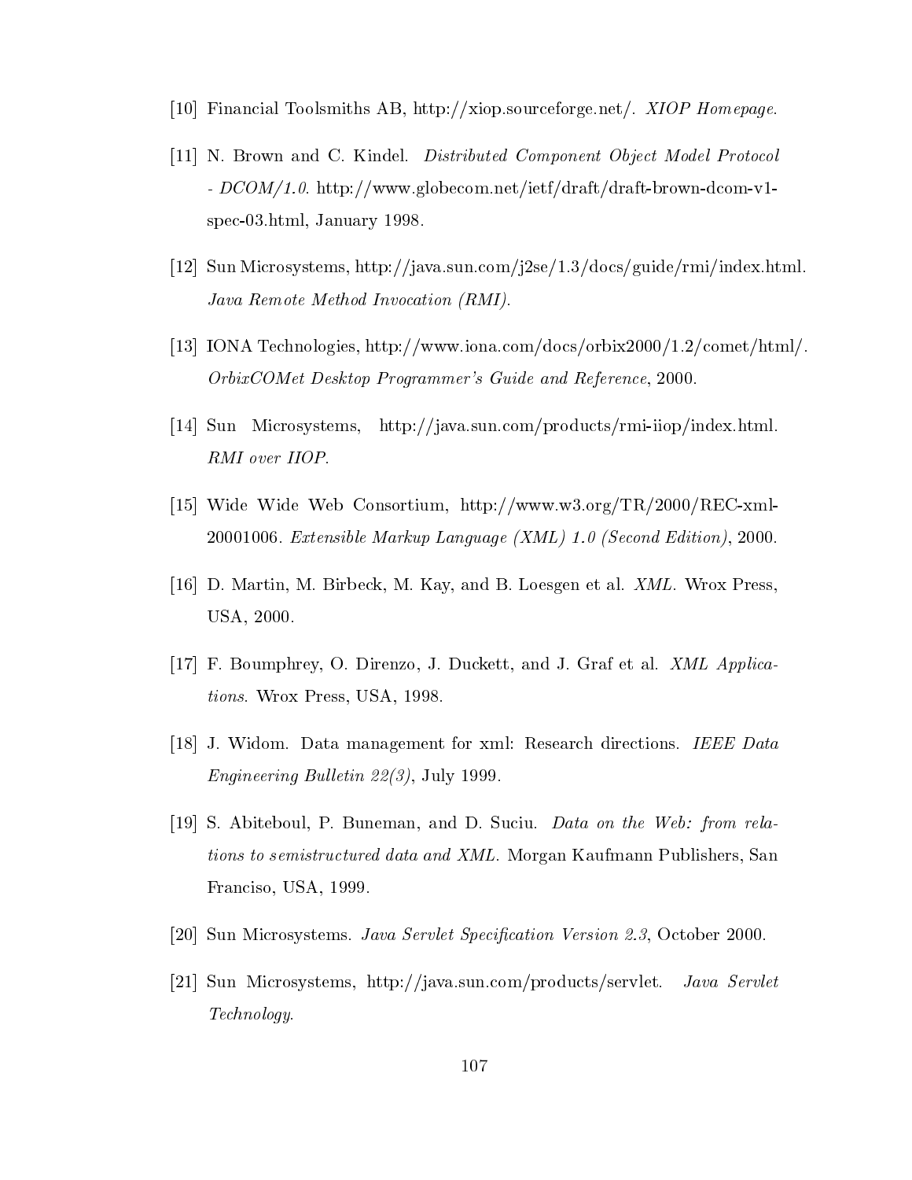[10] Financial Toolsmiths AB, http://xiop.sourceforge.net/. *XIOP Homepage.*

[11] N. Brown and C. Kindel. *Distributed Component Object Model Protocol - DCOM/1.0.* http://www.globecom.net/ietf/draft/draft-brown-dcom-v1-spec-03.html, January 1998.

[12] Sun Microsystems, http://java.sun.com/j2se/1.3/docs/guide/rmi/index.html. *Java Remote Method Invocation (RMI).*

[13] IONA Technologies, http://www.iona.com/docs/orbix2000/1.2/comet/html/. *OrbixCOMet Desktop Programmer's Guide and Reference*, 2000.

[14] Sun Microsystems, http://java.sun.com/products/rmi-iiop/index.html. *RMI over IIOP.*

[15] Wide Wide Web Consortium, http://www.w3.org/TR/2000/REC-xml-20001006. *Extensible Markup Language (XML) 1.0 (Second Edition)*, 2000.

[16] D. Martin, M. Birbeck, M. Kay, and B. Loesgen et al. *XML.* Wrox Press, USA, 2000.

[17] F. Boumphrey, O. Direnzo, J. Duckett, and J. Graf et al. *XML Applications.* Wrox Press, USA, 1998.

[18] J. Widom. Data management for xml: Research directions. *IEEE Data Engineering Bulletin 22(3)*, July 1999.

[19] S. Abiteboul, P. Buneman, and D. Suciu. *Data on the Web: from relations to semistructured data and XML.* Morgan Kaufmann Publishers, San Franciso, USA, 1999.

[20] Sun Microsystems. *Java Servlet Specification Version 2.3*, October 2000.

[21] Sun Microsystems, http://java.sun.com/products/servlet. *Java Servlet Technology.*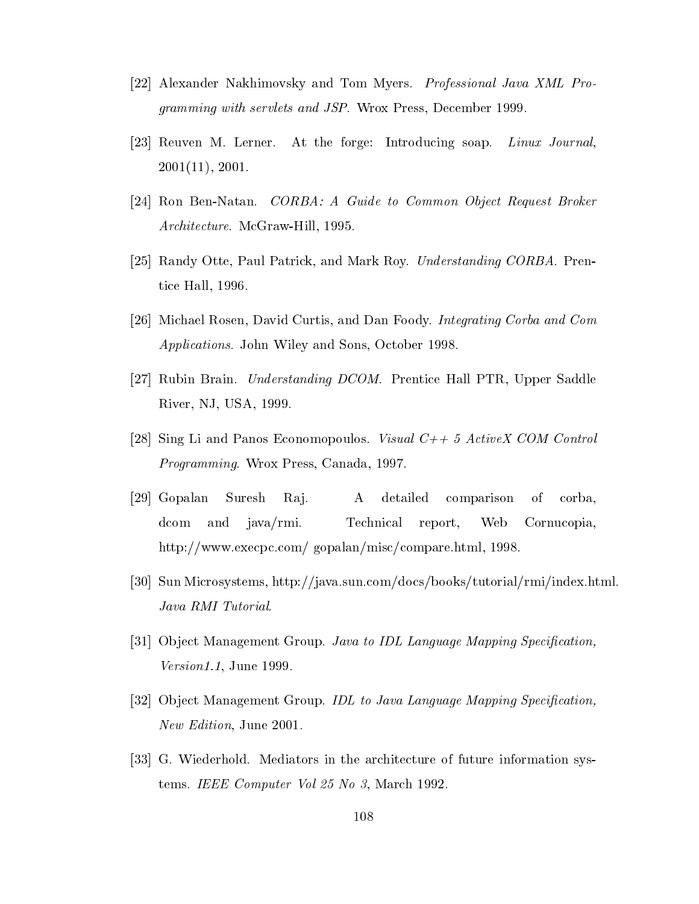[22] Alexander Nakhimovsky and Tom Myers. *Professional Java XML Programming with servlets and JSP*. Wrox Press, December 1999.

[23] Reuven M. Lerner. At the forge: Introducing soap. *Linux Journal*, 2001(11), 2001.

[24] Ron Ben-Natan. *CORBA: A Guide to Common Object Request Broker Architecture*. McGraw-Hill, 1995.

[25] Randy Otte, Paul Patrick, and Mark Roy. *Understanding CORBA*. Prentice Hall, 1996.

[26] Michael Rosen, David Curtis, and Dan Foody. *Integrating Corba and Com Applications*. John Wiley and Sons, October 1998.

[27] Rubin Brain. *Understanding DCOM*. Prentice Hall PTR, Upper Saddle River, NJ, USA, 1999.

[28] Sing Li and Panos Economopoulos. *Visual C++ 5 ActiveX COM Control Programming*. Wrox Press, Canada, 1997.

[29] Gopalan Suresh Raj. A detailed comparison of corba, dcom and java/rmi. Technical report, Web Cornucopia, http://www.execpc.com/ gopalan/misc/compare.html, 1998.

[30] Sun Microsystems, http://java.sun.com/docs/books/tutorial/rmi/index.html. *Java RMI Tutorial*.

[31] Object Management Group. *Java to IDL Language Mapping Specification, Version1.1*, June 1999.

[32] Object Management Group. *IDL to Java Language Mapping Specification, New Edition*, June 2001.

[33] G. Wiederhold. Mediators in the architecture of future information systems. *IEEE Computer Vol 25 No 3*, March 1992.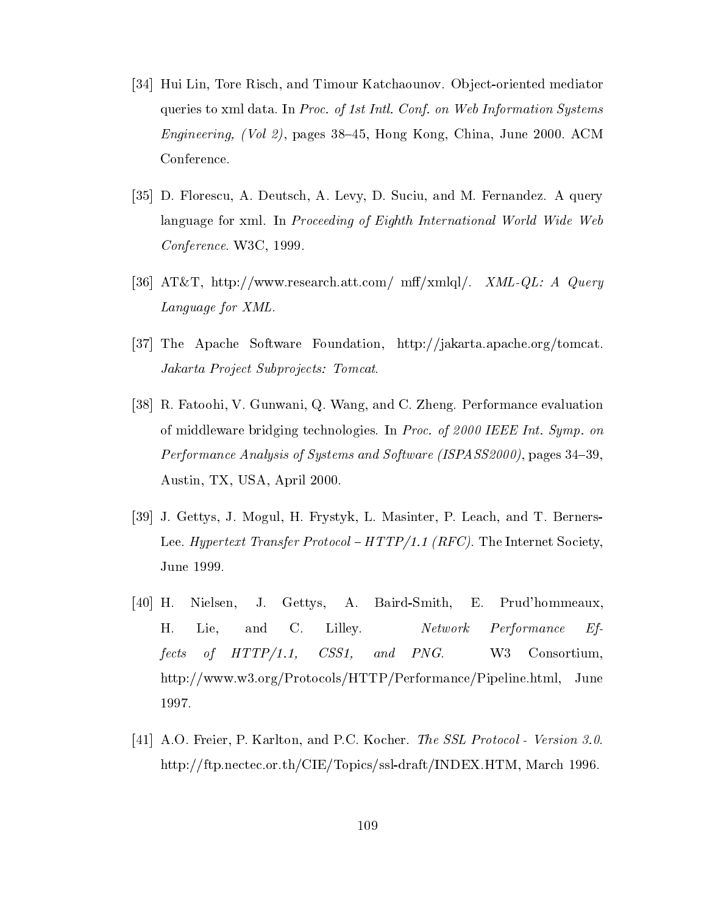[34] Hui Lin, Tore Risch, and Timour Katchaounov. Object-oriented mediator queries to xml data. In *Proc. of 1st Intl. Conf. on Web Information Systems Engineering, (Vol 2)*, pages 38–45, Hong Kong, China, June 2000. ACM Conference.

[35] D. Florescu, A. Deutsch, A. Levy, D. Suciu, and M. Fernandez. A query language for xml. In *Proceeding of Eighth International World Wide Web Conference*. W3C, 1999.

[36] AT&T, http://www.research.att.com/ mff/xmlql/. *XML-QL: A Query Language for XML*.

[37] The Apache Software Foundation, http://jakarta.apache.org/tomcat. *Jakarta Project Subprojects: Tomcat*.

[38] R. Fatoohi, V. Gunwani, Q. Wang, and C. Zheng. Performance evaluation of middleware bridging technologies. In *Proc. of 2000 IEEE Int. Symp. on Performance Analysis of Systems and Software (ISPASS2000)*, pages 34–39, Austin, TX, USA, April 2000.

[39] J. Gettys, J. Mogul, H. Frystyk, L. Masinter, P. Leach, and T. Berners-Lee. *Hypertext Transfer Protocol – HTTP/1.1 (RFC)*. The Internet Society, June 1999.

[40] H. Nielsen, J. Gettys, A. Baird-Smith, E. Prud'hommeaux, H. Lie, and C. Lilley. *Network Performance Effects of HTTP/1.1, CSS1, and PNG*. W3 Consortium, http://www.w3.org/Protocols/HTTP/Performance/Pipeline.html, June 1997.

[41] A.O. Freier, P. Karlton, and P.C. Kocher. *The SSL Protocol - Version 3.0*. http://ftp.nectec.or.th/CIE/Topics/ssl-draft/INDEX.HTM, March 1996.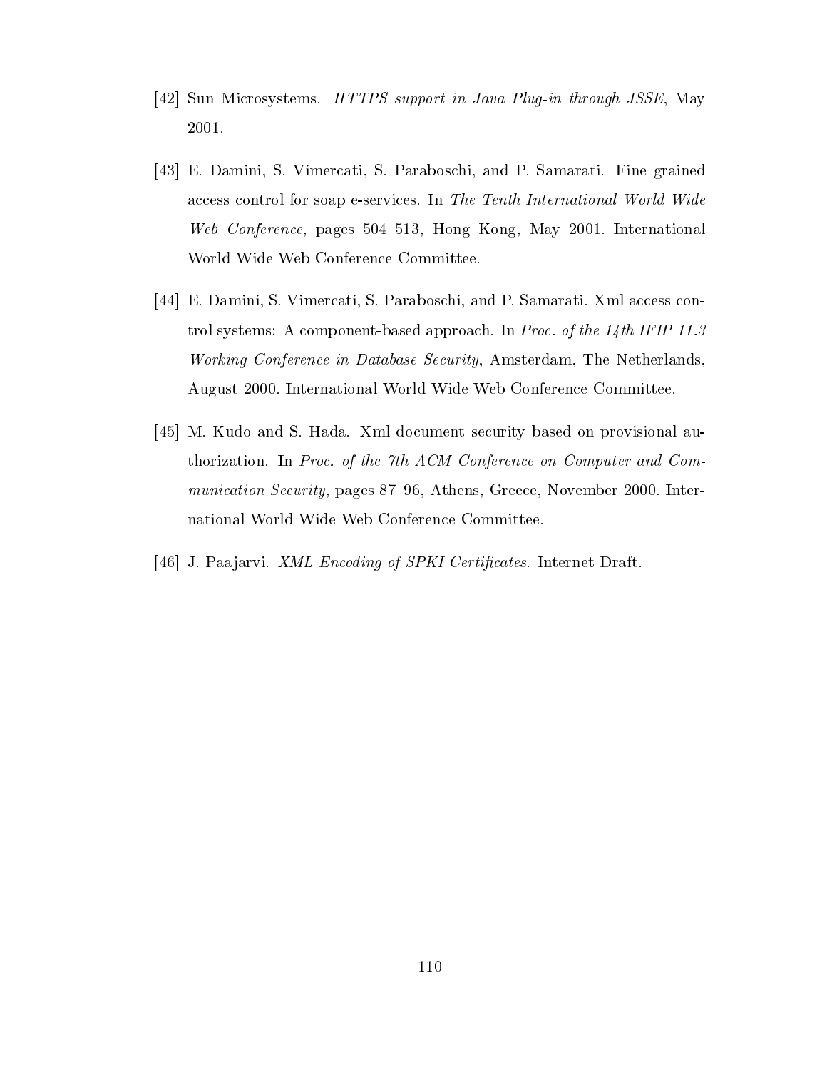[42] Sun Microsystems. *HTTPS support in Java Plug-in through JSSE*, May 2001.

[43] E. Damini, S. Vimercati, S. Paraboschi, and P. Samarati. Fine grained access control for soap e-services. In *The Tenth International World Wide Web Conference*, pages 504–513, Hong Kong, May 2001. International World Wide Web Conference Committee.

[44] E. Damini, S. Vimercati, S. Paraboschi, and P. Samarati. Xml access control systems: A component-based approach. In *Proc. of the 14th IFIP 11.3 Working Conference in Database Security*, Amsterdam, The Netherlands, August 2000. International World Wide Web Conference Committee.

[45] M. Kudo and S. Hada. Xml document security based on provisional authorization. In *Proc. of the 7th ACM Conference on Computer and Communication Security*, pages 87–96, Athens, Greece, November 2000. International World Wide Web Conference Committee.

[46] J. Paajarvi. *XML Encoding of SPKI Certificates*. Internet Draft.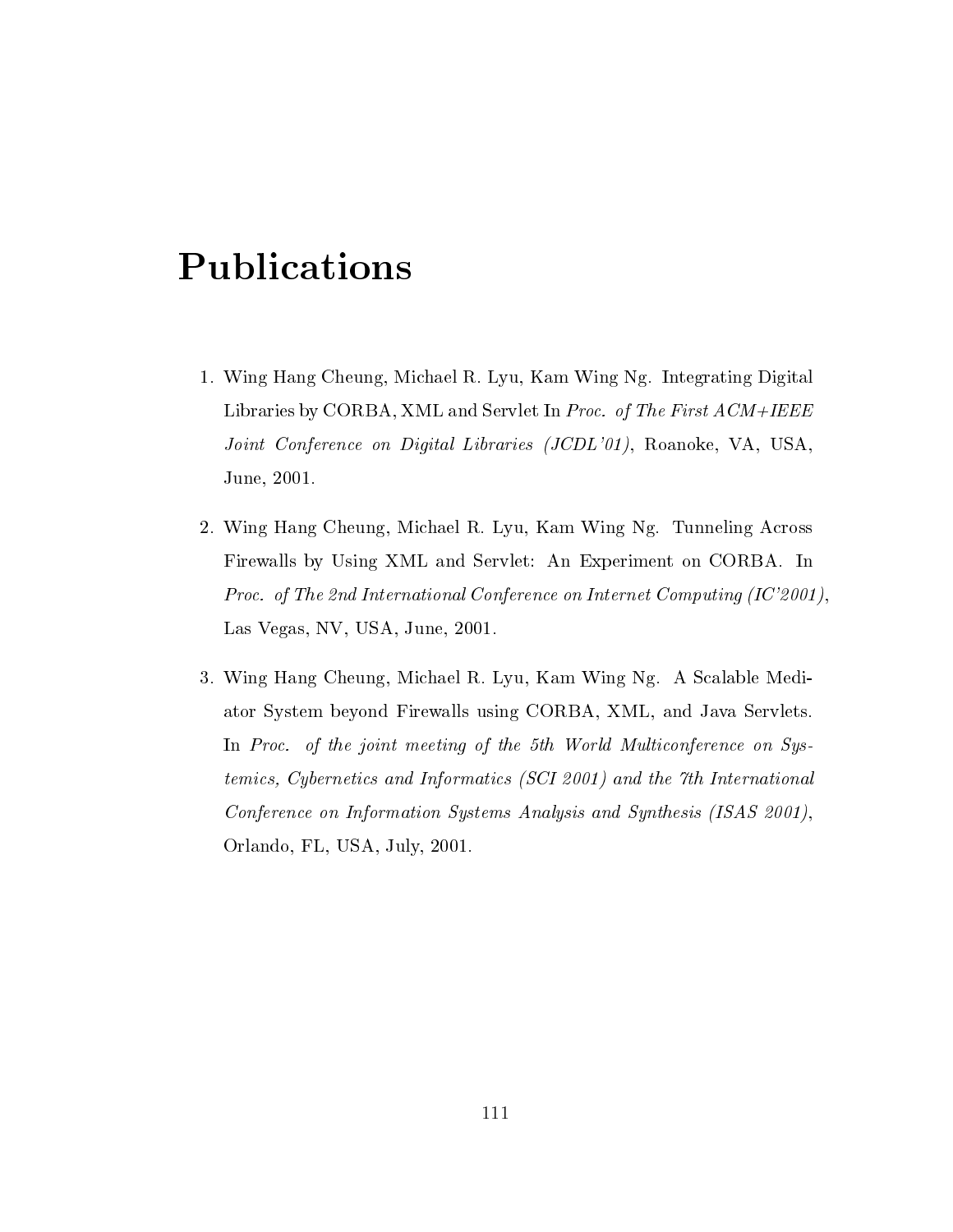# Publications

1. Wing Hang Cheung, Michael R. Lyu, Kam Wing Ng. Integrating Digital Libraries by CORBA, XML and Servlet In *Proc. of The First ACM+IEEE Joint Conference on Digital Libraries (JCDL'01)*, Roanoke, VA, USA, June, 2001.

2. Wing Hang Cheung, Michael R. Lyu, Kam Wing Ng. Tunneling Across Firewalls by Using XML and Servlet: An Experiment on CORBA. In *Proc. of The 2nd International Conference on Internet Computing (IC'2001)*, Las Vegas, NV, USA, June, 2001.

3. Wing Hang Cheung, Michael R. Lyu, Kam Wing Ng. A Scalable Mediator System beyond Firewalls using CORBA, XML, and Java Servlets. In *Proc. of the joint meeting of the 5th World Multiconference on Systemics, Cybernetics and Informatics (SCI 2001) and the 7th International Conference on Information Systems Analysis and Synthesis (ISAS 2001)*, Orlando, FL, USA, July, 2001.